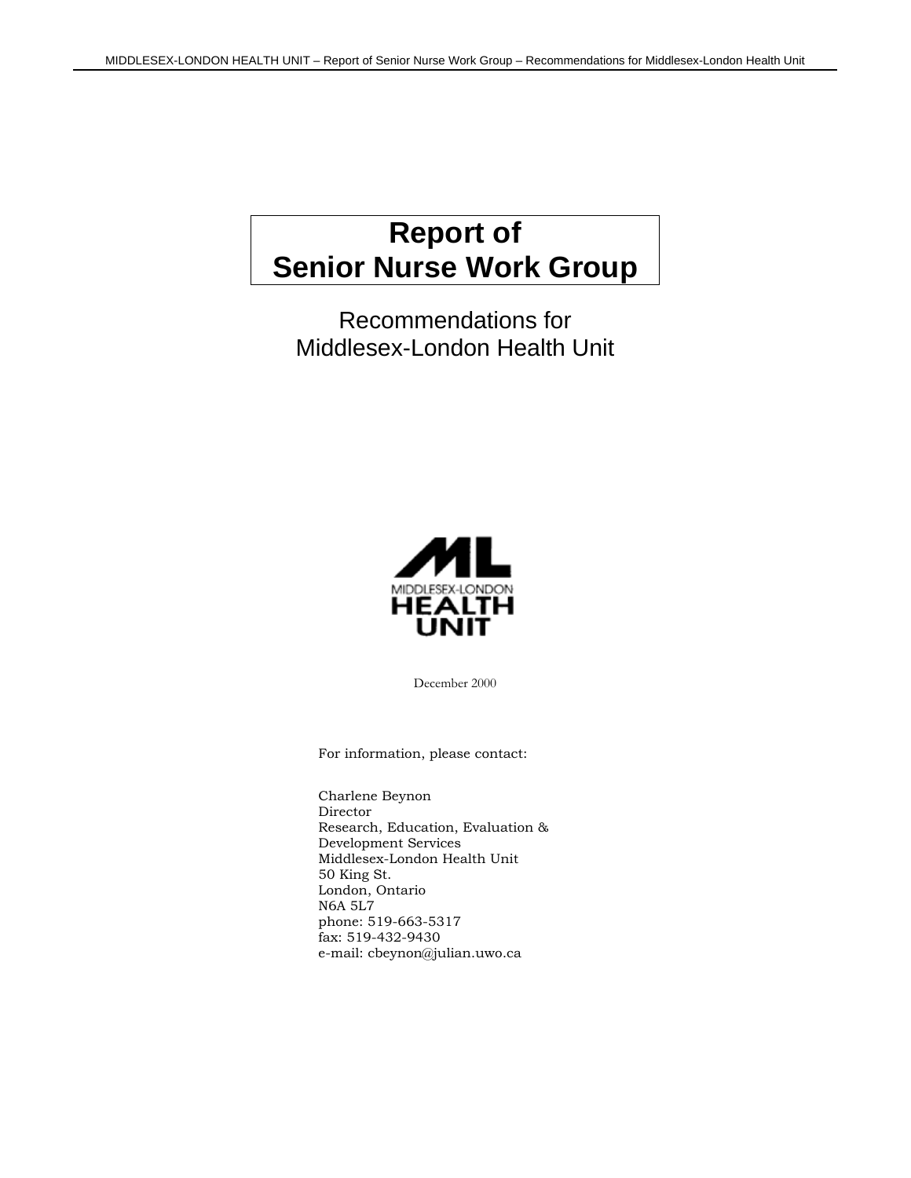# Report of Senior Nurse Work Group

## Recommendations for Middlesex-London Health Unit

MIDDLESEX-LONDON HEALTH UNIT

December 2000

For information, please contact:

Charlene Beynon  
Director  
Research, Education, Evaluation & Development Services  
Middlesex-London Health Unit  
50 King St.  
London, Ontario  
N6A 5L7  
phone: 519-663-5317  
fax: 519-432-9430  
e-mail: cbeynon@julian.uwo.ca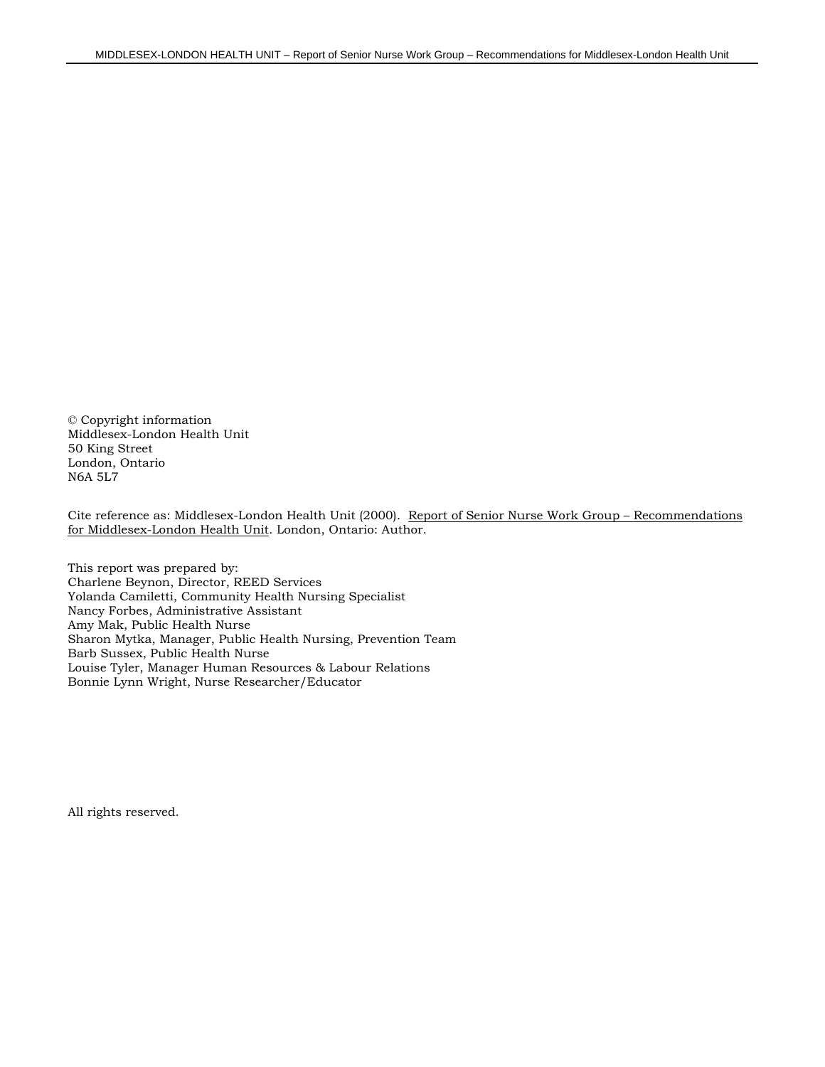© Copyright information
Middlesex-London Health Unit
50 King Street
London, Ontario
N6A 5L7

Cite reference as: Middlesex-London Health Unit (2000). Report of Senior Nurse Work Group – Recommendations for Middlesex-London Health Unit. London, Ontario: Author.

This report was prepared by:
Charlene Beynon, Director, REED Services
Yolanda Camiletti, Community Health Nursing Specialist
Nancy Forbes, Administrative Assistant
Amy Mak, Public Health Nurse
Sharon Mytka, Manager, Public Health Nursing, Prevention Team
Barb Sussex, Public Health Nurse
Louise Tyler, Manager Human Resources & Labour Relations
Bonnie Lynn Wright, Nurse Researcher/Educator

All rights reserved.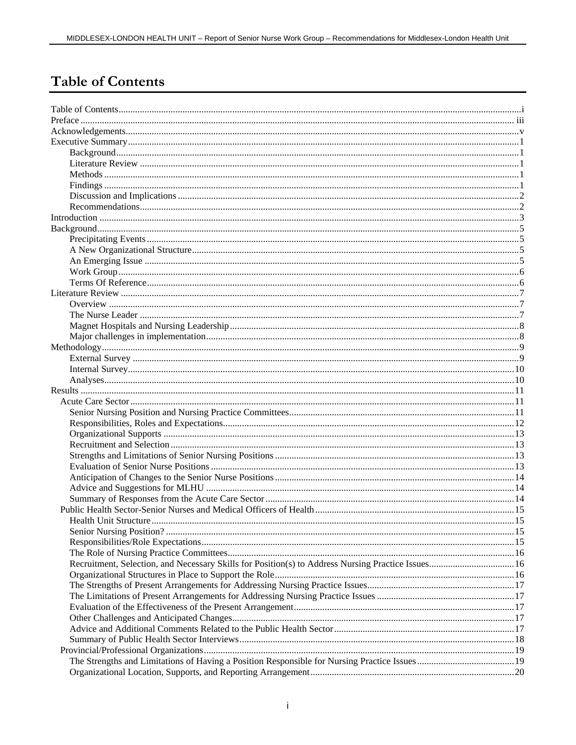# Table of Contents

Table of Contents....................................................................................................................................i
Preface ................................................................................................................................................ iii
Acknowledgements.................................................................................................................................v
Executive Summary................................................................................................................................1
  Background.......................................................................................................................................1
  Literature Review .............................................................................................................................1
  Methods ............................................................................................................................................1
  Findings ............................................................................................................................................1
  Discussion and Implications .............................................................................................................2
  Recommendations.............................................................................................................................2
Introduction ...........................................................................................................................................3
Background............................................................................................................................................5
  Precipitating Events ..........................................................................................................................5
  A New Organizational Structure.......................................................................................................5
  An Emerging Issue ...........................................................................................................................5
  Work Group ......................................................................................................................................6
  Terms Of Reference..........................................................................................................................6
Literature Review ..................................................................................................................................7
  Overview ..........................................................................................................................................7
  The Nurse Leader .............................................................................................................................7
  Magnet Hospitals and Nursing Leadership........................................................................................8
  Major challenges in implementation.................................................................................................8
Methodology..........................................................................................................................................9
  External Survey ................................................................................................................................9
  Internal Survey................................................................................................................................10
  Analyses..........................................................................................................................................10
Results .................................................................................................................................................11
  Acute Care Sector ...........................................................................................................................11
    Senior Nursing Position and Nursing Practice Committees.............................................................11
    Responsibilities, Roles and Expectations.........................................................................................12
    Organizational Supports .................................................................................................................13
    Recruitment and Selection ..............................................................................................................13
    Strengths and Limitations of Senior Nursing Positions ....................................................................13
    Evaluation of Senior Nurse Positions ..............................................................................................13
    Anticipation of Changes to the Senior Nurse Positions ....................................................................14
    Advice and Suggestions for MLHU ................................................................................................14
    Summary of Responses from the Acute Care Sector .......................................................................14
  Public Health Sector-Senior Nurses and Medical Officers of Health ...................................................15
    Health Unit Structure ......................................................................................................................15
    Senior Nursing Position? ................................................................................................................15
    Responsibilities/Role Expectations..................................................................................................15
    The Role of Nursing Practice Committees.......................................................................................16
    Recruitment, Selection, and Necessary Skills for Position(s) to Address Nursing Practice Issues...................................16
    Organizational Structures in Place to Support the Role....................................................................16
    The Strengths of Present Arrangements for Addressing Nursing Practice Issues.............................................................17
    The Limitations of Present Arrangements for Addressing Nursing Practice Issues ..........................................................17
    Evaluation of the Effectiveness of the Present Arrangement............................................................17
    Other Challenges and Anticipated Changes.....................................................................................17
    Advice and Additional Comments Related to the Public Health Sector ............................................17
    Summary of Public Health Sector Interviews ..................................................................................18
  Provincial/Professional Organizations................................................................................................19
    The Strengths and Limitations of Having a Position Responsible for Nursing Practice Issues .........................................19
    Organizational Location, Supports, and Reporting Arrangement.....................................................20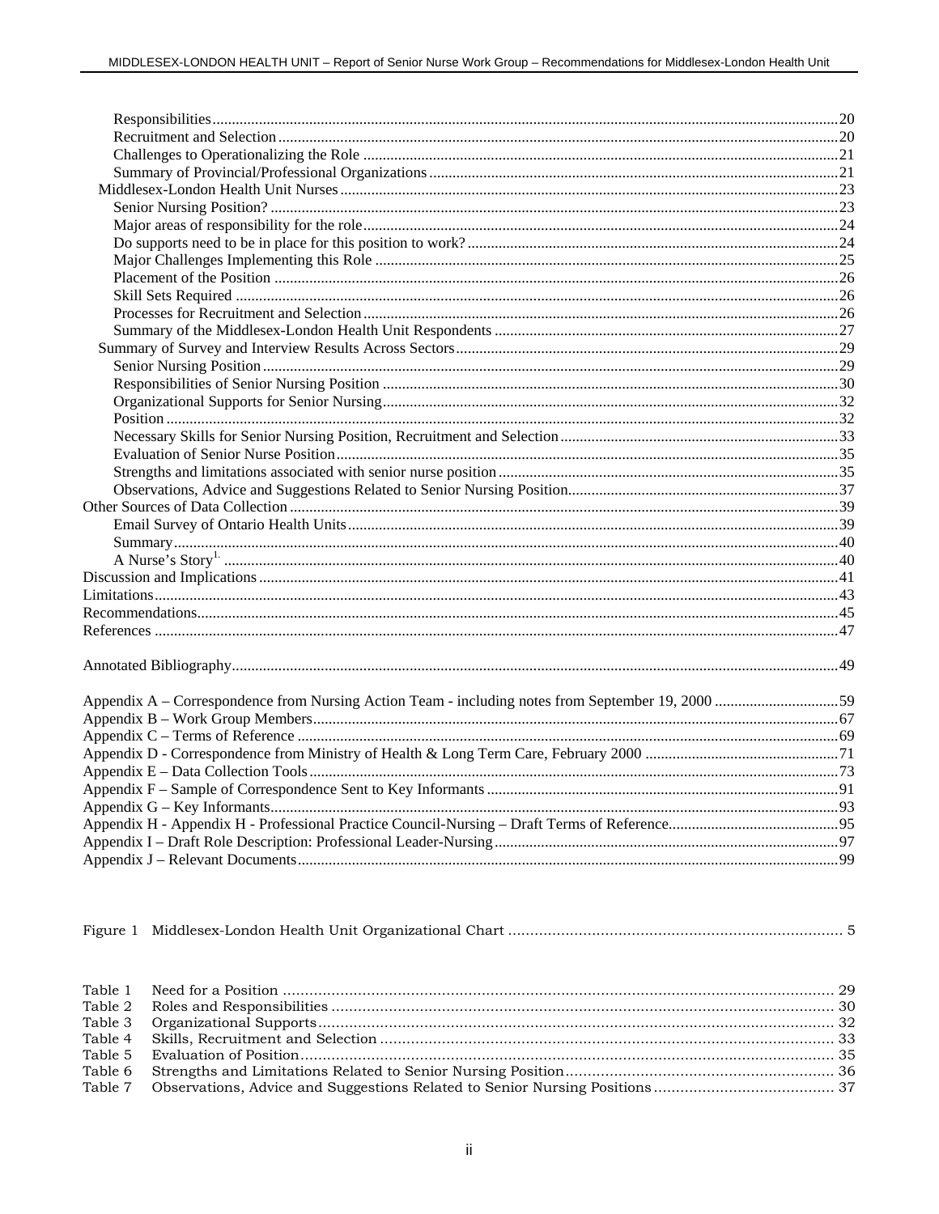Responsibilities....20
Recruitment and Selection....20
Challenges to Operationalizing the Role....21
Summary of Provincial/Professional Organizations....21
Middlesex-London Health Unit Nurses....23
Senior Nursing Position?....23
Major areas of responsibility for the role....24
Do supports need to be in place for this position to work?....24
Major Challenges Implementing this Role....25
Placement of the Position....26
Skill Sets Required....26
Processes for Recruitment and Selection....26
Summary of the Middlesex-London Health Unit Respondents....27
Summary of Survey and Interview Results Across Sectors....29
Senior Nursing Position....29
Responsibilities of Senior Nursing Position....30
Organizational Supports for Senior Nursing....32
Position....32
Necessary Skills for Senior Nursing Position, Recruitment and Selection....33
Evaluation of Senior Nurse Position....35
Strengths and limitations associated with senior nurse position....35
Observations, Advice and Suggestions Related to Senior Nursing Position....37
Other Sources of Data Collection....39
Email Survey of Ontario Health Units....39
Summary....40
A Nurse's Story[1.]....40
Discussion and Implications....41
Limitations....43
Recommendations....45
References....47

Annotated Bibliography....49

Appendix A – Correspondence from Nursing Action Team - including notes from September 19, 2000....59
Appendix B – Work Group Members....67
Appendix C – Terms of Reference....69
Appendix D - Correspondence from Ministry of Health & Long Term Care, February 2000....71
Appendix E – Data Collection Tools....73
Appendix F – Sample of Correspondence Sent to Key Informants....91
Appendix G – Key Informants....93
Appendix H - Appendix H - Professional Practice Council-Nursing – Draft Terms of Reference....95
Appendix I – Draft Role Description: Professional Leader-Nursing....97
Appendix J – Relevant Documents....99

Figure 1 Middlesex-London Health Unit Organizational Chart....5

Table 1 Need for a Position....29
Table 2 Roles and Responsibilities....30
Table 3 Organizational Supports....32
Table 4 Skills, Recruitment and Selection....33
Table 5 Evaluation of Position....35
Table 6 Strengths and Limitations Related to Senior Nursing Position....36
Table 7 Observations, Advice and Suggestions Related to Senior Nursing Positions....37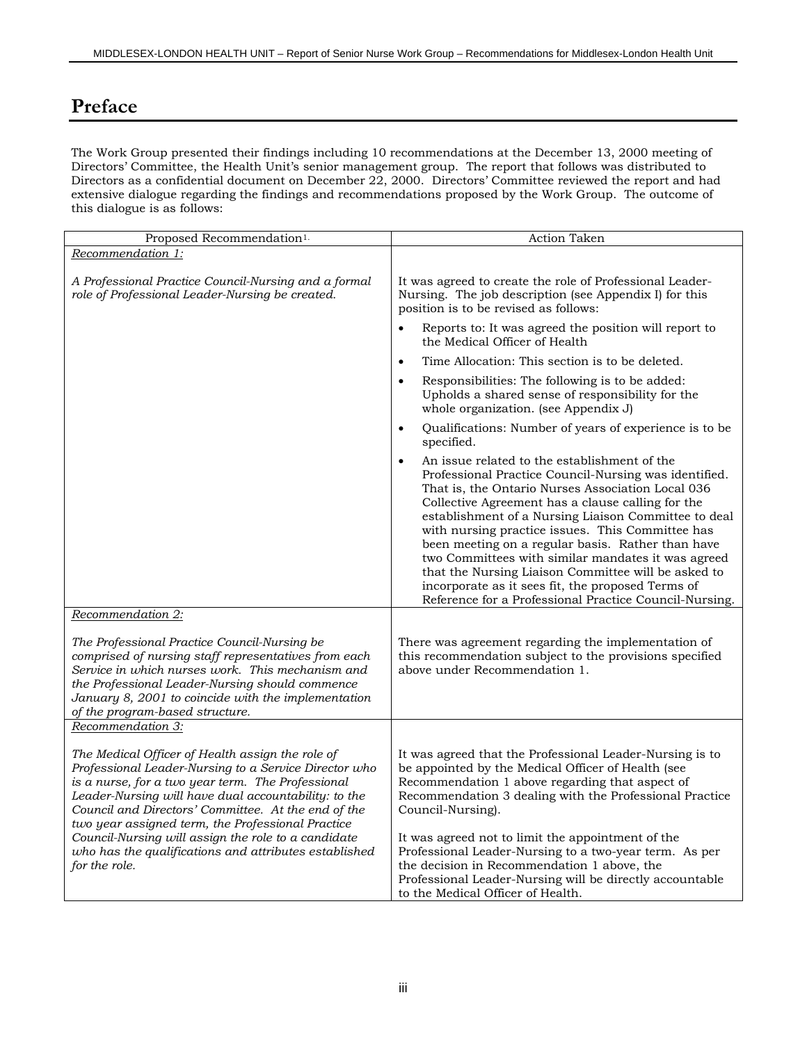# Preface

The Work Group presented their findings including 10 recommendations at the December 13, 2000 meeting of Directors' Committee, the Health Unit's senior management group. The report that follows was distributed to Directors as a confidential document on December 22, 2000. Directors' Committee reviewed the report and had extensive dialogue regarding the findings and recommendations proposed by the Work Group. The outcome of this dialogue is as follows:

| Proposed Recommendation[1] | Action Taken |
|---|---|
| <u>*Recommendation 1:*</u><br><br>*A Professional Practice Council-Nursing and a formal role of Professional Leader-Nursing be created.* | It was agreed to create the role of Professional Leader-Nursing. The job description (see Appendix I) for this position is to be revised as follows:<br><br>• Reports to: It was agreed the position will report to the Medical Officer of Health<br>• Time Allocation: This section is to be deleted.<br>• Responsibilities: The following is to be added: Upholds a shared sense of responsibility for the whole organization. (see Appendix J)<br>• Qualifications: Number of years of experience is to be specified.<br>• An issue related to the establishment of the Professional Practice Council-Nursing was identified. That is, the Ontario Nurses Association Local 036 Collective Agreement has a clause calling for the establishment of a Nursing Liaison Committee to deal with nursing practice issues. This Committee has been meeting on a regular basis. Rather than have two Committees with similar mandates it was agreed that the Nursing Liaison Committee will be asked to incorporate as it sees fit, the proposed Terms of Reference for a Professional Practice Council-Nursing. |
| <u>*Recommendation 2:*</u><br><br>*The Professional Practice Council-Nursing be comprised of nursing staff representatives from each Service in which nurses work. This mechanism and the Professional Leader-Nursing should commence January 8, 2001 to coincide with the implementation of the program-based structure.* | There was agreement regarding the implementation of this recommendation subject to the provisions specified above under Recommendation 1. |
| <u>*Recommendation 3:*</u><br><br>*The Medical Officer of Health assign the role of Professional Leader-Nursing to a Service Director who is a nurse, for a two year term. The Professional Leader-Nursing will have dual accountability: to the Council and Directors' Committee. At the end of the two year assigned term, the Professional Practice Council-Nursing will assign the role to a candidate who has the qualifications and attributes established for the role.* | It was agreed that the Professional Leader-Nursing is to be appointed by the Medical Officer of Health (see Recommendation 1 above regarding that aspect of Recommendation 3 dealing with the Professional Practice Council-Nursing).<br><br>It was agreed not to limit the appointment of the Professional Leader-Nursing to a two-year term. As per the decision in Recommendation 1 above, the Professional Leader-Nursing will be directly accountable to the Medical Officer of Health. |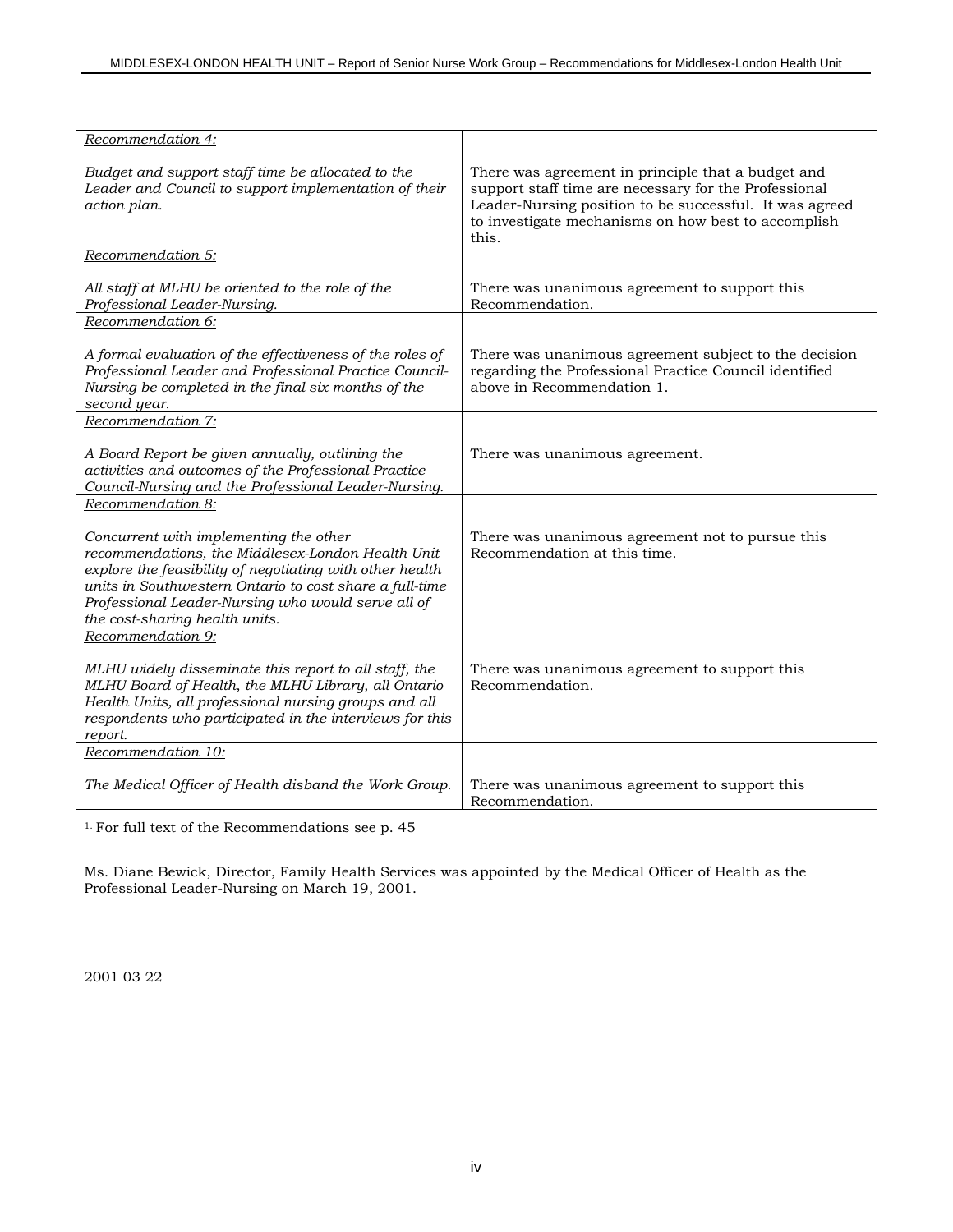| Recommendation | Response |
|---|---|
| *Recommendation 4:*<br><br>*Budget and support staff time be allocated to the Leader and Council to support implementation of their action plan.* | There was agreement in principle that a budget and support staff time are necessary for the Professional Leader-Nursing position to be successful. It was agreed to investigate mechanisms on how best to accomplish this. |
| *Recommendation 5:*<br><br>*All staff at MLHU be oriented to the role of the Professional Leader-Nursing.* | There was unanimous agreement to support this Recommendation. |
| *Recommendation 6:*<br><br>*A formal evaluation of the effectiveness of the roles of Professional Leader and Professional Practice Council-Nursing be completed in the final six months of the second year.* | There was unanimous agreement subject to the decision regarding the Professional Practice Council identified above in Recommendation 1. |
| *Recommendation 7:*<br><br>*A Board Report be given annually, outlining the activities and outcomes of the Professional Practice Council-Nursing and the Professional Leader-Nursing.* | There was unanimous agreement. |
| *Recommendation 8:*<br><br>*Concurrent with implementing the other recommendations, the Middlesex-London Health Unit explore the feasibility of negotiating with other health units in Southwestern Ontario to cost share a full-time Professional Leader-Nursing who would serve all of the cost-sharing health units.* | There was unanimous agreement not to pursue this Recommendation at this time. |
| *Recommendation 9:*<br><br>*MLHU widely disseminate this report to all staff, the MLHU Board of Health, the MLHU Library, all Ontario Health Units, all professional nursing groups and all respondents who participated in the interviews for this report.* | There was unanimous agreement to support this Recommendation. |
| *Recommendation 10:*<br><br>*The Medical Officer of Health disband the Work Group.* | There was unanimous agreement to support this Recommendation. |

[1] For full text of the Recommendations see p. 45

Ms. Diane Bewick, Director, Family Health Services was appointed by the Medical Officer of Health as the Professional Leader-Nursing on March 19, 2001.

2001 03 22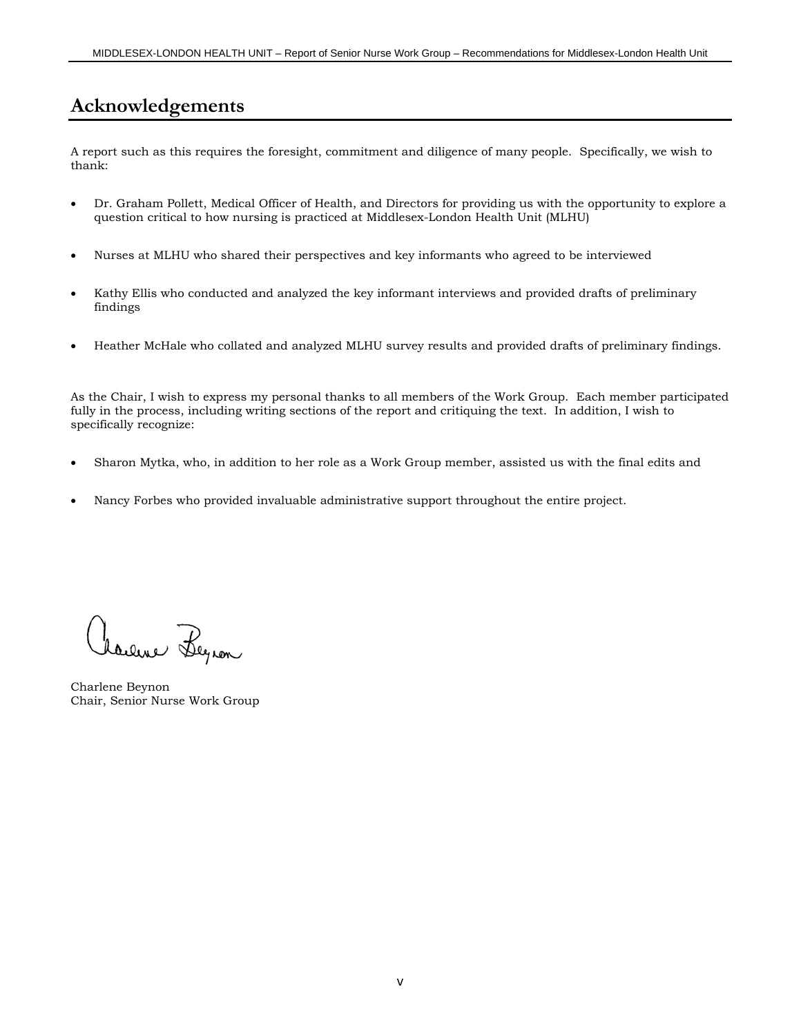# Acknowledgements

A report such as this requires the foresight, commitment and diligence of many people. Specifically, we wish to thank:

- Dr. Graham Pollett, Medical Officer of Health, and Directors for providing us with the opportunity to explore a question critical to how nursing is practiced at Middlesex-London Health Unit (MLHU)
- Nurses at MLHU who shared their perspectives and key informants who agreed to be interviewed
- Kathy Ellis who conducted and analyzed the key informant interviews and provided drafts of preliminary findings
- Heather McHale who collated and analyzed MLHU survey results and provided drafts of preliminary findings.

As the Chair, I wish to express my personal thanks to all members of the Work Group. Each member participated fully in the process, including writing sections of the report and critiquing the text. In addition, I wish to specifically recognize:

- Sharon Mytka, who, in addition to her role as a Work Group member, assisted us with the final edits and
- Nancy Forbes who provided invaluable administrative support throughout the entire project.

Charlene Beynon
Chair, Senior Nurse Work Group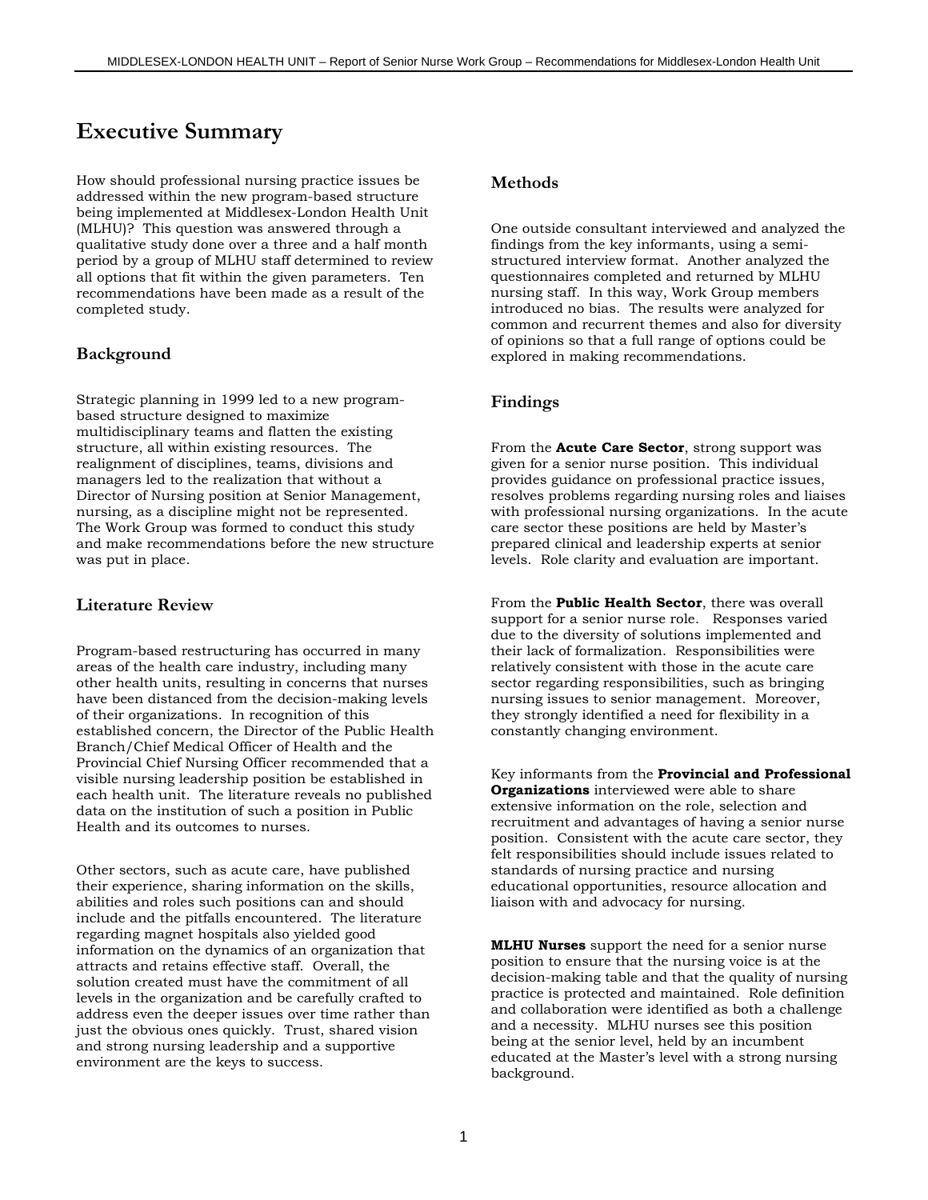# Executive Summary

How should professional nursing practice issues be addressed within the new program-based structure being implemented at Middlesex-London Health Unit (MLHU)? This question was answered through a qualitative study done over a three and a half month period by a group of MLHU staff determined to review all options that fit within the given parameters. Ten recommendations have been made as a result of the completed study.

## Background

Strategic planning in 1999 led to a new program-based structure designed to maximize multidisciplinary teams and flatten the existing structure, all within existing resources. The realignment of disciplines, teams, divisions and managers led to the realization that without a Director of Nursing position at Senior Management, nursing, as a discipline might not be represented. The Work Group was formed to conduct this study and make recommendations before the new structure was put in place.

## Literature Review

Program-based restructuring has occurred in many areas of the health care industry, including many other health units, resulting in concerns that nurses have been distanced from the decision-making levels of their organizations. In recognition of this established concern, the Director of the Public Health Branch/Chief Medical Officer of Health and the Provincial Chief Nursing Officer recommended that a visible nursing leadership position be established in each health unit. The literature reveals no published data on the institution of such a position in Public Health and its outcomes to nurses.

Other sectors, such as acute care, have published their experience, sharing information on the skills, abilities and roles such positions can and should include and the pitfalls encountered. The literature regarding magnet hospitals also yielded good information on the dynamics of an organization that attracts and retains effective staff. Overall, the solution created must have the commitment of all levels in the organization and be carefully crafted to address even the deeper issues over time rather than just the obvious ones quickly. Trust, shared vision and strong nursing leadership and a supportive environment are the keys to success.

## Methods

One outside consultant interviewed and analyzed the findings from the key informants, using a semi-structured interview format. Another analyzed the questionnaires completed and returned by MLHU nursing staff. In this way, Work Group members introduced no bias. The results were analyzed for common and recurrent themes and also for diversity of opinions so that a full range of options could be explored in making recommendations.

## Findings

From the **Acute Care Sector**, strong support was given for a senior nurse position. This individual provides guidance on professional practice issues, resolves problems regarding nursing roles and liaises with professional nursing organizations. In the acute care sector these positions are held by Master's prepared clinical and leadership experts at senior levels. Role clarity and evaluation are important.

From the **Public Health Sector**, there was overall support for a senior nurse role. Responses varied due to the diversity of solutions implemented and their lack of formalization. Responsibilities were relatively consistent with those in the acute care sector regarding responsibilities, such as bringing nursing issues to senior management. Moreover, they strongly identified a need for flexibility in a constantly changing environment.

Key informants from the **Provincial and Professional Organizations** interviewed were able to share extensive information on the role, selection and recruitment and advantages of having a senior nurse position. Consistent with the acute care sector, they felt responsibilities should include issues related to standards of nursing practice and nursing educational opportunities, resource allocation and liaison with and advocacy for nursing.

**MLHU Nurses** support the need for a senior nurse position to ensure that the nursing voice is at the decision-making table and that the quality of nursing practice is protected and maintained. Role definition and collaboration were identified as both a challenge and a necessity. MLHU nurses see this position being at the senior level, held by an incumbent educated at the Master's level with a strong nursing background.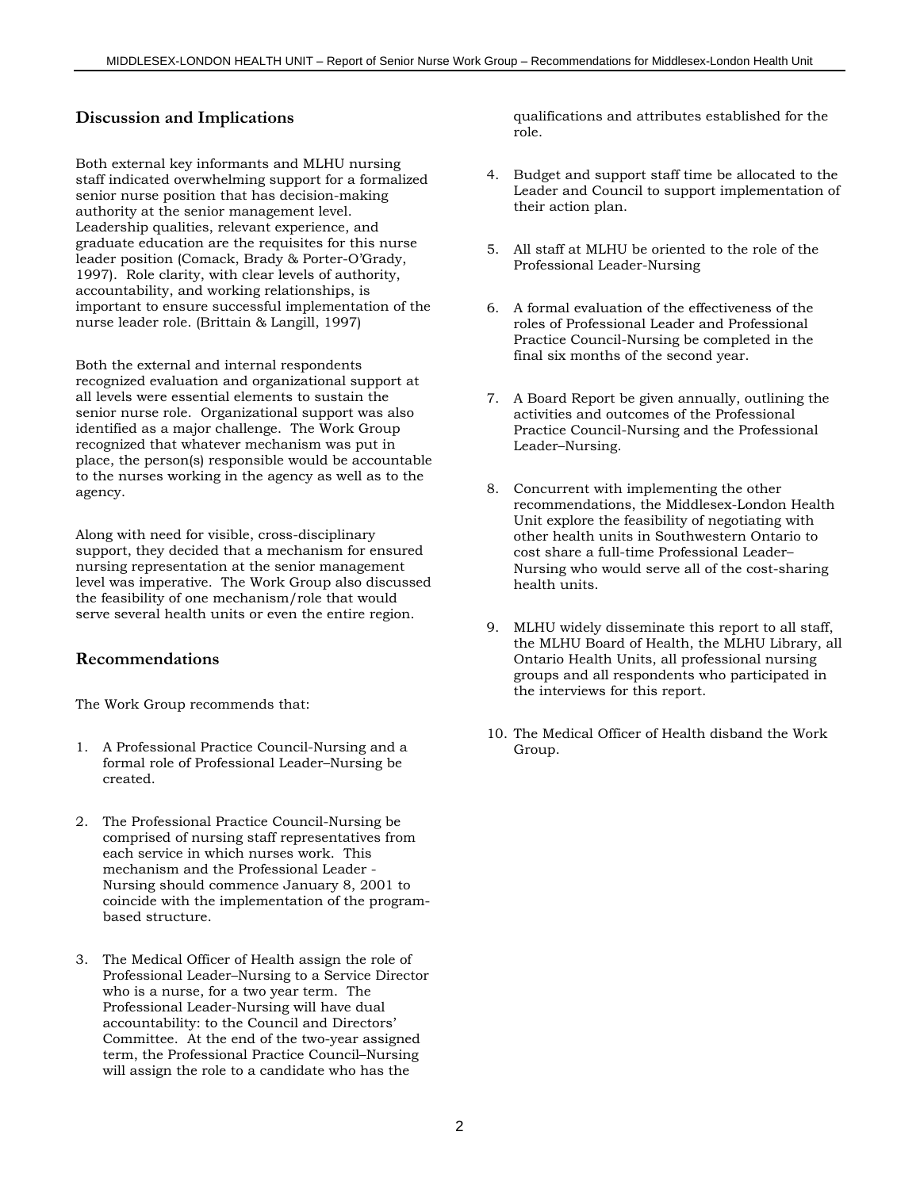## Discussion and Implications

Both external key informants and MLHU nursing staff indicated overwhelming support for a formalized senior nurse position that has decision-making authority at the senior management level. Leadership qualities, relevant experience, and graduate education are the requisites for this nurse leader position (Comack, Brady & Porter-O'Grady, 1997). Role clarity, with clear levels of authority, accountability, and working relationships, is important to ensure successful implementation of the nurse leader role. (Brittain & Langill, 1997)

Both the external and internal respondents recognized evaluation and organizational support at all levels were essential elements to sustain the senior nurse role. Organizational support was also identified as a major challenge. The Work Group recognized that whatever mechanism was put in place, the person(s) responsible would be accountable to the nurses working in the agency as well as to the agency.

Along with need for visible, cross-disciplinary support, they decided that a mechanism for ensured nursing representation at the senior management level was imperative. The Work Group also discussed the feasibility of one mechanism/role that would serve several health units or even the entire region.

## Recommendations

The Work Group recommends that:

1. A Professional Practice Council-Nursing and a formal role of Professional Leader–Nursing be created.

2. The Professional Practice Council-Nursing be comprised of nursing staff representatives from each service in which nurses work. This mechanism and the Professional Leader - Nursing should commence January 8, 2001 to coincide with the implementation of the program-based structure.

3. The Medical Officer of Health assign the role of Professional Leader–Nursing to a Service Director who is a nurse, for a two year term. The Professional Leader-Nursing will have dual accountability: to the Council and Directors' Committee. At the end of the two-year assigned term, the Professional Practice Council–Nursing will assign the role to a candidate who has the qualifications and attributes established for the role.

4. Budget and support staff time be allocated to the Leader and Council to support implementation of their action plan.

5. All staff at MLHU be oriented to the role of the Professional Leader-Nursing

6. A formal evaluation of the effectiveness of the roles of Professional Leader and Professional Practice Council-Nursing be completed in the final six months of the second year.

7. A Board Report be given annually, outlining the activities and outcomes of the Professional Practice Council-Nursing and the Professional Leader–Nursing.

8. Concurrent with implementing the other recommendations, the Middlesex-London Health Unit explore the feasibility of negotiating with other health units in Southwestern Ontario to cost share a full-time Professional Leader–Nursing who would serve all of the cost-sharing health units.

9. MLHU widely disseminate this report to all staff, the MLHU Board of Health, the MLHU Library, all Ontario Health Units, all professional nursing groups and all respondents who participated in the interviews for this report.

10. The Medical Officer of Health disband the Work Group.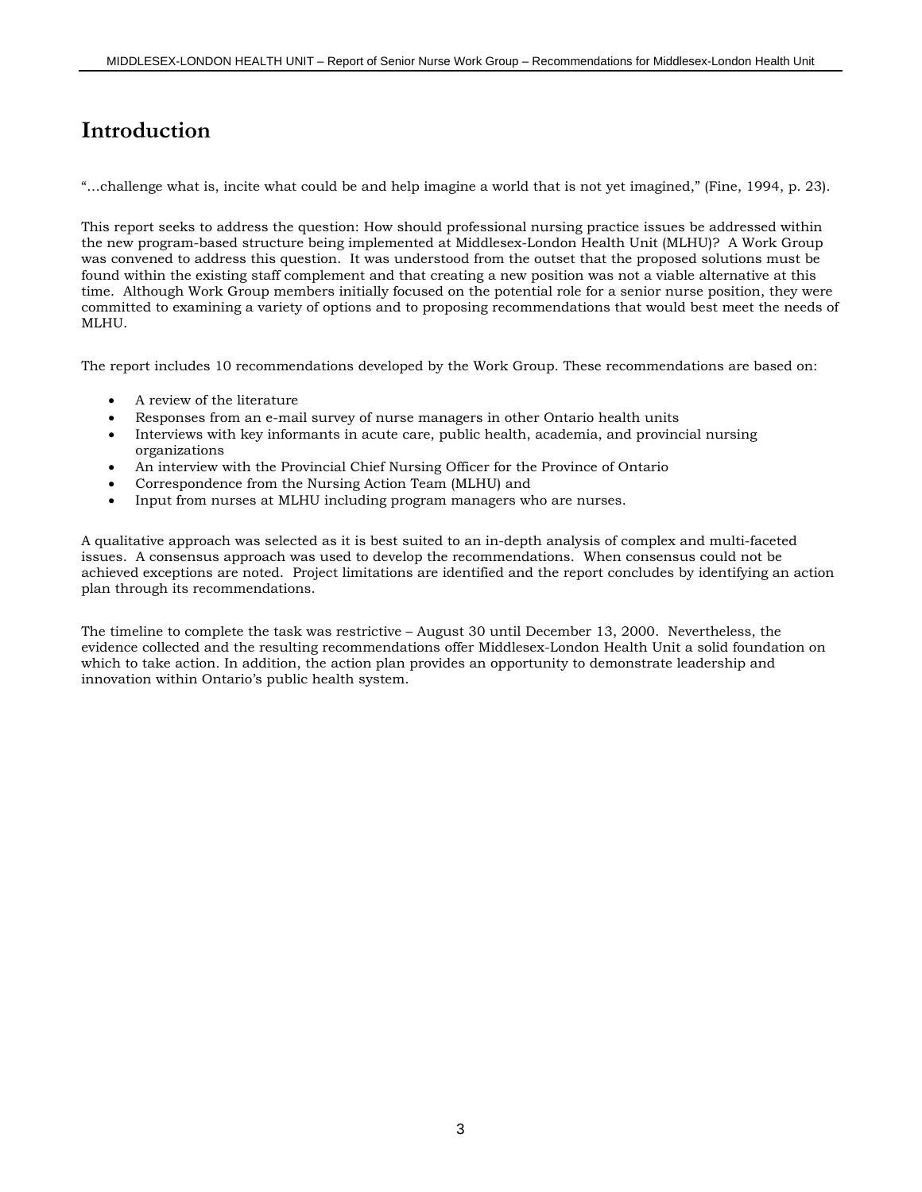# Introduction

"…challenge what is, incite what could be and help imagine a world that is not yet imagined," (Fine, 1994, p. 23).

This report seeks to address the question: How should professional nursing practice issues be addressed within the new program-based structure being implemented at Middlesex-London Health Unit (MLHU)? A Work Group was convened to address this question. It was understood from the outset that the proposed solutions must be found within the existing staff complement and that creating a new position was not a viable alternative at this time. Although Work Group members initially focused on the potential role for a senior nurse position, they were committed to examining a variety of options and to proposing recommendations that would best meet the needs of MLHU.

The report includes 10 recommendations developed by the Work Group. These recommendations are based on:

- A review of the literature
- Responses from an e-mail survey of nurse managers in other Ontario health units
- Interviews with key informants in acute care, public health, academia, and provincial nursing organizations
- An interview with the Provincial Chief Nursing Officer for the Province of Ontario
- Correspondence from the Nursing Action Team (MLHU) and
- Input from nurses at MLHU including program managers who are nurses.

A qualitative approach was selected as it is best suited to an in-depth analysis of complex and multi-faceted issues. A consensus approach was used to develop the recommendations. When consensus could not be achieved exceptions are noted. Project limitations are identified and the report concludes by identifying an action plan through its recommendations.

The timeline to complete the task was restrictive – August 30 until December 13, 2000. Nevertheless, the evidence collected and the resulting recommendations offer Middlesex-London Health Unit a solid foundation on which to take action. In addition, the action plan provides an opportunity to demonstrate leadership and innovation within Ontario's public health system.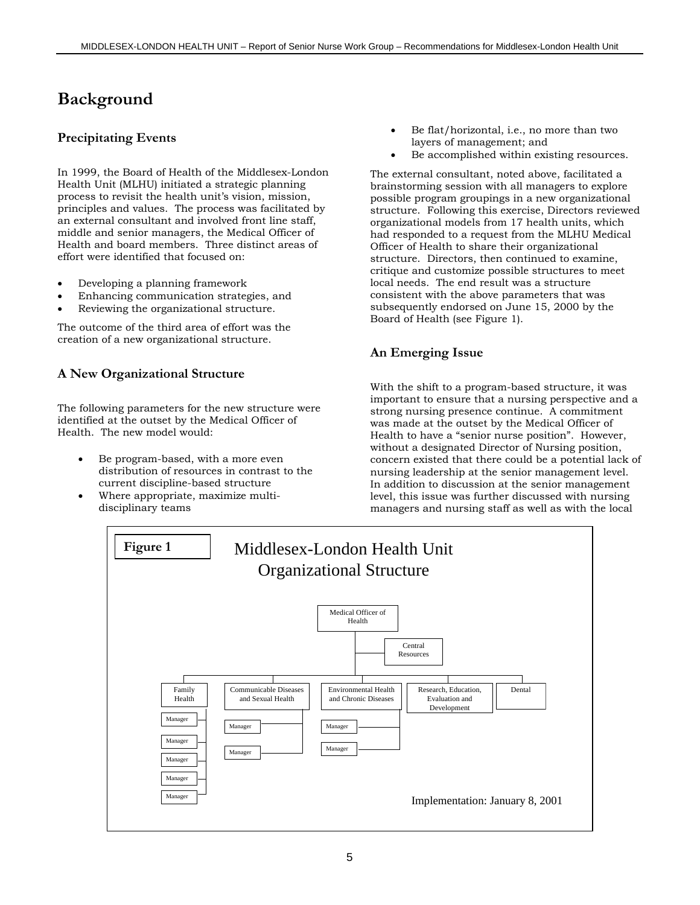# Background

## Precipitating Events

In 1999, the Board of Health of the Middlesex-London Health Unit (MLHU) initiated a strategic planning process to revisit the health unit's vision, mission, principles and values. The process was facilitated by an external consultant and involved front line staff, middle and senior managers, the Medical Officer of Health and board members. Three distinct areas of effort were identified that focused on:

- Developing a planning framework
- Enhancing communication strategies, and
- Reviewing the organizational structure.

The outcome of the third area of effort was the creation of a new organizational structure.

## A New Organizational Structure

The following parameters for the new structure were identified at the outset by the Medical Officer of Health. The new model would:

- Be program-based, with a more even distribution of resources in contrast to the current discipline-based structure
- Where appropriate, maximize multi-disciplinary teams
- Be flat/horizontal, i.e., no more than two layers of management; and
- Be accomplished within existing resources.

The external consultant, noted above, facilitated a brainstorming session with all managers to explore possible program groupings in a new organizational structure. Following this exercise, Directors reviewed organizational models from 17 health units, which had responded to a request from the MLHU Medical Officer of Health to share their organizational structure. Directors, then continued to examine, critique and customize possible structures to meet local needs. The end result was a structure consistent with the above parameters that was subsequently endorsed on June 15, 2000 by the Board of Health (see Figure 1).

## An Emerging Issue

With the shift to a program-based structure, it was important to ensure that a nursing perspective and a strong nursing presence continue. A commitment was made at the outset by the Medical Officer of Health to have a "senior nurse position". However, without a designated Director of Nursing position, concern existed that there could be a potential lack of nursing leadership at the senior management level. In addition to discussion at the senior management level, this issue was further discussed with nursing managers and nursing staff as well as with the local

**Figure 1**

Middlesex-London Health Unit Organizational Structure

- Medical Officer of Health
  - Central Resources
  - Family Health
    - Manager
    - Manager
    - Manager
    - Manager
    - Manager
  - Communicable Diseases and Sexual Health
    - Manager
    - Manager
  - Environmental Health and Chronic Diseases
    - Manager
    - Manager
  - Research, Education, Evaluation and Development
  - Dental

Implementation: January 8, 2001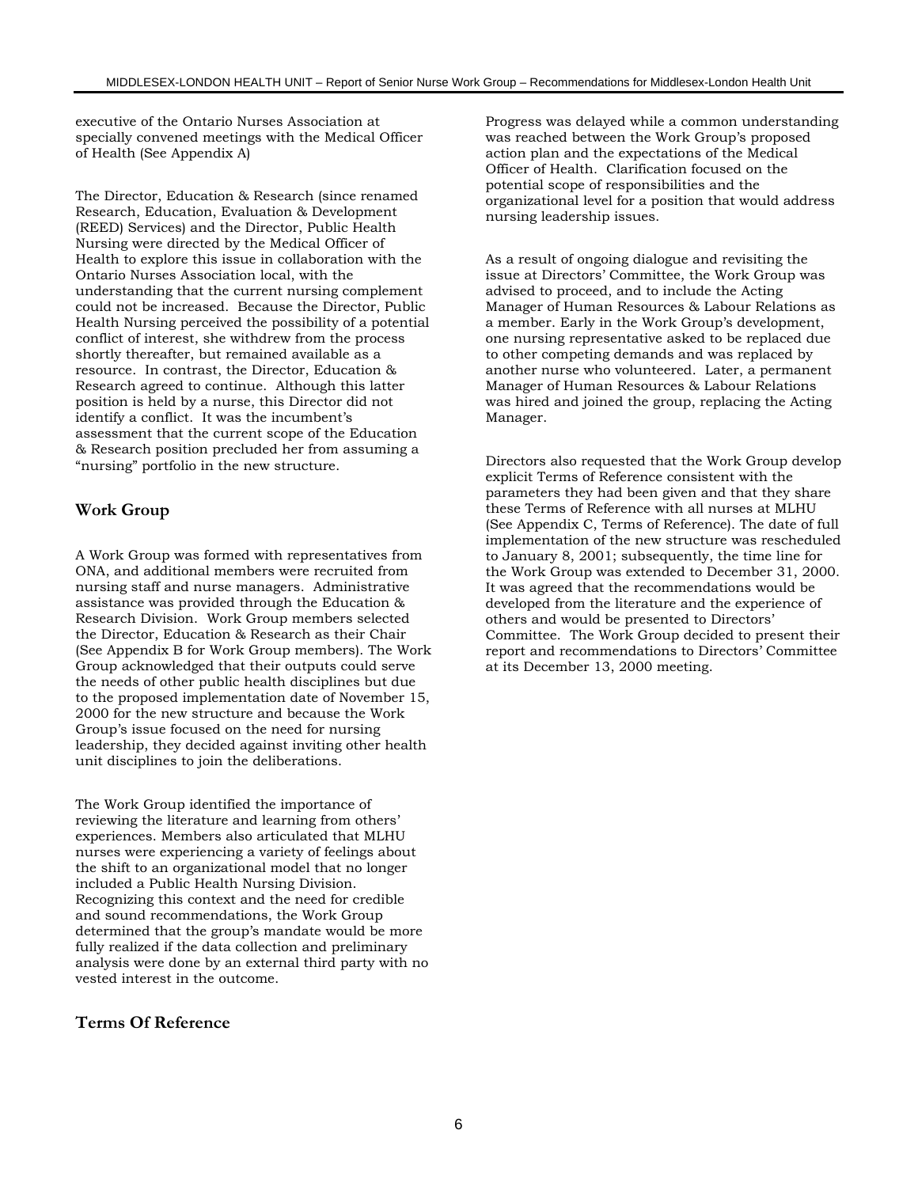executive of the Ontario Nurses Association at specially convened meetings with the Medical Officer of Health (See Appendix A)

The Director, Education & Research (since renamed Research, Education, Evaluation & Development (REED) Services) and the Director, Public Health Nursing were directed by the Medical Officer of Health to explore this issue in collaboration with the Ontario Nurses Association local, with the understanding that the current nursing complement could not be increased. Because the Director, Public Health Nursing perceived the possibility of a potential conflict of interest, she withdrew from the process shortly thereafter, but remained available as a resource. In contrast, the Director, Education & Research agreed to continue. Although this latter position is held by a nurse, this Director did not identify a conflict. It was the incumbent's assessment that the current scope of the Education & Research position precluded her from assuming a "nursing" portfolio in the new structure.

## Work Group

A Work Group was formed with representatives from ONA, and additional members were recruited from nursing staff and nurse managers. Administrative assistance was provided through the Education & Research Division. Work Group members selected the Director, Education & Research as their Chair (See Appendix B for Work Group members). The Work Group acknowledged that their outputs could serve the needs of other public health disciplines but due to the proposed implementation date of November 15, 2000 for the new structure and because the Work Group's issue focused on the need for nursing leadership, they decided against inviting other health unit disciplines to join the deliberations.

The Work Group identified the importance of reviewing the literature and learning from others' experiences. Members also articulated that MLHU nurses were experiencing a variety of feelings about the shift to an organizational model that no longer included a Public Health Nursing Division. Recognizing this context and the need for credible and sound recommendations, the Work Group determined that the group's mandate would be more fully realized if the data collection and preliminary analysis were done by an external third party with no vested interest in the outcome.

## Terms Of Reference

Progress was delayed while a common understanding was reached between the Work Group's proposed action plan and the expectations of the Medical Officer of Health. Clarification focused on the potential scope of responsibilities and the organizational level for a position that would address nursing leadership issues.

As a result of ongoing dialogue and revisiting the issue at Directors' Committee, the Work Group was advised to proceed, and to include the Acting Manager of Human Resources & Labour Relations as a member. Early in the Work Group's development, one nursing representative asked to be replaced due to other competing demands and was replaced by another nurse who volunteered. Later, a permanent Manager of Human Resources & Labour Relations was hired and joined the group, replacing the Acting Manager.

Directors also requested that the Work Group develop explicit Terms of Reference consistent with the parameters they had been given and that they share these Terms of Reference with all nurses at MLHU (See Appendix C, Terms of Reference). The date of full implementation of the new structure was rescheduled to January 8, 2001; subsequently, the time line for the Work Group was extended to December 31, 2000. It was agreed that the recommendations would be developed from the literature and the experience of others and would be presented to Directors' Committee. The Work Group decided to present their report and recommendations to Directors' Committee at its December 13, 2000 meeting.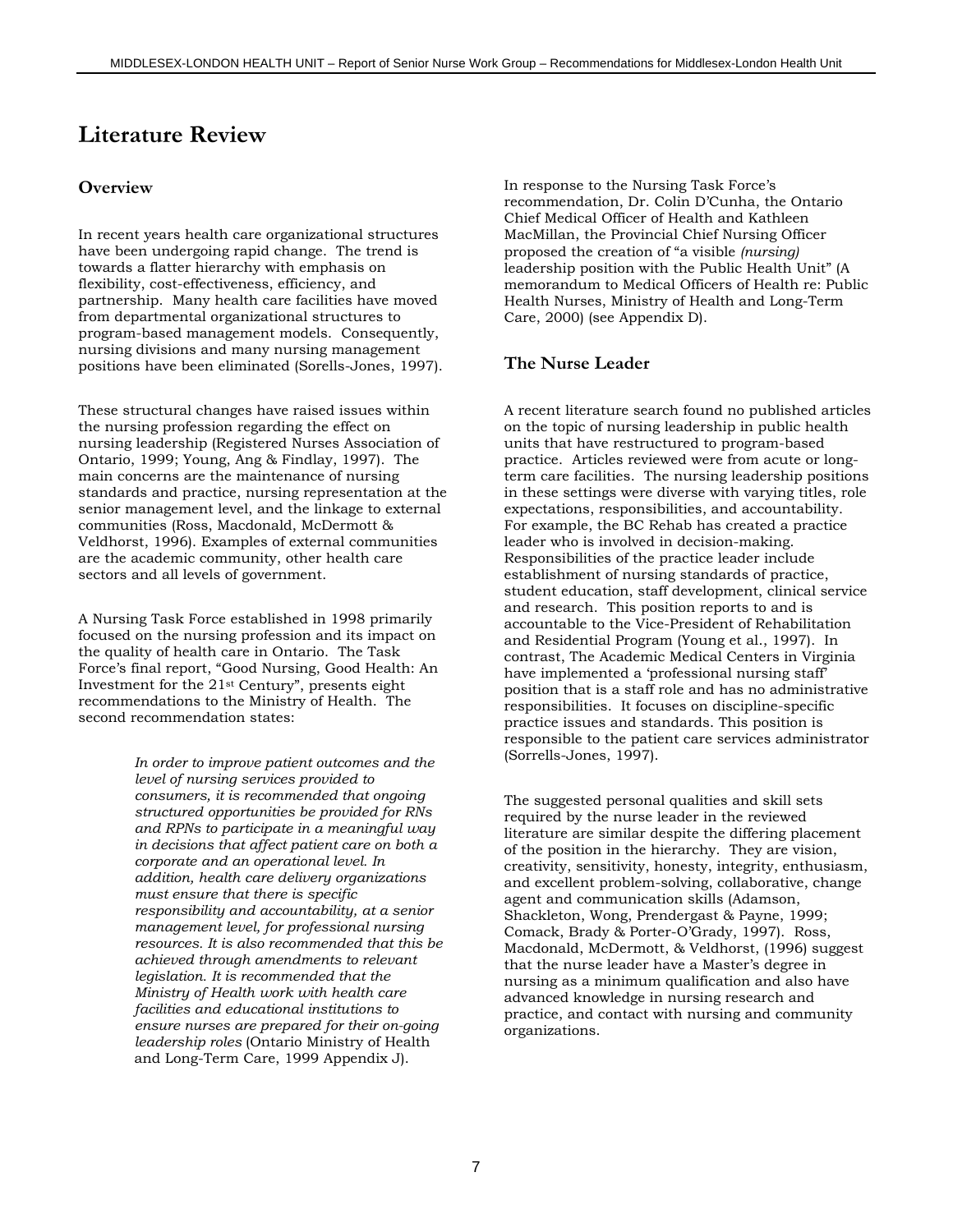# Literature Review

## Overview

In recent years health care organizational structures have been undergoing rapid change. The trend is towards a flatter hierarchy with emphasis on flexibility, cost-effectiveness, efficiency, and partnership. Many health care facilities have moved from departmental organizational structures to program-based management models. Consequently, nursing divisions and many nursing management positions have been eliminated (Sorells-Jones, 1997).

These structural changes have raised issues within the nursing profession regarding the effect on nursing leadership (Registered Nurses Association of Ontario, 1999; Young, Ang & Findlay, 1997). The main concerns are the maintenance of nursing standards and practice, nursing representation at the senior management level, and the linkage to external communities (Ross, Macdonald, McDermott & Veldhorst, 1996). Examples of external communities are the academic community, other health care sectors and all levels of government.

A Nursing Task Force established in 1998 primarily focused on the nursing profession and its impact on the quality of health care in Ontario. The Task Force's final report, "Good Nursing, Good Health: An Investment for the 21st Century", presents eight recommendations to the Ministry of Health. The second recommendation states:

> *In order to improve patient outcomes and the level of nursing services provided to consumers, it is recommended that ongoing structured opportunities be provided for RNs and RPNs to participate in a meaningful way in decisions that affect patient care on both a corporate and an operational level. In addition, health care delivery organizations must ensure that there is specific responsibility and accountability, at a senior management level, for professional nursing resources. It is also recommended that this be achieved through amendments to relevant legislation. It is recommended that the Ministry of Health work with health care facilities and educational institutions to ensure nurses are prepared for their on-going leadership roles* (Ontario Ministry of Health and Long-Term Care, 1999 Appendix J).

In response to the Nursing Task Force's recommendation, Dr. Colin D'Cunha, the Ontario Chief Medical Officer of Health and Kathleen MacMillan, the Provincial Chief Nursing Officer proposed the creation of "a visible *(nursing)* leadership position with the Public Health Unit" (A memorandum to Medical Officers of Health re: Public Health Nurses, Ministry of Health and Long-Term Care, 2000) (see Appendix D).

## The Nurse Leader

A recent literature search found no published articles on the topic of nursing leadership in public health units that have restructured to program-based practice. Articles reviewed were from acute or long-term care facilities. The nursing leadership positions in these settings were diverse with varying titles, role expectations, responsibilities, and accountability. For example, the BC Rehab has created a practice leader who is involved in decision-making. Responsibilities of the practice leader include establishment of nursing standards of practice, student education, staff development, clinical service and research. This position reports to and is accountable to the Vice-President of Rehabilitation and Residential Program (Young et al., 1997). In contrast, The Academic Medical Centers in Virginia have implemented a 'professional nursing staff' position that is a staff role and has no administrative responsibilities. It focuses on discipline-specific practice issues and standards. This position is responsible to the patient care services administrator (Sorrells-Jones, 1997).

The suggested personal qualities and skill sets required by the nurse leader in the reviewed literature are similar despite the differing placement of the position in the hierarchy. They are vision, creativity, sensitivity, honesty, integrity, enthusiasm, and excellent problem-solving, collaborative, change agent and communication skills (Adamson, Shackleton, Wong, Prendergast & Payne, 1999; Comack, Brady & Porter-O'Grady, 1997). Ross, Macdonald, McDermott, & Veldhorst, (1996) suggest that the nurse leader have a Master's degree in nursing as a minimum qualification and also have advanced knowledge in nursing research and practice, and contact with nursing and community organizations.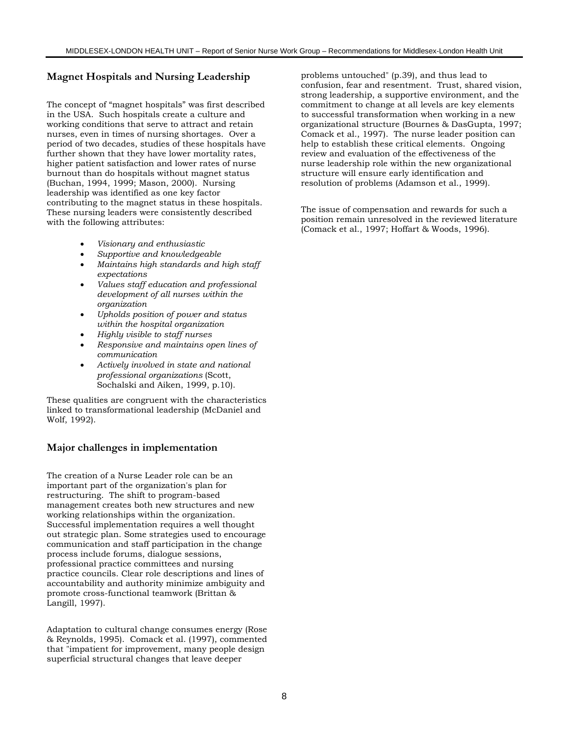## Magnet Hospitals and Nursing Leadership

The concept of "magnet hospitals" was first described in the USA. Such hospitals create a culture and working conditions that serve to attract and retain nurses, even in times of nursing shortages. Over a period of two decades, studies of these hospitals have further shown that they have lower mortality rates, higher patient satisfaction and lower rates of nurse burnout than do hospitals without magnet status (Buchan, 1994, 1999; Mason, 2000). Nursing leadership was identified as one key factor contributing to the magnet status in these hospitals. These nursing leaders were consistently described with the following attributes:

- *Visionary and enthusiastic*
- *Supportive and knowledgeable*
- *Maintains high standards and high staff expectations*
- *Values staff education and professional development of all nurses within the organization*
- *Upholds position of power and status within the hospital organization*
- *Highly visible to staff nurses*
- *Responsive and maintains open lines of communication*
- *Actively involved in state and national professional organizations* (Scott, Sochalski and Aiken, 1999, p.10).

These qualities are congruent with the characteristics linked to transformational leadership (McDaniel and Wolf, 1992).

## Major challenges in implementation

The creation of a Nurse Leader role can be an important part of the organization's plan for restructuring. The shift to program-based management creates both new structures and new working relationships within the organization. Successful implementation requires a well thought out strategic plan. Some strategies used to encourage communication and staff participation in the change process include forums, dialogue sessions, professional practice committees and nursing practice councils. Clear role descriptions and lines of accountability and authority minimize ambiguity and promote cross-functional teamwork (Brittan & Langill, 1997).

Adaptation to cultural change consumes energy (Rose & Reynolds, 1995). Comack et al. (1997), commented that "impatient for improvement, many people design superficial structural changes that leave deeper problems untouched" (p.39), and thus lead to confusion, fear and resentment. Trust, shared vision, strong leadership, a supportive environment, and the commitment to change at all levels are key elements to successful transformation when working in a new organizational structure (Bournes & DasGupta, 1997; Comack et al., 1997). The nurse leader position can help to establish these critical elements. Ongoing review and evaluation of the effectiveness of the nurse leadership role within the new organizational structure will ensure early identification and resolution of problems (Adamson et al., 1999).

The issue of compensation and rewards for such a position remain unresolved in the reviewed literature (Comack et al., 1997; Hoffart & Woods, 1996).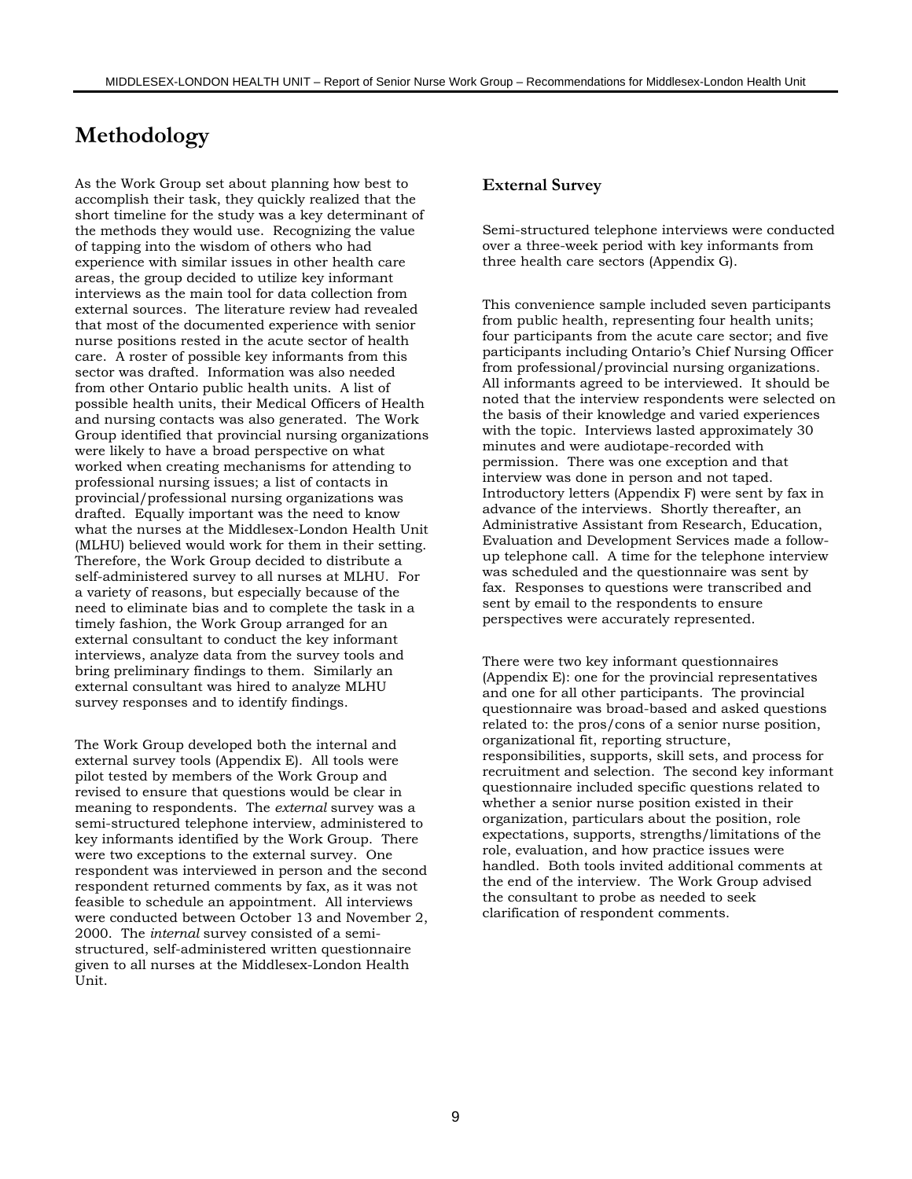# Methodology

As the Work Group set about planning how best to accomplish their task, they quickly realized that the short timeline for the study was a key determinant of the methods they would use. Recognizing the value of tapping into the wisdom of others who had experience with similar issues in other health care areas, the group decided to utilize key informant interviews as the main tool for data collection from external sources. The literature review had revealed that most of the documented experience with senior nurse positions rested in the acute sector of health care. A roster of possible key informants from this sector was drafted. Information was also needed from other Ontario public health units. A list of possible health units, their Medical Officers of Health and nursing contacts was also generated. The Work Group identified that provincial nursing organizations were likely to have a broad perspective on what worked when creating mechanisms for attending to professional nursing issues; a list of contacts in provincial/professional nursing organizations was drafted. Equally important was the need to know what the nurses at the Middlesex-London Health Unit (MLHU) believed would work for them in their setting. Therefore, the Work Group decided to distribute a self-administered survey to all nurses at MLHU. For a variety of reasons, but especially because of the need to eliminate bias and to complete the task in a timely fashion, the Work Group arranged for an external consultant to conduct the key informant interviews, analyze data from the survey tools and bring preliminary findings to them. Similarly an external consultant was hired to analyze MLHU survey responses and to identify findings.

The Work Group developed both the internal and external survey tools (Appendix E). All tools were pilot tested by members of the Work Group and revised to ensure that questions would be clear in meaning to respondents. The *external* survey was a semi-structured telephone interview, administered to key informants identified by the Work Group. There were two exceptions to the external survey. One respondent was interviewed in person and the second respondent returned comments by fax, as it was not feasible to schedule an appointment. All interviews were conducted between October 13 and November 2, 2000. The *internal* survey consisted of a semi-structured, self-administered written questionnaire given to all nurses at the Middlesex-London Health Unit.

### External Survey

Semi-structured telephone interviews were conducted over a three-week period with key informants from three health care sectors (Appendix G).

This convenience sample included seven participants from public health, representing four health units; four participants from the acute care sector; and five participants including Ontario's Chief Nursing Officer from professional/provincial nursing organizations. All informants agreed to be interviewed. It should be noted that the interview respondents were selected on the basis of their knowledge and varied experiences with the topic. Interviews lasted approximately 30 minutes and were audiotape-recorded with permission. There was one exception and that interview was done in person and not taped. Introductory letters (Appendix F) were sent by fax in advance of the interviews. Shortly thereafter, an Administrative Assistant from Research, Education, Evaluation and Development Services made a follow-up telephone call. A time for the telephone interview was scheduled and the questionnaire was sent by fax. Responses to questions were transcribed and sent by email to the respondents to ensure perspectives were accurately represented.

There were two key informant questionnaires (Appendix E): one for the provincial representatives and one for all other participants. The provincial questionnaire was broad-based and asked questions related to: the pros/cons of a senior nurse position, organizational fit, reporting structure, responsibilities, supports, skill sets, and process for recruitment and selection. The second key informant questionnaire included specific questions related to whether a senior nurse position existed in their organization, particulars about the position, role expectations, supports, strengths/limitations of the role, evaluation, and how practice issues were handled. Both tools invited additional comments at the end of the interview. The Work Group advised the consultant to probe as needed to seek clarification of respondent comments.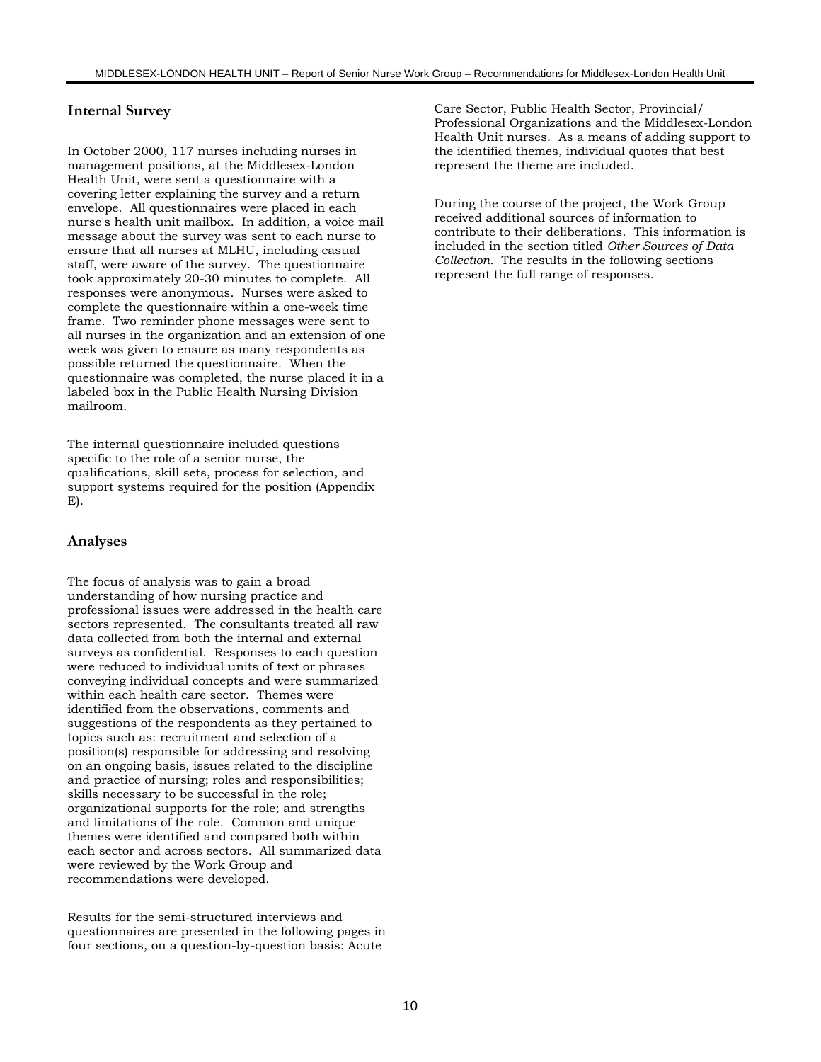## Internal Survey

In October 2000, 117 nurses including nurses in management positions, at the Middlesex-London Health Unit, were sent a questionnaire with a covering letter explaining the survey and a return envelope. All questionnaires were placed in each nurse's health unit mailbox. In addition, a voice mail message about the survey was sent to each nurse to ensure that all nurses at MLHU, including casual staff, were aware of the survey. The questionnaire took approximately 20-30 minutes to complete. All responses were anonymous. Nurses were asked to complete the questionnaire within a one-week time frame. Two reminder phone messages were sent to all nurses in the organization and an extension of one week was given to ensure as many respondents as possible returned the questionnaire. When the questionnaire was completed, the nurse placed it in a labeled box in the Public Health Nursing Division mailroom.

The internal questionnaire included questions specific to the role of a senior nurse, the qualifications, skill sets, process for selection, and support systems required for the position (Appendix E).

## Analyses

The focus of analysis was to gain a broad understanding of how nursing practice and professional issues were addressed in the health care sectors represented. The consultants treated all raw data collected from both the internal and external surveys as confidential. Responses to each question were reduced to individual units of text or phrases conveying individual concepts and were summarized within each health care sector. Themes were identified from the observations, comments and suggestions of the respondents as they pertained to topics such as: recruitment and selection of a position(s) responsible for addressing and resolving on an ongoing basis, issues related to the discipline and practice of nursing; roles and responsibilities; skills necessary to be successful in the role; organizational supports for the role; and strengths and limitations of the role. Common and unique themes were identified and compared both within each sector and across sectors. All summarized data were reviewed by the Work Group and recommendations were developed.

Results for the semi-structured interviews and questionnaires are presented in the following pages in four sections, on a question-by-question basis: Acute Care Sector, Public Health Sector, Provincial/ Professional Organizations and the Middlesex-London Health Unit nurses. As a means of adding support to the identified themes, individual quotes that best represent the theme are included.

During the course of the project, the Work Group received additional sources of information to contribute to their deliberations. This information is included in the section titled *Other Sources of Data Collection.* The results in the following sections represent the full range of responses.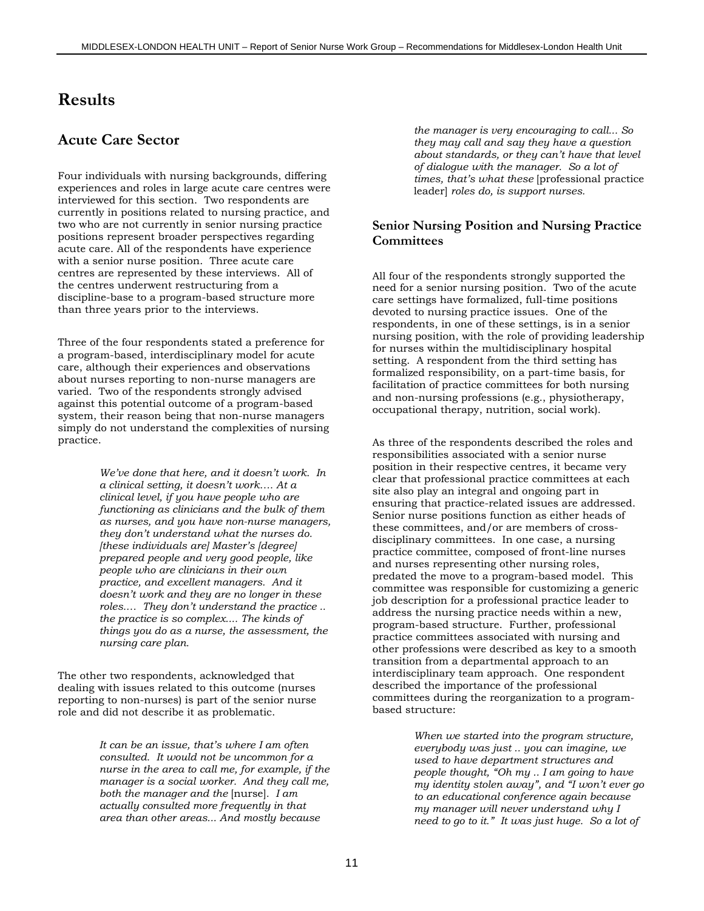# Results

## Acute Care Sector

Four individuals with nursing backgrounds, differing experiences and roles in large acute care centres were interviewed for this section. Two respondents are currently in positions related to nursing practice, and two who are not currently in senior nursing practice positions represent broader perspectives regarding acute care. All of the respondents have experience with a senior nurse position. Three acute care centres are represented by these interviews. All of the centres underwent restructuring from a discipline-base to a program-based structure more than three years prior to the interviews.

Three of the four respondents stated a preference for a program-based, interdisciplinary model for acute care, although their experiences and observations about nurses reporting to non-nurse managers are varied. Two of the respondents strongly advised against this potential outcome of a program-based system, their reason being that non-nurse managers simply do not understand the complexities of nursing practice.

> *We've done that here, and it doesn't work. In a clinical setting, it doesn't work…. At a clinical level, if you have people who are functioning as clinicians and the bulk of them as nurses, and you have non-nurse managers, they don't understand what the nurses do. [these individuals are] Master's [degree] prepared people and very good people, like people who are clinicians in their own practice, and excellent managers. And it doesn't work and they are no longer in these roles…. They don't understand the practice .. the practice is so complex…. The kinds of things you do as a nurse, the assessment, the nursing care plan.*

The other two respondents, acknowledged that dealing with issues related to this outcome (nurses reporting to non-nurses) is part of the senior nurse role and did not describe it as problematic.

> *It can be an issue, that's where I am often consulted. It would not be uncommon for a nurse in the area to call me, for example, if the manager is a social worker. And they call me, both the manager and the* [nurse]*. I am actually consulted more frequently in that area than other areas... And mostly because the manager is very encouraging to call... So they may call and say they have a question about standards, or they can't have that level of dialogue with the manager. So a lot of times, that's what these* [professional practice leader] *roles do, is support nurses.*

### Senior Nursing Position and Nursing Practice Committees

All four of the respondents strongly supported the need for a senior nursing position. Two of the acute care settings have formalized, full-time positions devoted to nursing practice issues. One of the respondents, in one of these settings, is in a senior nursing position, with the role of providing leadership for nurses within the multidisciplinary hospital setting. A respondent from the third setting has formalized responsibility, on a part-time basis, for facilitation of practice committees for both nursing and non-nursing professions (e.g., physiotherapy, occupational therapy, nutrition, social work).

As three of the respondents described the roles and responsibilities associated with a senior nurse position in their respective centres, it became very clear that professional practice committees at each site also play an integral and ongoing part in ensuring that practice-related issues are addressed. Senior nurse positions function as either heads of these committees, and/or are members of cross-disciplinary committees. In one case, a nursing practice committee, composed of front-line nurses and nurses representing other nursing roles, predated the move to a program-based model. This committee was responsible for customizing a generic job description for a professional practice leader to address the nursing practice needs within a new, program-based structure. Further, professional practice committees associated with nursing and other professions were described as key to a smooth transition from a departmental approach to an interdisciplinary team approach. One respondent described the importance of the professional committees during the reorganization to a program-based structure:

> *When we started into the program structure, everybody was just .. you can imagine, we used to have department structures and people thought, "Oh my .. I am going to have my identity stolen away", and "I won't ever go to an educational conference again because my manager will never understand why I need to go to it." It was just huge. So a lot of*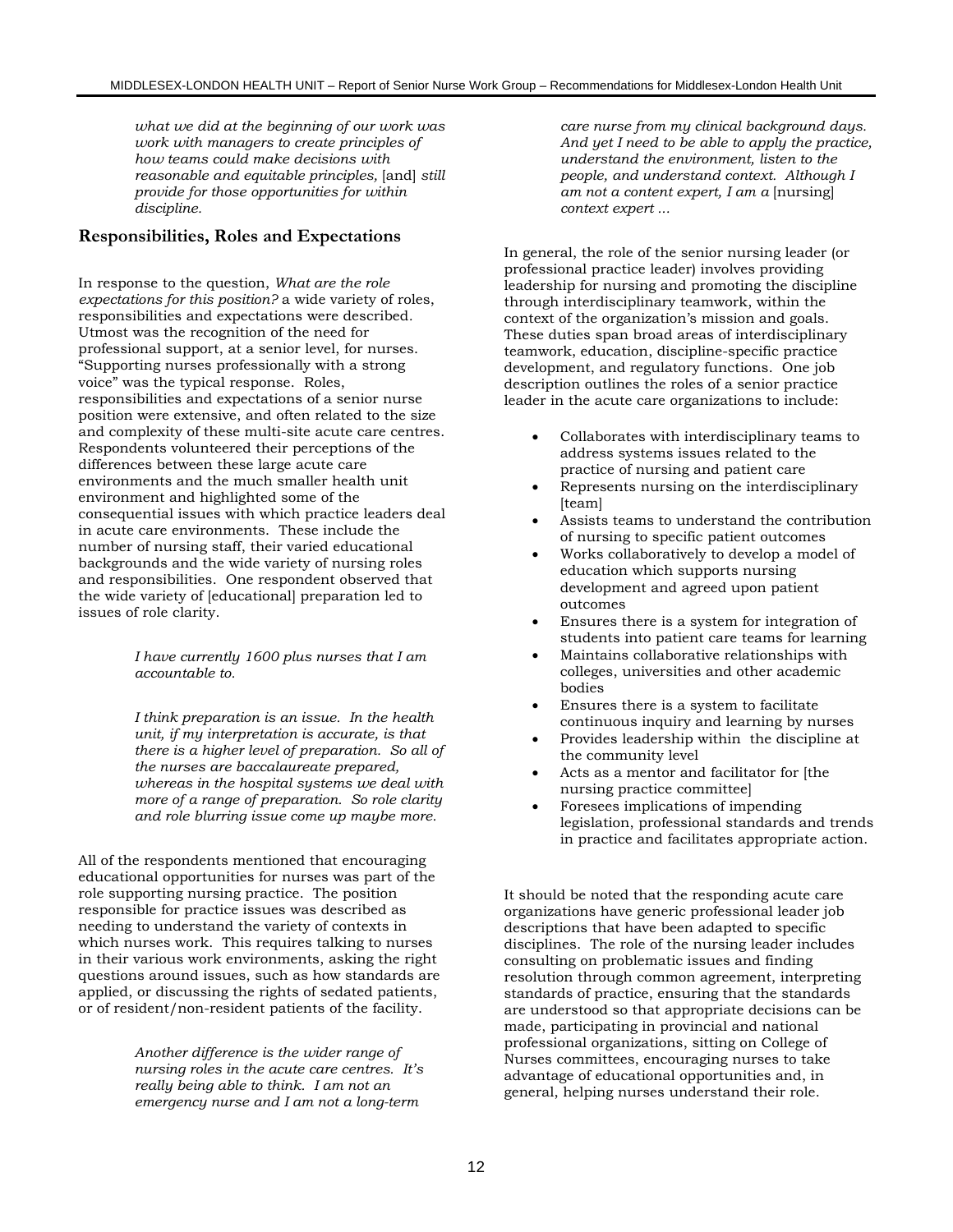*what we did at the beginning of our work was work with managers to create principles of how teams could make decisions with reasonable and equitable principles,* [and] *still provide for those opportunities for within discipline.*

## Responsibilities, Roles and Expectations

In response to the question, *What are the role expectations for this position?* a wide variety of roles, responsibilities and expectations were described. Utmost was the recognition of the need for professional support, at a senior level, for nurses. "Supporting nurses professionally with a strong voice" was the typical response. Roles, responsibilities and expectations of a senior nurse position were extensive, and often related to the size and complexity of these multi-site acute care centres. Respondents volunteered their perceptions of the differences between these large acute care environments and the much smaller health unit environment and highlighted some of the consequential issues with which practice leaders deal in acute care environments. These include the number of nursing staff, their varied educational backgrounds and the wide variety of nursing roles and responsibilities. One respondent observed that the wide variety of [educational] preparation led to issues of role clarity.

> *I have currently 1600 plus nurses that I am accountable to.*

> *I think preparation is an issue. In the health unit, if my interpretation is accurate, is that there is a higher level of preparation. So all of the nurses are baccalaureate prepared, whereas in the hospital systems we deal with more of a range of preparation. So role clarity and role blurring issue come up maybe more.*

All of the respondents mentioned that encouraging educational opportunities for nurses was part of the role supporting nursing practice. The position responsible for practice issues was described as needing to understand the variety of contexts in which nurses work. This requires talking to nurses in their various work environments, asking the right questions around issues, such as how standards are applied, or discussing the rights of sedated patients, or of resident/non-resident patients of the facility.

> *Another difference is the wider range of nursing roles in the acute care centres. It's really being able to think. I am not an emergency nurse and I am not a long-term care nurse from my clinical background days. And yet I need to be able to apply the practice, understand the environment, listen to the people, and understand context. Although I am not a content expert, I am a* [nursing] *context expert ...*

In general, the role of the senior nursing leader (or professional practice leader) involves providing leadership for nursing and promoting the discipline through interdisciplinary teamwork, within the context of the organization's mission and goals. These duties span broad areas of interdisciplinary teamwork, education, discipline-specific practice development, and regulatory functions. One job description outlines the roles of a senior practice leader in the acute care organizations to include:

- Collaborates with interdisciplinary teams to address systems issues related to the practice of nursing and patient care
- Represents nursing on the interdisciplinary [team]
- Assists teams to understand the contribution of nursing to specific patient outcomes
- Works collaboratively to develop a model of education which supports nursing development and agreed upon patient outcomes
- Ensures there is a system for integration of students into patient care teams for learning
- Maintains collaborative relationships with colleges, universities and other academic bodies
- Ensures there is a system to facilitate continuous inquiry and learning by nurses
- Provides leadership within the discipline at the community level
- Acts as a mentor and facilitator for [the nursing practice committee]
- Foresees implications of impending legislation, professional standards and trends in practice and facilitates appropriate action.

It should be noted that the responding acute care organizations have generic professional leader job descriptions that have been adapted to specific disciplines. The role of the nursing leader includes consulting on problematic issues and finding resolution through common agreement, interpreting standards of practice, ensuring that the standards are understood so that appropriate decisions can be made, participating in provincial and national professional organizations, sitting on College of Nurses committees, encouraging nurses to take advantage of educational opportunities and, in general, helping nurses understand their role.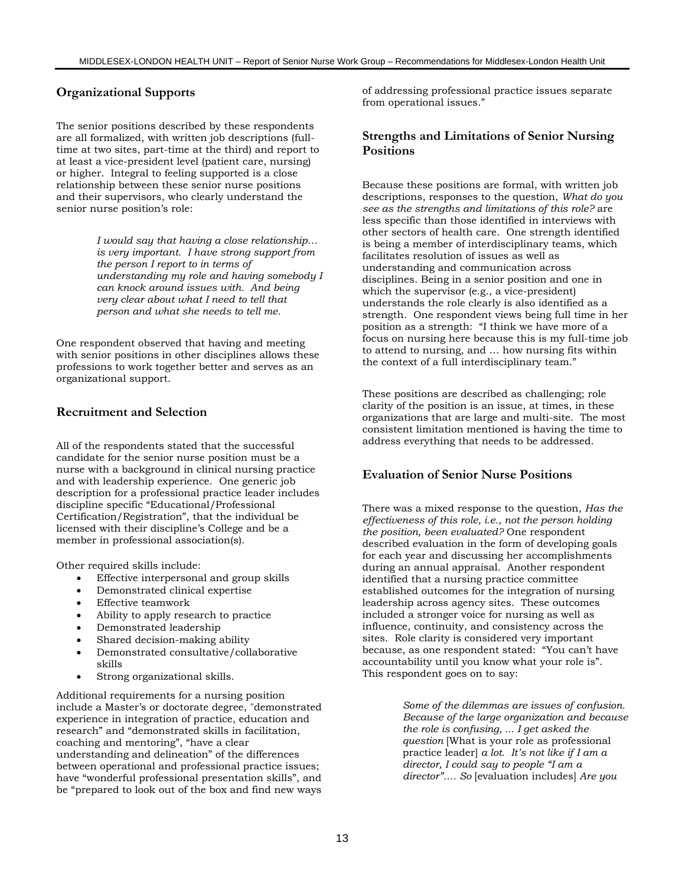## Organizational Supports

The senior positions described by these respondents are all formalized, with written job descriptions (full-time at two sites, part-time at the third) and report to at least a vice-president level (patient care, nursing) or higher. Integral to feeling supported is a close relationship between these senior nurse positions and their supervisors, who clearly understand the senior nurse position's role:

> *I would say that having a close relationship… is very important. I have strong support from the person I report to in terms of understanding my role and having somebody I can knock around issues with. And being very clear about what I need to tell that person and what she needs to tell me.*

One respondent observed that having and meeting with senior positions in other disciplines allows these professions to work together better and serves as an organizational support.

## Recruitment and Selection

All of the respondents stated that the successful candidate for the senior nurse position must be a nurse with a background in clinical nursing practice and with leadership experience. One generic job description for a professional practice leader includes discipline specific "Educational/Professional Certification/Registration", that the individual be licensed with their discipline's College and be a member in professional association(s).

Other required skills include:

- Effective interpersonal and group skills
- Demonstrated clinical expertise
- Effective teamwork
- Ability to apply research to practice
- Demonstrated leadership
- Shared decision-making ability
- Demonstrated consultative/collaborative skills
- Strong organizational skills.

Additional requirements for a nursing position include a Master's or doctorate degree, "demonstrated experience in integration of practice, education and research" and "demonstrated skills in facilitation, coaching and mentoring", "have a clear understanding and delineation" of the differences between operational and professional practice issues; have "wonderful professional presentation skills", and be "prepared to look out of the box and find new ways of addressing professional practice issues separate from operational issues."

## Strengths and Limitations of Senior Nursing Positions

Because these positions are formal, with written job descriptions, responses to the question, *What do you see as the strengths and limitations of this role?* are less specific than those identified in interviews with other sectors of health care. One strength identified is being a member of interdisciplinary teams, which facilitates resolution of issues as well as understanding and communication across disciplines. Being in a senior position and one in which the supervisor (e.g., a vice-president) understands the role clearly is also identified as a strength. One respondent views being full time in her position as a strength: "I think we have more of a focus on nursing here because this is my full-time job to attend to nursing, and … how nursing fits within the context of a full interdisciplinary team."

These positions are described as challenging; role clarity of the position is an issue, at times, in these organizations that are large and multi-site. The most consistent limitation mentioned is having the time to address everything that needs to be addressed.

## Evaluation of Senior Nurse Positions

There was a mixed response to the question, *Has the effectiveness of this role, i.e., not the person holding the position, been evaluated?* One respondent described evaluation in the form of developing goals for each year and discussing her accomplishments during an annual appraisal. Another respondent identified that a nursing practice committee established outcomes for the integration of nursing leadership across agency sites. These outcomes included a stronger voice for nursing as well as influence, continuity, and consistency across the sites. Role clarity is considered very important because, as one respondent stated: "You can't have accountability until you know what your role is". This respondent goes on to say:

> *Some of the dilemmas are issues of confusion. Because of the large organization and because the role is confusing, ... I get asked the question* [What is your role as professional practice leader] *a lot. It's not like if I am a director, I could say to people "I am a director"…. So* [evaluation includes] *Are you*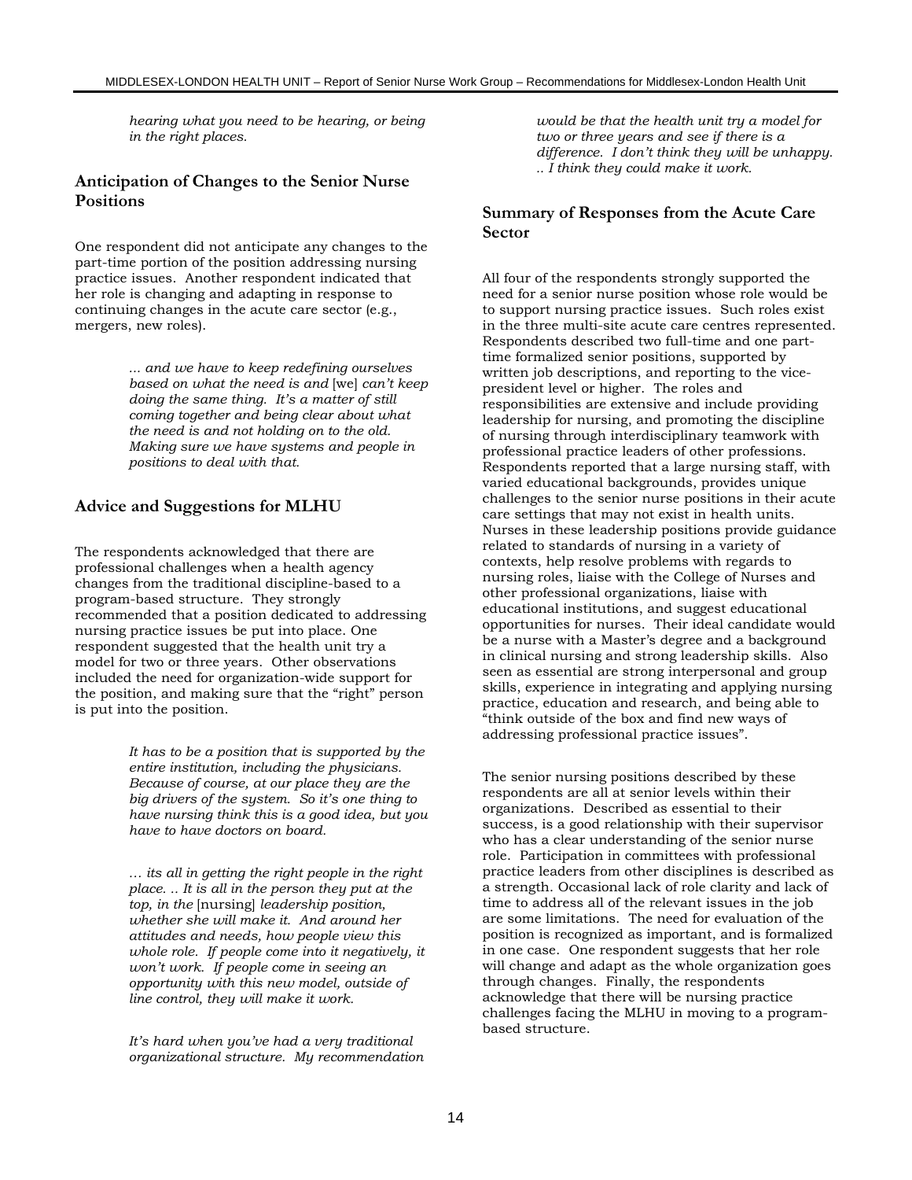*hearing what you need to be hearing, or being in the right places.*

## Anticipation of Changes to the Senior Nurse Positions

One respondent did not anticipate any changes to the part-time portion of the position addressing nursing practice issues. Another respondent indicated that her role is changing and adapting in response to continuing changes in the acute care sector (e.g., mergers, new roles).

> *... and we have to keep redefining ourselves based on what the need is and* [we] *can't keep doing the same thing. It's a matter of still coming together and being clear about what the need is and not holding on to the old. Making sure we have systems and people in positions to deal with that.*

## Advice and Suggestions for MLHU

The respondents acknowledged that there are professional challenges when a health agency changes from the traditional discipline-based to a program-based structure. They strongly recommended that a position dedicated to addressing nursing practice issues be put into place. One respondent suggested that the health unit try a model for two or three years. Other observations included the need for organization-wide support for the position, and making sure that the "right" person is put into the position.

> *It has to be a position that is supported by the entire institution, including the physicians. Because of course, at our place they are the big drivers of the system. So it's one thing to have nursing think this is a good idea, but you have to have doctors on board.*

> *… its all in getting the right people in the right place. .. It is all in the person they put at the top, in the* [nursing] *leadership position, whether she will make it. And around her attitudes and needs, how people view this whole role. If people come into it negatively, it won't work. If people come in seeing an opportunity with this new model, outside of line control, they will make it work.*

> *It's hard when you've had a very traditional organizational structure. My recommendation would be that the health unit try a model for two or three years and see if there is a difference. I don't think they will be unhappy. .. I think they could make it work.*

## Summary of Responses from the Acute Care Sector

All four of the respondents strongly supported the need for a senior nurse position whose role would be to support nursing practice issues. Such roles exist in the three multi-site acute care centres represented. Respondents described two full-time and one part-time formalized senior positions, supported by written job descriptions, and reporting to the vice-president level or higher. The roles and responsibilities are extensive and include providing leadership for nursing, and promoting the discipline of nursing through interdisciplinary teamwork with professional practice leaders of other professions. Respondents reported that a large nursing staff, with varied educational backgrounds, provides unique challenges to the senior nurse positions in their acute care settings that may not exist in health units. Nurses in these leadership positions provide guidance related to standards of nursing in a variety of contexts, help resolve problems with regards to nursing roles, liaise with the College of Nurses and other professional organizations, liaise with educational institutions, and suggest educational opportunities for nurses. Their ideal candidate would be a nurse with a Master's degree and a background in clinical nursing and strong leadership skills. Also seen as essential are strong interpersonal and group skills, experience in integrating and applying nursing practice, education and research, and being able to "think outside of the box and find new ways of addressing professional practice issues".

The senior nursing positions described by these respondents are all at senior levels within their organizations. Described as essential to their success, is a good relationship with their supervisor who has a clear understanding of the senior nurse role. Participation in committees with professional practice leaders from other disciplines is described as a strength. Occasional lack of role clarity and lack of time to address all of the relevant issues in the job are some limitations. The need for evaluation of the position is recognized as important, and is formalized in one case. One respondent suggests that her role will change and adapt as the whole organization goes through changes. Finally, the respondents acknowledge that there will be nursing practice challenges facing the MLHU in moving to a program-based structure.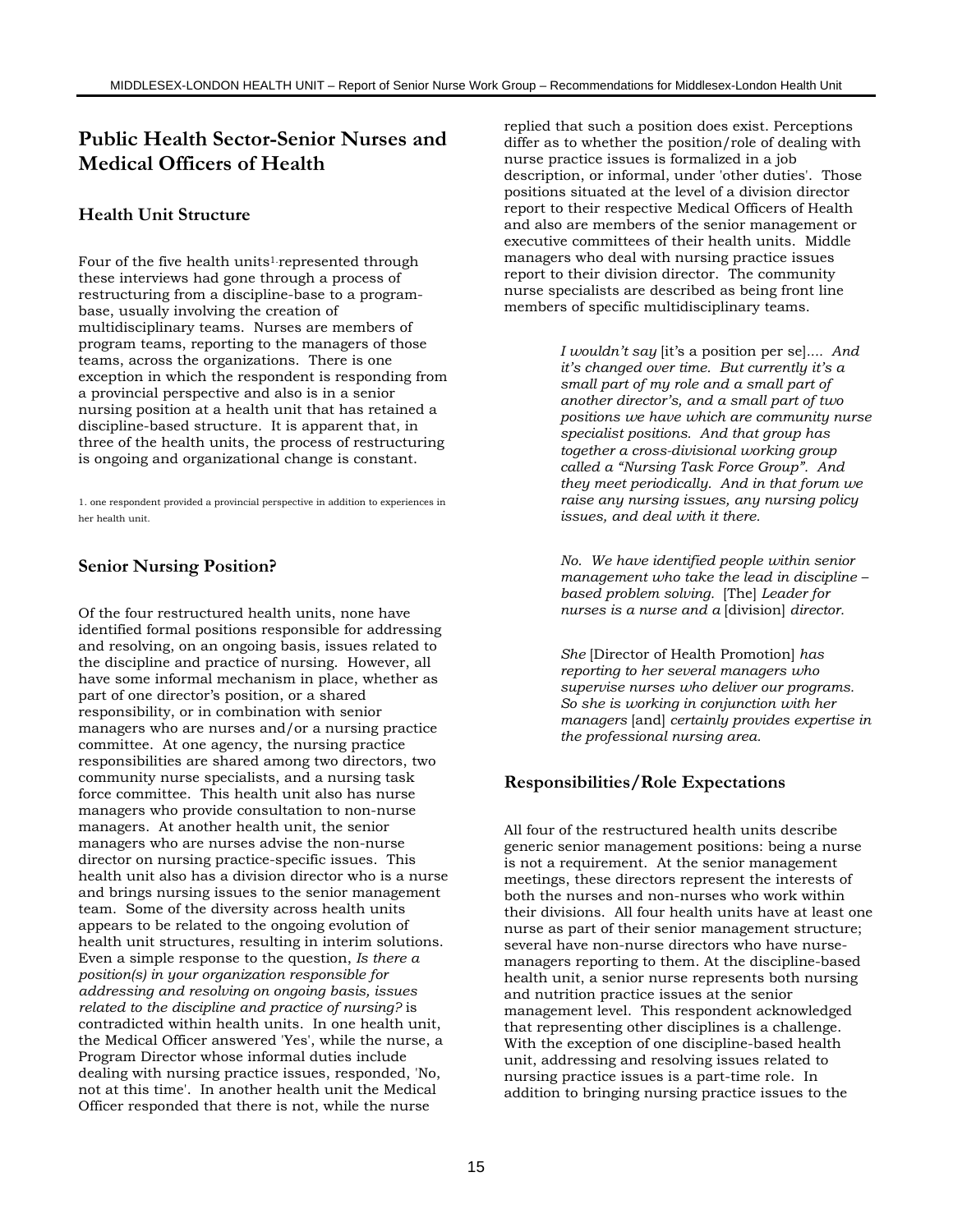## Public Health Sector-Senior Nurses and Medical Officers of Health

### Health Unit Structure

Four of the five health units[1] represented through these interviews had gone through a process of restructuring from a discipline-base to a program-base, usually involving the creation of multidisciplinary teams. Nurses are members of program teams, reporting to the managers of those teams, across the organizations. There is one exception in which the respondent is responding from a provincial perspective and also is in a senior nursing position at a health unit that has retained a discipline-based structure. It is apparent that, in three of the health units, the process of restructuring is ongoing and organizational change is constant.

1. one respondent provided a provincial perspective in addition to experiences in her health unit.

### Senior Nursing Position?

Of the four restructured health units, none have identified formal positions responsible for addressing and resolving, on an ongoing basis, issues related to the discipline and practice of nursing. However, all have some informal mechanism in place, whether as part of one director's position, or a shared responsibility, or in combination with senior managers who are nurses and/or a nursing practice committee. At one agency, the nursing practice responsibilities are shared among two directors, two community nurse specialists, and a nursing task force committee. This health unit also has nurse managers who provide consultation to non-nurse managers. At another health unit, the senior managers who are nurses advise the non-nurse director on nursing practice-specific issues. This health unit also has a division director who is a nurse and brings nursing issues to the senior management team. Some of the diversity across health units appears to be related to the ongoing evolution of health unit structures, resulting in interim solutions. Even a simple response to the question, *Is there a position(s) in your organization responsible for addressing and resolving on ongoing basis, issues related to the discipline and practice of nursing?* is contradicted within health units. In one health unit, the Medical Officer answered 'Yes', while the nurse, a Program Director whose informal duties include dealing with nursing practice issues, responded, 'No, not at this time'. In another health unit the Medical Officer responded that there is not, while the nurse replied that such a position does exist. Perceptions differ as to whether the position/role of dealing with nurse practice issues is formalized in a job description, or informal, under 'other duties'. Those positions situated at the level of a division director report to their respective Medical Officers of Health and also are members of the senior management or executive committees of their health units. Middle managers who deal with nursing practice issues report to their division director. The community nurse specialists are described as being front line members of specific multidisciplinary teams.

> *I wouldn't say* [it's a position per se]*.... And it's changed over time. But currently it's a small part of my role and a small part of another director's, and a small part of two positions we have which are community nurse specialist positions. And that group has together a cross-divisional working group called a "Nursing Task Force Group". And they meet periodically. And in that forum we raise any nursing issues, any nursing policy issues, and deal with it there.*

> *No. We have identified people within senior management who take the lead in discipline – based problem solving.* [The] *Leader for nurses is a nurse and a* [division] *director.*

> *She* [Director of Health Promotion] *has reporting to her several managers who supervise nurses who deliver our programs. So she is working in conjunction with her managers* [and] *certainly provides expertise in the professional nursing area.*

### Responsibilities/Role Expectations

All four of the restructured health units describe generic senior management positions: being a nurse is not a requirement. At the senior management meetings, these directors represent the interests of both the nurses and non-nurses who work within their divisions. All four health units have at least one nurse as part of their senior management structure; several have non-nurse directors who have nurse-managers reporting to them. At the discipline-based health unit, a senior nurse represents both nursing and nutrition practice issues at the senior management level. This respondent acknowledged that representing other disciplines is a challenge. With the exception of one discipline-based health unit, addressing and resolving issues related to nursing practice issues is a part-time role. In addition to bringing nursing practice issues to the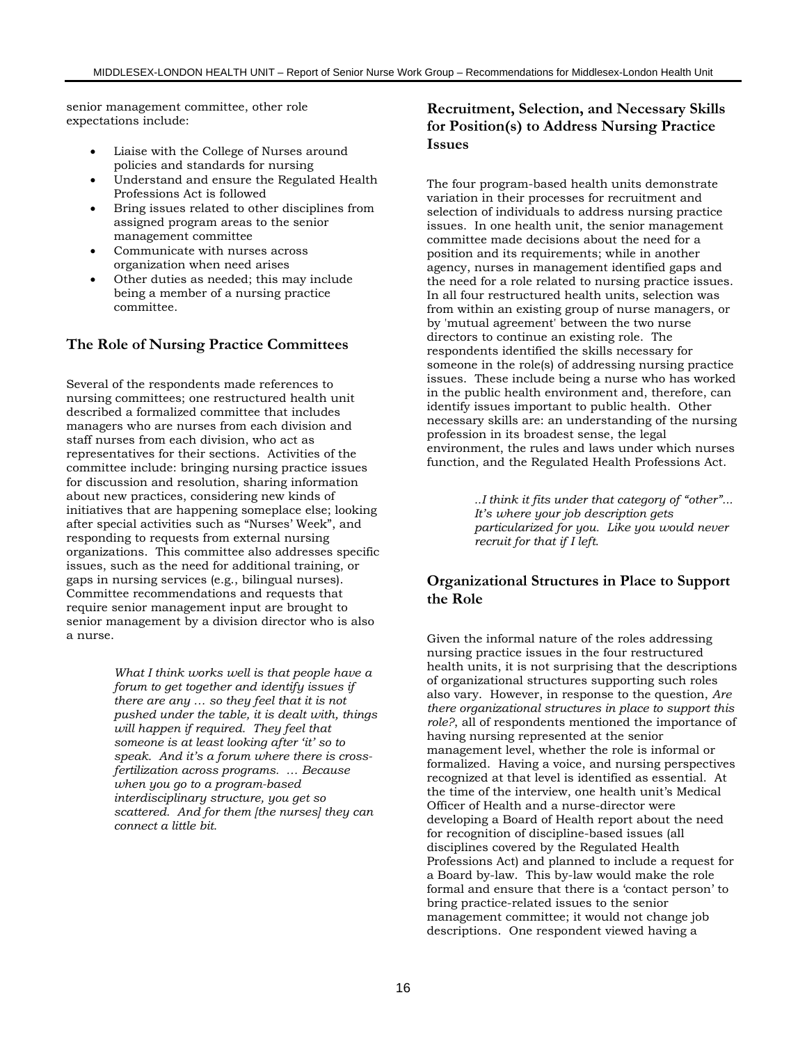senior management committee, other role expectations include:

- Liaise with the College of Nurses around policies and standards for nursing
- Understand and ensure the Regulated Health Professions Act is followed
- Bring issues related to other disciplines from assigned program areas to the senior management committee
- Communicate with nurses across organization when need arises
- Other duties as needed; this may include being a member of a nursing practice committee.

## The Role of Nursing Practice Committees

Several of the respondents made references to nursing committees; one restructured health unit described a formalized committee that includes managers who are nurses from each division and staff nurses from each division, who act as representatives for their sections. Activities of the committee include: bringing nursing practice issues for discussion and resolution, sharing information about new practices, considering new kinds of initiatives that are happening someplace else; looking after special activities such as "Nurses' Week", and responding to requests from external nursing organizations. This committee also addresses specific issues, such as the need for additional training, or gaps in nursing services (e.g., bilingual nurses). Committee recommendations and requests that require senior management input are brought to senior management by a division director who is also a nurse.

> *What I think works well is that people have a forum to get together and identify issues if there are any … so they feel that it is not pushed under the table, it is dealt with, things will happen if required. They feel that someone is at least looking after 'it' so to speak. And it's a forum where there is cross-fertilization across programs. … Because when you go to a program-based interdisciplinary structure, you get so scattered. And for them [the nurses] they can connect a little bit.*

## Recruitment, Selection, and Necessary Skills for Position(s) to Address Nursing Practice Issues

The four program-based health units demonstrate variation in their processes for recruitment and selection of individuals to address nursing practice issues. In one health unit, the senior management committee made decisions about the need for a position and its requirements; while in another agency, nurses in management identified gaps and the need for a role related to nursing practice issues. In all four restructured health units, selection was from within an existing group of nurse managers, or by 'mutual agreement' between the two nurse directors to continue an existing role. The respondents identified the skills necessary for someone in the role(s) of addressing nursing practice issues. These include being a nurse who has worked in the public health environment and, therefore, can identify issues important to public health. Other necessary skills are: an understanding of the nursing profession in its broadest sense, the legal environment, the rules and laws under which nurses function, and the Regulated Health Professions Act.

> *..I think it fits under that category of "other"... It's where your job description gets particularized for you. Like you would never recruit for that if I left.*

## Organizational Structures in Place to Support the Role

Given the informal nature of the roles addressing nursing practice issues in the four restructured health units, it is not surprising that the descriptions of organizational structures supporting such roles also vary. However, in response to the question, *Are there organizational structures in place to support this role?*, all of respondents mentioned the importance of having nursing represented at the senior management level, whether the role is informal or formalized. Having a voice, and nursing perspectives recognized at that level is identified as essential. At the time of the interview, one health unit's Medical Officer of Health and a nurse-director were developing a Board of Health report about the need for recognition of discipline-based issues (all disciplines covered by the Regulated Health Professions Act) and planned to include a request for a Board by-law. This by-law would make the role formal and ensure that there is a 'contact person' to bring practice-related issues to the senior management committee; it would not change job descriptions. One respondent viewed having a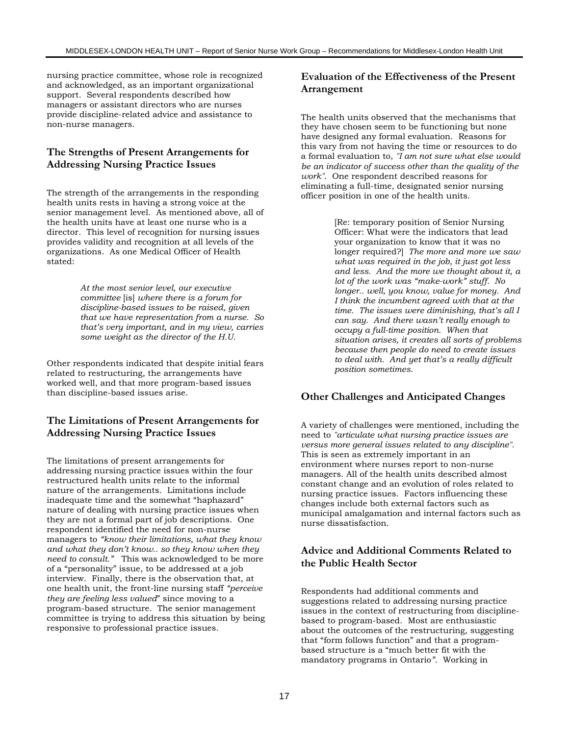nursing practice committee, whose role is recognized and acknowledged, as an important organizational support. Several respondents described how managers or assistant directors who are nurses provide discipline-related advice and assistance to non-nurse managers.

## The Strengths of Present Arrangements for Addressing Nursing Practice Issues

The strength of the arrangements in the responding health units rests in having a strong voice at the senior management level. As mentioned above, all of the health units have at least one nurse who is a director. This level of recognition for nursing issues provides validity and recognition at all levels of the organizations. As one Medical Officer of Health stated:

> *At the most senior level, our executive committee* [is] *where there is a forum for discipline-based issues to be raised, given that we have representation from a nurse. So that's very important, and in my view, carries some weight as the director of the H.U.*

Other respondents indicated that despite initial fears related to restructuring, the arrangements have worked well, and that more program-based issues than discipline-based issues arise.

## The Limitations of Present Arrangements for Addressing Nursing Practice Issues

The limitations of present arrangements for addressing nursing practice issues within the four restructured health units relate to the informal nature of the arrangements. Limitations include inadequate time and the somewhat "haphazard" nature of dealing with nursing practice issues when they are not a formal part of job descriptions. One respondent identified the need for non-nurse managers to *"know their limitations, what they know and what they don't know.. so they know when they need to consult."* This was acknowledged to be more of a "personality" issue, to be addressed at a job interview. Finally, there is the observation that, at one health unit, the front-line nursing staff *"perceive they are feeling less valued*" since moving to a program-based structure. The senior management committee is trying to address this situation by being responsive to professional practice issues.

## Evaluation of the Effectiveness of the Present Arrangement

The health units observed that the mechanisms that they have chosen seem to be functioning but none have designed any formal evaluation. Reasons for this vary from not having the time or resources to do a formal evaluation to, *"I am not sure what else would be an indicator of success other than the quality of the work"*. One respondent described reasons for eliminating a full-time, designated senior nursing officer position in one of the health units.

> [Re: temporary position of Senior Nursing Officer: What were the indicators that lead your organization to know that it was no longer required?] *The more and more we saw what was required in the job, it just got less and less. And the more we thought about it, a lot of the work was "make-work" stuff. No longer.. well, you know, value for money. And I think the incumbent agreed with that at the time. The issues were diminishing, that's all I can say. And there wasn't really enough to occupy a full-time position. When that situation arises, it creates all sorts of problems because then people do need to create issues to deal with. And yet that's a really difficult position sometimes.*

## Other Challenges and Anticipated Changes

A variety of challenges were mentioned, including the need to *"articulate what nursing practice issues are versus more general issues related to any discipline"*. This is seen as extremely important in an environment where nurses report to non-nurse managers. All of the health units described almost constant change and an evolution of roles related to nursing practice issues. Factors influencing these changes include both external factors such as municipal amalgamation and internal factors such as nurse dissatisfaction.

## Advice and Additional Comments Related to the Public Health Sector

Respondents had additional comments and suggestions related to addressing nursing practice issues in the context of restructuring from discipline-based to program-based. Most are enthusiastic about the outcomes of the restructuring, suggesting that "form follows function" and that a program-based structure is a "much better fit with the mandatory programs in Ontario*"*. Working in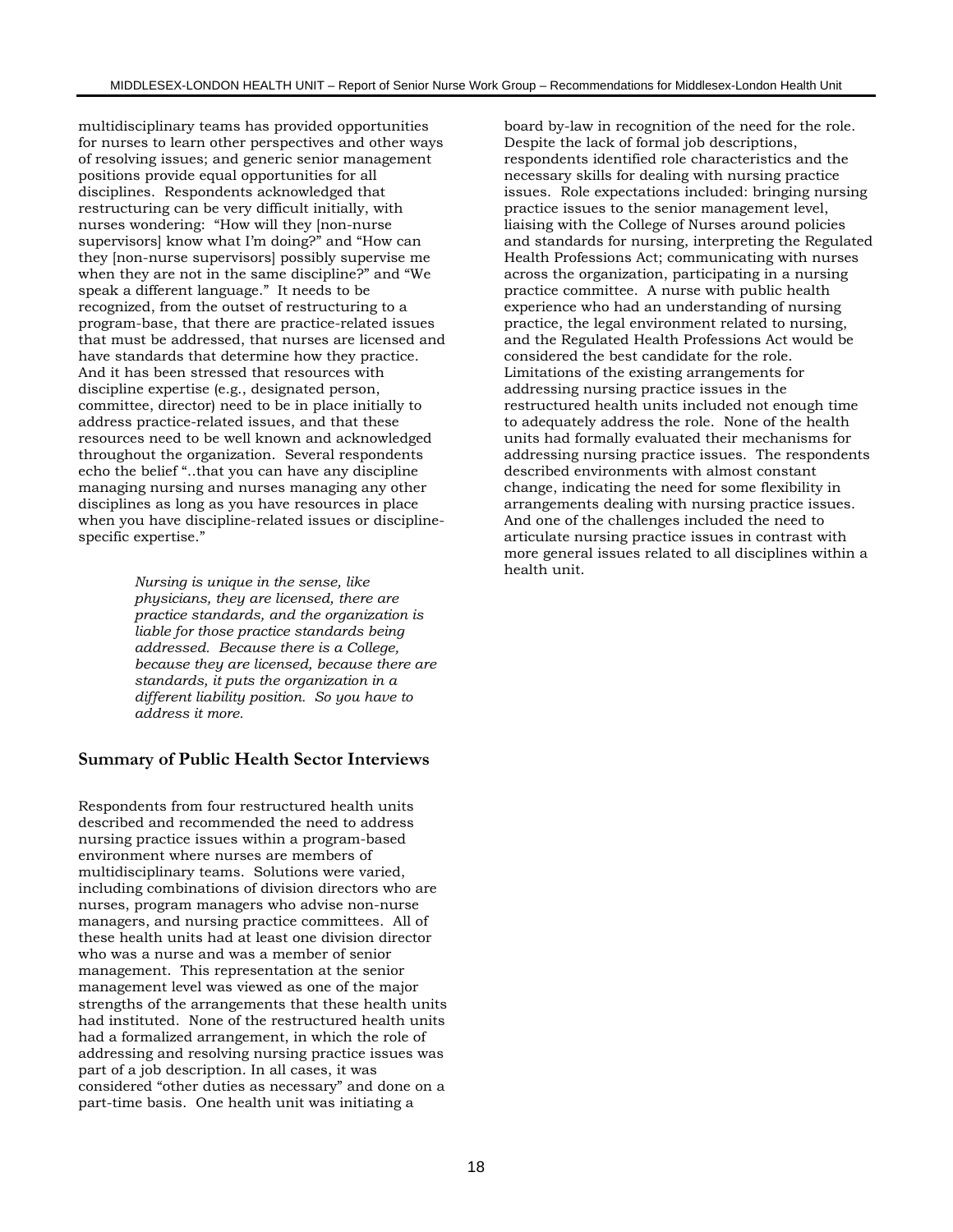multidisciplinary teams has provided opportunities for nurses to learn other perspectives and other ways of resolving issues; and generic senior management positions provide equal opportunities for all disciplines. Respondents acknowledged that restructuring can be very difficult initially, with nurses wondering: "How will they [non-nurse supervisors] know what I'm doing?" and "How can they [non-nurse supervisors] possibly supervise me when they are not in the same discipline?" and "We speak a different language." It needs to be recognized, from the outset of restructuring to a program-base, that there are practice-related issues that must be addressed, that nurses are licensed and have standards that determine how they practice. And it has been stressed that resources with discipline expertise (e.g., designated person, committee, director) need to be in place initially to address practice-related issues, and that these resources need to be well known and acknowledged throughout the organization. Several respondents echo the belief "..that you can have any discipline managing nursing and nurses managing any other disciplines as long as you have resources in place when you have discipline-related issues or discipline-specific expertise."

> *Nursing is unique in the sense, like physicians, they are licensed, there are practice standards, and the organization is liable for those practice standards being addressed. Because there is a College, because they are licensed, because there are standards, it puts the organization in a different liability position. So you have to address it more.*

## Summary of Public Health Sector Interviews

Respondents from four restructured health units described and recommended the need to address nursing practice issues within a program-based environment where nurses are members of multidisciplinary teams. Solutions were varied, including combinations of division directors who are nurses, program managers who advise non-nurse managers, and nursing practice committees. All of these health units had at least one division director who was a nurse and was a member of senior management. This representation at the senior management level was viewed as one of the major strengths of the arrangements that these health units had instituted. None of the restructured health units had a formalized arrangement, in which the role of addressing and resolving nursing practice issues was part of a job description. In all cases, it was considered "other duties as necessary" and done on a part-time basis. One health unit was initiating a board by-law in recognition of the need for the role. Despite the lack of formal job descriptions, respondents identified role characteristics and the necessary skills for dealing with nursing practice issues. Role expectations included: bringing nursing practice issues to the senior management level, liaising with the College of Nurses around policies and standards for nursing, interpreting the Regulated Health Professions Act; communicating with nurses across the organization, participating in a nursing practice committee. A nurse with public health experience who had an understanding of nursing practice, the legal environment related to nursing, and the Regulated Health Professions Act would be considered the best candidate for the role. Limitations of the existing arrangements for addressing nursing practice issues in the restructured health units included not enough time to adequately address the role. None of the health units had formally evaluated their mechanisms for addressing nursing practice issues. The respondents described environments with almost constant change, indicating the need for some flexibility in arrangements dealing with nursing practice issues. And one of the challenges included the need to articulate nursing practice issues in contrast with more general issues related to all disciplines within a health unit.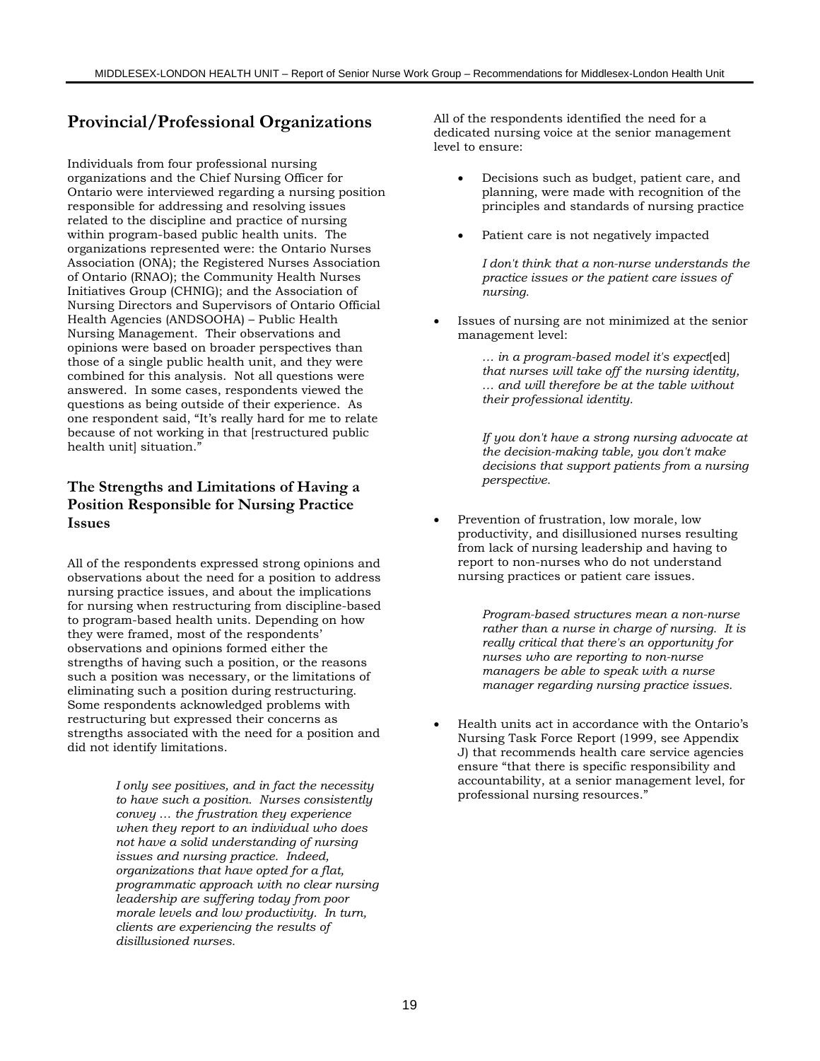## Provincial/Professional Organizations

Individuals from four professional nursing organizations and the Chief Nursing Officer for Ontario were interviewed regarding a nursing position responsible for addressing and resolving issues related to the discipline and practice of nursing within program-based public health units. The organizations represented were: the Ontario Nurses Association (ONA); the Registered Nurses Association of Ontario (RNAO); the Community Health Nurses Initiatives Group (CHNIG); and the Association of Nursing Directors and Supervisors of Ontario Official Health Agencies (ANDSOOHA) – Public Health Nursing Management. Their observations and opinions were based on broader perspectives than those of a single public health unit, and they were combined for this analysis. Not all questions were answered. In some cases, respondents viewed the questions as being outside of their experience. As one respondent said, "It's really hard for me to relate because of not working in that [restructured public health unit] situation."

### The Strengths and Limitations of Having a Position Responsible for Nursing Practice Issues

All of the respondents expressed strong opinions and observations about the need for a position to address nursing practice issues, and about the implications for nursing when restructuring from discipline-based to program-based health units. Depending on how they were framed, most of the respondents' observations and opinions formed either the strengths of having such a position, or the reasons such a position was necessary, or the limitations of eliminating such a position during restructuring. Some respondents acknowledged problems with restructuring but expressed their concerns as strengths associated with the need for a position and did not identify limitations.

> *I only see positives, and in fact the necessity to have such a position. Nurses consistently convey … the frustration they experience when they report to an individual who does not have a solid understanding of nursing issues and nursing practice. Indeed, organizations that have opted for a flat, programmatic approach with no clear nursing leadership are suffering today from poor morale levels and low productivity. In turn, clients are experiencing the results of disillusioned nurses.*

All of the respondents identified the need for a dedicated nursing voice at the senior management level to ensure:

- Decisions such as budget, patient care, and planning, were made with recognition of the principles and standards of nursing practice
- Patient care is not negatively impacted

  > *I don't think that a non-nurse understands the practice issues or the patient care issues of nursing.*

- Issues of nursing are not minimized at the senior management level:

  > *… in a program-based model it's expect*[ed] *that nurses will take off the nursing identity, … and will therefore be at the table without their professional identity.*

  > *If you don't have a strong nursing advocate at the decision-making table, you don't make decisions that support patients from a nursing perspective.*

- Prevention of frustration, low morale, low productivity, and disillusioned nurses resulting from lack of nursing leadership and having to report to non-nurses who do not understand nursing practices or patient care issues.

  > *Program-based structures mean a non-nurse rather than a nurse in charge of nursing. It is really critical that there's an opportunity for nurses who are reporting to non-nurse managers be able to speak with a nurse manager regarding nursing practice issues.*

- Health units act in accordance with the Ontario's Nursing Task Force Report (1999, see Appendix J) that recommends health care service agencies ensure "that there is specific responsibility and accountability, at a senior management level, for professional nursing resources."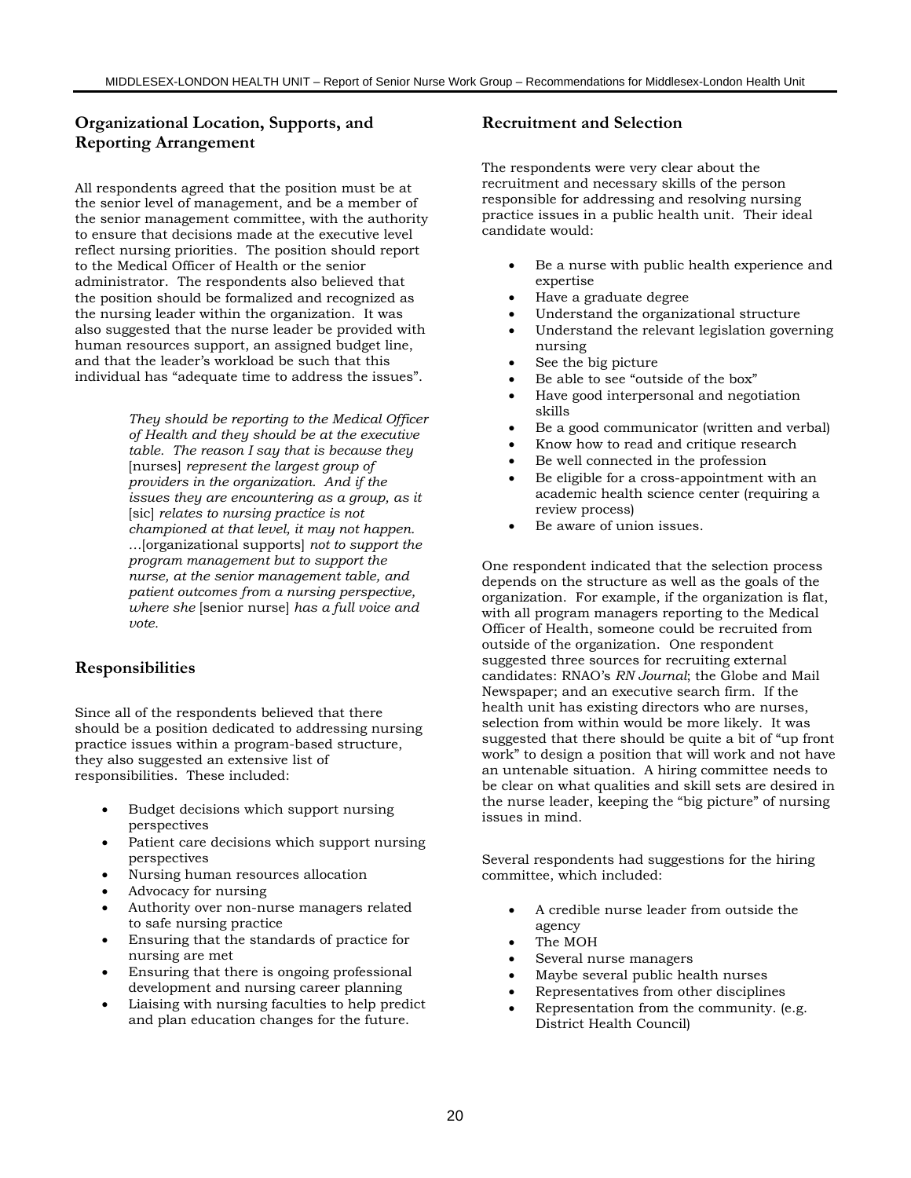## Organizational Location, Supports, and Reporting Arrangement

All respondents agreed that the position must be at the senior level of management, and be a member of the senior management committee, with the authority to ensure that decisions made at the executive level reflect nursing priorities. The position should report to the Medical Officer of Health or the senior administrator. The respondents also believed that the position should be formalized and recognized as the nursing leader within the organization. It was also suggested that the nurse leader be provided with human resources support, an assigned budget line, and that the leader's workload be such that this individual has "adequate time to address the issues".

> *They should be reporting to the Medical Officer of Health and they should be at the executive table. The reason I say that is because they* [nurses] *represent the largest group of providers in the organization. And if the issues they are encountering as a group, as it* [sic] *relates to nursing practice is not championed at that level, it may not happen.* …[organizational supports] *not to support the program management but to support the nurse, at the senior management table, and patient outcomes from a nursing perspective, where she* [senior nurse] *has a full voice and vote.*

## Responsibilities

Since all of the respondents believed that there should be a position dedicated to addressing nursing practice issues within a program-based structure, they also suggested an extensive list of responsibilities. These included:

- Budget decisions which support nursing perspectives
- Patient care decisions which support nursing perspectives
- Nursing human resources allocation
- Advocacy for nursing
- Authority over non-nurse managers related to safe nursing practice
- Ensuring that the standards of practice for nursing are met
- Ensuring that there is ongoing professional development and nursing career planning
- Liaising with nursing faculties to help predict and plan education changes for the future.

## Recruitment and Selection

The respondents were very clear about the recruitment and necessary skills of the person responsible for addressing and resolving nursing practice issues in a public health unit. Their ideal candidate would:

- Be a nurse with public health experience and expertise
- Have a graduate degree
- Understand the organizational structure
- Understand the relevant legislation governing nursing
- See the big picture
- Be able to see "outside of the box"
- Have good interpersonal and negotiation skills
- Be a good communicator (written and verbal)
- Know how to read and critique research
- Be well connected in the profession
- Be eligible for a cross-appointment with an academic health science center (requiring a review process)
- Be aware of union issues.

One respondent indicated that the selection process depends on the structure as well as the goals of the organization. For example, if the organization is flat, with all program managers reporting to the Medical Officer of Health, someone could be recruited from outside of the organization. One respondent suggested three sources for recruiting external candidates: RNAO's *RN Journal*; the Globe and Mail Newspaper; and an executive search firm. If the health unit has existing directors who are nurses, selection from within would be more likely. It was suggested that there should be quite a bit of "up front work" to design a position that will work and not have an untenable situation. A hiring committee needs to be clear on what qualities and skill sets are desired in the nurse leader, keeping the "big picture" of nursing issues in mind.

Several respondents had suggestions for the hiring committee, which included:

- A credible nurse leader from outside the agency
- The MOH
- Several nurse managers
- Maybe several public health nurses
- Representatives from other disciplines
- Representation from the community. (e.g. District Health Council)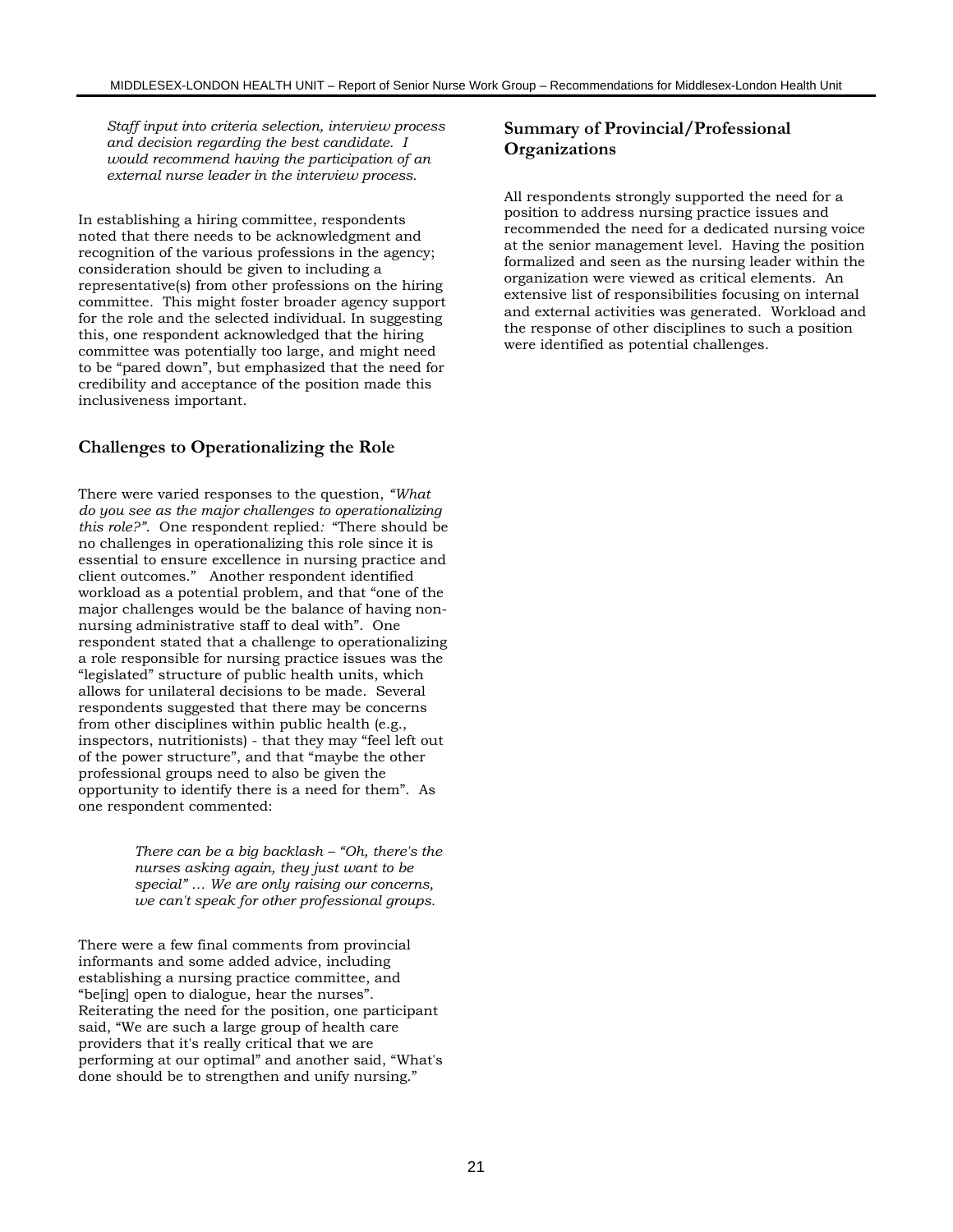*Staff input into criteria selection, interview process and decision regarding the best candidate. I would recommend having the participation of an external nurse leader in the interview process.*

In establishing a hiring committee, respondents noted that there needs to be acknowledgment and recognition of the various professions in the agency; consideration should be given to including a representative(s) from other professions on the hiring committee. This might foster broader agency support for the role and the selected individual. In suggesting this, one respondent acknowledged that the hiring committee was potentially too large, and might need to be "pared down", but emphasized that the need for credibility and acceptance of the position made this inclusiveness important.

## Challenges to Operationalizing the Role

There were varied responses to the question, *"What do you see as the major challenges to operationalizing this role?"*. One respondent replied: "There should be no challenges in operationalizing this role since it is essential to ensure excellence in nursing practice and client outcomes." Another respondent identified workload as a potential problem, and that "one of the major challenges would be the balance of having non-nursing administrative staff to deal with". One respondent stated that a challenge to operationalizing a role responsible for nursing practice issues was the "legislated" structure of public health units, which allows for unilateral decisions to be made. Several respondents suggested that there may be concerns from other disciplines within public health (e.g., inspectors, nutritionists) - that they may "feel left out of the power structure", and that "maybe the other professional groups need to also be given the opportunity to identify there is a need for them". As one respondent commented:

> *There can be a big backlash – "Oh, there's the nurses asking again, they just want to be special" … We are only raising our concerns, we can't speak for other professional groups.*

There were a few final comments from provincial informants and some added advice, including establishing a nursing practice committee, and "be[ing] open to dialogue, hear the nurses". Reiterating the need for the position, one participant said, "We are such a large group of health care providers that it's really critical that we are performing at our optimal" and another said, "What's done should be to strengthen and unify nursing."

## Summary of Provincial/Professional Organizations

All respondents strongly supported the need for a position to address nursing practice issues and recommended the need for a dedicated nursing voice at the senior management level. Having the position formalized and seen as the nursing leader within the organization were viewed as critical elements. An extensive list of responsibilities focusing on internal and external activities was generated. Workload and the response of other disciplines to such a position were identified as potential challenges.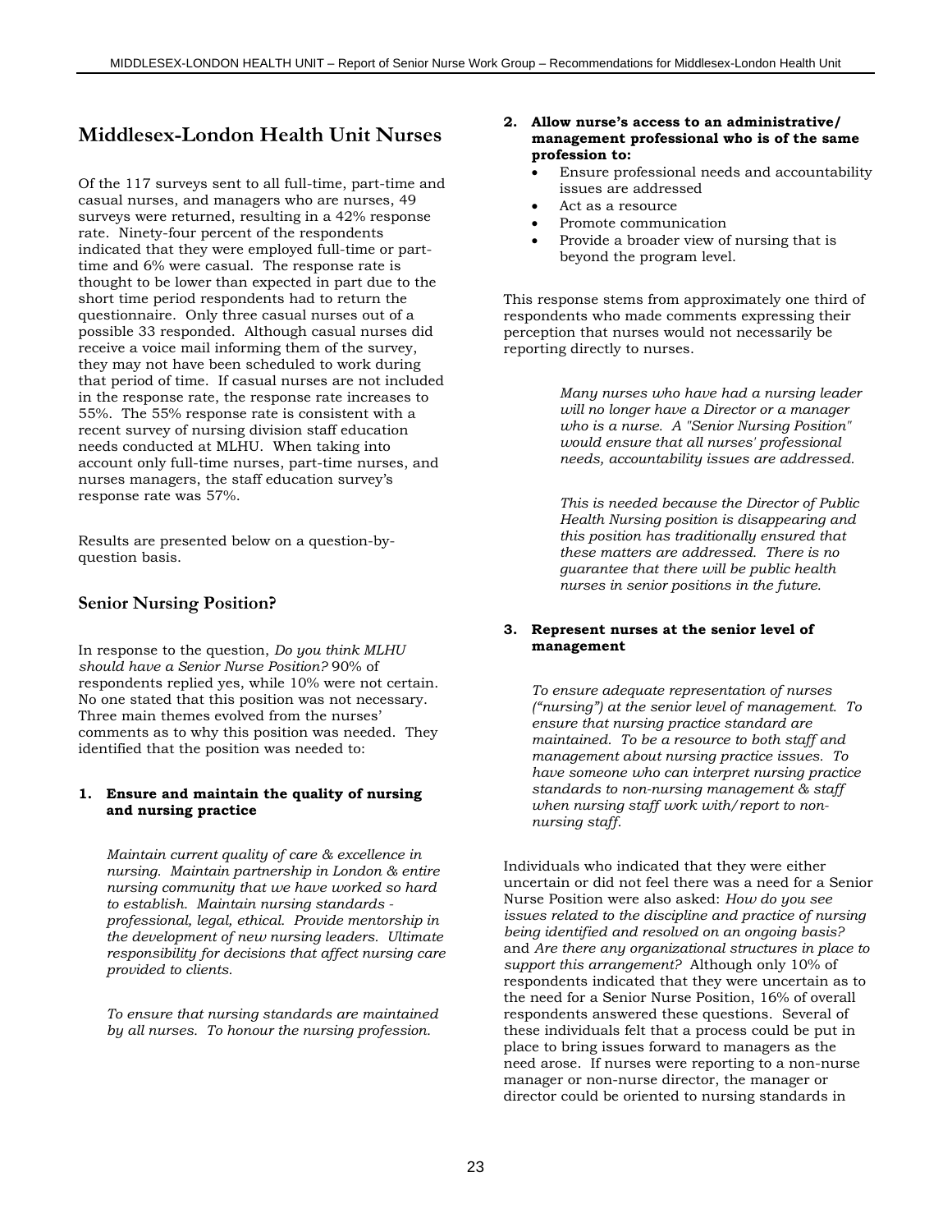## Middlesex-London Health Unit Nurses

Of the 117 surveys sent to all full-time, part-time and casual nurses, and managers who are nurses, 49 surveys were returned, resulting in a 42% response rate. Ninety-four percent of the respondents indicated that they were employed full-time or part-time and 6% were casual. The response rate is thought to be lower than expected in part due to the short time period respondents had to return the questionnaire. Only three casual nurses out of a possible 33 responded. Although casual nurses did receive a voice mail informing them of the survey, they may not have been scheduled to work during that period of time. If casual nurses are not included in the response rate, the response rate increases to 55%. The 55% response rate is consistent with a recent survey of nursing division staff education needs conducted at MLHU. When taking into account only full-time nurses, part-time nurses, and nurses managers, the staff education survey's response rate was 57%.

Results are presented below on a question-by-question basis.

### Senior Nursing Position?

In response to the question, *Do you think MLHU should have a Senior Nurse Position?* 90% of respondents replied yes, while 10% were not certain. No one stated that this position was not necessary. Three main themes evolved from the nurses' comments as to why this position was needed. They identified that the position was needed to:

**1. Ensure and maintain the quality of nursing and nursing practice**

> *Maintain current quality of care & excellence in nursing. Maintain partnership in London & entire nursing community that we have worked so hard to establish. Maintain nursing standards - professional, legal, ethical. Provide mentorship in the development of new nursing leaders. Ultimate responsibility for decisions that affect nursing care provided to clients.*

> *To ensure that nursing standards are maintained by all nurses. To honour the nursing profession.*

**2. Allow nurse's access to an administrative/ management professional who is of the same profession to:**

- Ensure professional needs and accountability issues are addressed
- Act as a resource
- Promote communication
- Provide a broader view of nursing that is beyond the program level.

This response stems from approximately one third of respondents who made comments expressing their perception that nurses would not necessarily be reporting directly to nurses.

> *Many nurses who have had a nursing leader will no longer have a Director or a manager who is a nurse. A "Senior Nursing Position" would ensure that all nurses' professional needs, accountability issues are addressed.*

> *This is needed because the Director of Public Health Nursing position is disappearing and this position has traditionally ensured that these matters are addressed. There is no guarantee that there will be public health nurses in senior positions in the future.*

**3. Represent nurses at the senior level of management**

> *To ensure adequate representation of nurses ("nursing") at the senior level of management. To ensure that nursing practice standard are maintained. To be a resource to both staff and management about nursing practice issues. To have someone who can interpret nursing practice standards to non-nursing management & staff when nursing staff work with/report to non-nursing staff.*

Individuals who indicated that they were either uncertain or did not feel there was a need for a Senior Nurse Position were also asked: *How do you see issues related to the discipline and practice of nursing being identified and resolved on an ongoing basis?* and *Are there any organizational structures in place to support this arrangement?* Although only 10% of respondents indicated that they were uncertain as to the need for a Senior Nurse Position, 16% of overall respondents answered these questions. Several of these individuals felt that a process could be put in place to bring issues forward to managers as the need arose. If nurses were reporting to a non-nurse manager or non-nurse director, the manager or director could be oriented to nursing standards in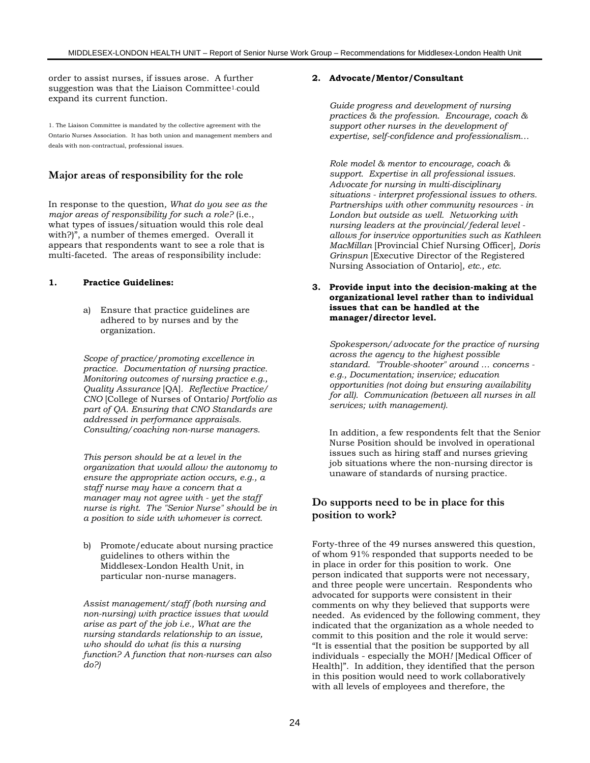order to assist nurses, if issues arose. A further suggestion was that the Liaison Committee[1] could expand its current function.

1. The Liaison Committee is mandated by the collective agreement with the Ontario Nurses Association. It has both union and management members and deals with non-contractual, professional issues.

## Major areas of responsibility for the role

In response to the question, *What do you see as the major areas of responsibility for such a role?* (i.e., what types of issues/situation would this role deal with?)", a number of themes emerged. Overall it appears that respondents want to see a role that is multi-faceted. The areas of responsibility include:

**1. Practice Guidelines:**

a) Ensure that practice guidelines are adhered to by nurses and by the organization.

*Scope of practice/promoting excellence in practice. Documentation of nursing practice. Monitoring outcomes of nursing practice e.g., Quality Assurance* [QA]. *Reflective Practice/ CNO* [College of Nurses of Ontario*] Portfolio as part of QA. Ensuring that CNO Standards are addressed in performance appraisals. Consulting/coaching non-nurse managers.*

*This person should be at a level in the organization that would allow the autonomy to ensure the appropriate action occurs, e.g., a staff nurse may have a concern that a manager may not agree with - yet the staff nurse is right. The "Senior Nurse" should be in a position to side with whomever is correct.*

b) Promote/educate about nursing practice guidelines to others within the Middlesex-London Health Unit, in particular non-nurse managers.

*Assist management/staff (both nursing and non-nursing) with practice issues that would arise as part of the job i.e., What are the nursing standards relationship to an issue, who should do what (is this a nursing function? A function that non-nurses can also do?)*

**2. Advocate/Mentor/Consultant**

*Guide progress and development of nursing practices & the profession. Encourage, coach & support other nurses in the development of expertise, self-confidence and professionalism…*

*Role model & mentor to encourage, coach & support. Expertise in all professional issues. Advocate for nursing in multi-disciplinary situations - interpret professional issues to others. Partnerships with other community resources - in London but outside as well. Networking with nursing leaders at the provincial/federal level - allows for inservice opportunities such as Kathleen MacMillan* [Provincial Chief Nursing Officer]*, Doris Grinspun* [Executive Director of the Registered Nursing Association of Ontario]*, etc., etc.*

**3. Provide input into the decision-making at the organizational level rather than to individual issues that can be handled at the manager/director level.**

*Spokesperson/advocate for the practice of nursing across the agency to the highest possible standard. "Trouble-shooter" around … concerns - e.g., Documentation; inservice; education opportunities (not doing but ensuring availability for all). Communication (between all nurses in all services; with management).*

In addition, a few respondents felt that the Senior Nurse Position should be involved in operational issues such as hiring staff and nurses grieving job situations where the non-nursing director is unaware of standards of nursing practice.

## Do supports need to be in place for this position to work?

Forty-three of the 49 nurses answered this question, of whom 91% responded that supports needed to be in place in order for this position to work. One person indicated that supports were not necessary, and three people were uncertain. Respondents who advocated for supports were consistent in their comments on why they believed that supports were needed. As evidenced by the following comment, they indicated that the organization as a whole needed to commit to this position and the role it would serve: "It is essential that the position be supported by all individuals - especially the MOH*!* [Medical Officer of Health]". In addition, they identified that the person in this position would need to work collaboratively with all levels of employees and therefore, the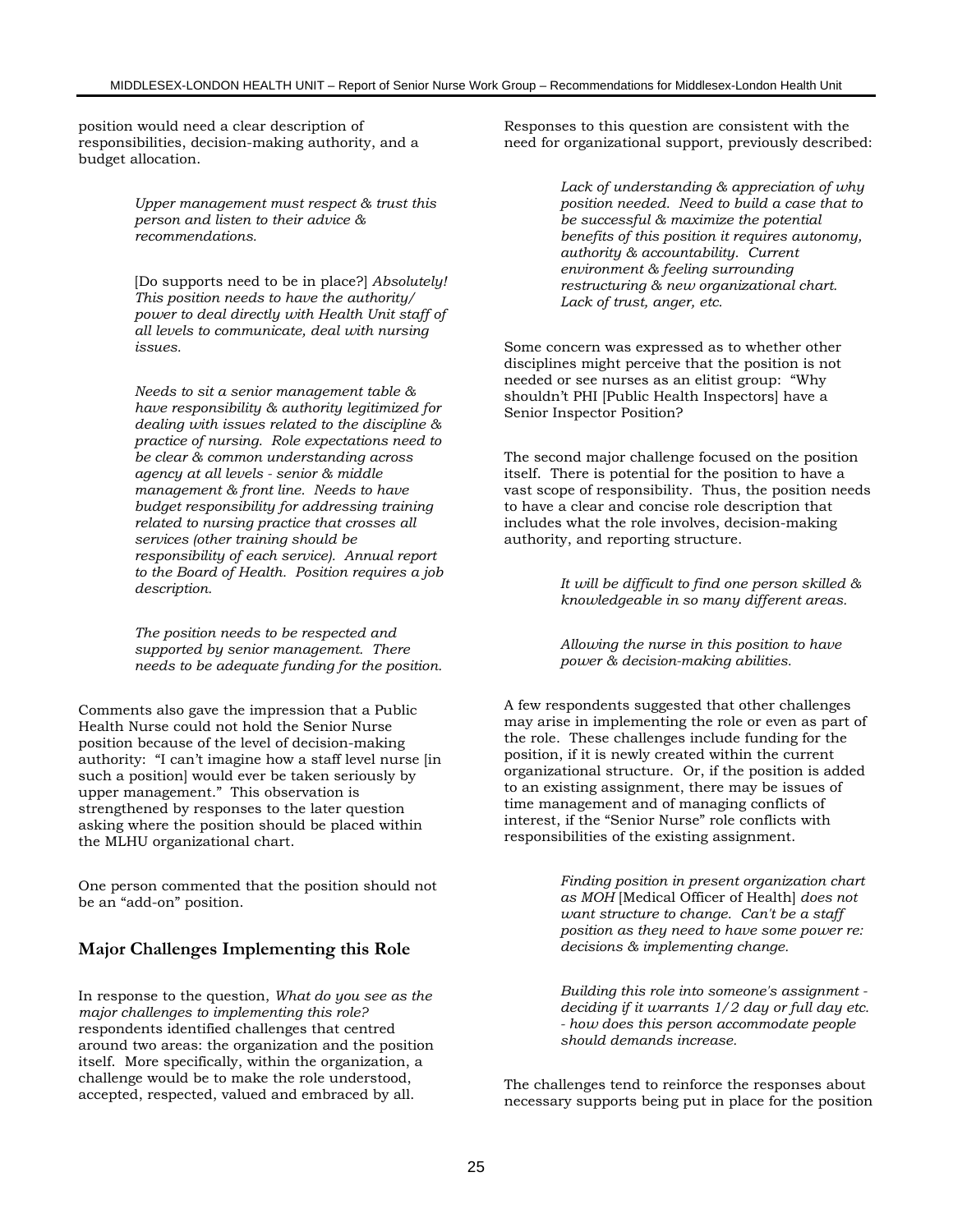position would need a clear description of responsibilities, decision-making authority, and a budget allocation.

> *Upper management must respect & trust this person and listen to their advice & recommendations.*
>
> [Do supports need to be in place?] *Absolutely! This position needs to have the authority/ power to deal directly with Health Unit staff of all levels to communicate, deal with nursing issues.*
>
> *Needs to sit a senior management table & have responsibility & authority legitimized for dealing with issues related to the discipline & practice of nursing. Role expectations need to be clear & common understanding across agency at all levels - senior & middle management & front line. Needs to have budget responsibility for addressing training related to nursing practice that crosses all services (other training should be responsibility of each service). Annual report to the Board of Health. Position requires a job description.*
>
> *The position needs to be respected and supported by senior management. There needs to be adequate funding for the position.*

Comments also gave the impression that a Public Health Nurse could not hold the Senior Nurse position because of the level of decision-making authority: "I can't imagine how a staff level nurse [in such a position] would ever be taken seriously by upper management." This observation is strengthened by responses to the later question asking where the position should be placed within the MLHU organizational chart.

One person commented that the position should not be an "add-on" position.

## Major Challenges Implementing this Role

In response to the question, *What do you see as the major challenges to implementing this role?* respondents identified challenges that centred around two areas: the organization and the position itself. More specifically, within the organization, a challenge would be to make the role understood, accepted, respected, valued and embraced by all.

Responses to this question are consistent with the need for organizational support, previously described:

> *Lack of understanding & appreciation of why position needed. Need to build a case that to be successful & maximize the potential benefits of this position it requires autonomy, authority & accountability. Current environment & feeling surrounding restructuring & new organizational chart. Lack of trust, anger, etc.*

Some concern was expressed as to whether other disciplines might perceive that the position is not needed or see nurses as an elitist group: "Why shouldn't PHI [Public Health Inspectors] have a Senior Inspector Position?

The second major challenge focused on the position itself. There is potential for the position to have a vast scope of responsibility. Thus, the position needs to have a clear and concise role description that includes what the role involves, decision-making authority, and reporting structure.

> *It will be difficult to find one person skilled & knowledgeable in so many different areas.*
>
> *Allowing the nurse in this position to have power & decision-making abilities.*

A few respondents suggested that other challenges may arise in implementing the role or even as part of the role. These challenges include funding for the position, if it is newly created within the current organizational structure. Or, if the position is added to an existing assignment, there may be issues of time management and of managing conflicts of interest, if the "Senior Nurse" role conflicts with responsibilities of the existing assignment.

> *Finding position in present organization chart as MOH* [Medical Officer of Health] *does not want structure to change. Can't be a staff position as they need to have some power re: decisions & implementing change.*
>
> *Building this role into someone's assignment - deciding if it warrants 1/2 day or full day etc. - how does this person accommodate people should demands increase.*

The challenges tend to reinforce the responses about necessary supports being put in place for the position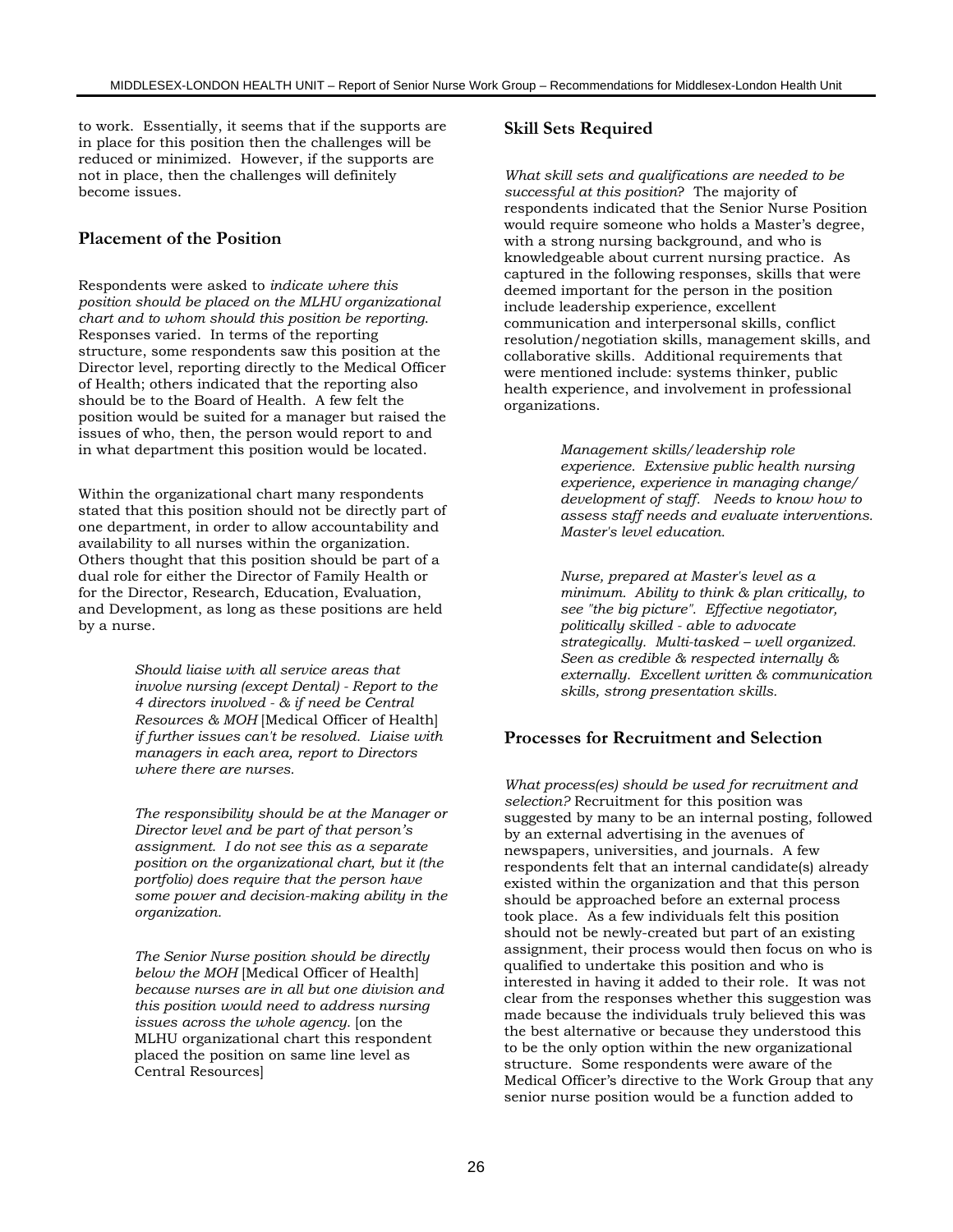to work. Essentially, it seems that if the supports are in place for this position then the challenges will be reduced or minimized. However, if the supports are not in place, then the challenges will definitely become issues.

## Placement of the Position

Respondents were asked to *indicate where this position should be placed on the MLHU organizational chart and to whom should this position be reporting.* Responses varied. In terms of the reporting structure, some respondents saw this position at the Director level, reporting directly to the Medical Officer of Health; others indicated that the reporting also should be to the Board of Health. A few felt the position would be suited for a manager but raised the issues of who, then, the person would report to and in what department this position would be located.

Within the organizational chart many respondents stated that this position should not be directly part of one department, in order to allow accountability and availability to all nurses within the organization. Others thought that this position should be part of a dual role for either the Director of Family Health or for the Director, Research, Education, Evaluation, and Development, as long as these positions are held by a nurse.

> *Should liaise with all service areas that involve nursing (except Dental) - Report to the 4 directors involved - & if need be Central Resources & MOH* [Medical Officer of Health] *if further issues can't be resolved. Liaise with managers in each area, report to Directors where there are nurses.*

> *The responsibility should be at the Manager or Director level and be part of that person's assignment. I do not see this as a separate position on the organizational chart, but it (the portfolio) does require that the person have some power and decision-making ability in the organization.*

> *The Senior Nurse position should be directly below the MOH* [Medical Officer of Health] *because nurses are in all but one division and this position would need to address nursing issues across the whole agency.* [on the MLHU organizational chart this respondent placed the position on same line level as Central Resources]

## Skill Sets Required

*What skill sets and qualifications are needed to be successful at this position?* The majority of respondents indicated that the Senior Nurse Position would require someone who holds a Master's degree, with a strong nursing background, and who is knowledgeable about current nursing practice. As captured in the following responses, skills that were deemed important for the person in the position include leadership experience, excellent communication and interpersonal skills, conflict resolution/negotiation skills, management skills, and collaborative skills. Additional requirements that were mentioned include: systems thinker, public health experience, and involvement in professional organizations.

> *Management skills/leadership role experience. Extensive public health nursing experience, experience in managing change/ development of staff. Needs to know how to assess staff needs and evaluate interventions. Master's level education.*

> *Nurse, prepared at Master's level as a minimum. Ability to think & plan critically, to see "the big picture". Effective negotiator, politically skilled - able to advocate strategically. Multi-tasked – well organized. Seen as credible & respected internally & externally. Excellent written & communication skills, strong presentation skills.*

## Processes for Recruitment and Selection

*What process(es) should be used for recruitment and selection?* Recruitment for this position was suggested by many to be an internal posting, followed by an external advertising in the avenues of newspapers, universities, and journals. A few respondents felt that an internal candidate(s) already existed within the organization and that this person should be approached before an external process took place. As a few individuals felt this position should not be newly-created but part of an existing assignment, their process would then focus on who is qualified to undertake this position and who is interested in having it added to their role. It was not clear from the responses whether this suggestion was made because the individuals truly believed this was the best alternative or because they understood this to be the only option within the new organizational structure. Some respondents were aware of the Medical Officer's directive to the Work Group that any senior nurse position would be a function added to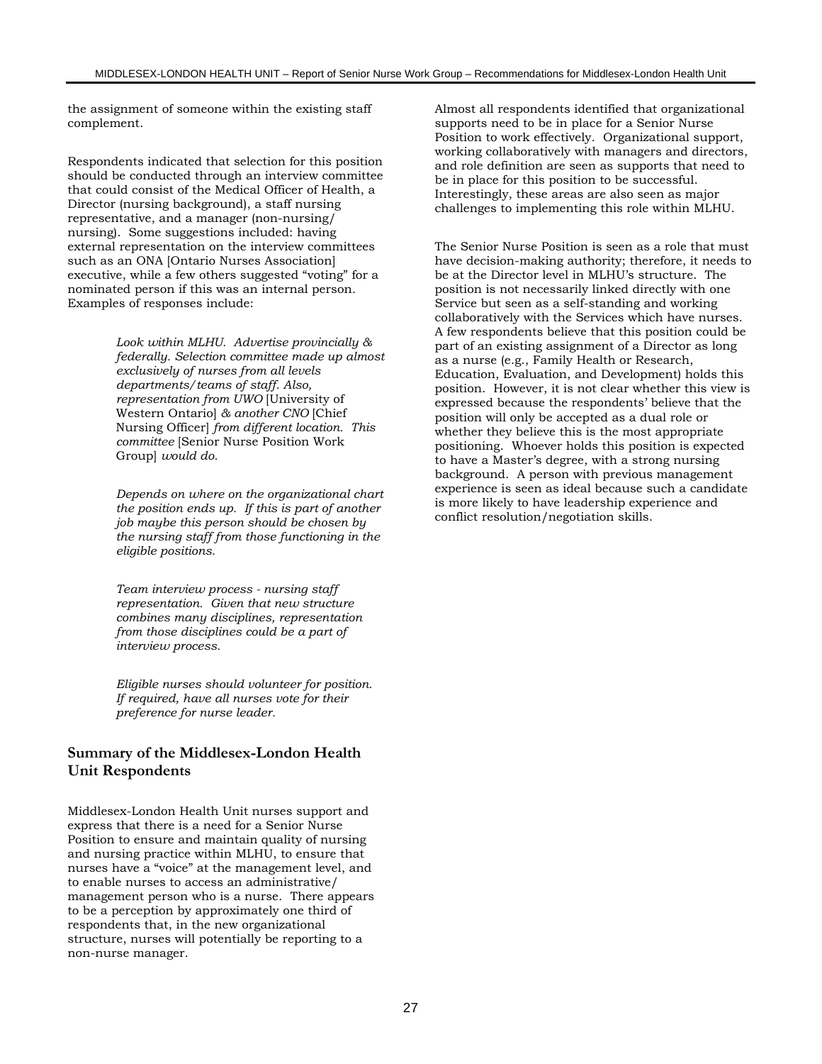the assignment of someone within the existing staff complement.

Respondents indicated that selection for this position should be conducted through an interview committee that could consist of the Medical Officer of Health, a Director (nursing background), a staff nursing representative, and a manager (non-nursing/ nursing). Some suggestions included: having external representation on the interview committees such as an ONA [Ontario Nurses Association] executive, while a few others suggested "voting" for a nominated person if this was an internal person. Examples of responses include:

> *Look within MLHU. Advertise provincially & federally. Selection committee made up almost exclusively of nurses from all levels departments/teams of staff. Also, representation from UWO* [University of Western Ontario] *& another CNO* [Chief Nursing Officer] *from different location. This committee* [Senior Nurse Position Work Group] *would do.*

> *Depends on where on the organizational chart the position ends up. If this is part of another job maybe this person should be chosen by the nursing staff from those functioning in the eligible positions.*

> *Team interview process - nursing staff representation. Given that new structure combines many disciplines, representation from those disciplines could be a part of interview process.*

> *Eligible nurses should volunteer for position. If required, have all nurses vote for their preference for nurse leader.*

## Summary of the Middlesex-London Health Unit Respondents

Middlesex-London Health Unit nurses support and express that there is a need for a Senior Nurse Position to ensure and maintain quality of nursing and nursing practice within MLHU, to ensure that nurses have a "voice" at the management level, and to enable nurses to access an administrative/ management person who is a nurse. There appears to be a perception by approximately one third of respondents that, in the new organizational structure, nurses will potentially be reporting to a non-nurse manager.

Almost all respondents identified that organizational supports need to be in place for a Senior Nurse Position to work effectively. Organizational support, working collaboratively with managers and directors, and role definition are seen as supports that need to be in place for this position to be successful. Interestingly, these areas are also seen as major challenges to implementing this role within MLHU.

The Senior Nurse Position is seen as a role that must have decision-making authority; therefore, it needs to be at the Director level in MLHU's structure. The position is not necessarily linked directly with one Service but seen as a self-standing and working collaboratively with the Services which have nurses. A few respondents believe that this position could be part of an existing assignment of a Director as long as a nurse (e.g., Family Health or Research, Education, Evaluation, and Development) holds this position. However, it is not clear whether this view is expressed because the respondents' believe that the position will only be accepted as a dual role or whether they believe this is the most appropriate positioning. Whoever holds this position is expected to have a Master's degree, with a strong nursing background. A person with previous management experience is seen as ideal because such a candidate is more likely to have leadership experience and conflict resolution/negotiation skills.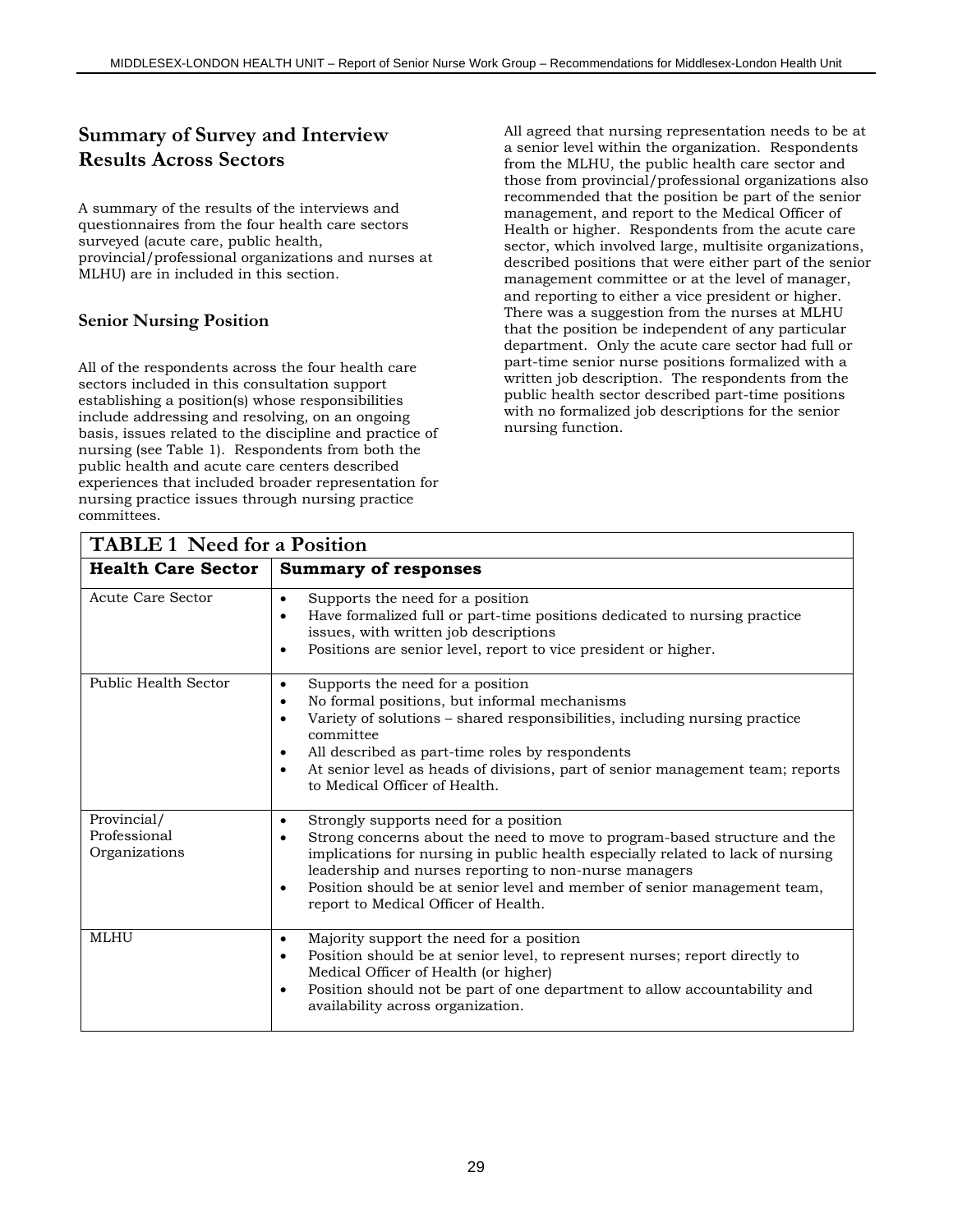## Summary of Survey and Interview Results Across Sectors

A summary of the results of the interviews and questionnaires from the four health care sectors surveyed (acute care, public health, provincial/professional organizations and nurses at MLHU) are in included in this section.

### Senior Nursing Position

All of the respondents across the four health care sectors included in this consultation support establishing a position(s) whose responsibilities include addressing and resolving, on an ongoing basis, issues related to the discipline and practice of nursing (see Table 1). Respondents from both the public health and acute care centers described experiences that included broader representation for nursing practice issues through nursing practice committees.

All agreed that nursing representation needs to be at a senior level within the organization. Respondents from the MLHU, the public health care sector and those from provincial/professional organizations also recommended that the position be part of the senior management, and report to the Medical Officer of Health or higher. Respondents from the acute care sector, which involved large, multisite organizations, described positions that were either part of the senior management committee or at the level of manager, and reporting to either a vice president or higher. There was a suggestion from the nurses at MLHU that the position be independent of any particular department. Only the acute care sector had full or part-time senior nurse positions formalized with a written job description. The respondents from the public health sector described part-time positions with no formalized job descriptions for the senior nursing function.

**TABLE 1 Need for a Position**

| Health Care Sector | Summary of responses |
|---|---|
| Acute Care Sector | • Supports the need for a position<br>• Have formalized full or part-time positions dedicated to nursing practice issues, with written job descriptions<br>• Positions are senior level, report to vice president or higher. |
| Public Health Sector | • Supports the need for a position<br>• No formal positions, but informal mechanisms<br>• Variety of solutions – shared responsibilities, including nursing practice committee<br>• All described as part-time roles by respondents<br>• At senior level as heads of divisions, part of senior management team; reports to Medical Officer of Health. |
| Provincial/ Professional Organizations | • Strongly supports need for a position<br>• Strong concerns about the need to move to program-based structure and the implications for nursing in public health especially related to lack of nursing leadership and nurses reporting to non-nurse managers<br>• Position should be at senior level and member of senior management team, report to Medical Officer of Health. |
| MLHU | • Majority support the need for a position<br>• Position should be at senior level, to represent nurses; report directly to Medical Officer of Health (or higher)<br>• Position should not be part of one department to allow accountability and availability across organization. |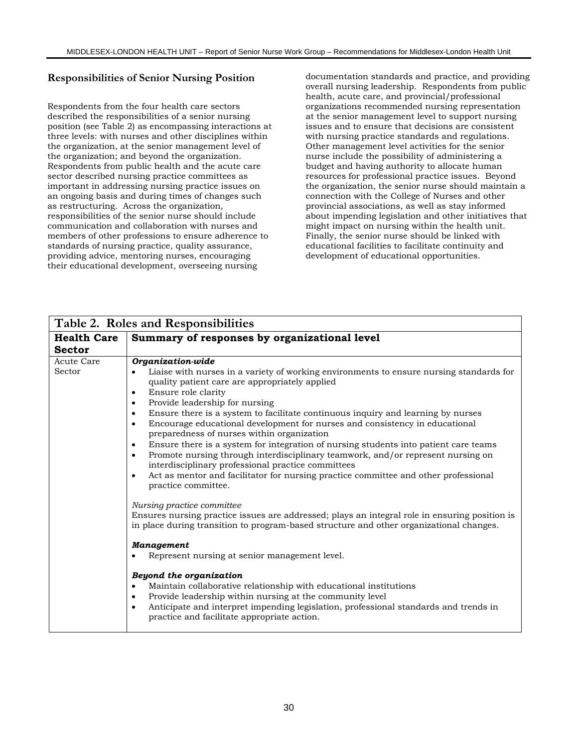## Responsibilities of Senior Nursing Position

Respondents from the four health care sectors described the responsibilities of a senior nursing position (see Table 2) as encompassing interactions at three levels: with nurses and other disciplines within the organization, at the senior management level of the organization; and beyond the organization. Respondents from public health and the acute care sector described nursing practice committees as important in addressing nursing practice issues on an ongoing basis and during times of changes such as restructuring. Across the organization, responsibilities of the senior nurse should include communication and collaboration with nurses and members of other professions to ensure adherence to standards of nursing practice, quality assurance, providing advice, mentoring nurses, encouraging their educational development, overseeing nursing documentation standards and practice, and providing overall nursing leadership. Respondents from public health, acute care, and provincial/professional organizations recommended nursing representation at the senior management level to support nursing issues and to ensure that decisions are consistent with nursing practice standards and regulations. Other management level activities for the senior nurse include the possibility of administering a budget and having authority to allocate human resources for professional practice issues. Beyond the organization, the senior nurse should maintain a connection with the College of Nurses and other provincial associations, as well as stay informed about impending legislation and other initiatives that might impact on nursing within the health unit. Finally, the senior nurse should be linked with educational facilities to facilitate continuity and development of educational opportunities.

**Table 2. Roles and Responsibilities**

| Health Care Sector | Summary of responses by organizational level |
|---|---|
| Acute Care Sector | ***Organization-wide***<br>• Liaise with nurses in a variety of working environments to ensure nursing standards for quality patient care are appropriately applied<br>• Ensure role clarity<br>• Provide leadership for nursing<br>• Ensure there is a system to facilitate continuous inquiry and learning by nurses<br>• Encourage educational development for nurses and consistency in educational preparedness of nurses within organization<br>• Ensure there is a system for integration of nursing students into patient care teams<br>• Promote nursing through interdisciplinary teamwork, and/or represent nursing on interdisciplinary professional practice committees<br>• Act as mentor and facilitator for nursing practice committee and other professional practice committee.<br><br>*Nursing practice committee*<br>Ensures nursing practice issues are addressed; plays an integral role in ensuring position is in place during transition to program-based structure and other organizational changes.<br><br>***Management***<br>• Represent nursing at senior management level.<br><br>***Beyond the organization***<br>• Maintain collaborative relationship with educational institutions<br>• Provide leadership within nursing at the community level<br>• Anticipate and interpret impending legislation, professional standards and trends in practice and facilitate appropriate action. |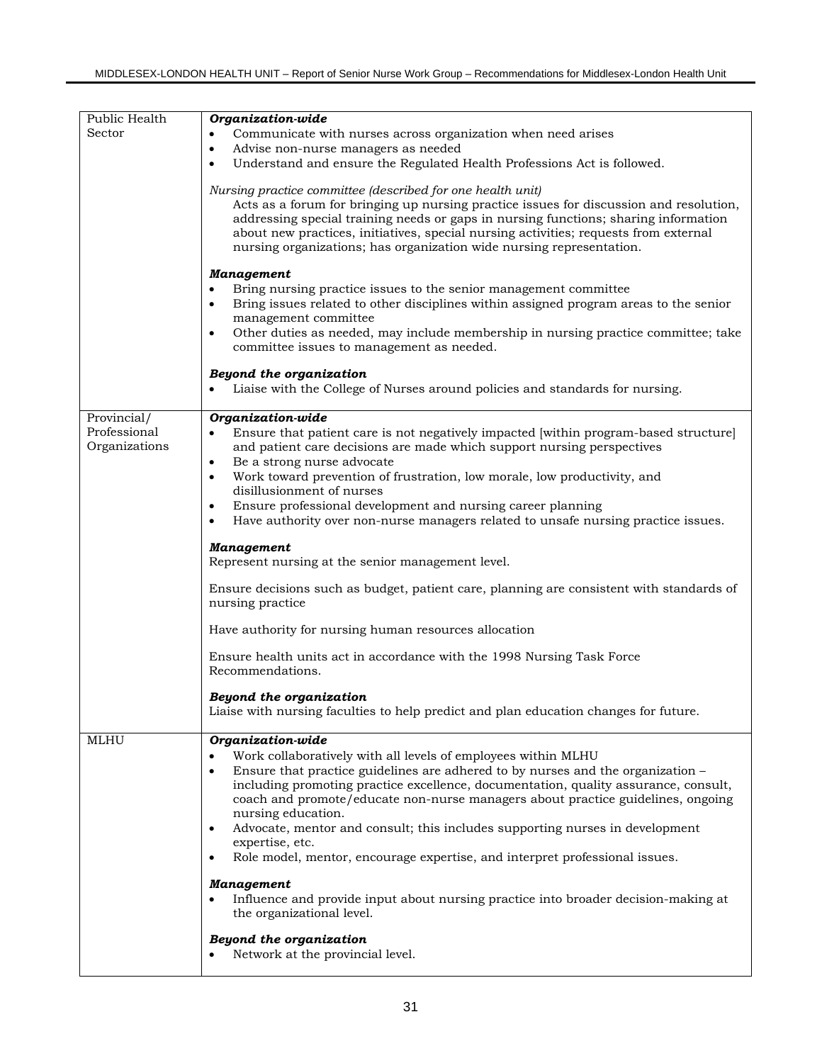| | |
|---|---|
| Public Health Sector | ***Organization-wide***<br>• Communicate with nurses across organization when need arises<br>• Advise non-nurse managers as needed<br>• Understand and ensure the Regulated Health Professions Act is followed.<br><br>*Nursing practice committee (described for one health unit)*<br>Acts as a forum for bringing up nursing practice issues for discussion and resolution, addressing special training needs or gaps in nursing functions; sharing information about new practices, initiatives, special nursing activities; requests from external nursing organizations; has organization wide nursing representation.<br><br>***Management***<br>• Bring nursing practice issues to the senior management committee<br>• Bring issues related to other disciplines within assigned program areas to the senior management committee<br>• Other duties as needed, may include membership in nursing practice committee; take committee issues to management as needed.<br><br>***Beyond the organization***<br>• Liaise with the College of Nurses around policies and standards for nursing. |
| Provincial/ Professional Organizations | ***Organization-wide***<br>• Ensure that patient care is not negatively impacted [within program-based structure] and patient care decisions are made which support nursing perspectives<br>• Be a strong nurse advocate<br>• Work toward prevention of frustration, low morale, low productivity, and disillusionment of nurses<br>• Ensure professional development and nursing career planning<br>• Have authority over non-nurse managers related to unsafe nursing practice issues.<br><br>***Management***<br>Represent nursing at the senior management level.<br><br>Ensure decisions such as budget, patient care, planning are consistent with standards of nursing practice<br><br>Have authority for nursing human resources allocation<br><br>Ensure health units act in accordance with the 1998 Nursing Task Force Recommendations.<br><br>***Beyond the organization***<br>Liaise with nursing faculties to help predict and plan education changes for future. |
| MLHU | ***Organization-wide***<br>• Work collaboratively with all levels of employees within MLHU<br>• Ensure that practice guidelines are adhered to by nurses and the organization – including promoting practice excellence, documentation, quality assurance, consult, coach and promote/educate non-nurse managers about practice guidelines, ongoing nursing education.<br>• Advocate, mentor and consult; this includes supporting nurses in development expertise, etc.<br>• Role model, mentor, encourage expertise, and interpret professional issues.<br><br>***Management***<br>• Influence and provide input about nursing practice into broader decision-making at the organizational level.<br><br>***Beyond the organization***<br>• Network at the provincial level. |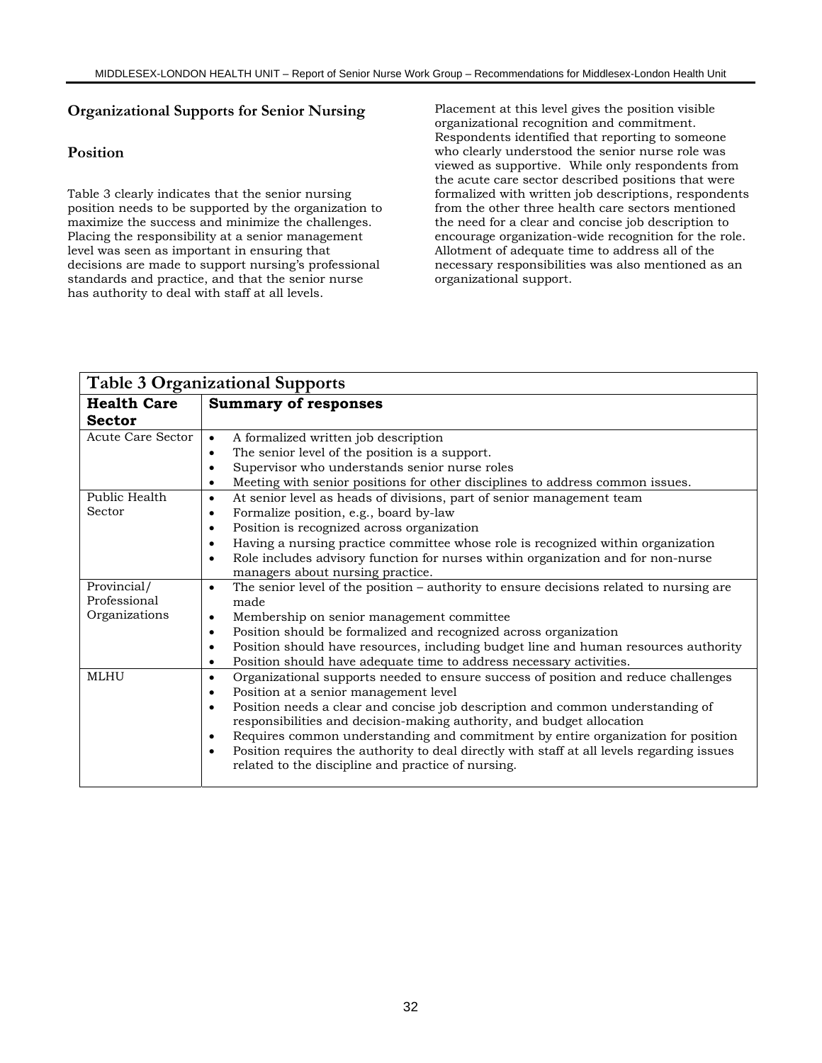## Organizational Supports for Senior Nursing

### Position

Table 3 clearly indicates that the senior nursing position needs to be supported by the organization to maximize the success and minimize the challenges. Placing the responsibility at a senior management level was seen as important in ensuring that decisions are made to support nursing's professional standards and practice, and that the senior nurse has authority to deal with staff at all levels.

Placement at this level gives the position visible organizational recognition and commitment. Respondents identified that reporting to someone who clearly understood the senior nurse role was viewed as supportive. While only respondents from the acute care sector described positions that were formalized with written job descriptions, respondents from the other three health care sectors mentioned the need for a clear and concise job description to encourage organization-wide recognition for the role. Allotment of adequate time to address all of the necessary responsibilities was also mentioned as an organizational support.

**Table 3 Organizational Supports**

| Health Care Sector | Summary of responses |
|---|---|
| Acute Care Sector | • A formalized written job description<br>• The senior level of the position is a support.<br>• Supervisor who understands senior nurse roles<br>• Meeting with senior positions for other disciplines to address common issues. |
| Public Health Sector | • At senior level as heads of divisions, part of senior management team<br>• Formalize position, e.g., board by-law<br>• Position is recognized across organization<br>• Having a nursing practice committee whose role is recognized within organization<br>• Role includes advisory function for nurses within organization and for non-nurse managers about nursing practice. |
| Provincial/ Professional Organizations | • The senior level of the position – authority to ensure decisions related to nursing are made<br>• Membership on senior management committee<br>• Position should be formalized and recognized across organization<br>• Position should have resources, including budget line and human resources authority<br>• Position should have adequate time to address necessary activities. |
| MLHU | • Organizational supports needed to ensure success of position and reduce challenges<br>• Position at a senior management level<br>• Position needs a clear and concise job description and common understanding of responsibilities and decision-making authority, and budget allocation<br>• Requires common understanding and commitment by entire organization for position<br>• Position requires the authority to deal directly with staff at all levels regarding issues related to the discipline and practice of nursing. |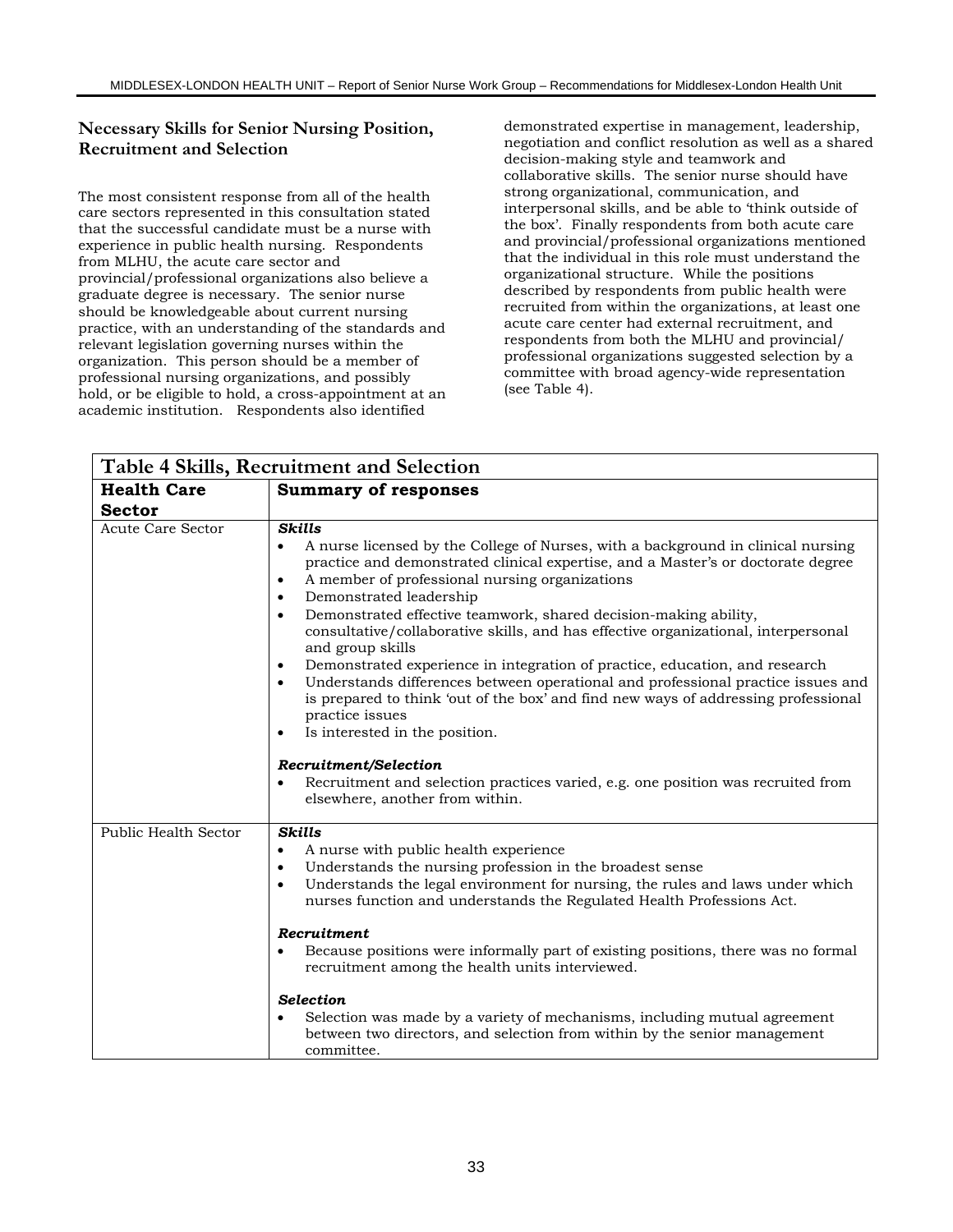## Necessary Skills for Senior Nursing Position, Recruitment and Selection

The most consistent response from all of the health care sectors represented in this consultation stated that the successful candidate must be a nurse with experience in public health nursing. Respondents from MLHU, the acute care sector and provincial/professional organizations also believe a graduate degree is necessary. The senior nurse should be knowledgeable about current nursing practice, with an understanding of the standards and relevant legislation governing nurses within the organization. This person should be a member of professional nursing organizations, and possibly hold, or be eligible to hold, a cross-appointment at an academic institution. Respondents also identified demonstrated expertise in management, leadership, negotiation and conflict resolution as well as a shared decision-making style and teamwork and collaborative skills. The senior nurse should have strong organizational, communication, and interpersonal skills, and be able to 'think outside of the box'. Finally respondents from both acute care and provincial/professional organizations mentioned that the individual in this role must understand the organizational structure. While the positions described by respondents from public health were recruited from within the organizations, at least one acute care center had external recruitment, and respondents from both the MLHU and provincial/ professional organizations suggested selection by a committee with broad agency-wide representation (see Table 4).

**Table 4 Skills, Recruitment and Selection**

| Health Care Sector | Summary of responses |
|---|---|
| Acute Care Sector | ***Skills***<br>• A nurse licensed by the College of Nurses, with a background in clinical nursing practice and demonstrated clinical expertise, and a Master's or doctorate degree<br>• A member of professional nursing organizations<br>• Demonstrated leadership<br>• Demonstrated effective teamwork, shared decision-making ability, consultative/collaborative skills, and has effective organizational, interpersonal and group skills<br>• Demonstrated experience in integration of practice, education, and research<br>• Understands differences between operational and professional practice issues and is prepared to think 'out of the box' and find new ways of addressing professional practice issues<br>• Is interested in the position.<br><br>***Recruitment/Selection***<br>• Recruitment and selection practices varied, e.g. one position was recruited from elsewhere, another from within. |
| Public Health Sector | ***Skills***<br>• A nurse with public health experience<br>• Understands the nursing profession in the broadest sense<br>• Understands the legal environment for nursing, the rules and laws under which nurses function and understands the Regulated Health Professions Act.<br><br>***Recruitment***<br>• Because positions were informally part of existing positions, there was no formal recruitment among the health units interviewed.<br><br>***Selection***<br>• Selection was made by a variety of mechanisms, including mutual agreement between two directors, and selection from within by the senior management committee. |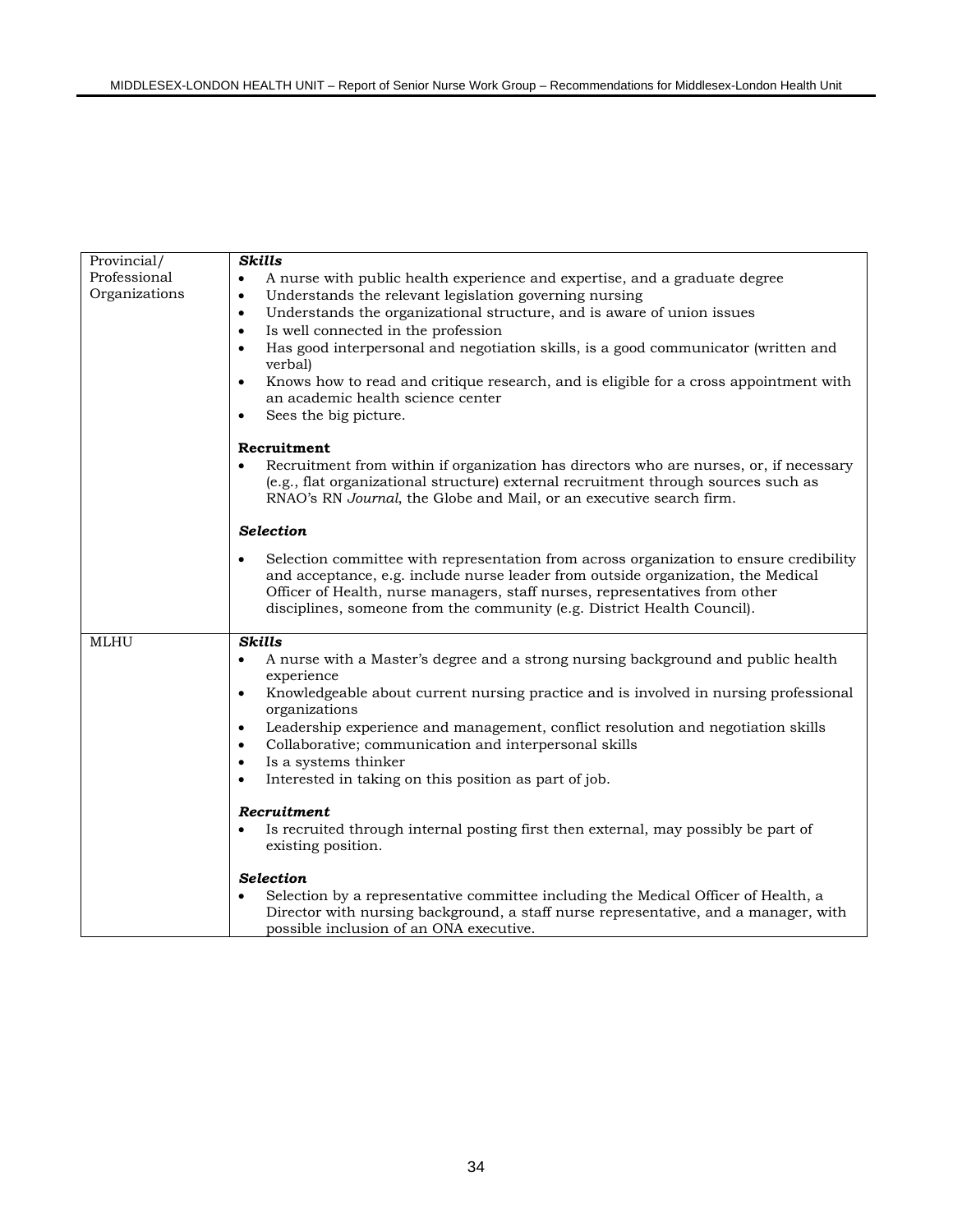| Provincial/ Professional Organizations | ***Skills***<br>• A nurse with public health experience and expertise, and a graduate degree<br>• Understands the relevant legislation governing nursing<br>• Understands the organizational structure, and is aware of union issues<br>• Is well connected in the profession<br>• Has good interpersonal and negotiation skills, is a good communicator (written and verbal)<br>• Knows how to read and critique research, and is eligible for a cross appointment with an academic health science center<br>• Sees the big picture.<br><br>**Recruitment**<br>• Recruitment from within if organization has directors who are nurses, or, if necessary (e.g., flat organizational structure) external recruitment through sources such as RNAO's RN *Journal*, the Globe and Mail, or an executive search firm.<br><br>***Selection***<br>• Selection committee with representation from across organization to ensure credibility and acceptance, e.g. include nurse leader from outside organization, the Medical Officer of Health, nurse managers, staff nurses, representatives from other disciplines, someone from the community (e.g. District Health Council). |
|---|---|
| MLHU | ***Skills***<br>• A nurse with a Master's degree and a strong nursing background and public health experience<br>• Knowledgeable about current nursing practice and is involved in nursing professional organizations<br>• Leadership experience and management, conflict resolution and negotiation skills<br>• Collaborative; communication and interpersonal skills<br>• Is a systems thinker<br>• Interested in taking on this position as part of job.<br><br>***Recruitment***<br>• Is recruited through internal posting first then external, may possibly be part of existing position.<br><br>***Selection***<br>• Selection by a representative committee including the Medical Officer of Health, a Director with nursing background, a staff nurse representative, and a manager, with possible inclusion of an ONA executive. |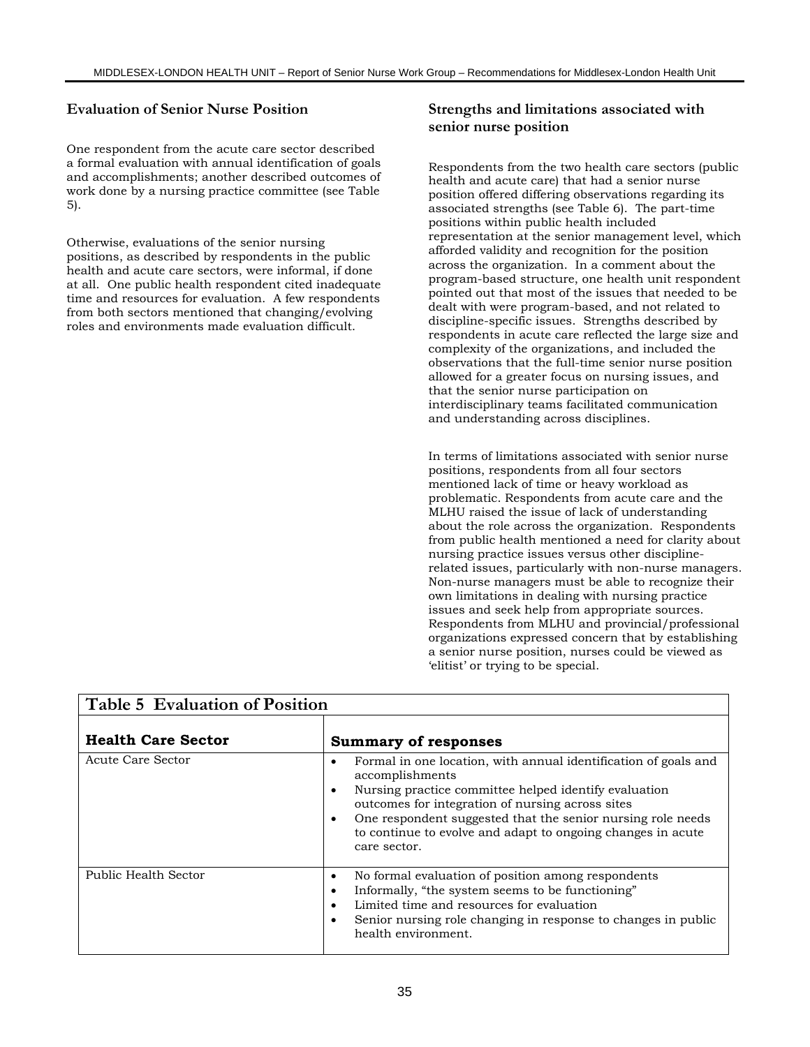### Evaluation of Senior Nurse Position

One respondent from the acute care sector described a formal evaluation with annual identification of goals and accomplishments; another described outcomes of work done by a nursing practice committee (see Table 5).

Otherwise, evaluations of the senior nursing positions, as described by respondents in the public health and acute care sectors, were informal, if done at all. One public health respondent cited inadequate time and resources for evaluation. A few respondents from both sectors mentioned that changing/evolving roles and environments made evaluation difficult.

### Strengths and limitations associated with senior nurse position

Respondents from the two health care sectors (public health and acute care) that had a senior nurse position offered differing observations regarding its associated strengths (see Table 6). The part-time positions within public health included representation at the senior management level, which afforded validity and recognition for the position across the organization. In a comment about the program-based structure, one health unit respondent pointed out that most of the issues that needed to be dealt with were program-based, and not related to discipline-specific issues. Strengths described by respondents in acute care reflected the large size and complexity of the organizations, and included the observations that the full-time senior nurse position allowed for a greater focus on nursing issues, and that the senior nurse participation on interdisciplinary teams facilitated communication and understanding across disciplines.

In terms of limitations associated with senior nurse positions, respondents from all four sectors mentioned lack of time or heavy workload as problematic. Respondents from acute care and the MLHU raised the issue of lack of understanding about the role across the organization. Respondents from public health mentioned a need for clarity about nursing practice issues versus other discipline-related issues, particularly with non-nurse managers. Non-nurse managers must be able to recognize their own limitations in dealing with nursing practice issues and seek help from appropriate sources. Respondents from MLHU and provincial/professional organizations expressed concern that by establishing a senior nurse position, nurses could be viewed as 'elitist' or trying to be special.

**Table 5 Evaluation of Position**

| Health Care Sector | Summary of responses |
|---|---|
| Acute Care Sector | • Formal in one location, with annual identification of goals and accomplishments<br>• Nursing practice committee helped identify evaluation outcomes for integration of nursing across sites<br>• One respondent suggested that the senior nursing role needs to continue to evolve and adapt to ongoing changes in acute care sector. |
| Public Health Sector | • No formal evaluation of position among respondents<br>• Informally, "the system seems to be functioning"<br>• Limited time and resources for evaluation<br>• Senior nursing role changing in response to changes in public health environment. |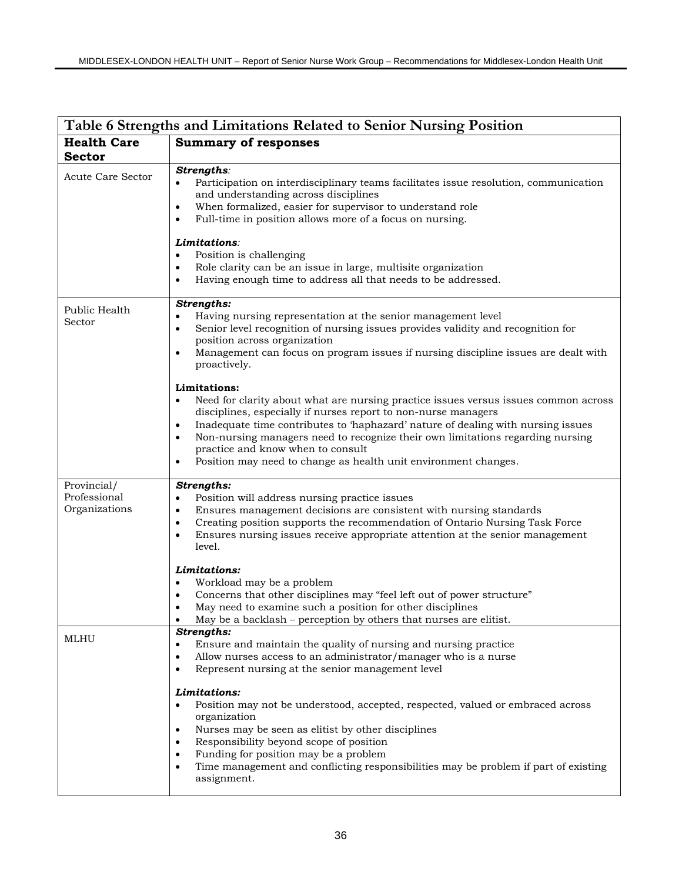| Table 6 Strengths and Limitations Related to Senior Nursing Position | |
|---|---|
| **Health Care Sector** | **Summary of responses** |
| Acute Care Sector | ***Strengths**:*<br>• Participation on interdisciplinary teams facilitates issue resolution, communication and understanding across disciplines<br>• When formalized, easier for supervisor to understand role<br>• Full-time in position allows more of a focus on nursing.<br><br>***Limitations**:*<br>• Position is challenging<br>• Role clarity can be an issue in large, multisite organization<br>• Having enough time to address all that needs to be addressed. |
| Public Health Sector | ***Strengths:***<br>• Having nursing representation at the senior management level<br>• Senior level recognition of nursing issues provides validity and recognition for position across organization<br>• Management can focus on program issues if nursing discipline issues are dealt with proactively.<br><br>**Limitations:**<br>• Need for clarity about what are nursing practice issues versus issues common across disciplines, especially if nurses report to non-nurse managers<br>• Inadequate time contributes to 'haphazard' nature of dealing with nursing issues<br>• Non-nursing managers need to recognize their own limitations regarding nursing practice and know when to consult<br>• Position may need to change as health unit environment changes. |
| Provincial/ Professional Organizations | ***Strengths:***<br>• Position will address nursing practice issues<br>• Ensures management decisions are consistent with nursing standards<br>• Creating position supports the recommendation of Ontario Nursing Task Force<br>• Ensures nursing issues receive appropriate attention at the senior management level.<br><br>***Limitations:***<br>• Workload may be a problem<br>• Concerns that other disciplines may "feel left out of power structure"<br>• May need to examine such a position for other disciplines<br>• May be a backlash – perception by others that nurses are elitist. |
| MLHU | ***Strengths:***<br>• Ensure and maintain the quality of nursing and nursing practice<br>• Allow nurses access to an administrator/manager who is a nurse<br>• Represent nursing at the senior management level<br><br>***Limitations:***<br>• Position may not be understood, accepted, respected, valued or embraced across organization<br>• Nurses may be seen as elitist by other disciplines<br>• Responsibility beyond scope of position<br>• Funding for position may be a problem<br>• Time management and conflicting responsibilities may be problem if part of existing assignment. |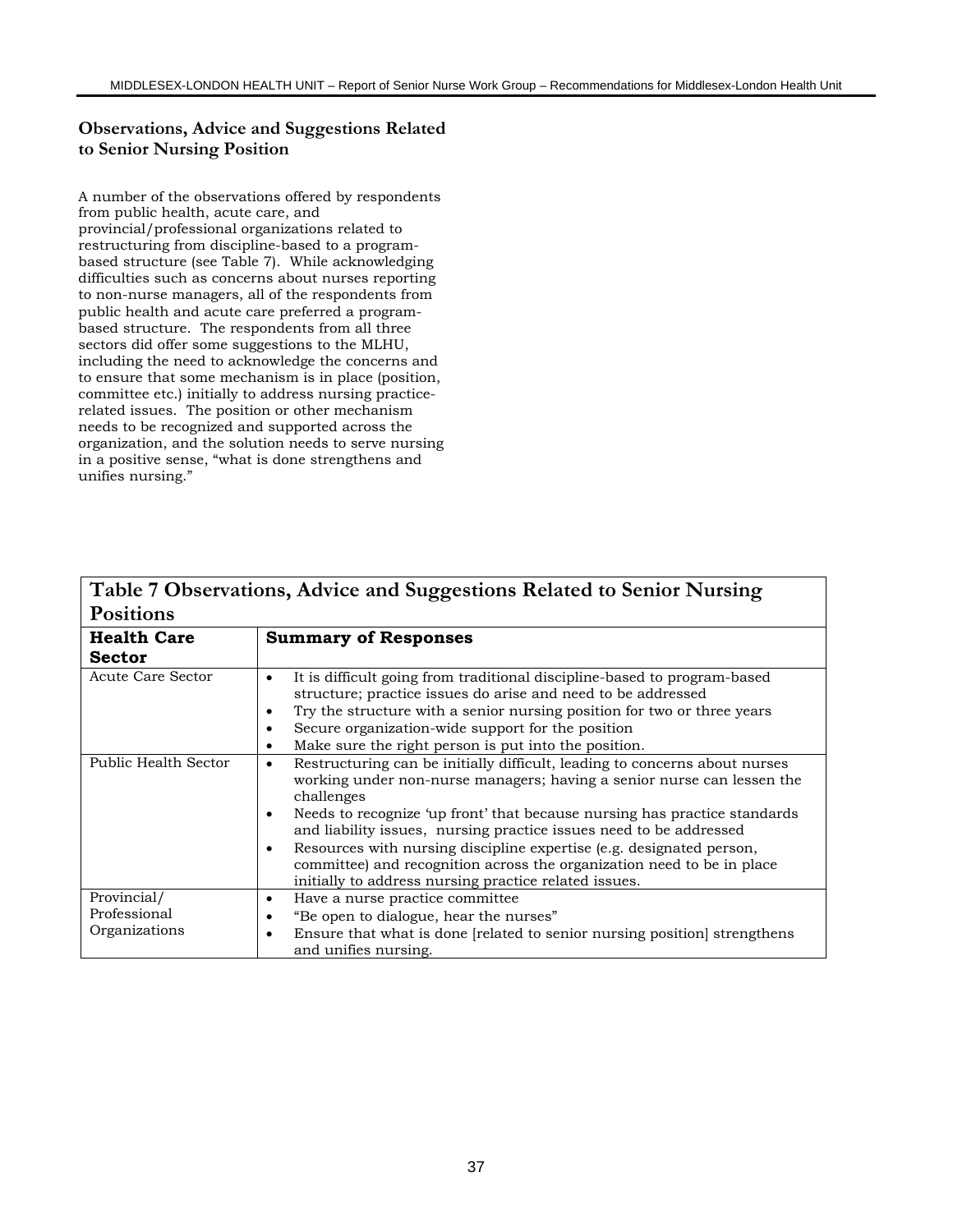## Observations, Advice and Suggestions Related to Senior Nursing Position

A number of the observations offered by respondents from public health, acute care, and provincial/professional organizations related to restructuring from discipline-based to a program-based structure (see Table 7). While acknowledging difficulties such as concerns about nurses reporting to non-nurse managers, all of the respondents from public health and acute care preferred a program-based structure. The respondents from all three sectors did offer some suggestions to the MLHU, including the need to acknowledge the concerns and to ensure that some mechanism is in place (position, committee etc.) initially to address nursing practice-related issues. The position or other mechanism needs to be recognized and supported across the organization, and the solution needs to serve nursing in a positive sense, "what is done strengthens and unifies nursing."

**Table 7 Observations, Advice and Suggestions Related to Senior Nursing Positions**

| Health Care Sector | Summary of Responses |
|---|---|
| Acute Care Sector | • It is difficult going from traditional discipline-based to program-based structure; practice issues do arise and need to be addressed<br>• Try the structure with a senior nursing position for two or three years<br>• Secure organization-wide support for the position<br>• Make sure the right person is put into the position. |
| Public Health Sector | • Restructuring can be initially difficult, leading to concerns about nurses working under non-nurse managers; having a senior nurse can lessen the challenges<br>• Needs to recognize 'up front' that because nursing has practice standards and liability issues, nursing practice issues need to be addressed<br>• Resources with nursing discipline expertise (e.g. designated person, committee) and recognition across the organization need to be in place initially to address nursing practice related issues. |
| Provincial/ Professional Organizations | • Have a nurse practice committee<br>• "Be open to dialogue, hear the nurses"<br>• Ensure that what is done [related to senior nursing position] strengthens and unifies nursing. |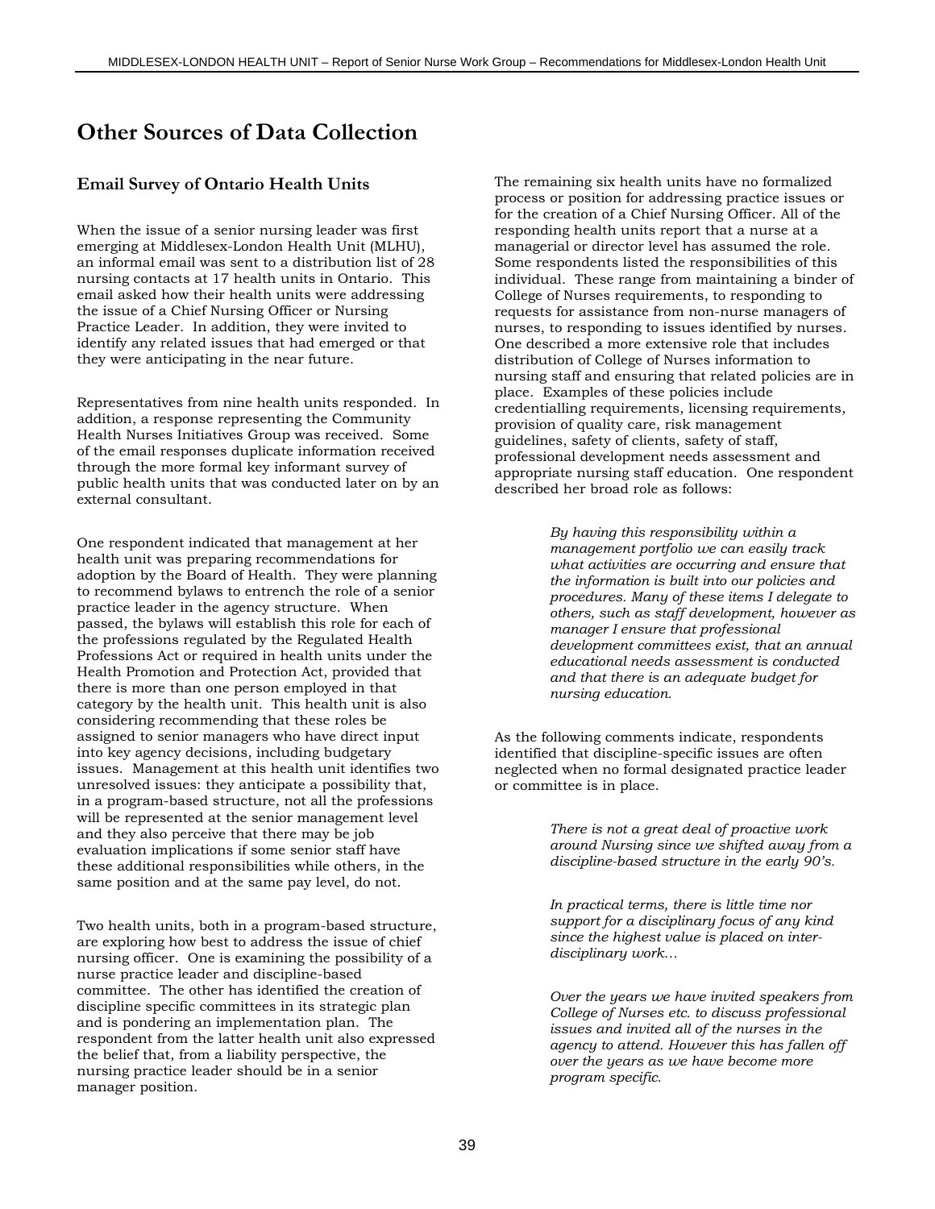# Other Sources of Data Collection

## Email Survey of Ontario Health Units

When the issue of a senior nursing leader was first emerging at Middlesex-London Health Unit (MLHU), an informal email was sent to a distribution list of 28 nursing contacts at 17 health units in Ontario. This email asked how their health units were addressing the issue of a Chief Nursing Officer or Nursing Practice Leader. In addition, they were invited to identify any related issues that had emerged or that they were anticipating in the near future.

Representatives from nine health units responded. In addition, a response representing the Community Health Nurses Initiatives Group was received. Some of the email responses duplicate information received through the more formal key informant survey of public health units that was conducted later on by an external consultant.

One respondent indicated that management at her health unit was preparing recommendations for adoption by the Board of Health. They were planning to recommend bylaws to entrench the role of a senior practice leader in the agency structure. When passed, the bylaws will establish this role for each of the professions regulated by the Regulated Health Professions Act or required in health units under the Health Promotion and Protection Act, provided that there is more than one person employed in that category by the health unit. This health unit is also considering recommending that these roles be assigned to senior managers who have direct input into key agency decisions, including budgetary issues. Management at this health unit identifies two unresolved issues: they anticipate a possibility that, in a program-based structure, not all the professions will be represented at the senior management level and they also perceive that there may be job evaluation implications if some senior staff have these additional responsibilities while others, in the same position and at the same pay level, do not.

Two health units, both in a program-based structure, are exploring how best to address the issue of chief nursing officer. One is examining the possibility of a nurse practice leader and discipline-based committee. The other has identified the creation of discipline specific committees in its strategic plan and is pondering an implementation plan. The respondent from the latter health unit also expressed the belief that, from a liability perspective, the nursing practice leader should be in a senior manager position.

The remaining six health units have no formalized process or position for addressing practice issues or for the creation of a Chief Nursing Officer. All of the responding health units report that a nurse at a managerial or director level has assumed the role. Some respondents listed the responsibilities of this individual. These range from maintaining a binder of College of Nurses requirements, to responding to requests for assistance from non-nurse managers of nurses, to responding to issues identified by nurses. One described a more extensive role that includes distribution of College of Nurses information to nursing staff and ensuring that related policies are in place. Examples of these policies include credentialling requirements, licensing requirements, provision of quality care, risk management guidelines, safety of clients, safety of staff, professional development needs assessment and appropriate nursing staff education. One respondent described her broad role as follows:

> *By having this responsibility within a management portfolio we can easily track what activities are occurring and ensure that the information is built into our policies and procedures. Many of these items I delegate to others, such as staff development, however as manager I ensure that professional development committees exist, that an annual educational needs assessment is conducted and that there is an adequate budget for nursing education.*

As the following comments indicate, respondents identified that discipline-specific issues are often neglected when no formal designated practice leader or committee is in place.

> *There is not a great deal of proactive work around Nursing since we shifted away from a discipline-based structure in the early 90's.*

> *In practical terms, there is little time nor support for a disciplinary focus of any kind since the highest value is placed on inter-disciplinary work…*

> *Over the years we have invited speakers from College of Nurses etc. to discuss professional issues and invited all of the nurses in the agency to attend. However this has fallen off over the years as we have become more program specific.*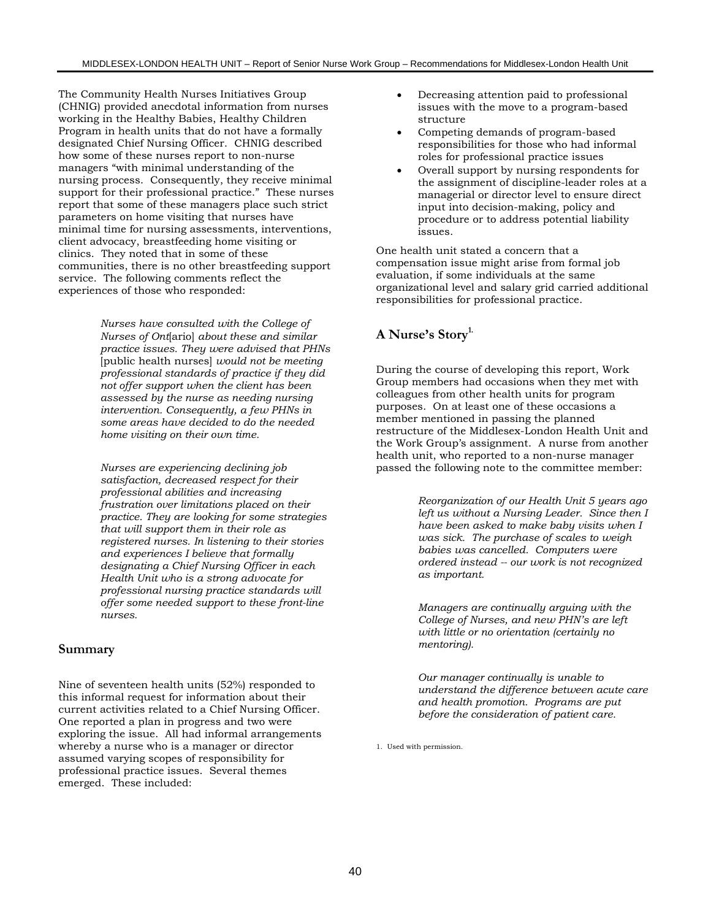The Community Health Nurses Initiatives Group (CHNIG) provided anecdotal information from nurses working in the Healthy Babies, Healthy Children Program in health units that do not have a formally designated Chief Nursing Officer. CHNIG described how some of these nurses report to non-nurse managers "with minimal understanding of the nursing process. Consequently, they receive minimal support for their professional practice." These nurses report that some of these managers place such strict parameters on home visiting that nurses have minimal time for nursing assessments, interventions, client advocacy, breastfeeding home visiting or clinics. They noted that in some of these communities, there is no other breastfeeding support service. The following comments reflect the experiences of those who responded:

> *Nurses have consulted with the College of Nurses of Ont*[ario] *about these and similar practice issues. They were advised that PHNs* [public health nurses] *would not be meeting professional standards of practice if they did not offer support when the client has been assessed by the nurse as needing nursing intervention. Consequently, a few PHNs in some areas have decided to do the needed home visiting on their own time.*
>
> *Nurses are experiencing declining job satisfaction, decreased respect for their professional abilities and increasing frustration over limitations placed on their practice. They are looking for some strategies that will support them in their role as registered nurses. In listening to their stories and experiences I believe that formally designating a Chief Nursing Officer in each Health Unit who is a strong advocate for professional nursing practice standards will offer some needed support to these front-line nurses.*

## Summary

Nine of seventeen health units (52%) responded to this informal request for information about their current activities related to a Chief Nursing Officer. One reported a plan in progress and two were exploring the issue. All had informal arrangements whereby a nurse who is a manager or director assumed varying scopes of responsibility for professional practice issues. Several themes emerged. These included:

- Decreasing attention paid to professional issues with the move to a program-based structure
- Competing demands of program-based responsibilities for those who had informal roles for professional practice issues
- Overall support by nursing respondents for the assignment of discipline-leader roles at a managerial or director level to ensure direct input into decision-making, policy and procedure or to address potential liability issues.

One health unit stated a concern that a compensation issue might arise from formal job evaluation, if some individuals at the same organizational level and salary grid carried additional responsibilities for professional practice.

## A Nurse's Story[1.]

During the course of developing this report, Work Group members had occasions when they met with colleagues from other health units for program purposes. On at least one of these occasions a member mentioned in passing the planned restructure of the Middlesex-London Health Unit and the Work Group's assignment. A nurse from another health unit, who reported to a non-nurse manager passed the following note to the committee member:

> *Reorganization of our Health Unit 5 years ago left us without a Nursing Leader. Since then I have been asked to make baby visits when I was sick. The purchase of scales to weigh babies was cancelled. Computers were ordered instead -- our work is not recognized as important.*
>
> *Managers are continually arguing with the College of Nurses, and new PHN's are left with little or no orientation (certainly no mentoring).*
>
> *Our manager continually is unable to understand the difference between acute care and health promotion. Programs are put before the consideration of patient care.*

1. Used with permission.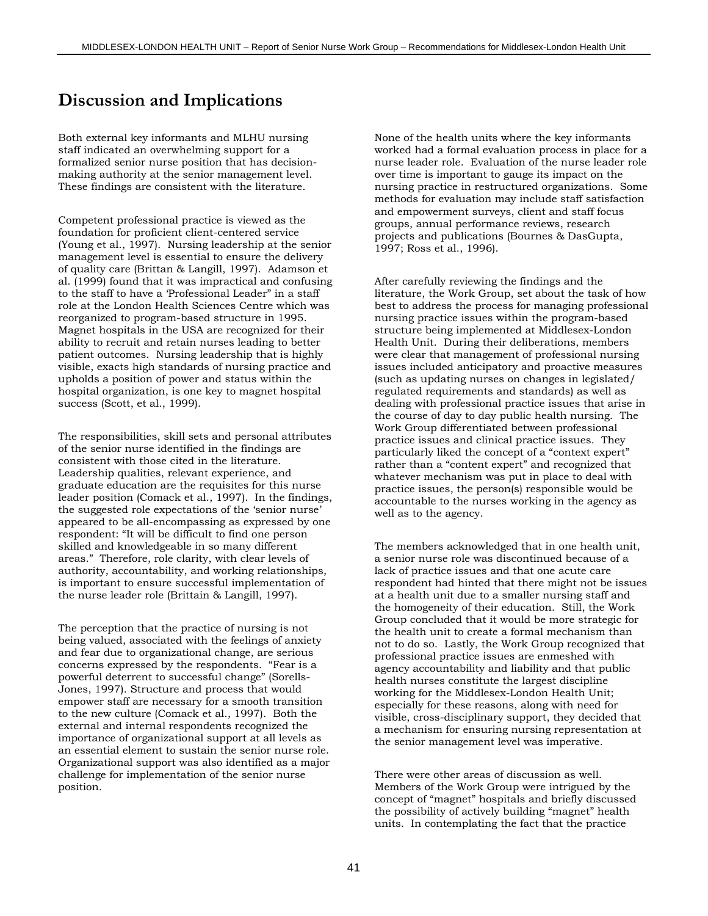# Discussion and Implications

Both external key informants and MLHU nursing staff indicated an overwhelming support for a formalized senior nurse position that has decision-making authority at the senior management level. These findings are consistent with the literature.

Competent professional practice is viewed as the foundation for proficient client-centered service (Young et al., 1997). Nursing leadership at the senior management level is essential to ensure the delivery of quality care (Brittan & Langill, 1997). Adamson et al. (1999) found that it was impractical and confusing to the staff to have a 'Professional Leader" in a staff role at the London Health Sciences Centre which was reorganized to program-based structure in 1995. Magnet hospitals in the USA are recognized for their ability to recruit and retain nurses leading to better patient outcomes. Nursing leadership that is highly visible, exacts high standards of nursing practice and upholds a position of power and status within the hospital organization, is one key to magnet hospital success (Scott, et al., 1999).

The responsibilities, skill sets and personal attributes of the senior nurse identified in the findings are consistent with those cited in the literature. Leadership qualities, relevant experience, and graduate education are the requisites for this nurse leader position (Comack et al., 1997). In the findings, the suggested role expectations of the 'senior nurse' appeared to be all-encompassing as expressed by one respondent: "It will be difficult to find one person skilled and knowledgeable in so many different areas." Therefore, role clarity, with clear levels of authority, accountability, and working relationships, is important to ensure successful implementation of the nurse leader role (Brittain & Langill, 1997).

The perception that the practice of nursing is not being valued, associated with the feelings of anxiety and fear due to organizational change, are serious concerns expressed by the respondents. "Fear is a powerful deterrent to successful change" (Sorells-Jones, 1997). Structure and process that would empower staff are necessary for a smooth transition to the new culture (Comack et al., 1997). Both the external and internal respondents recognized the importance of organizational support at all levels as an essential element to sustain the senior nurse role. Organizational support was also identified as a major challenge for implementation of the senior nurse position.

None of the health units where the key informants worked had a formal evaluation process in place for a nurse leader role. Evaluation of the nurse leader role over time is important to gauge its impact on the nursing practice in restructured organizations. Some methods for evaluation may include staff satisfaction and empowerment surveys, client and staff focus groups, annual performance reviews, research projects and publications (Bournes & DasGupta, 1997; Ross et al., 1996).

After carefully reviewing the findings and the literature, the Work Group, set about the task of how best to address the process for managing professional nursing practice issues within the program-based structure being implemented at Middlesex-London Health Unit. During their deliberations, members were clear that management of professional nursing issues included anticipatory and proactive measures (such as updating nurses on changes in legislated/ regulated requirements and standards) as well as dealing with professional practice issues that arise in the course of day to day public health nursing. The Work Group differentiated between professional practice issues and clinical practice issues. They particularly liked the concept of a "context expert" rather than a "content expert" and recognized that whatever mechanism was put in place to deal with practice issues, the person(s) responsible would be accountable to the nurses working in the agency as well as to the agency.

The members acknowledged that in one health unit, a senior nurse role was discontinued because of a lack of practice issues and that one acute care respondent had hinted that there might not be issues at a health unit due to a smaller nursing staff and the homogeneity of their education. Still, the Work Group concluded that it would be more strategic for the health unit to create a formal mechanism than not to do so. Lastly, the Work Group recognized that professional practice issues are enmeshed with agency accountability and liability and that public health nurses constitute the largest discipline working for the Middlesex-London Health Unit; especially for these reasons, along with need for visible, cross-disciplinary support, they decided that a mechanism for ensuring nursing representation at the senior management level was imperative.

There were other areas of discussion as well. Members of the Work Group were intrigued by the concept of "magnet" hospitals and briefly discussed the possibility of actively building "magnet" health units. In contemplating the fact that the practice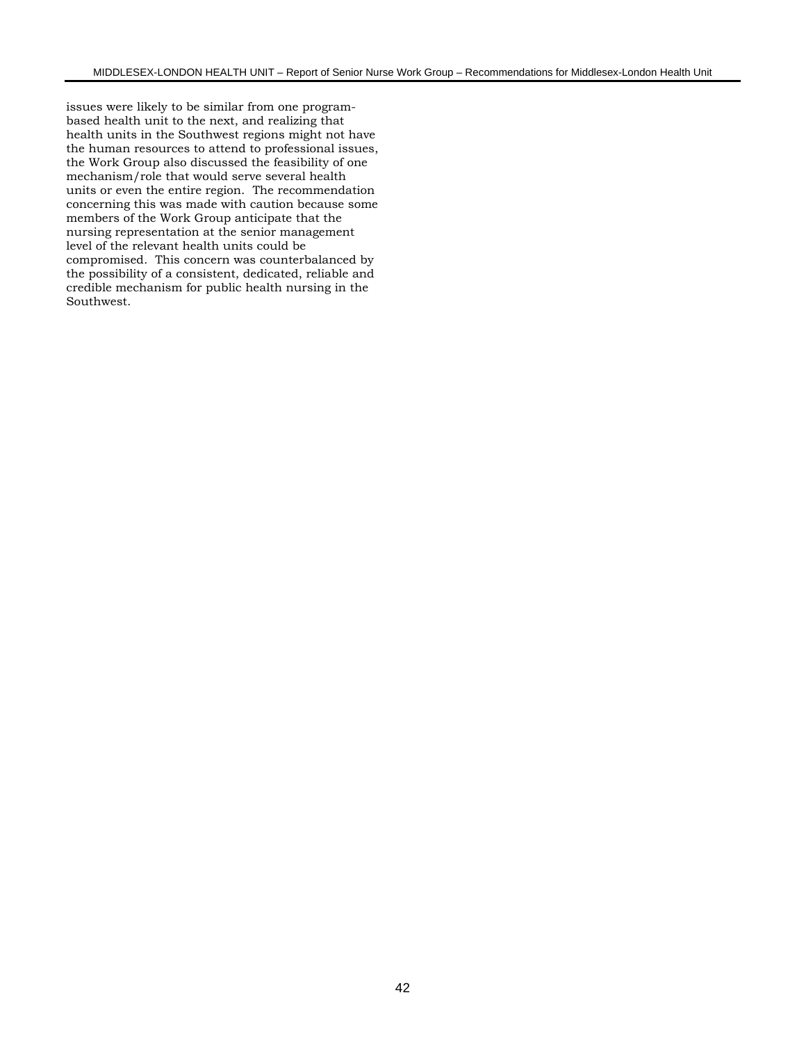issues were likely to be similar from one program-based health unit to the next, and realizing that health units in the Southwest regions might not have the human resources to attend to professional issues, the Work Group also discussed the feasibility of one mechanism/role that would serve several health units or even the entire region. The recommendation concerning this was made with caution because some members of the Work Group anticipate that the nursing representation at the senior management level of the relevant health units could be compromised. This concern was counterbalanced by the possibility of a consistent, dedicated, reliable and credible mechanism for public health nursing in the Southwest.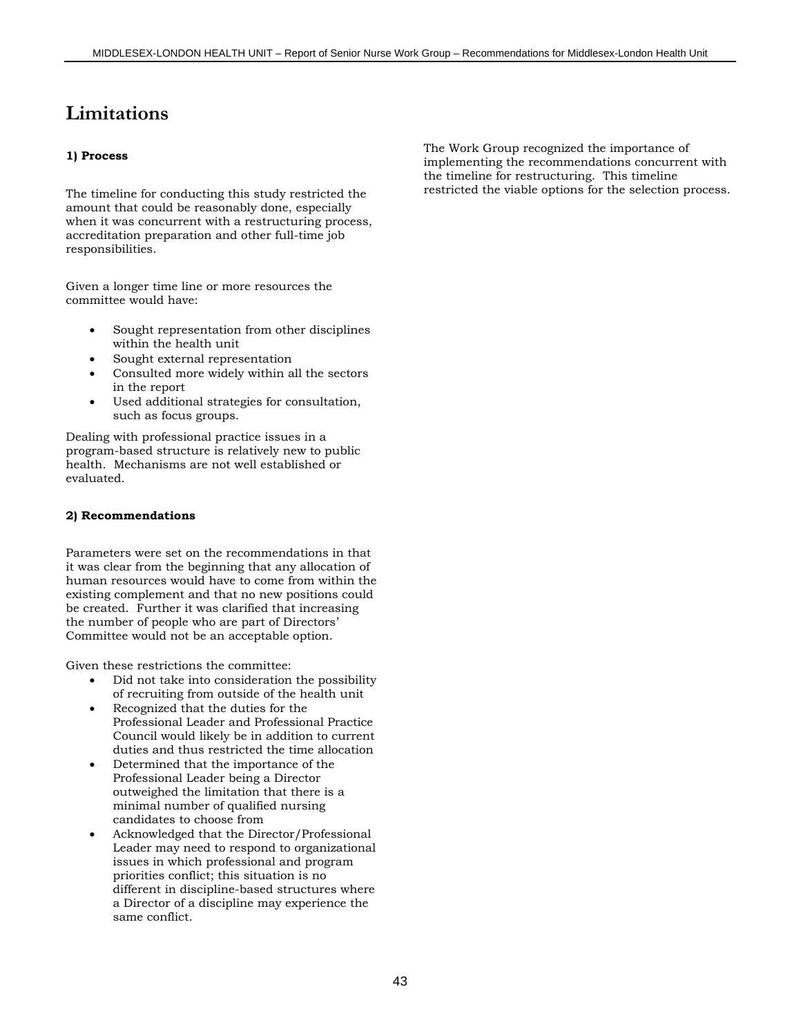# Limitations

**1) Process**

The timeline for conducting this study restricted the amount that could be reasonably done, especially when it was concurrent with a restructuring process, accreditation preparation and other full-time job responsibilities.

Given a longer time line or more resources the committee would have:

- Sought representation from other disciplines within the health unit
- Sought external representation
- Consulted more widely within all the sectors in the report
- Used additional strategies for consultation, such as focus groups.

Dealing with professional practice issues in a program-based structure is relatively new to public health. Mechanisms are not well established or evaluated.

**2) Recommendations**

Parameters were set on the recommendations in that it was clear from the beginning that any allocation of human resources would have to come from within the existing complement and that no new positions could be created. Further it was clarified that increasing the number of people who are part of Directors' Committee would not be an acceptable option.

Given these restrictions the committee:

- Did not take into consideration the possibility of recruiting from outside of the health unit
- Recognized that the duties for the Professional Leader and Professional Practice Council would likely be in addition to current duties and thus restricted the time allocation
- Determined that the importance of the Professional Leader being a Director outweighed the limitation that there is a minimal number of qualified nursing candidates to choose from
- Acknowledged that the Director/Professional Leader may need to respond to organizational issues in which professional and program priorities conflict; this situation is no different in discipline-based structures where a Director of a discipline may experience the same conflict.

The Work Group recognized the importance of implementing the recommendations concurrent with the timeline for restructuring. This timeline restricted the viable options for the selection process.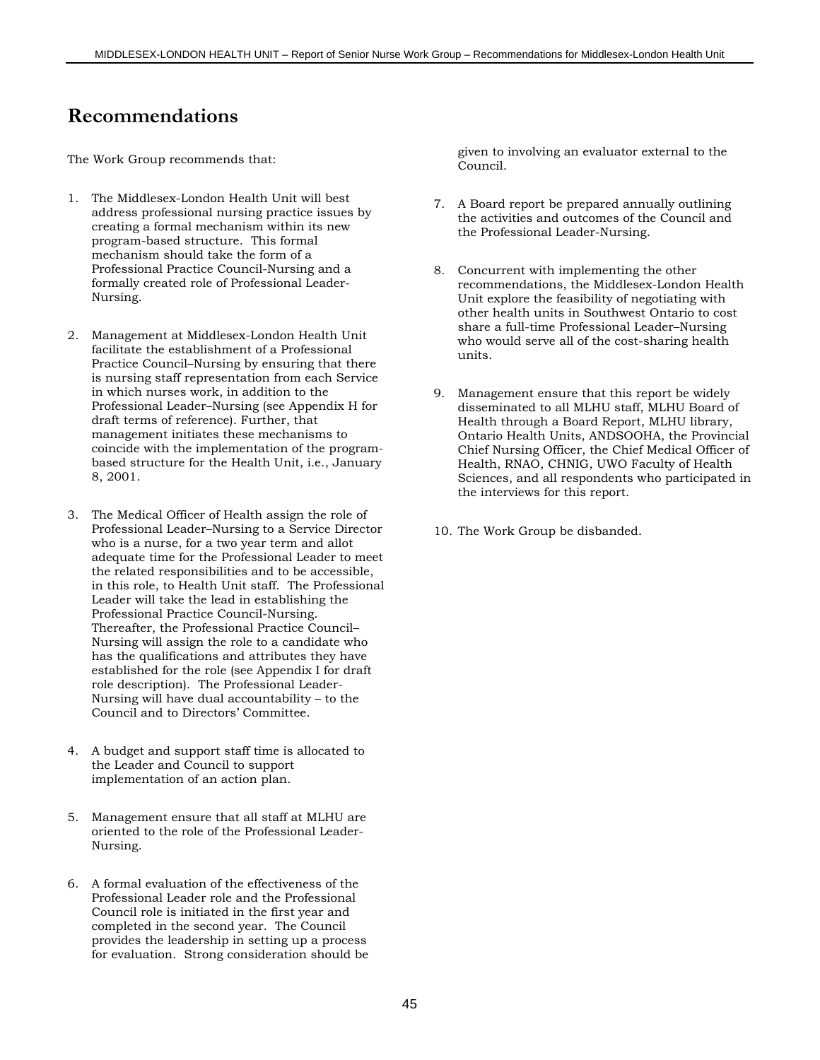# Recommendations

The Work Group recommends that:

1. The Middlesex-London Health Unit will best address professional nursing practice issues by creating a formal mechanism within its new program-based structure. This formal mechanism should take the form of a Professional Practice Council-Nursing and a formally created role of Professional Leader-Nursing.

2. Management at Middlesex-London Health Unit facilitate the establishment of a Professional Practice Council–Nursing by ensuring that there is nursing staff representation from each Service in which nurses work, in addition to the Professional Leader–Nursing (see Appendix H for draft terms of reference). Further, that management initiates these mechanisms to coincide with the implementation of the program-based structure for the Health Unit, i.e., January 8, 2001.

3. The Medical Officer of Health assign the role of Professional Leader–Nursing to a Service Director who is a nurse, for a two year term and allot adequate time for the Professional Leader to meet the related responsibilities and to be accessible, in this role, to Health Unit staff. The Professional Leader will take the lead in establishing the Professional Practice Council-Nursing. Thereafter, the Professional Practice Council–Nursing will assign the role to a candidate who has the qualifications and attributes they have established for the role (see Appendix I for draft role description). The Professional Leader-Nursing will have dual accountability – to the Council and to Directors' Committee.

4. A budget and support staff time is allocated to the Leader and Council to support implementation of an action plan.

5. Management ensure that all staff at MLHU are oriented to the role of the Professional Leader-Nursing.

6. A formal evaluation of the effectiveness of the Professional Leader role and the Professional Council role is initiated in the first year and completed in the second year. The Council provides the leadership in setting up a process for evaluation. Strong consideration should be given to involving an evaluator external to the Council.

7. A Board report be prepared annually outlining the activities and outcomes of the Council and the Professional Leader-Nursing.

8. Concurrent with implementing the other recommendations, the Middlesex-London Health Unit explore the feasibility of negotiating with other health units in Southwest Ontario to cost share a full-time Professional Leader–Nursing who would serve all of the cost-sharing health units.

9. Management ensure that this report be widely disseminated to all MLHU staff, MLHU Board of Health through a Board Report, MLHU library, Ontario Health Units, ANDSOOHA, the Provincial Chief Nursing Officer, the Chief Medical Officer of Health, RNAO, CHNIG, UWO Faculty of Health Sciences, and all respondents who participated in the interviews for this report.

10. The Work Group be disbanded.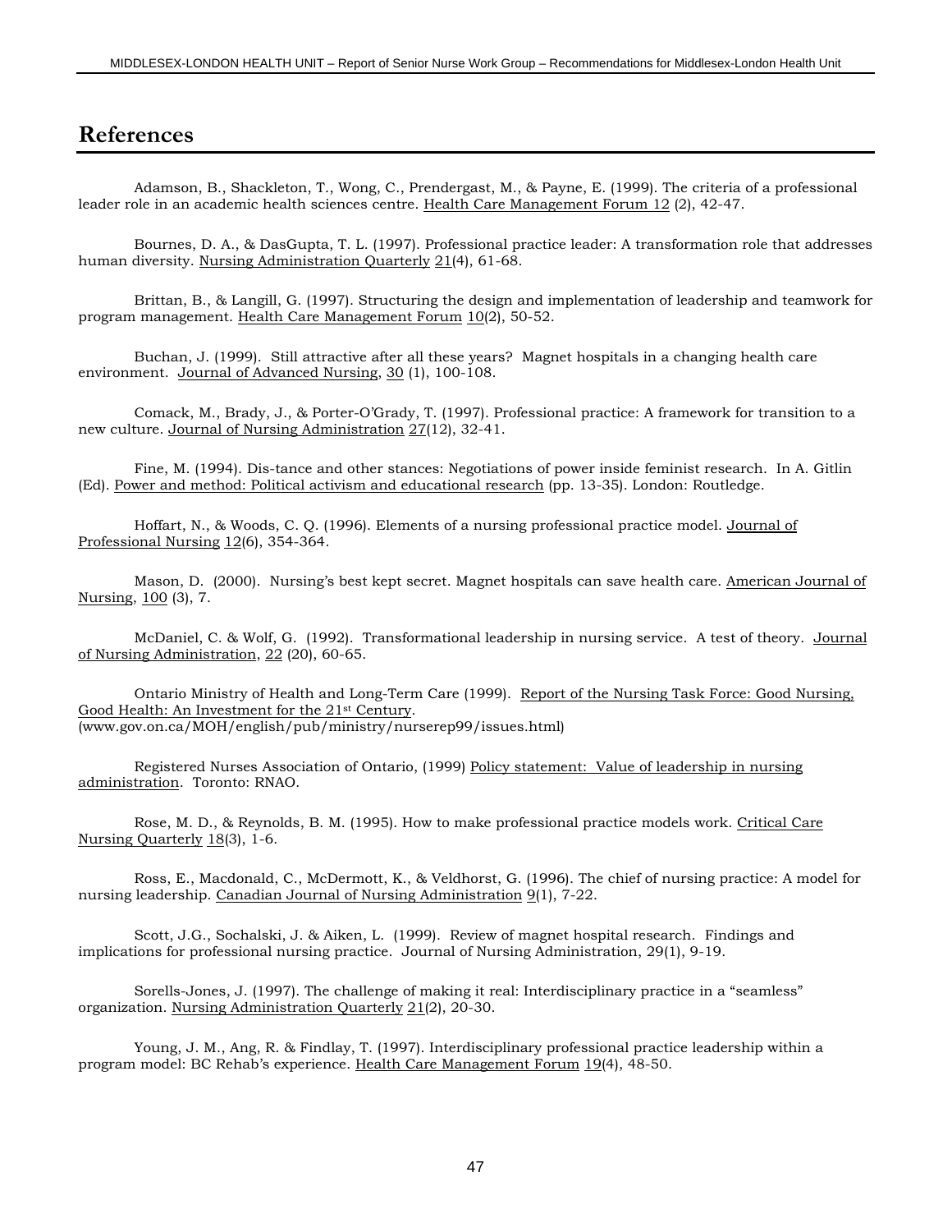# References

Adamson, B., Shackleton, T., Wong, C., Prendergast, M., & Payne, E. (1999). The criteria of a professional leader role in an academic health sciences centre. Health Care Management Forum 12 (2), 42-47.

Bournes, D. A., & DasGupta, T. L. (1997). Professional practice leader: A transformation role that addresses human diversity. Nursing Administration Quarterly 21(4), 61-68.

Brittan, B., & Langill, G. (1997). Structuring the design and implementation of leadership and teamwork for program management. Health Care Management Forum 10(2), 50-52.

Buchan, J. (1999). Still attractive after all these years? Magnet hospitals in a changing health care environment. Journal of Advanced Nursing, 30 (1), 100-108.

Comack, M., Brady, J., & Porter-O'Grady, T. (1997). Professional practice: A framework for transition to a new culture. Journal of Nursing Administration 27(12), 32-41.

Fine, M. (1994). Dis-tance and other stances: Negotiations of power inside feminist research. In A. Gitlin (Ed). Power and method: Political activism and educational research (pp. 13-35). London: Routledge.

Hoffart, N., & Woods, C. Q. (1996). Elements of a nursing professional practice model. Journal of Professional Nursing 12(6), 354-364.

Mason, D. (2000). Nursing's best kept secret. Magnet hospitals can save health care. American Journal of Nursing, 100 (3), 7.

McDaniel, C. & Wolf, G. (1992). Transformational leadership in nursing service. A test of theory. Journal of Nursing Administration, 22 (20), 60-65.

Ontario Ministry of Health and Long-Term Care (1999). Report of the Nursing Task Force: Good Nursing, Good Health: An Investment for the 21st Century. (www.gov.on.ca/MOH/english/pub/ministry/nurserep99/issues.html)

Registered Nurses Association of Ontario, (1999) Policy statement: Value of leadership in nursing administration. Toronto: RNAO.

Rose, M. D., & Reynolds, B. M. (1995). How to make professional practice models work. Critical Care Nursing Quarterly 18(3), 1-6.

Ross, E., Macdonald, C., McDermott, K., & Veldhorst, G. (1996). The chief of nursing practice: A model for nursing leadership. Canadian Journal of Nursing Administration 9(1), 7-22.

Scott, J.G., Sochalski, J. & Aiken, L. (1999). Review of magnet hospital research. Findings and implications for professional nursing practice. Journal of Nursing Administration, 29(1), 9-19.

Sorells-Jones, J. (1997). The challenge of making it real: Interdisciplinary practice in a "seamless" organization. Nursing Administration Quarterly 21(2), 20-30.

Young, J. M., Ang, R. & Findlay, T. (1997). Interdisciplinary professional practice leadership within a program model: BC Rehab's experience. Health Care Management Forum 19(4), 48-50.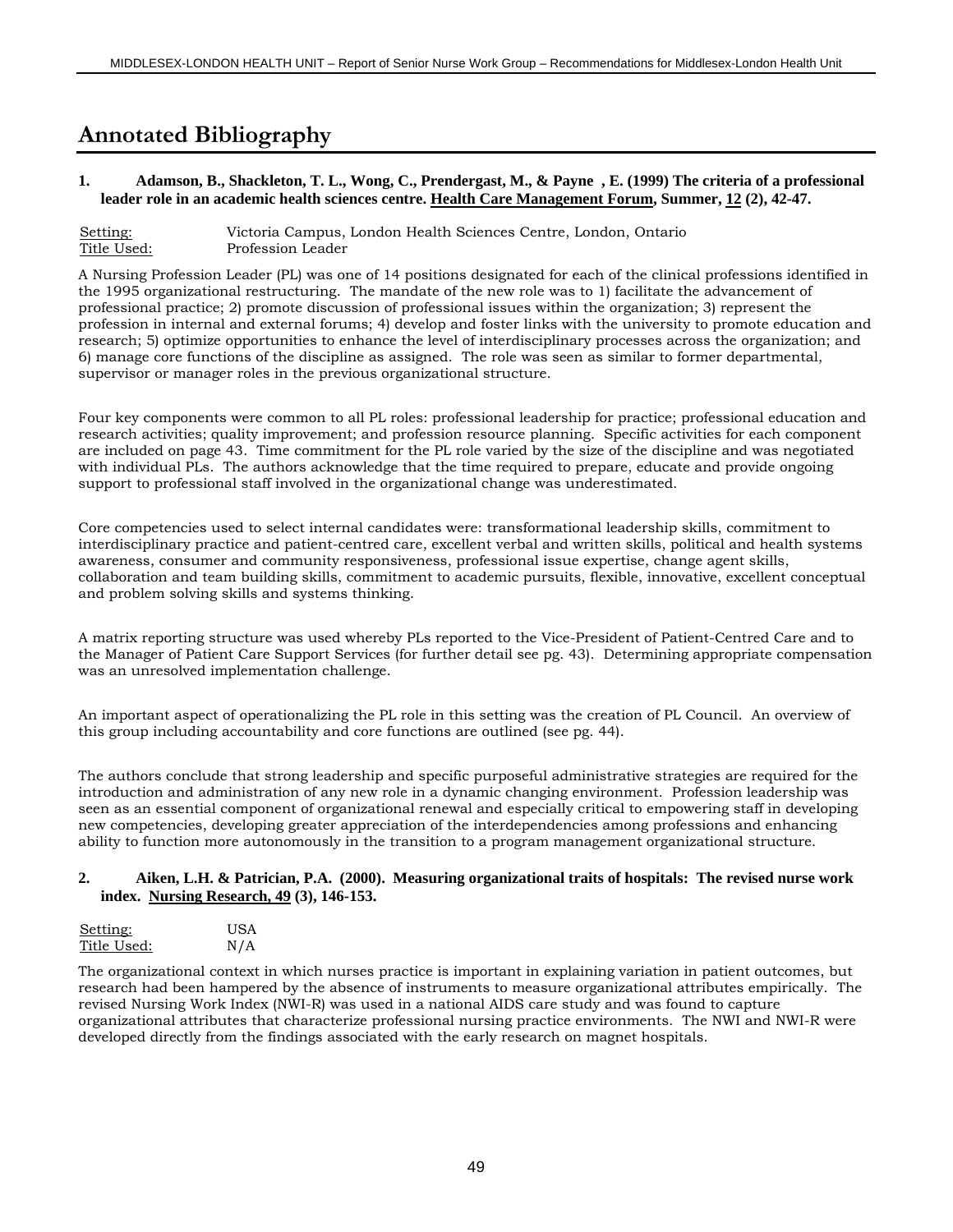# Annotated Bibliography

**1. Adamson, B., Shackleton, T. L., Wong, C., Prendergast, M., & Payne , E. (1999) The criteria of a professional leader role in an academic health sciences centre. <u>Health Care Management Forum</u>, Summer, <u>12</u> (2), 42-47.**

| <u>Setting:</u> | Victoria Campus, London Health Sciences Centre, London, Ontario |
|---|---|
| <u>Title Used:</u> | Profession Leader |

A Nursing Profession Leader (PL) was one of 14 positions designated for each of the clinical professions identified in the 1995 organizational restructuring. The mandate of the new role was to 1) facilitate the advancement of professional practice; 2) promote discussion of professional issues within the organization; 3) represent the profession in internal and external forums; 4) develop and foster links with the university to promote education and research; 5) optimize opportunities to enhance the level of interdisciplinary processes across the organization; and 6) manage core functions of the discipline as assigned. The role was seen as similar to former departmental, supervisor or manager roles in the previous organizational structure.

Four key components were common to all PL roles: professional leadership for practice; professional education and research activities; quality improvement; and profession resource planning. Specific activities for each component are included on page 43. Time commitment for the PL role varied by the size of the discipline and was negotiated with individual PLs. The authors acknowledge that the time required to prepare, educate and provide ongoing support to professional staff involved in the organizational change was underestimated.

Core competencies used to select internal candidates were: transformational leadership skills, commitment to interdisciplinary practice and patient-centred care, excellent verbal and written skills, political and health systems awareness, consumer and community responsiveness, professional issue expertise, change agent skills, collaboration and team building skills, commitment to academic pursuits, flexible, innovative, excellent conceptual and problem solving skills and systems thinking.

A matrix reporting structure was used whereby PLs reported to the Vice-President of Patient-Centred Care and to the Manager of Patient Care Support Services (for further detail see pg. 43). Determining appropriate compensation was an unresolved implementation challenge.

An important aspect of operationalizing the PL role in this setting was the creation of PL Council. An overview of this group including accountability and core functions are outlined (see pg. 44).

The authors conclude that strong leadership and specific purposeful administrative strategies are required for the introduction and administration of any new role in a dynamic changing environment. Profession leadership was seen as an essential component of organizational renewal and especially critical to empowering staff in developing new competencies, developing greater appreciation of the interdependencies among professions and enhancing ability to function more autonomously in the transition to a program management organizational structure.

**2. Aiken, L.H. & Patrician, P.A. (2000). Measuring organizational traits of hospitals: The revised nurse work index. <u>Nursing Research, 49</u> (3), 146-153.**

| <u>Setting:</u> | USA |
|---|---|
| <u>Title Used:</u> | N/A |

The organizational context in which nurses practice is important in explaining variation in patient outcomes, but research had been hampered by the absence of instruments to measure organizational attributes empirically. The revised Nursing Work Index (NWI-R) was used in a national AIDS care study and was found to capture organizational attributes that characterize professional nursing practice environments. The NWI and NWI-R were developed directly from the findings associated with the early research on magnet hospitals.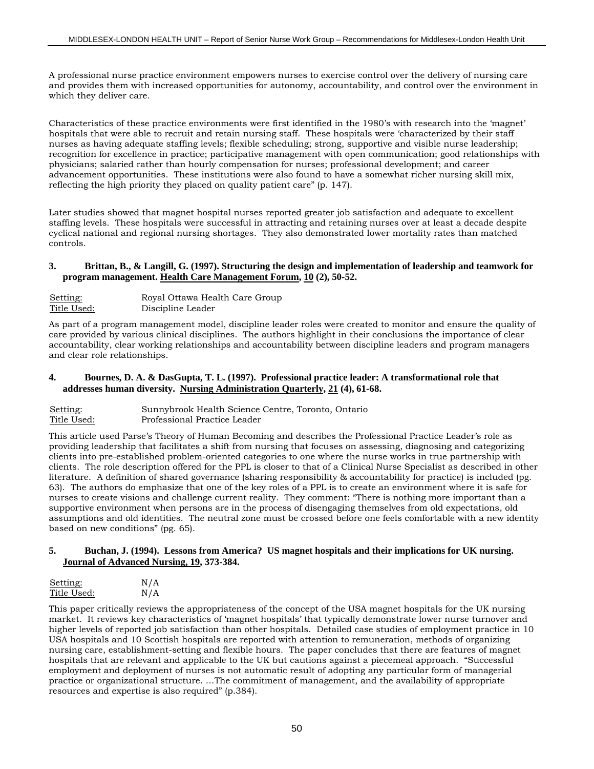A professional nurse practice environment empowers nurses to exercise control over the delivery of nursing care and provides them with increased opportunities for autonomy, accountability, and control over the environment in which they deliver care.

Characteristics of these practice environments were first identified in the 1980's with research into the 'magnet' hospitals that were able to recruit and retain nursing staff. These hospitals were 'characterized by their staff nurses as having adequate staffing levels; flexible scheduling; strong, supportive and visible nurse leadership; recognition for excellence in practice; participative management with open communication; good relationships with physicians; salaried rather than hourly compensation for nurses; professional development; and career advancement opportunities. These institutions were also found to have a somewhat richer nursing skill mix, reflecting the high priority they placed on quality patient care" (p. 147).

Later studies showed that magnet hospital nurses reported greater job satisfaction and adequate to excellent staffing levels. These hospitals were successful in attracting and retaining nurses over at least a decade despite cyclical national and regional nursing shortages. They also demonstrated lower mortality rates than matched controls.

**3. Brittan, B., & Langill, G. (1997). Structuring the design and implementation of leadership and teamwork for program management. Health Care Management Forum, 10 (2), 50-52.**

Setting: Royal Ottawa Health Care Group
Title Used: Discipline Leader

As part of a program management model, discipline leader roles were created to monitor and ensure the quality of care provided by various clinical disciplines. The authors highlight in their conclusions the importance of clear accountability, clear working relationships and accountability between discipline leaders and program managers and clear role relationships.

**4. Bournes, D. A. & DasGupta, T. L. (1997). Professional practice leader: A transformational role that addresses human diversity. Nursing Administration Quarterly, 21 (4), 61-68.**

Setting: Sunnybrook Health Science Centre, Toronto, Ontario
Title Used: Professional Practice Leader

This article used Parse's Theory of Human Becoming and describes the Professional Practice Leader's role as providing leadership that facilitates a shift from nursing that focuses on assessing, diagnosing and categorizing clients into pre-established problem-oriented categories to one where the nurse works in true partnership with clients. The role description offered for the PPL is closer to that of a Clinical Nurse Specialist as described in other literature. A definition of shared governance (sharing responsibility & accountability for practice) is included (pg. 63). The authors do emphasize that one of the key roles of a PPL is to create an environment where it is safe for nurses to create visions and challenge current reality. They comment: "There is nothing more important than a supportive environment when persons are in the process of disengaging themselves from old expectations, old assumptions and old identities. The neutral zone must be crossed before one feels comfortable with a new identity based on new conditions" (pg. 65).

**5. Buchan, J. (1994). Lessons from America? US magnet hospitals and their implications for UK nursing. Journal of Advanced Nursing, 19, 373-384.**

Setting: N/A
Title Used: N/A

This paper critically reviews the appropriateness of the concept of the USA magnet hospitals for the UK nursing market. It reviews key characteristics of 'magnet hospitals' that typically demonstrate lower nurse turnover and higher levels of reported job satisfaction than other hospitals. Detailed case studies of employment practice in 10 USA hospitals and 10 Scottish hospitals are reported with attention to remuneration, methods of organizing nursing care, establishment-setting and flexible hours. The paper concludes that there are features of magnet hospitals that are relevant and applicable to the UK but cautions against a piecemeal approach. "Successful employment and deployment of nurses is not automatic result of adopting any particular form of managerial practice or organizational structure. …The commitment of management, and the availability of appropriate resources and expertise is also required" (p.384).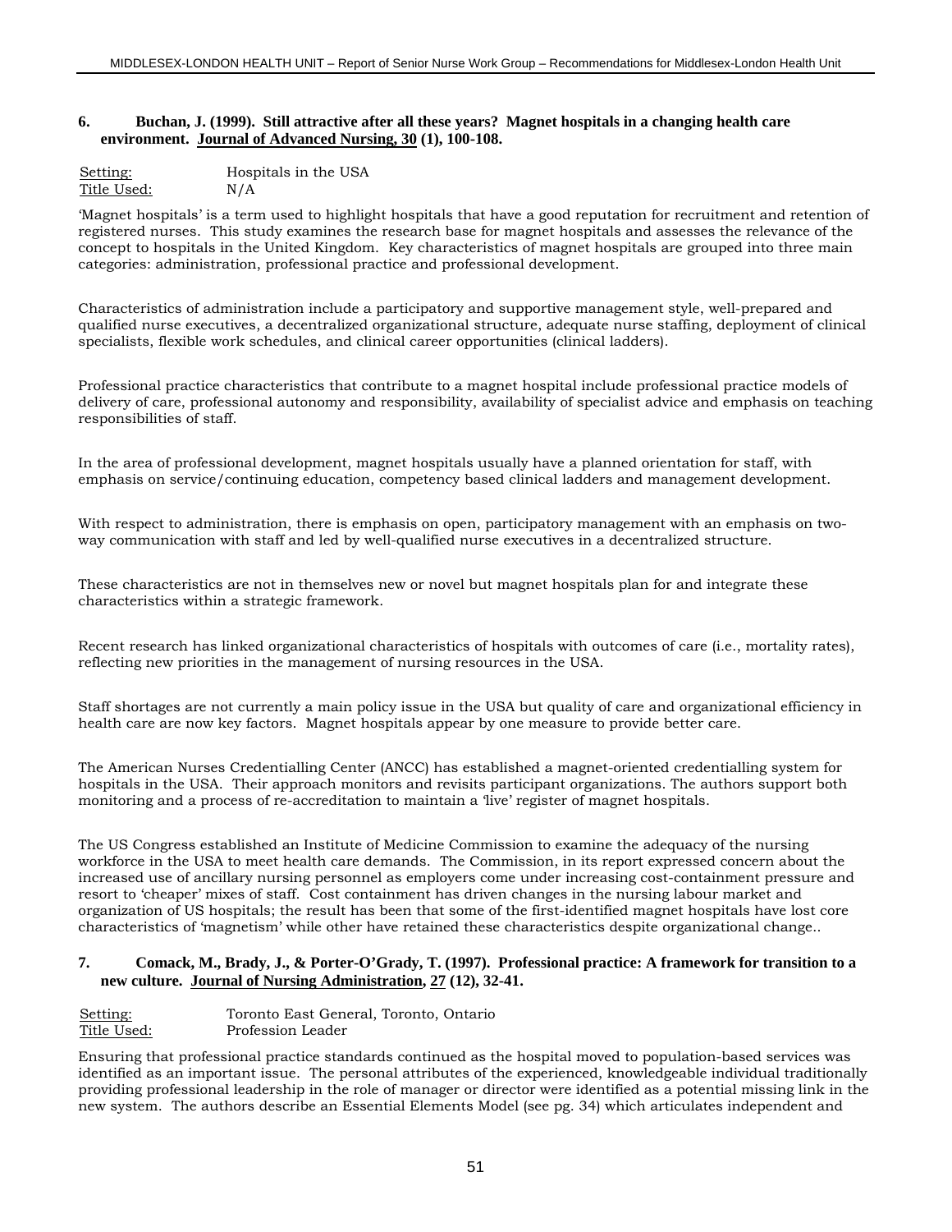**6. Buchan, J. (1999). Still attractive after all these years? Magnet hospitals in a changing health care environment. Journal of Advanced Nursing, 30 (1), 100-108.**

Setting: Hospitals in the USA
Title Used: N/A

'Magnet hospitals' is a term used to highlight hospitals that have a good reputation for recruitment and retention of registered nurses. This study examines the research base for magnet hospitals and assesses the relevance of the concept to hospitals in the United Kingdom. Key characteristics of magnet hospitals are grouped into three main categories: administration, professional practice and professional development.

Characteristics of administration include a participatory and supportive management style, well-prepared and qualified nurse executives, a decentralized organizational structure, adequate nurse staffing, deployment of clinical specialists, flexible work schedules, and clinical career opportunities (clinical ladders).

Professional practice characteristics that contribute to a magnet hospital include professional practice models of delivery of care, professional autonomy and responsibility, availability of specialist advice and emphasis on teaching responsibilities of staff.

In the area of professional development, magnet hospitals usually have a planned orientation for staff, with emphasis on service/continuing education, competency based clinical ladders and management development.

With respect to administration, there is emphasis on open, participatory management with an emphasis on two-way communication with staff and led by well-qualified nurse executives in a decentralized structure.

These characteristics are not in themselves new or novel but magnet hospitals plan for and integrate these characteristics within a strategic framework.

Recent research has linked organizational characteristics of hospitals with outcomes of care (i.e., mortality rates), reflecting new priorities in the management of nursing resources in the USA.

Staff shortages are not currently a main policy issue in the USA but quality of care and organizational efficiency in health care are now key factors. Magnet hospitals appear by one measure to provide better care.

The American Nurses Credentialling Center (ANCC) has established a magnet-oriented credentialling system for hospitals in the USA. Their approach monitors and revisits participant organizations. The authors support both monitoring and a process of re-accreditation to maintain a 'live' register of magnet hospitals.

The US Congress established an Institute of Medicine Commission to examine the adequacy of the nursing workforce in the USA to meet health care demands. The Commission, in its report expressed concern about the increased use of ancillary nursing personnel as employers come under increasing cost-containment pressure and resort to 'cheaper' mixes of staff. Cost containment has driven changes in the nursing labour market and organization of US hospitals; the result has been that some of the first-identified magnet hospitals have lost core characteristics of 'magnetism' while other have retained these characteristics despite organizational change..

**7. Comack, M., Brady, J., & Porter-O'Grady, T. (1997). Professional practice: A framework for transition to a new culture. Journal of Nursing Administration, 27 (12), 32-41.**

Setting: Toronto East General, Toronto, Ontario
Title Used: Profession Leader

Ensuring that professional practice standards continued as the hospital moved to population-based services was identified as an important issue. The personal attributes of the experienced, knowledgeable individual traditionally providing professional leadership in the role of manager or director were identified as a potential missing link in the new system. The authors describe an Essential Elements Model (see pg. 34) which articulates independent and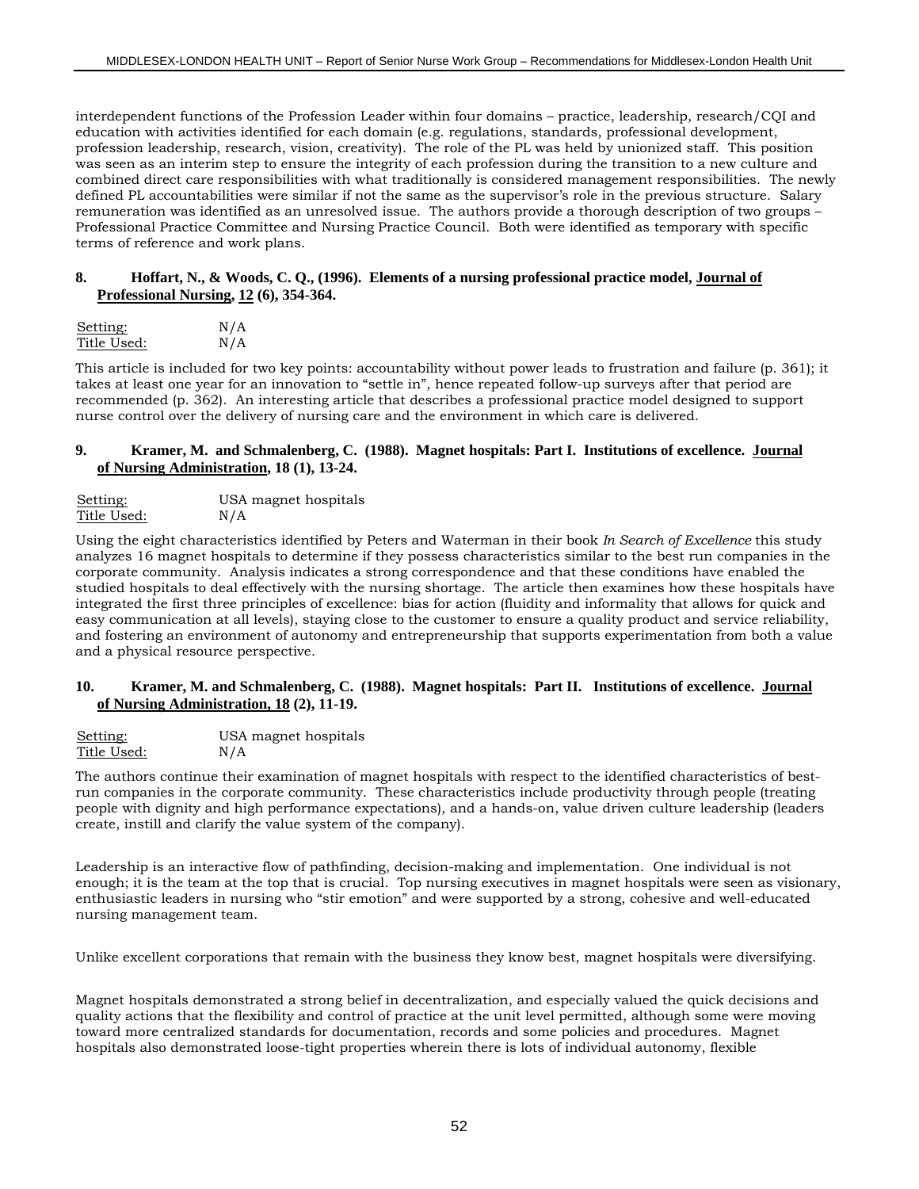interdependent functions of the Profession Leader within four domains – practice, leadership, research/CQI and education with activities identified for each domain (e.g. regulations, standards, professional development, profession leadership, research, vision, creativity). The role of the PL was held by unionized staff. This position was seen as an interim step to ensure the integrity of each profession during the transition to a new culture and combined direct care responsibilities with what traditionally is considered management responsibilities. The newly defined PL accountabilities were similar if not the same as the supervisor's role in the previous structure. Salary remuneration was identified as an unresolved issue. The authors provide a thorough description of two groups – Professional Practice Committee and Nursing Practice Council. Both were identified as temporary with specific terms of reference and work plans.

### 8. Hoffart, N., & Woods, C. Q., (1996). Elements of a nursing professional practice model, <u>Journal of Professional Nursing</u>, <u>12</u> (6), 354-364.

<u>Setting:</u> N/A
<u>Title Used:</u> N/A

This article is included for two key points: accountability without power leads to frustration and failure (p. 361); it takes at least one year for an innovation to "settle in", hence repeated follow-up surveys after that period are recommended (p. 362). An interesting article that describes a professional practice model designed to support nurse control over the delivery of nursing care and the environment in which care is delivered.

### 9. Kramer, M. and Schmalenberg, C. (1988). Magnet hospitals: Part I. Institutions of excellence. <u>Journal of Nursing Administration</u>, 18 (1), 13-24.

<u>Setting:</u> USA magnet hospitals
<u>Title Used:</u> N/A

Using the eight characteristics identified by Peters and Waterman in their book *In Search of Excellence* this study analyzes 16 magnet hospitals to determine if they possess characteristics similar to the best run companies in the corporate community. Analysis indicates a strong correspondence and that these conditions have enabled the studied hospitals to deal effectively with the nursing shortage. The article then examines how these hospitals have integrated the first three principles of excellence: bias for action (fluidity and informality that allows for quick and easy communication at all levels), staying close to the customer to ensure a quality product and service reliability, and fostering an environment of autonomy and entrepreneurship that supports experimentation from both a value and a physical resource perspective.

### 10. Kramer, M. and Schmalenberg, C. (1988). Magnet hospitals: Part II. Institutions of excellence. <u>Journal of Nursing Administration, 18</u> (2), 11-19.

<u>Setting:</u> USA magnet hospitals
<u>Title Used:</u> N/A

The authors continue their examination of magnet hospitals with respect to the identified characteristics of best-run companies in the corporate community. These characteristics include productivity through people (treating people with dignity and high performance expectations), and a hands-on, value driven culture leadership (leaders create, instill and clarify the value system of the company).

Leadership is an interactive flow of pathfinding, decision-making and implementation. One individual is not enough; it is the team at the top that is crucial. Top nursing executives in magnet hospitals were seen as visionary, enthusiastic leaders in nursing who "stir emotion" and were supported by a strong, cohesive and well-educated nursing management team.

Unlike excellent corporations that remain with the business they know best, magnet hospitals were diversifying.

Magnet hospitals demonstrated a strong belief in decentralization, and especially valued the quick decisions and quality actions that the flexibility and control of practice at the unit level permitted, although some were moving toward more centralized standards for documentation, records and some policies and procedures. Magnet hospitals also demonstrated loose-tight properties wherein there is lots of individual autonomy, flexible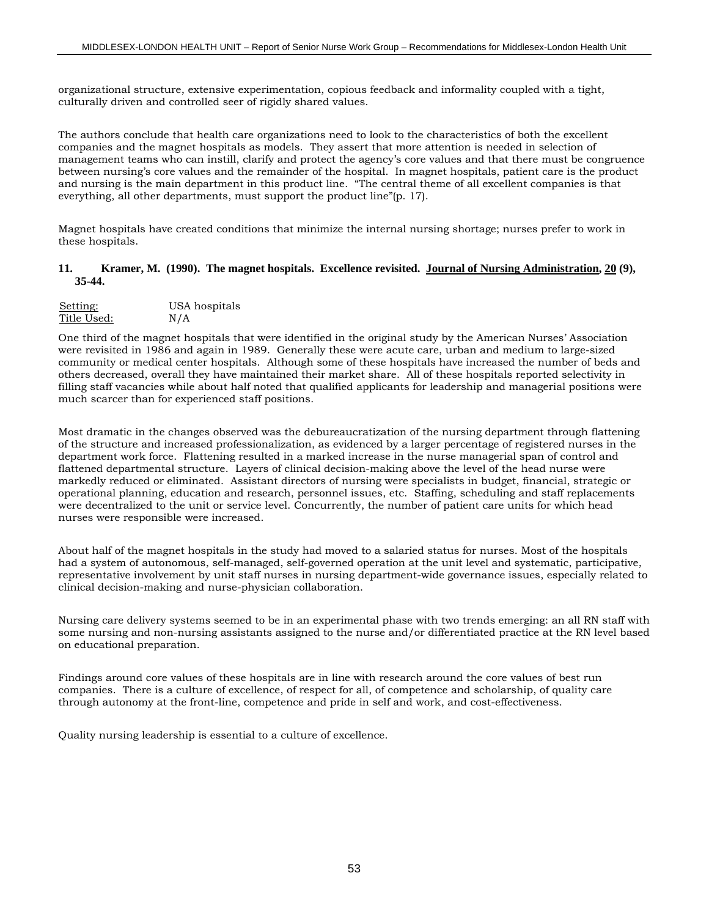organizational structure, extensive experimentation, copious feedback and informality coupled with a tight, culturally driven and controlled seer of rigidly shared values.

The authors conclude that health care organizations need to look to the characteristics of both the excellent companies and the magnet hospitals as models. They assert that more attention is needed in selection of management teams who can instill, clarify and protect the agency's core values and that there must be congruence between nursing's core values and the remainder of the hospital. In magnet hospitals, patient care is the product and nursing is the main department in this product line. "The central theme of all excellent companies is that everything, all other departments, must support the product line"(p. 17).

Magnet hospitals have created conditions that minimize the internal nursing shortage; nurses prefer to work in these hospitals.

**11. Kramer, M. (1990). The magnet hospitals. Excellence revisited. <u>Journal of Nursing Administration</u>, <u>20</u> (9), 35-44.**

<u>Setting:</u> USA hospitals
<u>Title Used:</u> N/A

One third of the magnet hospitals that were identified in the original study by the American Nurses' Association were revisited in 1986 and again in 1989. Generally these were acute care, urban and medium to large-sized community or medical center hospitals. Although some of these hospitals have increased the number of beds and others decreased, overall they have maintained their market share. All of these hospitals reported selectivity in filling staff vacancies while about half noted that qualified applicants for leadership and managerial positions were much scarcer than for experienced staff positions.

Most dramatic in the changes observed was the debureaucratization of the nursing department through flattening of the structure and increased professionalization, as evidenced by a larger percentage of registered nurses in the department work force. Flattening resulted in a marked increase in the nurse managerial span of control and flattened departmental structure. Layers of clinical decision-making above the level of the head nurse were markedly reduced or eliminated. Assistant directors of nursing were specialists in budget, financial, strategic or operational planning, education and research, personnel issues, etc. Staffing, scheduling and staff replacements were decentralized to the unit or service level. Concurrently, the number of patient care units for which head nurses were responsible were increased.

About half of the magnet hospitals in the study had moved to a salaried status for nurses. Most of the hospitals had a system of autonomous, self-managed, self-governed operation at the unit level and systematic, participative, representative involvement by unit staff nurses in nursing department-wide governance issues, especially related to clinical decision-making and nurse-physician collaboration.

Nursing care delivery systems seemed to be in an experimental phase with two trends emerging: an all RN staff with some nursing and non-nursing assistants assigned to the nurse and/or differentiated practice at the RN level based on educational preparation.

Findings around core values of these hospitals are in line with research around the core values of best run companies. There is a culture of excellence, of respect for all, of competence and scholarship, of quality care through autonomy at the front-line, competence and pride in self and work, and cost-effectiveness.

Quality nursing leadership is essential to a culture of excellence.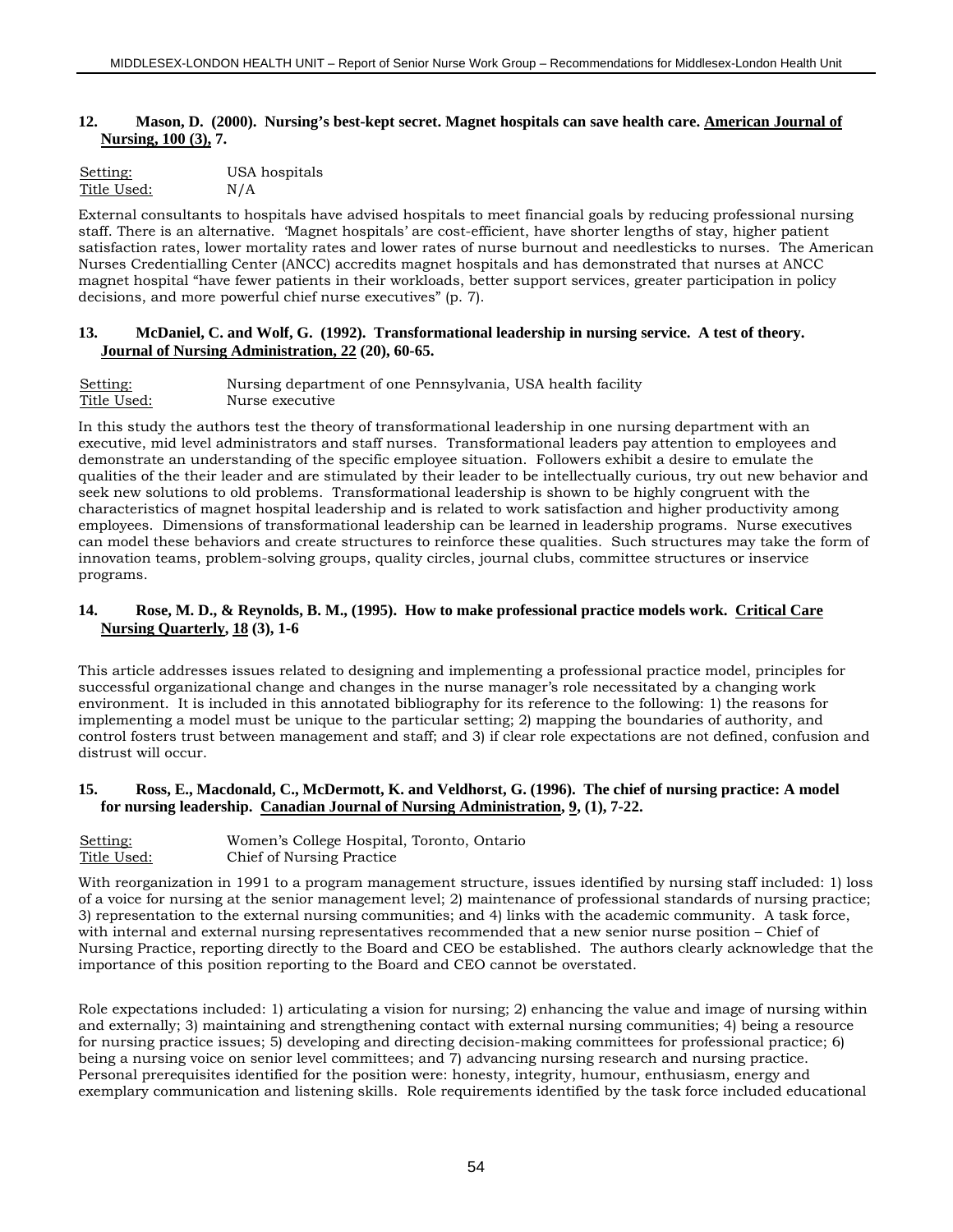**12. Mason, D. (2000). Nursing's best-kept secret. Magnet hospitals can save health care. <u>American Journal of Nursing, 100 (3),</u> 7.**

<u>Setting:</u> USA hospitals
<u>Title Used:</u> N/A

External consultants to hospitals have advised hospitals to meet financial goals by reducing professional nursing staff. There is an alternative. 'Magnet hospitals' are cost-efficient, have shorter lengths of stay, higher patient satisfaction rates, lower mortality rates and lower rates of nurse burnout and needlesticks to nurses. The American Nurses Credentialling Center (ANCC) accredits magnet hospitals and has demonstrated that nurses at ANCC magnet hospital "have fewer patients in their workloads, better support services, greater participation in policy decisions, and more powerful chief nurse executives" (p. 7).

**13. McDaniel, C. and Wolf, G. (1992). Transformational leadership in nursing service. A test of theory. <u>Journal of Nursing Administration, 22</u> (20), 60-65.**

<u>Setting:</u> Nursing department of one Pennsylvania, USA health facility
<u>Title Used:</u> Nurse executive

In this study the authors test the theory of transformational leadership in one nursing department with an executive, mid level administrators and staff nurses. Transformational leaders pay attention to employees and demonstrate an understanding of the specific employee situation. Followers exhibit a desire to emulate the qualities of the their leader and are stimulated by their leader to be intellectually curious, try out new behavior and seek new solutions to old problems. Transformational leadership is shown to be highly congruent with the characteristics of magnet hospital leadership and is related to work satisfaction and higher productivity among employees. Dimensions of transformational leadership can be learned in leadership programs. Nurse executives can model these behaviors and create structures to reinforce these qualities. Such structures may take the form of innovation teams, problem-solving groups, quality circles, journal clubs, committee structures or inservice programs.

**14. Rose, M. D., & Reynolds, B. M., (1995). How to make professional practice models work. <u>Critical Care Nursing Quarterly</u>, <u>18</u> (3), 1-6**

This article addresses issues related to designing and implementing a professional practice model, principles for successful organizational change and changes in the nurse manager's role necessitated by a changing work environment. It is included in this annotated bibliography for its reference to the following: 1) the reasons for implementing a model must be unique to the particular setting; 2) mapping the boundaries of authority, and control fosters trust between management and staff; and 3) if clear role expectations are not defined, confusion and distrust will occur.

**15. Ross, E., Macdonald, C., McDermott, K. and Veldhorst, G. (1996). The chief of nursing practice: A model for nursing leadership. <u>Canadian Journal of Nursing Administration</u>, <u>9</u>, (1), 7-22.**

<u>Setting:</u> Women's College Hospital, Toronto, Ontario
<u>Title Used:</u> Chief of Nursing Practice

With reorganization in 1991 to a program management structure, issues identified by nursing staff included: 1) loss of a voice for nursing at the senior management level; 2) maintenance of professional standards of nursing practice; 3) representation to the external nursing communities; and 4) links with the academic community. A task force, with internal and external nursing representatives recommended that a new senior nurse position – Chief of Nursing Practice, reporting directly to the Board and CEO be established. The authors clearly acknowledge that the importance of this position reporting to the Board and CEO cannot be overstated.

Role expectations included: 1) articulating a vision for nursing; 2) enhancing the value and image of nursing within and externally; 3) maintaining and strengthening contact with external nursing communities; 4) being a resource for nursing practice issues; 5) developing and directing decision-making committees for professional practice; 6) being a nursing voice on senior level committees; and 7) advancing nursing research and nursing practice. Personal prerequisites identified for the position were: honesty, integrity, humour, enthusiasm, energy and exemplary communication and listening skills. Role requirements identified by the task force included educational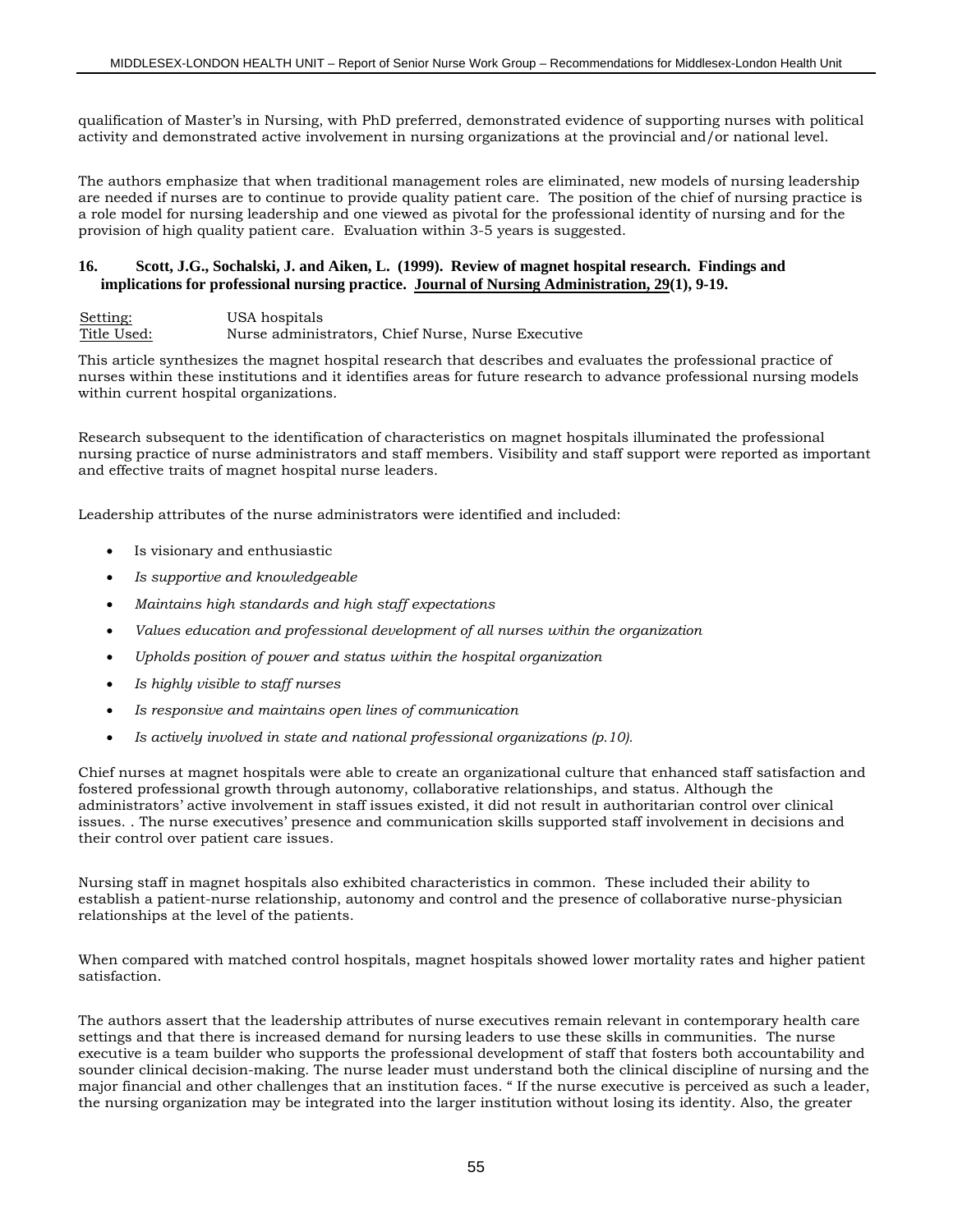qualification of Master's in Nursing, with PhD preferred, demonstrated evidence of supporting nurses with political activity and demonstrated active involvement in nursing organizations at the provincial and/or national level.

The authors emphasize that when traditional management roles are eliminated, new models of nursing leadership are needed if nurses are to continue to provide quality patient care. The position of the chief of nursing practice is a role model for nursing leadership and one viewed as pivotal for the professional identity of nursing and for the provision of high quality patient care. Evaluation within 3-5 years is suggested.

**16. Scott, J.G., Sochalski, J. and Aiken, L. (1999). Review of magnet hospital research. Findings and implications for professional nursing practice. <u>Journal of Nursing Administration, 29</u>(1), 9-19.**

<u>Setting:</u> USA hospitals
<u>Title Used:</u> Nurse administrators, Chief Nurse, Nurse Executive

This article synthesizes the magnet hospital research that describes and evaluates the professional practice of nurses within these institutions and it identifies areas for future research to advance professional nursing models within current hospital organizations.

Research subsequent to the identification of characteristics on magnet hospitals illuminated the professional nursing practice of nurse administrators and staff members. Visibility and staff support were reported as important and effective traits of magnet hospital nurse leaders.

Leadership attributes of the nurse administrators were identified and included:

- Is visionary and enthusiastic
- *Is supportive and knowledgeable*
- *Maintains high standards and high staff expectations*
- *Values education and professional development of all nurses within the organization*
- *Upholds position of power and status within the hospital organization*
- *Is highly visible to staff nurses*
- *Is responsive and maintains open lines of communication*
- *Is actively involved in state and national professional organizations (p.10).*

Chief nurses at magnet hospitals were able to create an organizational culture that enhanced staff satisfaction and fostered professional growth through autonomy, collaborative relationships, and status. Although the administrators' active involvement in staff issues existed, it did not result in authoritarian control over clinical issues. . The nurse executives' presence and communication skills supported staff involvement in decisions and their control over patient care issues.

Nursing staff in magnet hospitals also exhibited characteristics in common. These included their ability to establish a patient-nurse relationship, autonomy and control and the presence of collaborative nurse-physician relationships at the level of the patients.

When compared with matched control hospitals, magnet hospitals showed lower mortality rates and higher patient satisfaction.

The authors assert that the leadership attributes of nurse executives remain relevant in contemporary health care settings and that there is increased demand for nursing leaders to use these skills in communities. The nurse executive is a team builder who supports the professional development of staff that fosters both accountability and sounder clinical decision-making. The nurse leader must understand both the clinical discipline of nursing and the major financial and other challenges that an institution faces. " If the nurse executive is perceived as such a leader, the nursing organization may be integrated into the larger institution without losing its identity. Also, the greater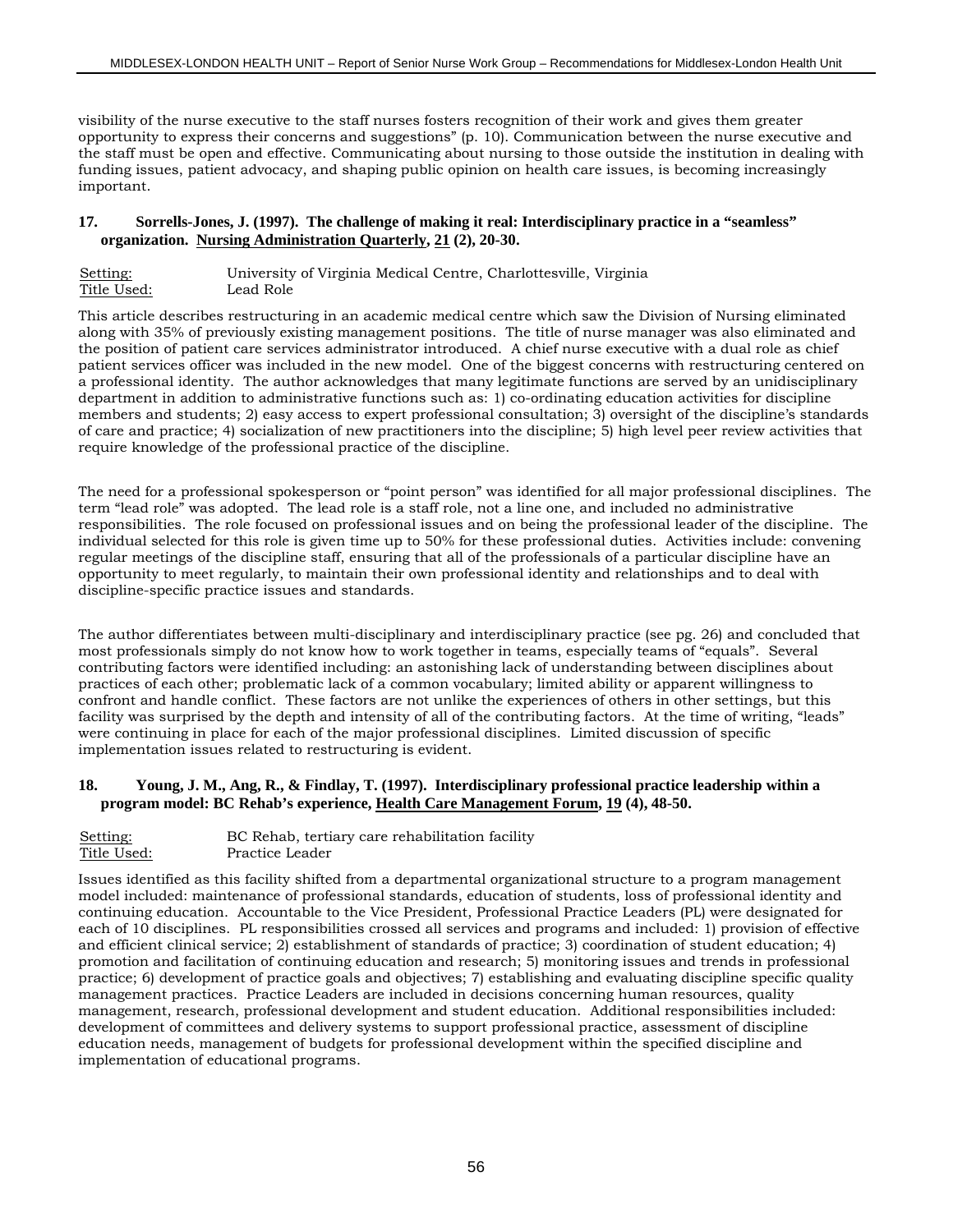visibility of the nurse executive to the staff nurses fosters recognition of their work and gives them greater opportunity to express their concerns and suggestions" (p. 10). Communication between the nurse executive and the staff must be open and effective. Communicating about nursing to those outside the institution in dealing with funding issues, patient advocacy, and shaping public opinion on health care issues, is becoming increasingly important.

**17. Sorrells-Jones, J. (1997). The challenge of making it real: Interdisciplinary practice in a "seamless" organization. Nursing Administration Quarterly, 21 (2), 20-30.**

Setting: University of Virginia Medical Centre, Charlottesville, Virginia
Title Used: Lead Role

This article describes restructuring in an academic medical centre which saw the Division of Nursing eliminated along with 35% of previously existing management positions. The title of nurse manager was also eliminated and the position of patient care services administrator introduced. A chief nurse executive with a dual role as chief patient services officer was included in the new model. One of the biggest concerns with restructuring centered on a professional identity. The author acknowledges that many legitimate functions are served by an unidisciplinary department in addition to administrative functions such as: 1) co-ordinating education activities for discipline members and students; 2) easy access to expert professional consultation; 3) oversight of the discipline's standards of care and practice; 4) socialization of new practitioners into the discipline; 5) high level peer review activities that require knowledge of the professional practice of the discipline.

The need for a professional spokesperson or "point person" was identified for all major professional disciplines. The term "lead role" was adopted. The lead role is a staff role, not a line one, and included no administrative responsibilities. The role focused on professional issues and on being the professional leader of the discipline. The individual selected for this role is given time up to 50% for these professional duties. Activities include: convening regular meetings of the discipline staff, ensuring that all of the professionals of a particular discipline have an opportunity to meet regularly, to maintain their own professional identity and relationships and to deal with discipline-specific practice issues and standards.

The author differentiates between multi-disciplinary and interdisciplinary practice (see pg. 26) and concluded that most professionals simply do not know how to work together in teams, especially teams of "equals". Several contributing factors were identified including: an astonishing lack of understanding between disciplines about practices of each other; problematic lack of a common vocabulary; limited ability or apparent willingness to confront and handle conflict. These factors are not unlike the experiences of others in other settings, but this facility was surprised by the depth and intensity of all of the contributing factors. At the time of writing, "leads" were continuing in place for each of the major professional disciplines. Limited discussion of specific implementation issues related to restructuring is evident.

**18. Young, J. M., Ang, R., & Findlay, T. (1997). Interdisciplinary professional practice leadership within a program model: BC Rehab's experience, Health Care Management Forum, 19 (4), 48-50.**

Setting: BC Rehab, tertiary care rehabilitation facility
Title Used: Practice Leader

Issues identified as this facility shifted from a departmental organizational structure to a program management model included: maintenance of professional standards, education of students, loss of professional identity and continuing education. Accountable to the Vice President, Professional Practice Leaders (PL) were designated for each of 10 disciplines. PL responsibilities crossed all services and programs and included: 1) provision of effective and efficient clinical service; 2) establishment of standards of practice; 3) coordination of student education; 4) promotion and facilitation of continuing education and research; 5) monitoring issues and trends in professional practice; 6) development of practice goals and objectives; 7) establishing and evaluating discipline specific quality management practices. Practice Leaders are included in decisions concerning human resources, quality management, research, professional development and student education. Additional responsibilities included: development of committees and delivery systems to support professional practice, assessment of discipline education needs, management of budgets for professional development within the specified discipline and implementation of educational programs.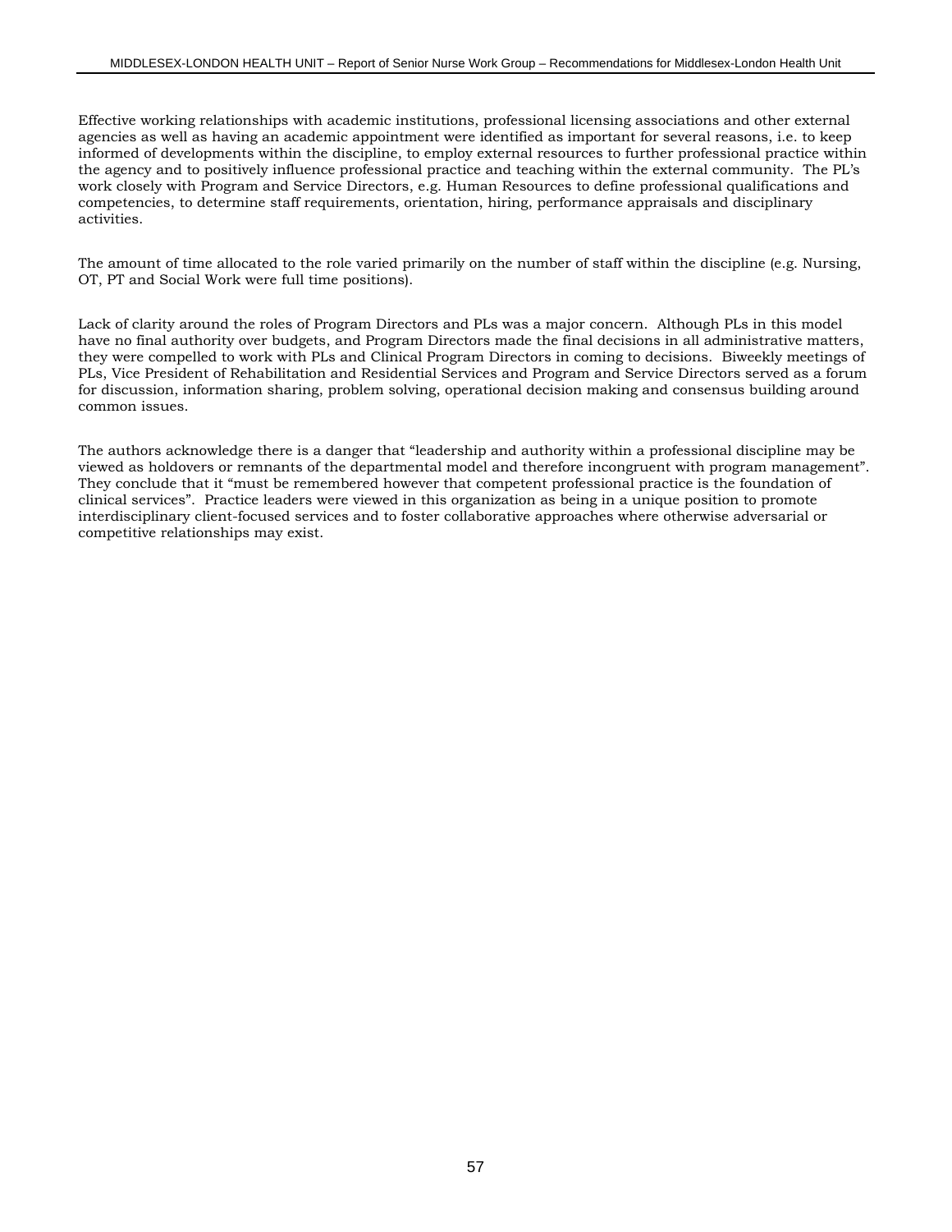Effective working relationships with academic institutions, professional licensing associations and other external agencies as well as having an academic appointment were identified as important for several reasons, i.e. to keep informed of developments within the discipline, to employ external resources to further professional practice within the agency and to positively influence professional practice and teaching within the external community. The PL's work closely with Program and Service Directors, e.g. Human Resources to define professional qualifications and competencies, to determine staff requirements, orientation, hiring, performance appraisals and disciplinary activities.

The amount of time allocated to the role varied primarily on the number of staff within the discipline (e.g. Nursing, OT, PT and Social Work were full time positions).

Lack of clarity around the roles of Program Directors and PLs was a major concern. Although PLs in this model have no final authority over budgets, and Program Directors made the final decisions in all administrative matters, they were compelled to work with PLs and Clinical Program Directors in coming to decisions. Biweekly meetings of PLs, Vice President of Rehabilitation and Residential Services and Program and Service Directors served as a forum for discussion, information sharing, problem solving, operational decision making and consensus building around common issues.

The authors acknowledge there is a danger that "leadership and authority within a professional discipline may be viewed as holdovers or remnants of the departmental model and therefore incongruent with program management". They conclude that it "must be remembered however that competent professional practice is the foundation of clinical services". Practice leaders were viewed in this organization as being in a unique position to promote interdisciplinary client-focused services and to foster collaborative approaches where otherwise adversarial or competitive relationships may exist.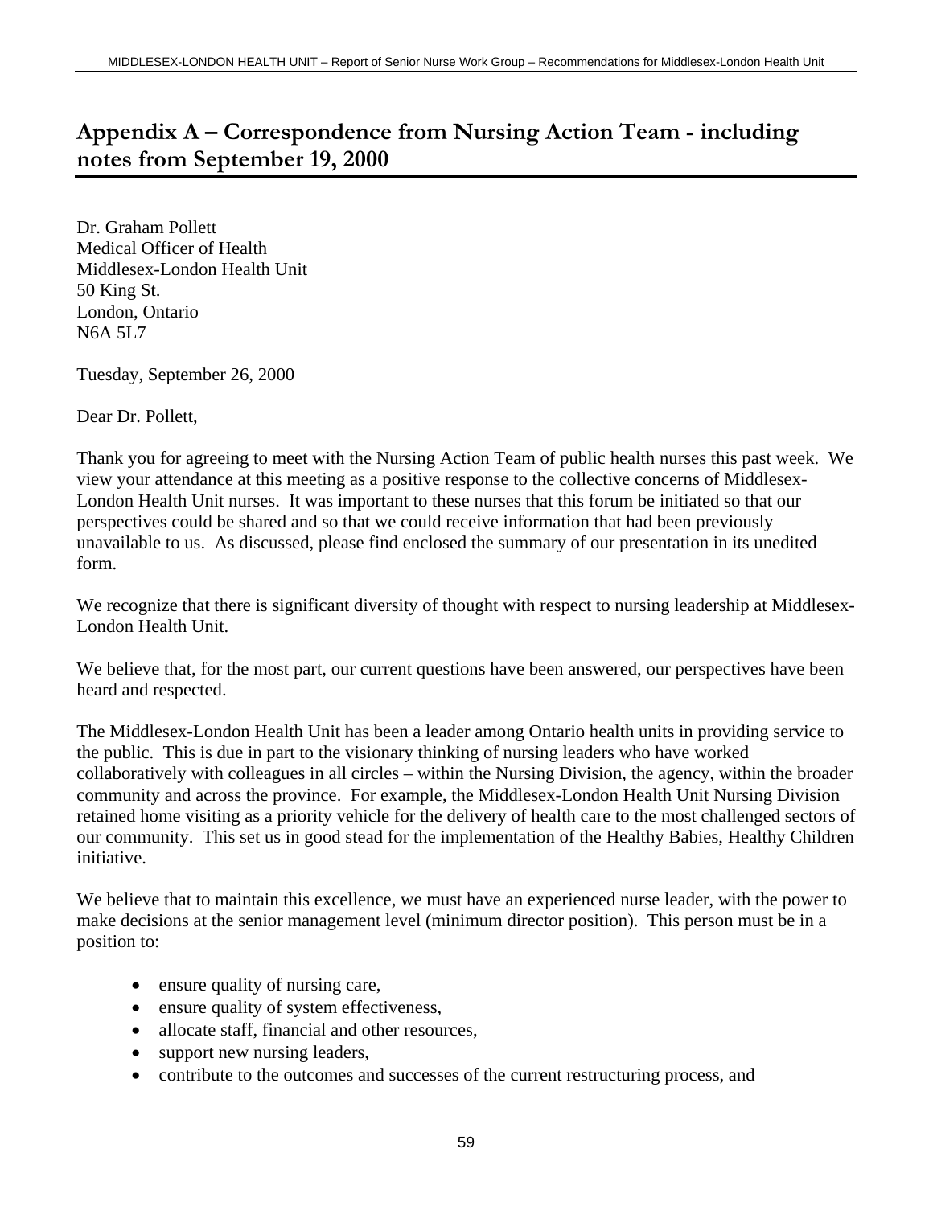# Appendix A – Correspondence from Nursing Action Team - including notes from September 19, 2000

Dr. Graham Pollett
Medical Officer of Health
Middlesex-London Health Unit
50 King St.
London, Ontario
N6A 5L7

Tuesday, September 26, 2000

Dear Dr. Pollett,

Thank you for agreeing to meet with the Nursing Action Team of public health nurses this past week. We view your attendance at this meeting as a positive response to the collective concerns of Middlesex-London Health Unit nurses. It was important to these nurses that this forum be initiated so that our perspectives could be shared and so that we could receive information that had been previously unavailable to us. As discussed, please find enclosed the summary of our presentation in its unedited form.

We recognize that there is significant diversity of thought with respect to nursing leadership at Middlesex-London Health Unit.

We believe that, for the most part, our current questions have been answered, our perspectives have been heard and respected.

The Middlesex-London Health Unit has been a leader among Ontario health units in providing service to the public. This is due in part to the visionary thinking of nursing leaders who have worked collaboratively with colleagues in all circles – within the Nursing Division, the agency, within the broader community and across the province. For example, the Middlesex-London Health Unit Nursing Division retained home visiting as a priority vehicle for the delivery of health care to the most challenged sectors of our community. This set us in good stead for the implementation of the Healthy Babies, Healthy Children initiative.

We believe that to maintain this excellence, we must have an experienced nurse leader, with the power to make decisions at the senior management level (minimum director position). This person must be in a position to:

- ensure quality of nursing care,
- ensure quality of system effectiveness,
- allocate staff, financial and other resources,
- support new nursing leaders,
- contribute to the outcomes and successes of the current restructuring process, and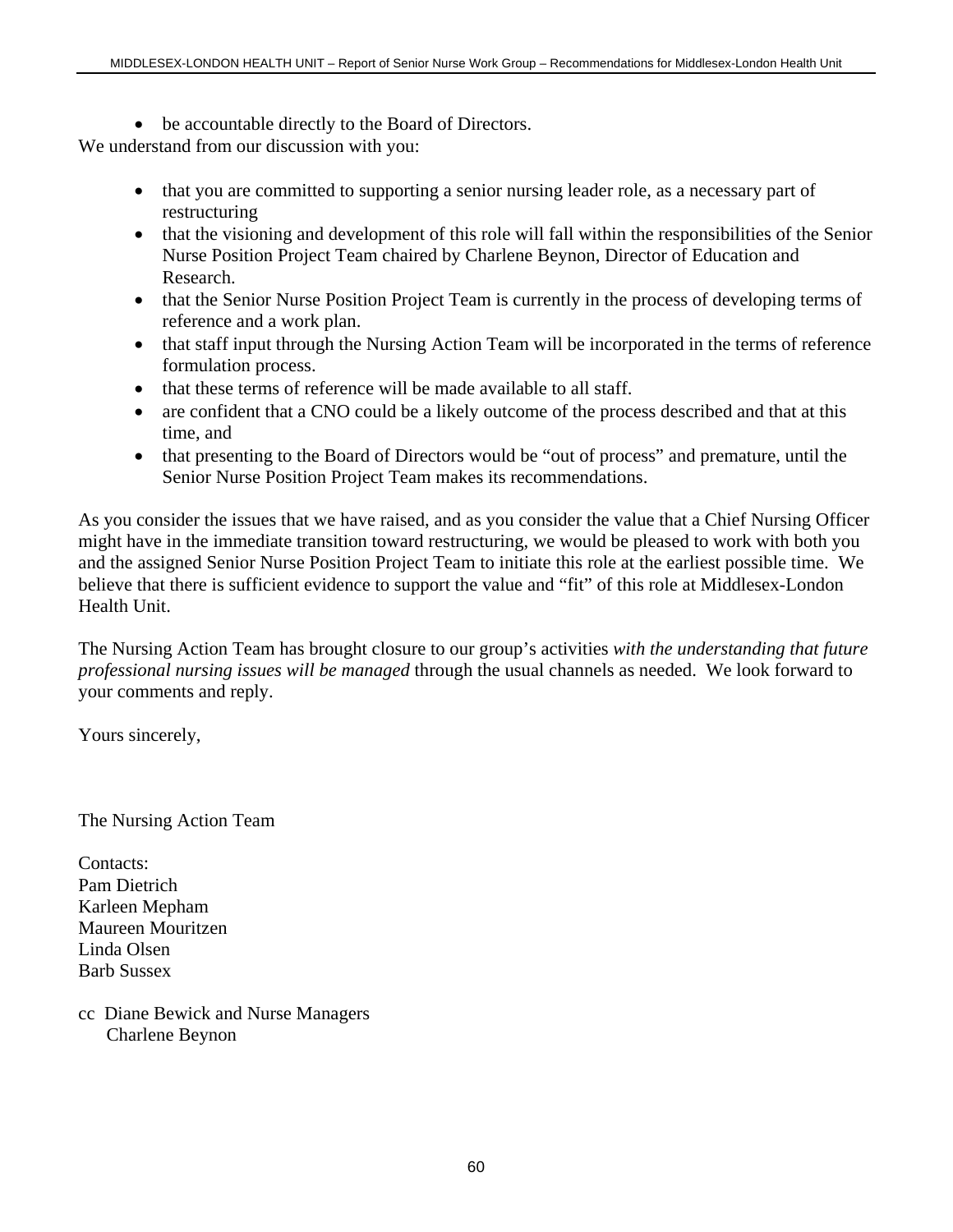- be accountable directly to the Board of Directors.

We understand from our discussion with you:

- that you are committed to supporting a senior nursing leader role, as a necessary part of restructuring
- that the visioning and development of this role will fall within the responsibilities of the Senior Nurse Position Project Team chaired by Charlene Beynon, Director of Education and Research.
- that the Senior Nurse Position Project Team is currently in the process of developing terms of reference and a work plan.
- that staff input through the Nursing Action Team will be incorporated in the terms of reference formulation process.
- that these terms of reference will be made available to all staff.
- are confident that a CNO could be a likely outcome of the process described and that at this time, and
- that presenting to the Board of Directors would be "out of process" and premature, until the Senior Nurse Position Project Team makes its recommendations.

As you consider the issues that we have raised, and as you consider the value that a Chief Nursing Officer might have in the immediate transition toward restructuring, we would be pleased to work with both you and the assigned Senior Nurse Position Project Team to initiate this role at the earliest possible time. We believe that there is sufficient evidence to support the value and "fit" of this role at Middlesex-London Health Unit.

The Nursing Action Team has brought closure to our group's activities *with the understanding that future professional nursing issues will be managed* through the usual channels as needed. We look forward to your comments and reply.

Yours sincerely,

The Nursing Action Team

Contacts:
Pam Dietrich
Karleen Mepham
Maureen Mouritzen
Linda Olsen
Barb Sussex

cc Diane Bewick and Nurse Managers
Charlene Beynon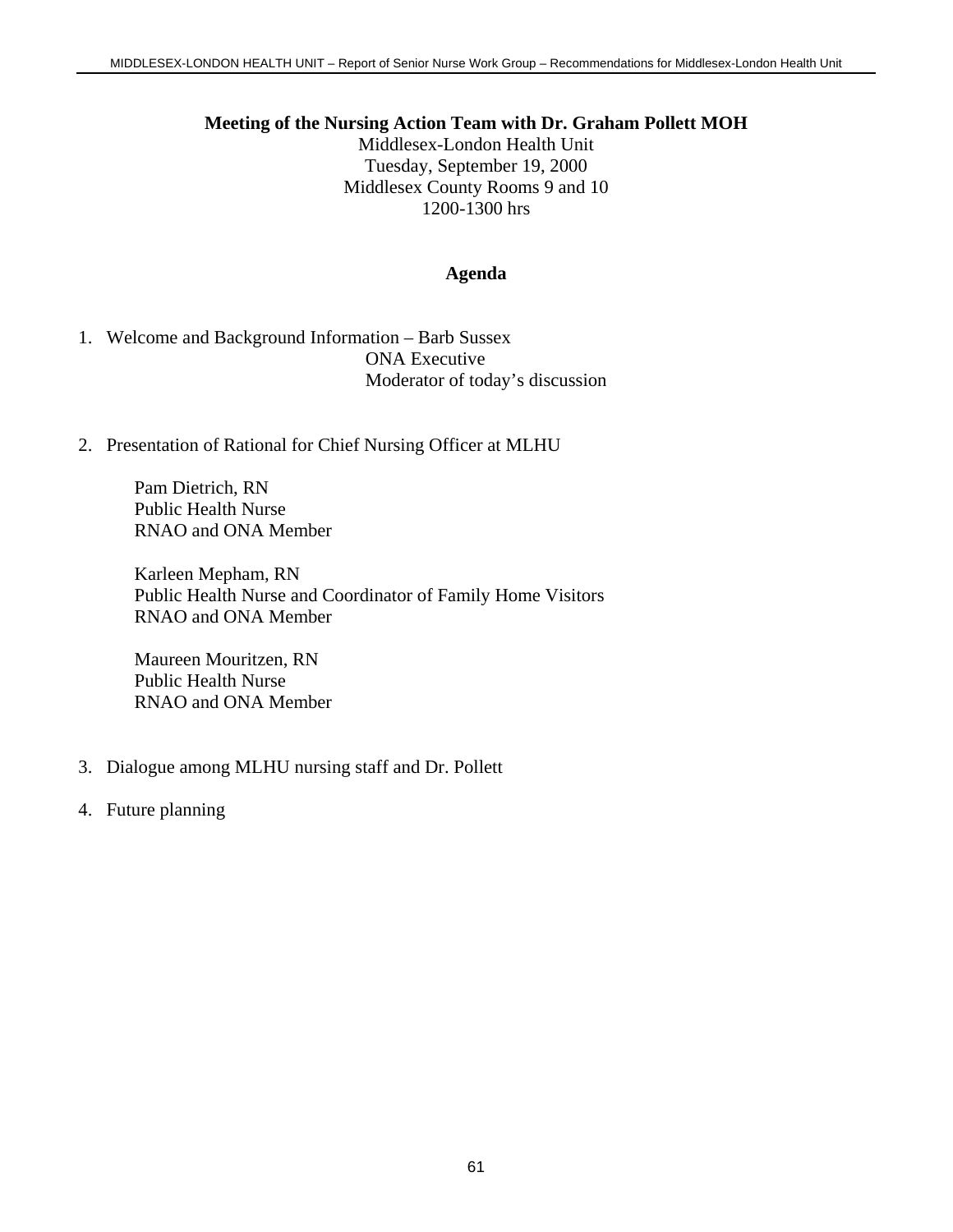**Meeting of the Nursing Action Team with Dr. Graham Pollett MOH**

Middlesex-London Health Unit
Tuesday, September 19, 2000
Middlesex County Rooms 9 and 10
1200-1300 hrs

**Agenda**

1. Welcome and Background Information – Barb Sussex
   ONA Executive
   Moderator of today's discussion

2. Presentation of Rational for Chief Nursing Officer at MLHU

   Pam Dietrich, RN
   Public Health Nurse
   RNAO and ONA Member

   Karleen Mepham, RN
   Public Health Nurse and Coordinator of Family Home Visitors
   RNAO and ONA Member

   Maureen Mouritzen, RN
   Public Health Nurse
   RNAO and ONA Member

3. Dialogue among MLHU nursing staff and Dr. Pollett

4. Future planning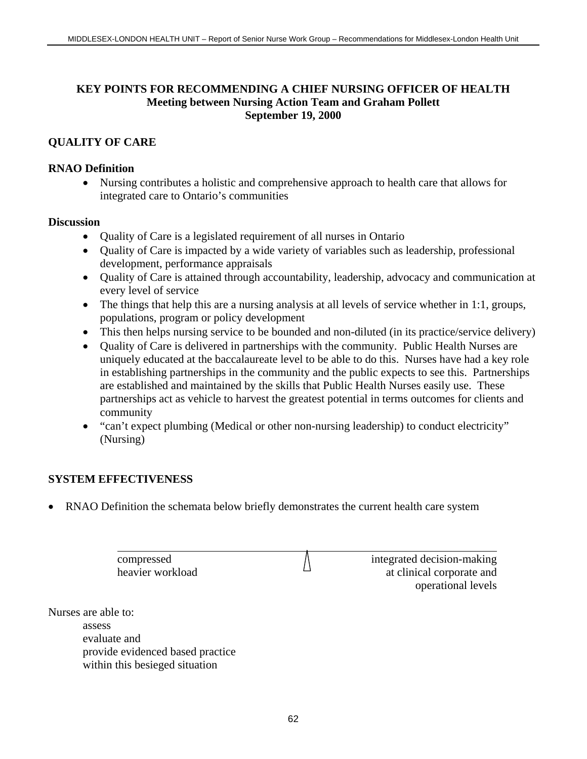**KEY POINTS FOR RECOMMENDING A CHIEF NURSING OFFICER OF HEALTH**
**Meeting between Nursing Action Team and Graham Pollett**
**September 19, 2000**

## QUALITY OF CARE

### RNAO Definition

- Nursing contributes a holistic and comprehensive approach to health care that allows for integrated care to Ontario's communities

### Discussion

- Quality of Care is a legislated requirement of all nurses in Ontario
- Quality of Care is impacted by a wide variety of variables such as leadership, professional development, performance appraisals
- Quality of Care is attained through accountability, leadership, advocacy and communication at every level of service
- The things that help this are a nursing analysis at all levels of service whether in 1:1, groups, populations, program or policy development
- This then helps nursing service to be bounded and non-diluted (in its practice/service delivery)
- Quality of Care is delivered in partnerships with the community. Public Health Nurses are uniquely educated at the baccalaureate level to be able to do this. Nurses have had a key role in establishing partnerships in the community and the public expects to see this. Partnerships are established and maintained by the skills that Public Health Nurses easily use. These partnerships act as vehicle to harvest the greatest potential in terms outcomes for clients and community
- "can't expect plumbing (Medical or other non-nursing leadership) to conduct electricity" (Nursing)

## SYSTEM EFFECTIVENESS

- RNAO Definition the schemata below briefly demonstrates the current health care system

| compressed heavier workload | | integrated decision-making at clinical corporate and operational levels |
|---|---|---|

Nurses are able to:
assess
evaluate and
provide evidenced based practice
within this besieged situation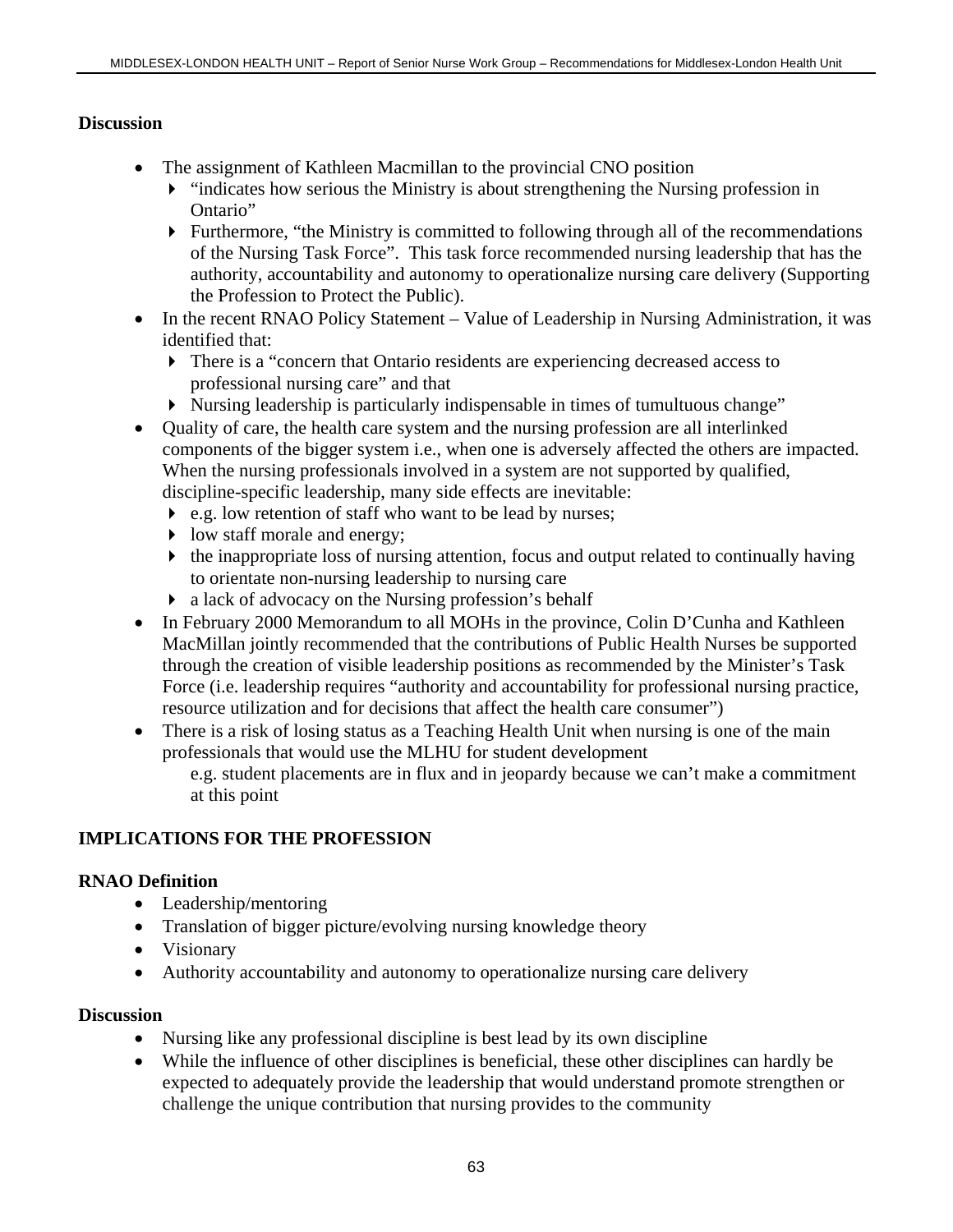**Discussion**

- The assignment of Kathleen Macmillan to the provincial CNO position
  - "indicates how serious the Ministry is about strengthening the Nursing profession in Ontario"
  - Furthermore, "the Ministry is committed to following through all of the recommendations of the Nursing Task Force". This task force recommended nursing leadership that has the authority, accountability and autonomy to operationalize nursing care delivery (Supporting the Profession to Protect the Public).
- In the recent RNAO Policy Statement – Value of Leadership in Nursing Administration, it was identified that:
  - There is a "concern that Ontario residents are experiencing decreased access to professional nursing care" and that
  - Nursing leadership is particularly indispensable in times of tumultuous change"
- Quality of care, the health care system and the nursing profession are all interlinked components of the bigger system i.e., when one is adversely affected the others are impacted. When the nursing professionals involved in a system are not supported by qualified, discipline-specific leadership, many side effects are inevitable:
  - e.g. low retention of staff who want to be lead by nurses;
  - low staff morale and energy;
  - the inappropriate loss of nursing attention, focus and output related to continually having to orientate non-nursing leadership to nursing care
  - a lack of advocacy on the Nursing profession's behalf
- In February 2000 Memorandum to all MOHs in the province, Colin D'Cunha and Kathleen MacMillan jointly recommended that the contributions of Public Health Nurses be supported through the creation of visible leadership positions as recommended by the Minister's Task Force (i.e. leadership requires "authority and accountability for professional nursing practice, resource utilization and for decisions that affect the health care consumer")
- There is a risk of losing status as a Teaching Health Unit when nursing is one of the main professionals that would use the MLHU for student development

  e.g. student placements are in flux and in jeopardy because we can't make a commitment at this point

## IMPLICATIONS FOR THE PROFESSION

**RNAO Definition**

- Leadership/mentoring
- Translation of bigger picture/evolving nursing knowledge theory
- Visionary
- Authority accountability and autonomy to operationalize nursing care delivery

**Discussion**

- Nursing like any professional discipline is best lead by its own discipline
- While the influence of other disciplines is beneficial, these other disciplines can hardly be expected to adequately provide the leadership that would understand promote strengthen or challenge the unique contribution that nursing provides to the community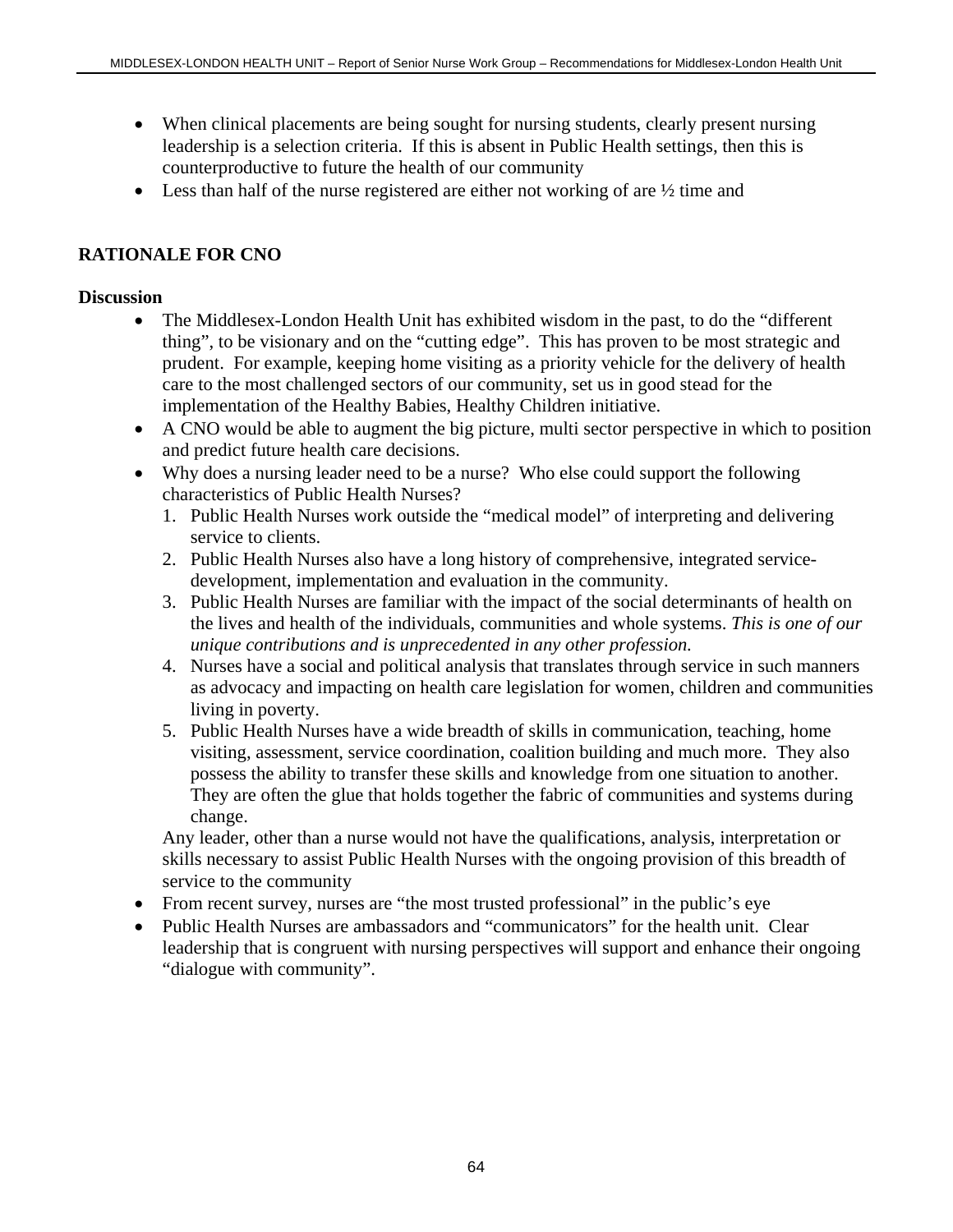- When clinical placements are being sought for nursing students, clearly present nursing leadership is a selection criteria. If this is absent in Public Health settings, then this is counterproductive to future the health of our community
- Less than half of the nurse registered are either not working of are ½ time and

## RATIONALE FOR CNO

**Discussion**

- The Middlesex-London Health Unit has exhibited wisdom in the past, to do the "different thing", to be visionary and on the "cutting edge". This has proven to be most strategic and prudent. For example, keeping home visiting as a priority vehicle for the delivery of health care to the most challenged sectors of our community, set us in good stead for the implementation of the Healthy Babies, Healthy Children initiative.
- A CNO would be able to augment the big picture, multi sector perspective in which to position and predict future health care decisions.
- Why does a nursing leader need to be a nurse? Who else could support the following characteristics of Public Health Nurses?
    1. Public Health Nurses work outside the "medical model" of interpreting and delivering service to clients.
    2. Public Health Nurses also have a long history of comprehensive, integrated service-development, implementation and evaluation in the community.
    3. Public Health Nurses are familiar with the impact of the social determinants of health on the lives and health of the individuals, communities and whole systems. *This is one of our unique contributions and is unprecedented in any other profession.*
    4. Nurses have a social and political analysis that translates through service in such manners as advocacy and impacting on health care legislation for women, children and communities living in poverty.
    5. Public Health Nurses have a wide breadth of skills in communication, teaching, home visiting, assessment, service coordination, coalition building and much more. They also possess the ability to transfer these skills and knowledge from one situation to another. They are often the glue that holds together the fabric of communities and systems during change.

    Any leader, other than a nurse would not have the qualifications, analysis, interpretation or skills necessary to assist Public Health Nurses with the ongoing provision of this breadth of service to the community
- From recent survey, nurses are "the most trusted professional" in the public's eye
- Public Health Nurses are ambassadors and "communicators" for the health unit. Clear leadership that is congruent with nursing perspectives will support and enhance their ongoing "dialogue with community".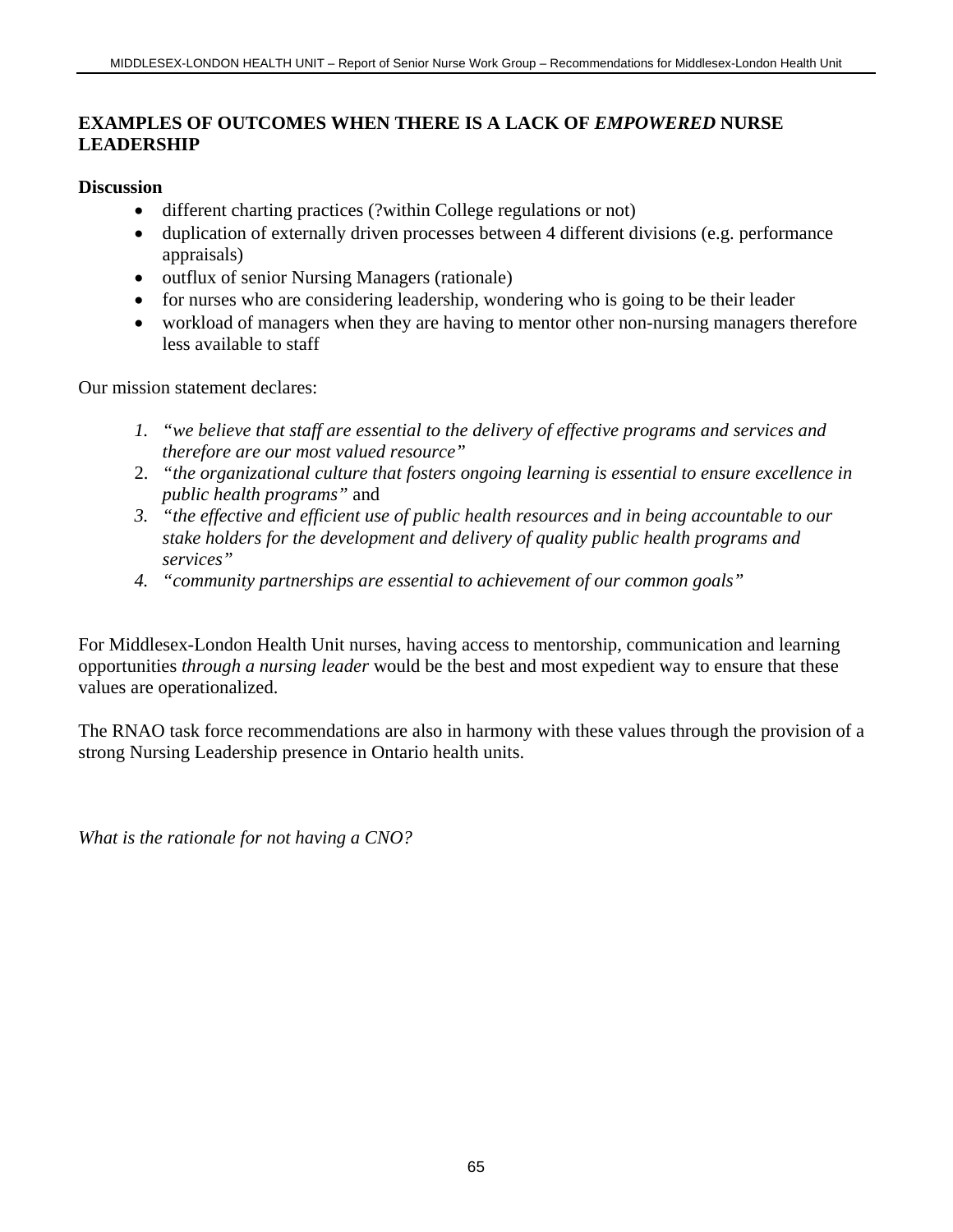## EXAMPLES OF OUTCOMES WHEN THERE IS A LACK OF *EMPOWERED* NURSE LEADERSHIP

**Discussion**

- different charting practices (?within College regulations or not)
- duplication of externally driven processes between 4 different divisions (e.g. performance appraisals)
- outflux of senior Nursing Managers (rationale)
- for nurses who are considering leadership, wondering who is going to be their leader
- workload of managers when they are having to mentor other non-nursing managers therefore less available to staff

Our mission statement declares:

1. *"we believe that staff are essential to the delivery of effective programs and services and therefore are our most valued resource"*
2. *"the organizational culture that fosters ongoing learning is essential to ensure excellence in public health programs"* and
3. *"the effective and efficient use of public health resources and in being accountable to our stake holders for the development and delivery of quality public health programs and services"*
4. *"community partnerships are essential to achievement of our common goals"*

For Middlesex-London Health Unit nurses, having access to mentorship, communication and learning opportunities *through a nursing leader* would be the best and most expedient way to ensure that these values are operationalized.

The RNAO task force recommendations are also in harmony with these values through the provision of a strong Nursing Leadership presence in Ontario health units.

*What is the rationale for not having a CNO?*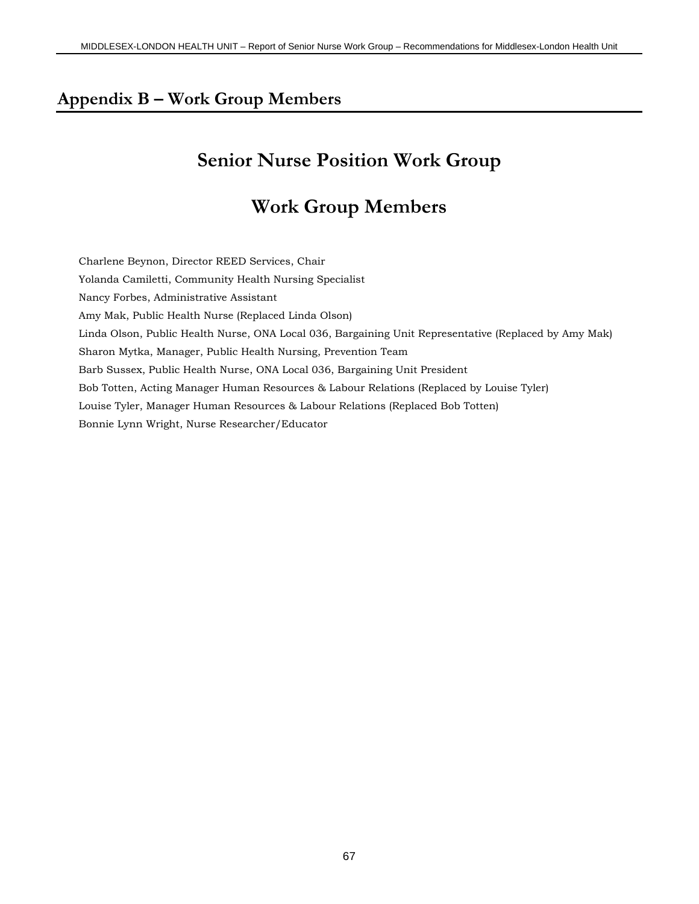## Appendix B – Work Group Members

# Senior Nurse Position Work Group

# Work Group Members

Charlene Beynon, Director REED Services, Chair

Yolanda Camiletti, Community Health Nursing Specialist

Nancy Forbes, Administrative Assistant

Amy Mak, Public Health Nurse (Replaced Linda Olson)

Linda Olson, Public Health Nurse, ONA Local 036, Bargaining Unit Representative (Replaced by Amy Mak)

Sharon Mytka, Manager, Public Health Nursing, Prevention Team

Barb Sussex, Public Health Nurse, ONA Local 036, Bargaining Unit President

Bob Totten, Acting Manager Human Resources & Labour Relations (Replaced by Louise Tyler)

Louise Tyler, Manager Human Resources & Labour Relations (Replaced Bob Totten)

Bonnie Lynn Wright, Nurse Researcher/Educator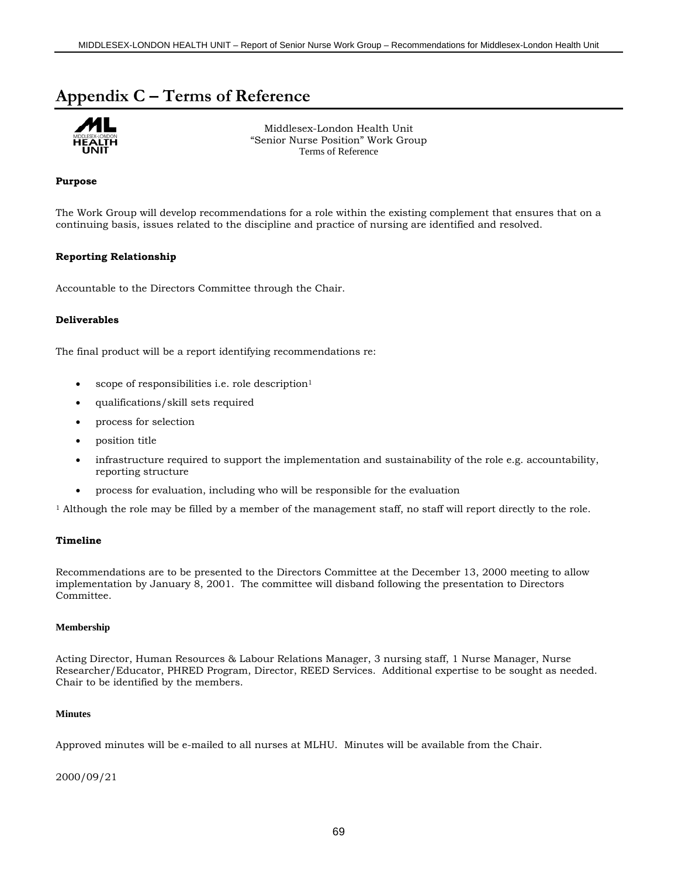# Appendix C – Terms of Reference

Middlesex-London Health Unit
"Senior Nurse Position" Work Group
Terms of Reference

**Purpose**

The Work Group will develop recommendations for a role within the existing complement that ensures that on a continuing basis, issues related to the discipline and practice of nursing are identified and resolved.

**Reporting Relationship**

Accountable to the Directors Committee through the Chair.

**Deliverables**

The final product will be a report identifying recommendations re:

- scope of responsibilities i.e. role description[1]
- qualifications/skill sets required
- process for selection
- position title
- infrastructure required to support the implementation and sustainability of the role e.g. accountability, reporting structure
- process for evaluation, including who will be responsible for the evaluation

[1] Although the role may be filled by a member of the management staff, no staff will report directly to the role.

**Timeline**

Recommendations are to be presented to the Directors Committee at the December 13, 2000 meeting to allow implementation by January 8, 2001. The committee will disband following the presentation to Directors Committee.

**Membership**

Acting Director, Human Resources & Labour Relations Manager, 3 nursing staff, 1 Nurse Manager, Nurse Researcher/Educator, PHRED Program, Director, REED Services. Additional expertise to be sought as needed. Chair to be identified by the members.

**Minutes**

Approved minutes will be e-mailed to all nurses at MLHU. Minutes will be available from the Chair.

2000/09/21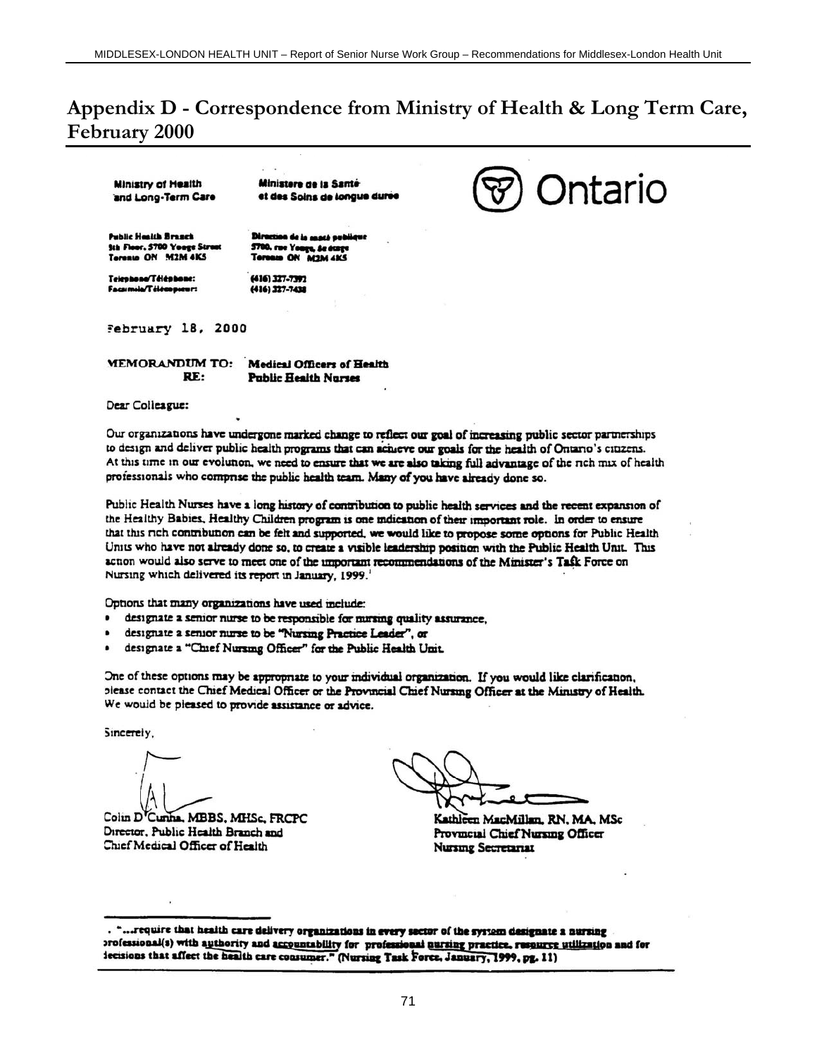# Appendix D - Correspondence from Ministry of Health & Long Term Care, February 2000

Ministry of Health and Long-Term Care

Ministère de la Santé et des Soins de longue durée

Ontario

Public Health Branch
5th Floor, 5700 Yonge Street
Toronto ON M2M 4K5

Direction de la santé publique
5700, rue Yonge, 5e étage
Toronto ON M2M 4K5

Telephone/Téléphone: (416) 327-7392
Facsimile/Télécopieur: (416) 327-7438

February 18, 2000

**MEMORANDUM TO:** **Medical Officers of Health**
**RE:** **Public Health Nurses**

Dear Colleague:

Our organizations have undergone marked change to reflect our goal of increasing public sector partnerships to design and deliver public health programs that can achieve our goals for the health of Ontario's citizens. At this time in our evolution, we need to ensure that we are also taking full advantage of the rich mix of health professionals who comprise the public health team. Many of you have already done so.

Public Health Nurses have a long history of contribution to public health services and the recent expansion of the Healthy Babies, Healthy Children program is one indication of their important role. In order to ensure that this rich contribution can be felt and supported, we would like to propose some options for Public Health Units who have not already done so, to create a visible leadership position with the Public Health Unit. This action would also serve to meet one of the important recommendations of the Minister's Task Force on Nursing which delivered its report in January, 1999.[1]

Options that many organizations have used include:

- designate a senior nurse to be responsible for nursing quality assurance,
- designate a senior nurse to be "Nursing Practice Leader", or
- designate a "Chief Nursing Officer" for the Public Health Unit.

One of these options may be appropriate to your individual organization. If you would like clarification, please contact the Chief Medical Officer or the Provincial Chief Nursing Officer at the Ministry of Health. We would be pleased to provide assistance or advice.

Sincerely,

Colin D'Cunha, MBBS, MHSc, FRCPC
Director, Public Health Branch and
Chief Medical Officer of Health

Kathleen MacMillan, RN, MA, MSc
Provincial Chief Nursing Officer
Nursing Secretariat

[1] "...require that health care delivery organizations in every sector of the system designate a nursing professional(s) with authority and accountability for professional nursing practice, resource utilization and for decisions that affect the health care consumer." (Nursing Task Force, January, 1999, pg. 11)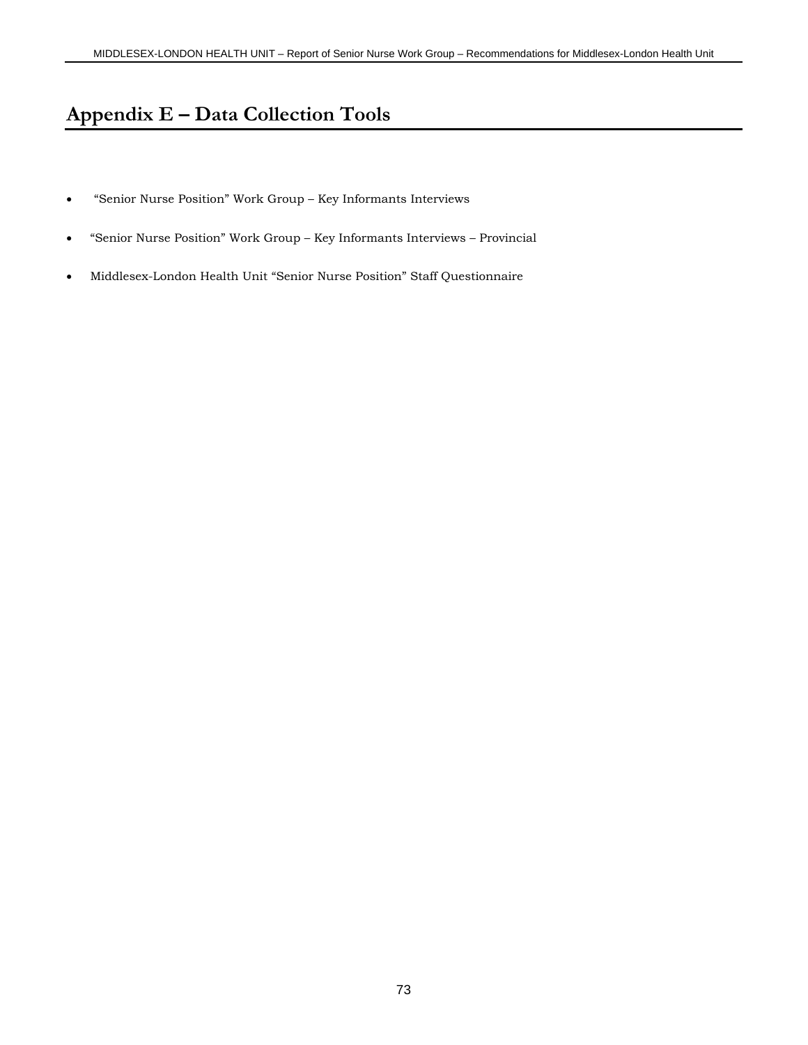# Appendix E – Data Collection Tools

- "Senior Nurse Position" Work Group – Key Informants Interviews
- "Senior Nurse Position" Work Group – Key Informants Interviews – Provincial
- Middlesex-London Health Unit "Senior Nurse Position" Staff Questionnaire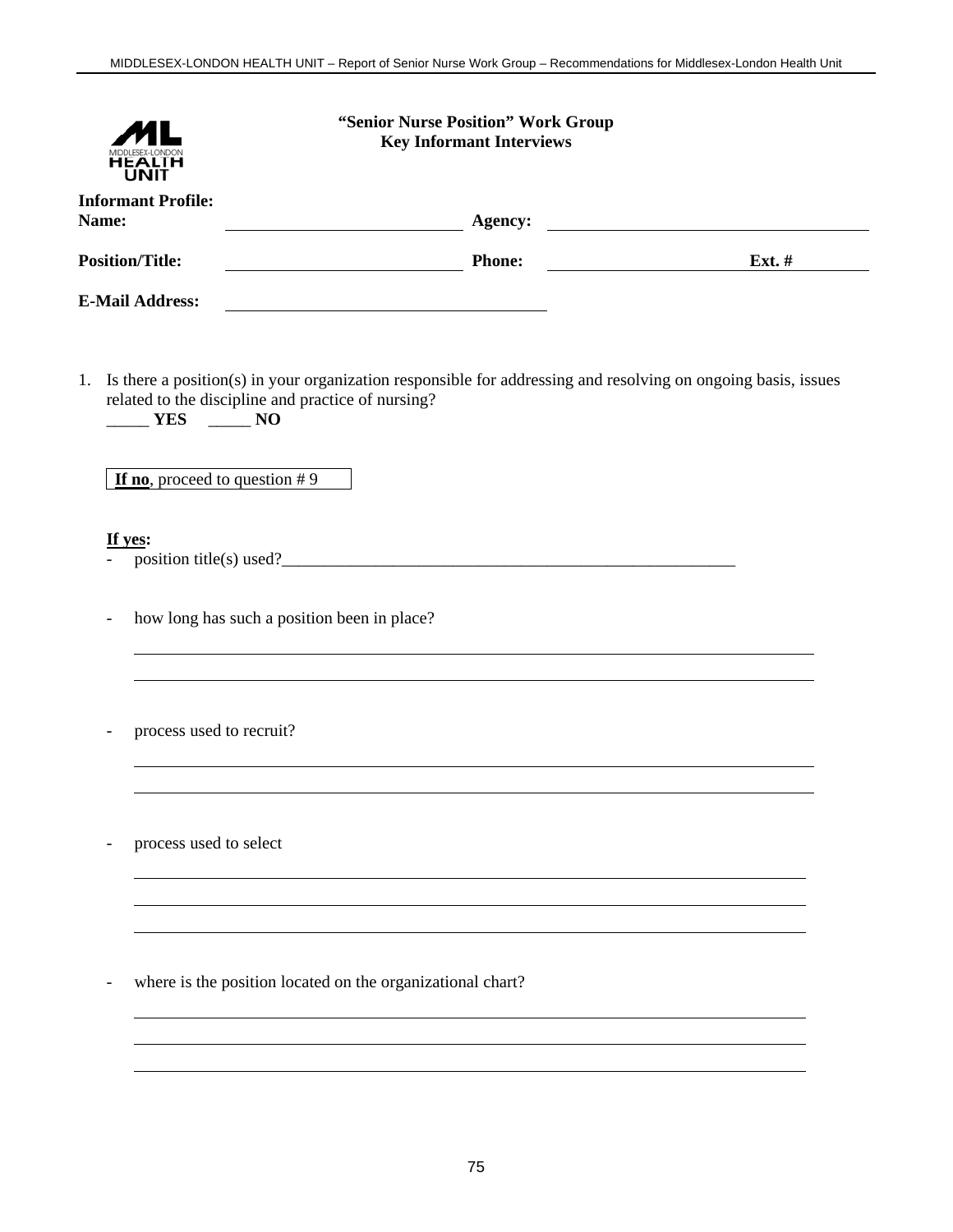**"Senior Nurse Position" Work Group**
**Key Informant Interviews**

**Informant Profile:**

**Name:** ______________________ **Agency:** ______________________

**Position/Title:** ______________________ **Phone:** ______________ **Ext. #** ________

**E-Mail Address:** ______________________

1. Is there a position(s) in your organization responsible for addressing and resolving on ongoing basis, issues related to the discipline and practice of nursing?
   _____ **YES** _____ **NO**

   **If no**, proceed to question # 9

   **If yes:**
   - position title(s) used?______________________________________________________
   - how long has such a position been in place?
     ______________________________________________________
     ______________________________________________________
   - process used to recruit?
     ______________________________________________________
     ______________________________________________________
   - process used to select
     ______________________________________________________
     ______________________________________________________
     ______________________________________________________
   - where is the position located on the organizational chart?
     ______________________________________________________
     ______________________________________________________
     ______________________________________________________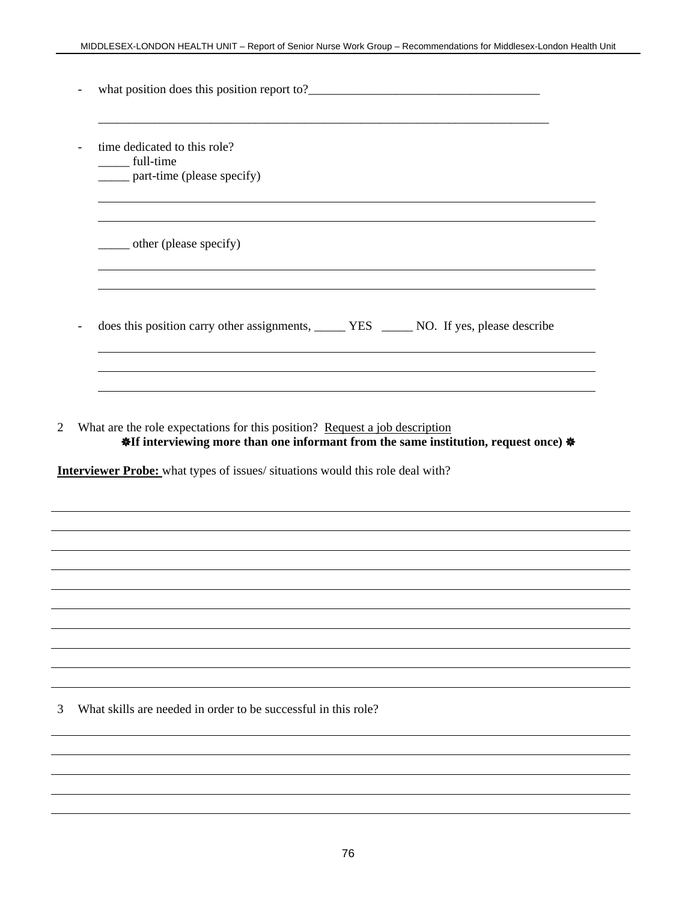- what position does this position report to?______________________________________

  ___________________________________________________________________________

- time dedicated to this role?
  _____ full-time
  _____ part-time (please specify)

  ___________________________________________________________________________

  ___________________________________________________________________________

  _____ other (please specify)

  ___________________________________________________________________________

  ___________________________________________________________________________

- does this position carry other assignments, _____ YES _____ NO. If yes, please describe

  ___________________________________________________________________________

  ___________________________________________________________________________

  ___________________________________________________________________________

2 What are the role expectations for this position? <u>Request a job description</u>
**✵If interviewing more than one informant from the same institution, request once) ✵**

**<u>Interviewer Probe:</u>** what types of issues/ situations would this role deal with?

_______________________________________________________________________________

_______________________________________________________________________________

_______________________________________________________________________________

_______________________________________________________________________________

_______________________________________________________________________________

_______________________________________________________________________________

_______________________________________________________________________________

_______________________________________________________________________________

_______________________________________________________________________________

_______________________________________________________________________________

3 What skills are needed in order to be successful in this role?

_______________________________________________________________________________

_______________________________________________________________________________

_______________________________________________________________________________

_______________________________________________________________________________

_______________________________________________________________________________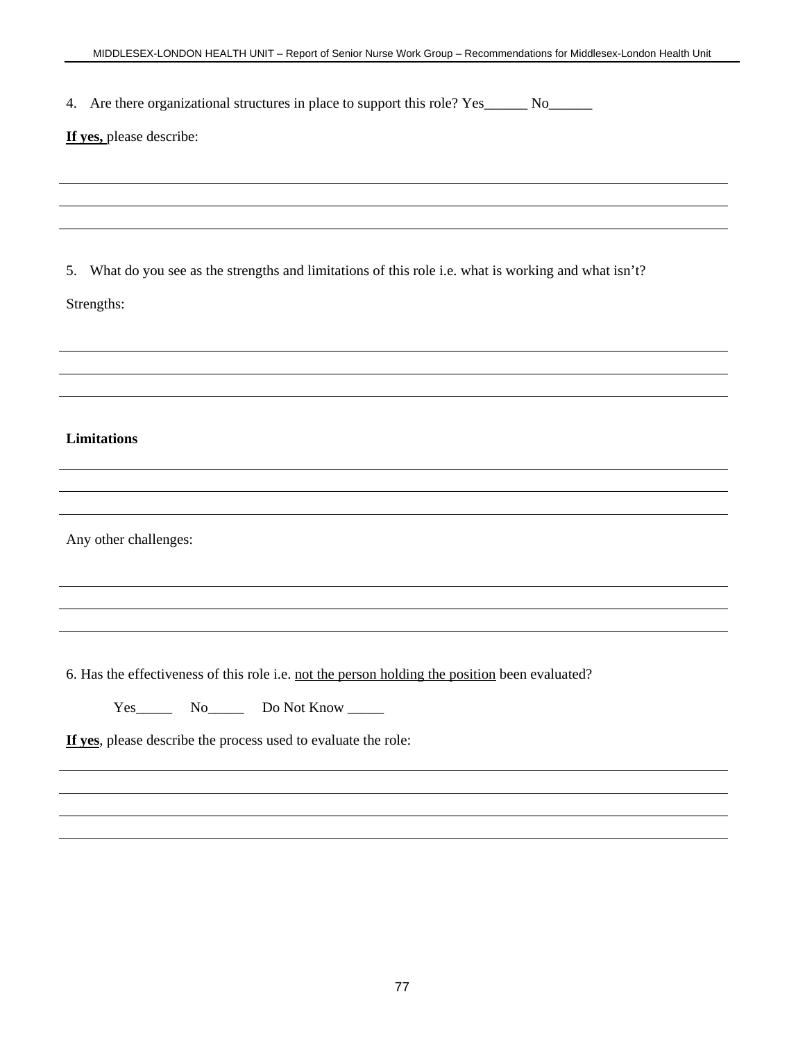4. Are there organizational structures in place to support this role? Yes______ No______

**<u>If yes,</u>** please describe:

______________________________________________________________________________

______________________________________________________________________________

______________________________________________________________________________

5. What do you see as the strengths and limitations of this role i.e. what is working and what isn't?

Strengths:

______________________________________________________________________________

______________________________________________________________________________

______________________________________________________________________________

**Limitations**

______________________________________________________________________________

______________________________________________________________________________

______________________________________________________________________________

Any other challenges:

______________________________________________________________________________

______________________________________________________________________________

______________________________________________________________________________

6. Has the effectiveness of this role i.e. <u>not the person holding the position</u> been evaluated?

Yes_____ No_____ Do Not Know _____

**<u>If yes</u>**, please describe the process used to evaluate the role:

______________________________________________________________________________

______________________________________________________________________________

______________________________________________________________________________

______________________________________________________________________________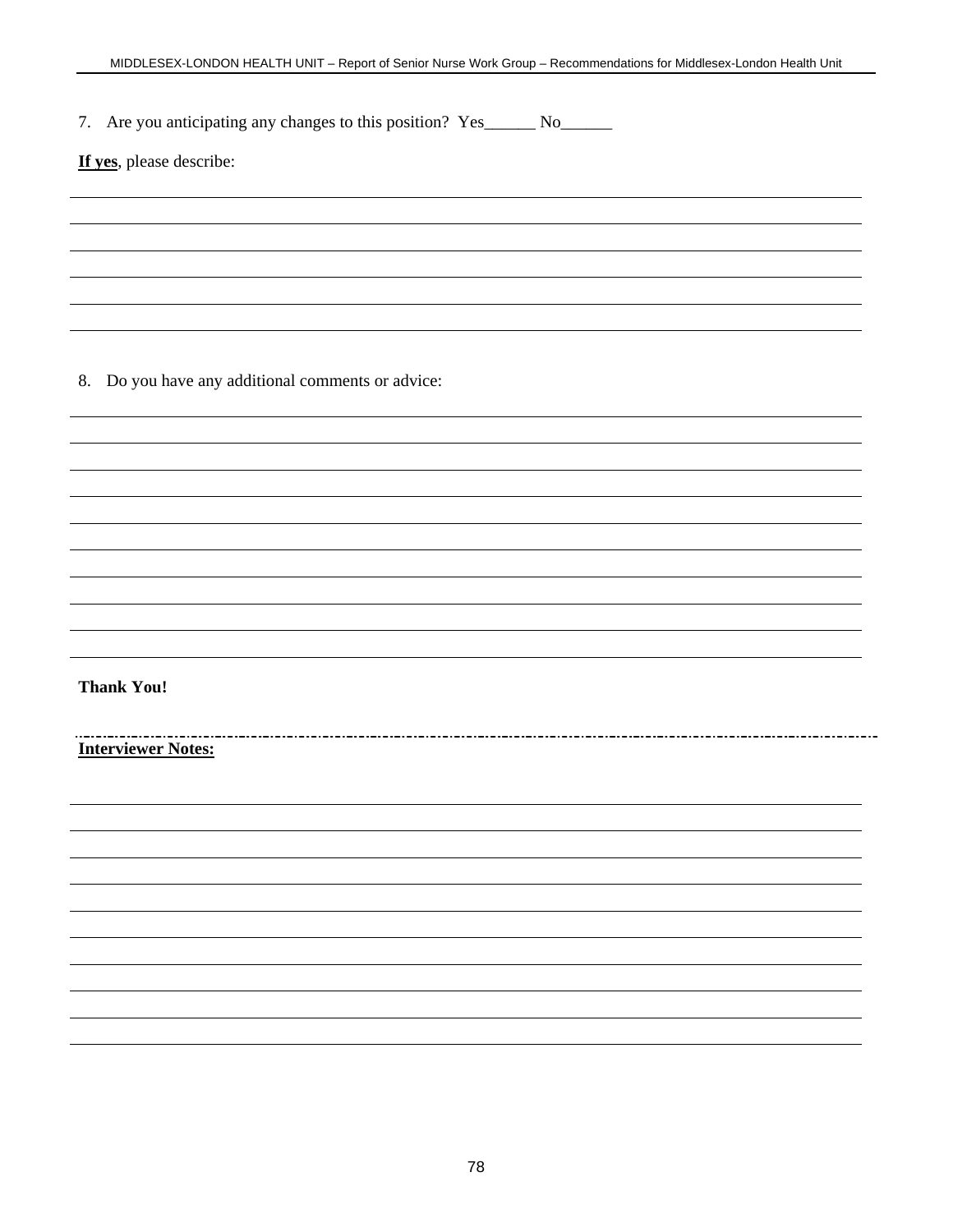7. Are you anticipating any changes to this position? Yes______ No______

**If yes**, please describe:

_______________________________________________________________________________

_______________________________________________________________________________

_______________________________________________________________________________

_______________________________________________________________________________

_______________________________________________________________________________

8. Do you have any additional comments or advice:

_______________________________________________________________________________

_______________________________________________________________________________

_______________________________________________________________________________

_______________________________________________________________________________

_______________________________________________________________________________

_______________________________________________________________________________

_______________________________________________________________________________

_______________________________________________________________________________

_______________________________________________________________________________

**Thank You!**

---

**Interviewer Notes:**

_______________________________________________________________________________

_______________________________________________________________________________

_______________________________________________________________________________

_______________________________________________________________________________

_______________________________________________________________________________

_______________________________________________________________________________

_______________________________________________________________________________

_______________________________________________________________________________

_______________________________________________________________________________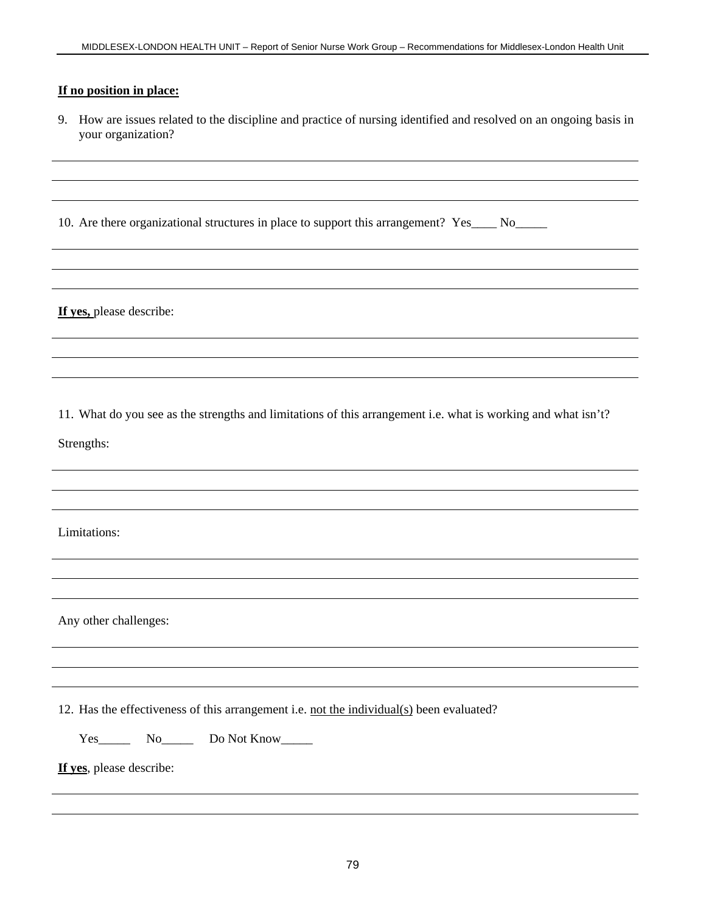**If no position in place:**

9. How are issues related to the discipline and practice of nursing identified and resolved on an ongoing basis in your organization?

_______________________________________________________________________________

_______________________________________________________________________________

_______________________________________________________________________________

10. Are there organizational structures in place to support this arrangement? Yes____ No_____

_______________________________________________________________________________

_______________________________________________________________________________

_______________________________________________________________________________

**If yes,** please describe:

_______________________________________________________________________________

_______________________________________________________________________________

_______________________________________________________________________________

11. What do you see as the strengths and limitations of this arrangement i.e. what is working and what isn't?

Strengths:

_______________________________________________________________________________

_______________________________________________________________________________

_______________________________________________________________________________

Limitations:

_______________________________________________________________________________

_______________________________________________________________________________

_______________________________________________________________________________

Any other challenges:

_______________________________________________________________________________

_______________________________________________________________________________

_______________________________________________________________________________

12. Has the effectiveness of this arrangement i.e. not the individual(s) been evaluated?

Yes_____ No_____ Do Not Know_____

**If yes**, please describe:

_______________________________________________________________________________

_______________________________________________________________________________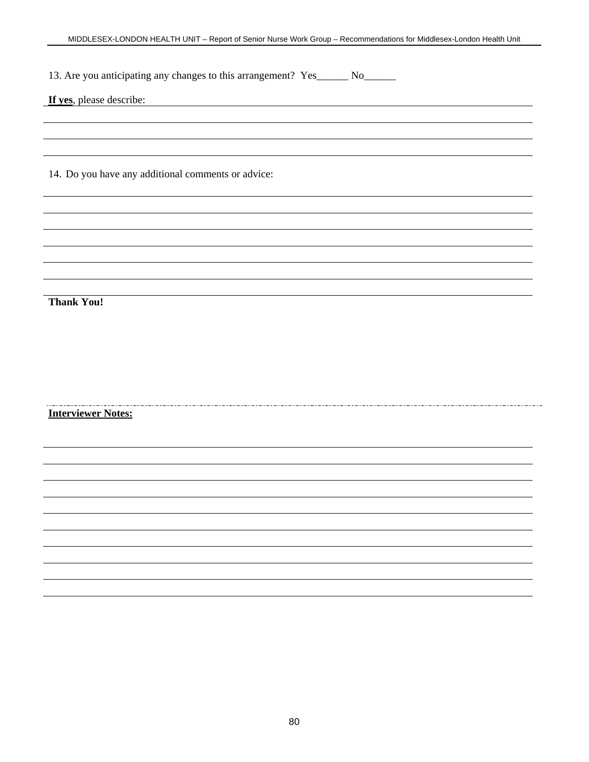13. Are you anticipating any changes to this arrangement? Yes______ No______

**If yes**, please describe:

14. Do you have any additional comments or advice:

**Thank You!**

**Interviewer Notes:**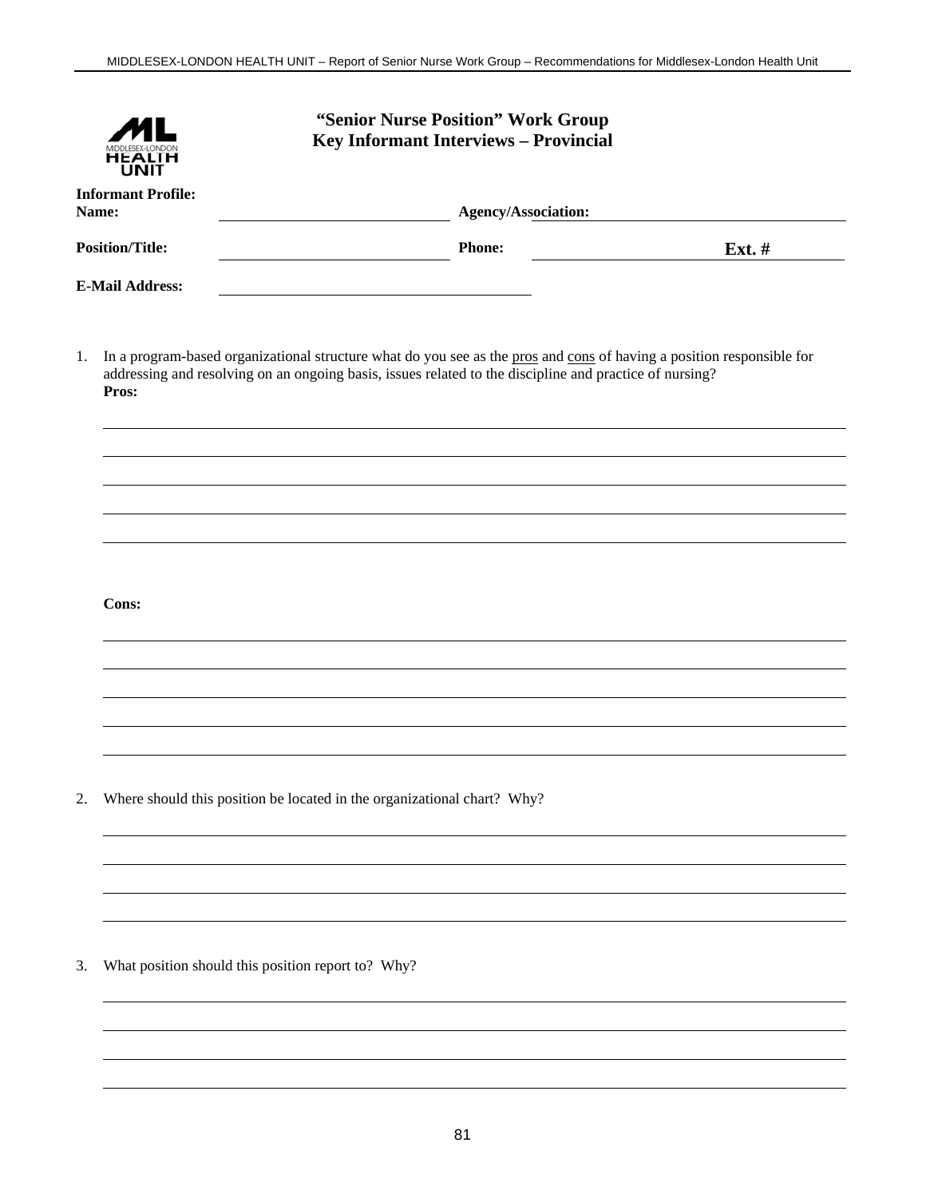## “Senior Nurse Position” Work Group
## Key Informant Interviews – Provincial

**Informant Profile:**

**Name:** \_\_\_\_\_\_\_\_\_\_\_\_\_\_\_\_\_\_\_\_\_\_\_\_ **Agency/Association:** \_\_\_\_\_\_\_\_\_\_\_\_\_\_\_\_\_\_\_\_\_\_\_\_

**Position/Title:** \_\_\_\_\_\_\_\_\_\_\_\_\_\_\_\_\_\_\_\_\_\_\_\_ **Phone:** \_\_\_\_\_\_\_\_\_\_\_\_\_\_\_\_ **Ext. #** \_\_\_\_\_\_\_\_

**E-Mail Address:** \_\_\_\_\_\_\_\_\_\_\_\_\_\_\_\_\_\_\_\_\_\_\_\_\_\_\_\_\_\_\_\_

1. In a program-based organizational structure what do you see as the pros and cons of having a position responsible for addressing and resolving on an ongoing basis, issues related to the discipline and practice of nursing?

   **Pros:**

   \_\_\_\_\_\_\_\_\_\_\_\_\_\_\_\_\_\_\_\_\_\_\_\_\_\_\_\_\_\_\_\_\_\_\_\_\_\_\_\_\_\_\_\_\_\_\_\_\_\_\_\_\_\_\_\_\_\_\_\_

   \_\_\_\_\_\_\_\_\_\_\_\_\_\_\_\_\_\_\_\_\_\_\_\_\_\_\_\_\_\_\_\_\_\_\_\_\_\_\_\_\_\_\_\_\_\_\_\_\_\_\_\_\_\_\_\_\_\_\_\_

   \_\_\_\_\_\_\_\_\_\_\_\_\_\_\_\_\_\_\_\_\_\_\_\_\_\_\_\_\_\_\_\_\_\_\_\_\_\_\_\_\_\_\_\_\_\_\_\_\_\_\_\_\_\_\_\_\_\_\_\_

   \_\_\_\_\_\_\_\_\_\_\_\_\_\_\_\_\_\_\_\_\_\_\_\_\_\_\_\_\_\_\_\_\_\_\_\_\_\_\_\_\_\_\_\_\_\_\_\_\_\_\_\_\_\_\_\_\_\_\_\_

   \_\_\_\_\_\_\_\_\_\_\_\_\_\_\_\_\_\_\_\_\_\_\_\_\_\_\_\_\_\_\_\_\_\_\_\_\_\_\_\_\_\_\_\_\_\_\_\_\_\_\_\_\_\_\_\_\_\_\_\_

   **Cons:**

   \_\_\_\_\_\_\_\_\_\_\_\_\_\_\_\_\_\_\_\_\_\_\_\_\_\_\_\_\_\_\_\_\_\_\_\_\_\_\_\_\_\_\_\_\_\_\_\_\_\_\_\_\_\_\_\_\_\_\_\_

   \_\_\_\_\_\_\_\_\_\_\_\_\_\_\_\_\_\_\_\_\_\_\_\_\_\_\_\_\_\_\_\_\_\_\_\_\_\_\_\_\_\_\_\_\_\_\_\_\_\_\_\_\_\_\_\_\_\_\_\_

   \_\_\_\_\_\_\_\_\_\_\_\_\_\_\_\_\_\_\_\_\_\_\_\_\_\_\_\_\_\_\_\_\_\_\_\_\_\_\_\_\_\_\_\_\_\_\_\_\_\_\_\_\_\_\_\_\_\_\_\_

   \_\_\_\_\_\_\_\_\_\_\_\_\_\_\_\_\_\_\_\_\_\_\_\_\_\_\_\_\_\_\_\_\_\_\_\_\_\_\_\_\_\_\_\_\_\_\_\_\_\_\_\_\_\_\_\_\_\_\_\_

   \_\_\_\_\_\_\_\_\_\_\_\_\_\_\_\_\_\_\_\_\_\_\_\_\_\_\_\_\_\_\_\_\_\_\_\_\_\_\_\_\_\_\_\_\_\_\_\_\_\_\_\_\_\_\_\_\_\_\_\_

   \_\_\_\_\_\_\_\_\_\_\_\_\_\_\_\_\_\_\_\_\_\_\_\_\_\_\_\_\_\_\_\_\_\_\_\_\_\_\_\_\_\_\_\_\_\_\_\_\_\_\_\_\_\_\_\_\_\_\_\_

2. Where should this position be located in the organizational chart? Why?

   \_\_\_\_\_\_\_\_\_\_\_\_\_\_\_\_\_\_\_\_\_\_\_\_\_\_\_\_\_\_\_\_\_\_\_\_\_\_\_\_\_\_\_\_\_\_\_\_\_\_\_\_\_\_\_\_\_\_\_\_

   \_\_\_\_\_\_\_\_\_\_\_\_\_\_\_\_\_\_\_\_\_\_\_\_\_\_\_\_\_\_\_\_\_\_\_\_\_\_\_\_\_\_\_\_\_\_\_\_\_\_\_\_\_\_\_\_\_\_\_\_

   \_\_\_\_\_\_\_\_\_\_\_\_\_\_\_\_\_\_\_\_\_\_\_\_\_\_\_\_\_\_\_\_\_\_\_\_\_\_\_\_\_\_\_\_\_\_\_\_\_\_\_\_\_\_\_\_\_\_\_\_

   \_\_\_\_\_\_\_\_\_\_\_\_\_\_\_\_\_\_\_\_\_\_\_\_\_\_\_\_\_\_\_\_\_\_\_\_\_\_\_\_\_\_\_\_\_\_\_\_\_\_\_\_\_\_\_\_\_\_\_\_

3. What position should this position report to? Why?

   \_\_\_\_\_\_\_\_\_\_\_\_\_\_\_\_\_\_\_\_\_\_\_\_\_\_\_\_\_\_\_\_\_\_\_\_\_\_\_\_\_\_\_\_\_\_\_\_\_\_\_\_\_\_\_\_\_\_\_\_

   \_\_\_\_\_\_\_\_\_\_\_\_\_\_\_\_\_\_\_\_\_\_\_\_\_\_\_\_\_\_\_\_\_\_\_\_\_\_\_\_\_\_\_\_\_\_\_\_\_\_\_\_\_\_\_\_\_\_\_\_

   \_\_\_\_\_\_\_\_\_\_\_\_\_\_\_\_\_\_\_\_\_\_\_\_\_\_\_\_\_\_\_\_\_\_\_\_\_\_\_\_\_\_\_\_\_\_\_\_\_\_\_\_\_\_\_\_\_\_\_\_

   \_\_\_\_\_\_\_\_\_\_\_\_\_\_\_\_\_\_\_\_\_\_\_\_\_\_\_\_\_\_\_\_\_\_\_\_\_\_\_\_\_\_\_\_\_\_\_\_\_\_\_\_\_\_\_\_\_\_\_\_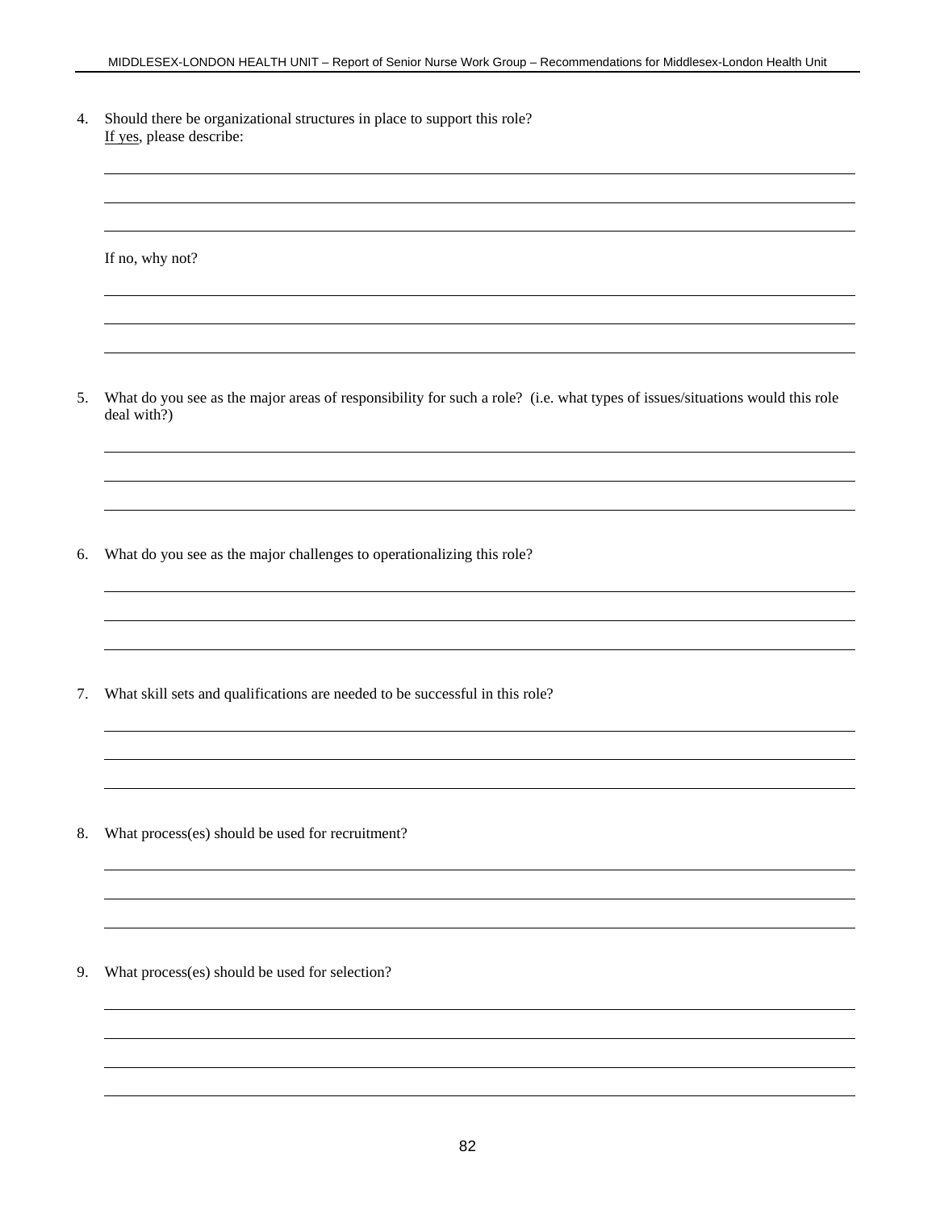4. Should there be organizational structures in place to support this role?
   <u>If yes</u>, please describe:

   \_\_\_\_\_\_\_\_\_\_\_\_\_\_\_\_\_\_\_\_\_\_\_\_\_\_\_\_\_\_\_\_\_\_\_\_\_\_\_\_\_\_\_\_\_\_\_\_\_\_\_\_\_\_\_\_\_\_\_\_

   \_\_\_\_\_\_\_\_\_\_\_\_\_\_\_\_\_\_\_\_\_\_\_\_\_\_\_\_\_\_\_\_\_\_\_\_\_\_\_\_\_\_\_\_\_\_\_\_\_\_\_\_\_\_\_\_\_\_\_\_

   \_\_\_\_\_\_\_\_\_\_\_\_\_\_\_\_\_\_\_\_\_\_\_\_\_\_\_\_\_\_\_\_\_\_\_\_\_\_\_\_\_\_\_\_\_\_\_\_\_\_\_\_\_\_\_\_\_\_\_\_

   If no, why not?

   \_\_\_\_\_\_\_\_\_\_\_\_\_\_\_\_\_\_\_\_\_\_\_\_\_\_\_\_\_\_\_\_\_\_\_\_\_\_\_\_\_\_\_\_\_\_\_\_\_\_\_\_\_\_\_\_\_\_\_\_

   \_\_\_\_\_\_\_\_\_\_\_\_\_\_\_\_\_\_\_\_\_\_\_\_\_\_\_\_\_\_\_\_\_\_\_\_\_\_\_\_\_\_\_\_\_\_\_\_\_\_\_\_\_\_\_\_\_\_\_\_

   \_\_\_\_\_\_\_\_\_\_\_\_\_\_\_\_\_\_\_\_\_\_\_\_\_\_\_\_\_\_\_\_\_\_\_\_\_\_\_\_\_\_\_\_\_\_\_\_\_\_\_\_\_\_\_\_\_\_\_\_

5. What do you see as the major areas of responsibility for such a role? (i.e. what types of issues/situations would this role deal with?)

   \_\_\_\_\_\_\_\_\_\_\_\_\_\_\_\_\_\_\_\_\_\_\_\_\_\_\_\_\_\_\_\_\_\_\_\_\_\_\_\_\_\_\_\_\_\_\_\_\_\_\_\_\_\_\_\_\_\_\_\_

   \_\_\_\_\_\_\_\_\_\_\_\_\_\_\_\_\_\_\_\_\_\_\_\_\_\_\_\_\_\_\_\_\_\_\_\_\_\_\_\_\_\_\_\_\_\_\_\_\_\_\_\_\_\_\_\_\_\_\_\_

   \_\_\_\_\_\_\_\_\_\_\_\_\_\_\_\_\_\_\_\_\_\_\_\_\_\_\_\_\_\_\_\_\_\_\_\_\_\_\_\_\_\_\_\_\_\_\_\_\_\_\_\_\_\_\_\_\_\_\_\_

6. What do you see as the major challenges to operationalizing this role?

   \_\_\_\_\_\_\_\_\_\_\_\_\_\_\_\_\_\_\_\_\_\_\_\_\_\_\_\_\_\_\_\_\_\_\_\_\_\_\_\_\_\_\_\_\_\_\_\_\_\_\_\_\_\_\_\_\_\_\_\_

   \_\_\_\_\_\_\_\_\_\_\_\_\_\_\_\_\_\_\_\_\_\_\_\_\_\_\_\_\_\_\_\_\_\_\_\_\_\_\_\_\_\_\_\_\_\_\_\_\_\_\_\_\_\_\_\_\_\_\_\_

   \_\_\_\_\_\_\_\_\_\_\_\_\_\_\_\_\_\_\_\_\_\_\_\_\_\_\_\_\_\_\_\_\_\_\_\_\_\_\_\_\_\_\_\_\_\_\_\_\_\_\_\_\_\_\_\_\_\_\_\_

7. What skill sets and qualifications are needed to be successful in this role?

   \_\_\_\_\_\_\_\_\_\_\_\_\_\_\_\_\_\_\_\_\_\_\_\_\_\_\_\_\_\_\_\_\_\_\_\_\_\_\_\_\_\_\_\_\_\_\_\_\_\_\_\_\_\_\_\_\_\_\_\_

   \_\_\_\_\_\_\_\_\_\_\_\_\_\_\_\_\_\_\_\_\_\_\_\_\_\_\_\_\_\_\_\_\_\_\_\_\_\_\_\_\_\_\_\_\_\_\_\_\_\_\_\_\_\_\_\_\_\_\_\_

   \_\_\_\_\_\_\_\_\_\_\_\_\_\_\_\_\_\_\_\_\_\_\_\_\_\_\_\_\_\_\_\_\_\_\_\_\_\_\_\_\_\_\_\_\_\_\_\_\_\_\_\_\_\_\_\_\_\_\_\_

8. What process(es) should be used for recruitment?

   \_\_\_\_\_\_\_\_\_\_\_\_\_\_\_\_\_\_\_\_\_\_\_\_\_\_\_\_\_\_\_\_\_\_\_\_\_\_\_\_\_\_\_\_\_\_\_\_\_\_\_\_\_\_\_\_\_\_\_\_

   \_\_\_\_\_\_\_\_\_\_\_\_\_\_\_\_\_\_\_\_\_\_\_\_\_\_\_\_\_\_\_\_\_\_\_\_\_\_\_\_\_\_\_\_\_\_\_\_\_\_\_\_\_\_\_\_\_\_\_\_

   \_\_\_\_\_\_\_\_\_\_\_\_\_\_\_\_\_\_\_\_\_\_\_\_\_\_\_\_\_\_\_\_\_\_\_\_\_\_\_\_\_\_\_\_\_\_\_\_\_\_\_\_\_\_\_\_\_\_\_\_

9. What process(es) should be used for selection?

   \_\_\_\_\_\_\_\_\_\_\_\_\_\_\_\_\_\_\_\_\_\_\_\_\_\_\_\_\_\_\_\_\_\_\_\_\_\_\_\_\_\_\_\_\_\_\_\_\_\_\_\_\_\_\_\_\_\_\_\_

   \_\_\_\_\_\_\_\_\_\_\_\_\_\_\_\_\_\_\_\_\_\_\_\_\_\_\_\_\_\_\_\_\_\_\_\_\_\_\_\_\_\_\_\_\_\_\_\_\_\_\_\_\_\_\_\_\_\_\_\_

   \_\_\_\_\_\_\_\_\_\_\_\_\_\_\_\_\_\_\_\_\_\_\_\_\_\_\_\_\_\_\_\_\_\_\_\_\_\_\_\_\_\_\_\_\_\_\_\_\_\_\_\_\_\_\_\_\_\_\_\_

   \_\_\_\_\_\_\_\_\_\_\_\_\_\_\_\_\_\_\_\_\_\_\_\_\_\_\_\_\_\_\_\_\_\_\_\_\_\_\_\_\_\_\_\_\_\_\_\_\_\_\_\_\_\_\_\_\_\_\_\_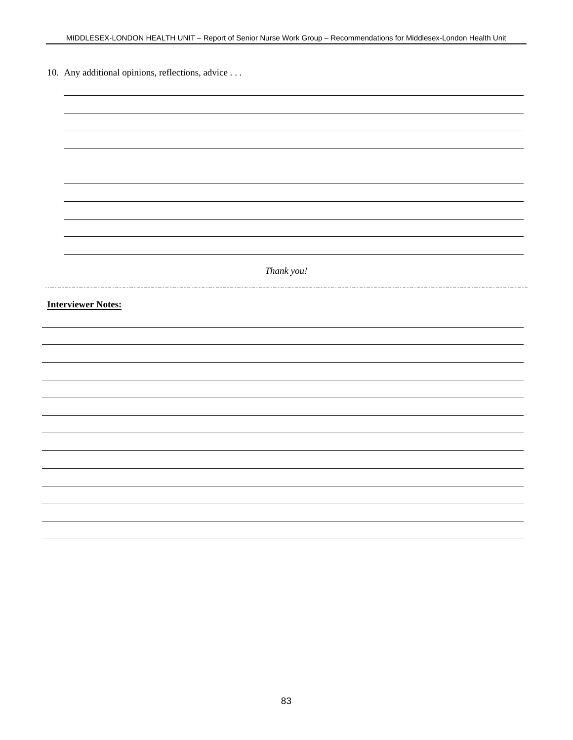10. Any additional opinions, reflections, advice . . .

*Thank you!*

**Interviewer Notes:**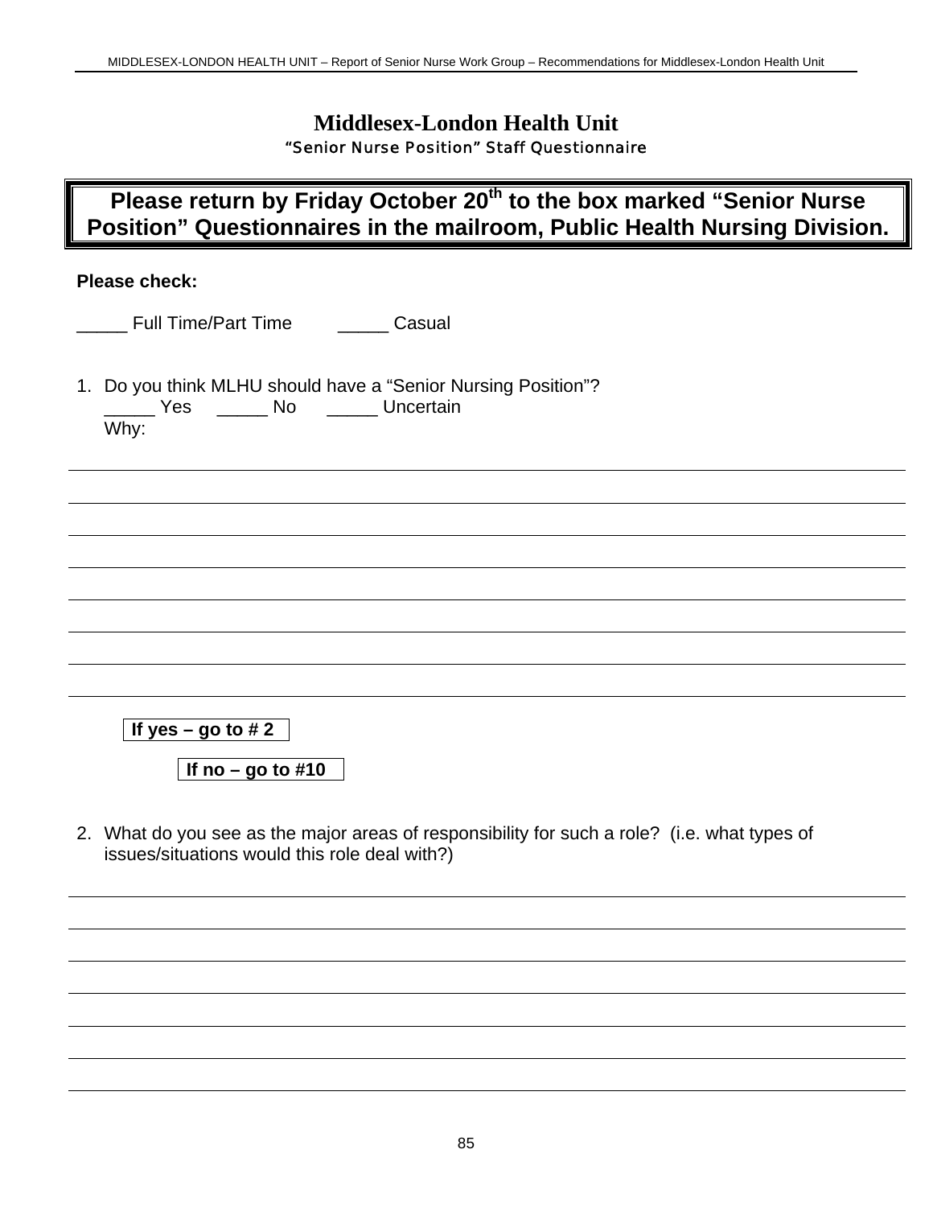# Middlesex-London Health Unit

**"Senior Nurse Position" Staff Questionnaire**

**Please return by Friday October 20th to the box marked "Senior Nurse Position" Questionnaires in the mailroom, Public Health Nursing Division.**

**Please check:**

_____ Full Time/Part Time    _____ Casual

1. Do you think MLHU should have a "Senior Nursing Position"?
   _____ Yes   _____ No   _____ Uncertain
   Why:

______________________________________________________________________________

______________________________________________________________________________

______________________________________________________________________________

______________________________________________________________________________

______________________________________________________________________________

______________________________________________________________________________

______________________________________________________________________________

**If yes – go to # 2**

**If no – go to #10**

2. What do you see as the major areas of responsibility for such a role? (i.e. what types of issues/situations would this role deal with?)

______________________________________________________________________________

______________________________________________________________________________

______________________________________________________________________________

______________________________________________________________________________

______________________________________________________________________________

______________________________________________________________________________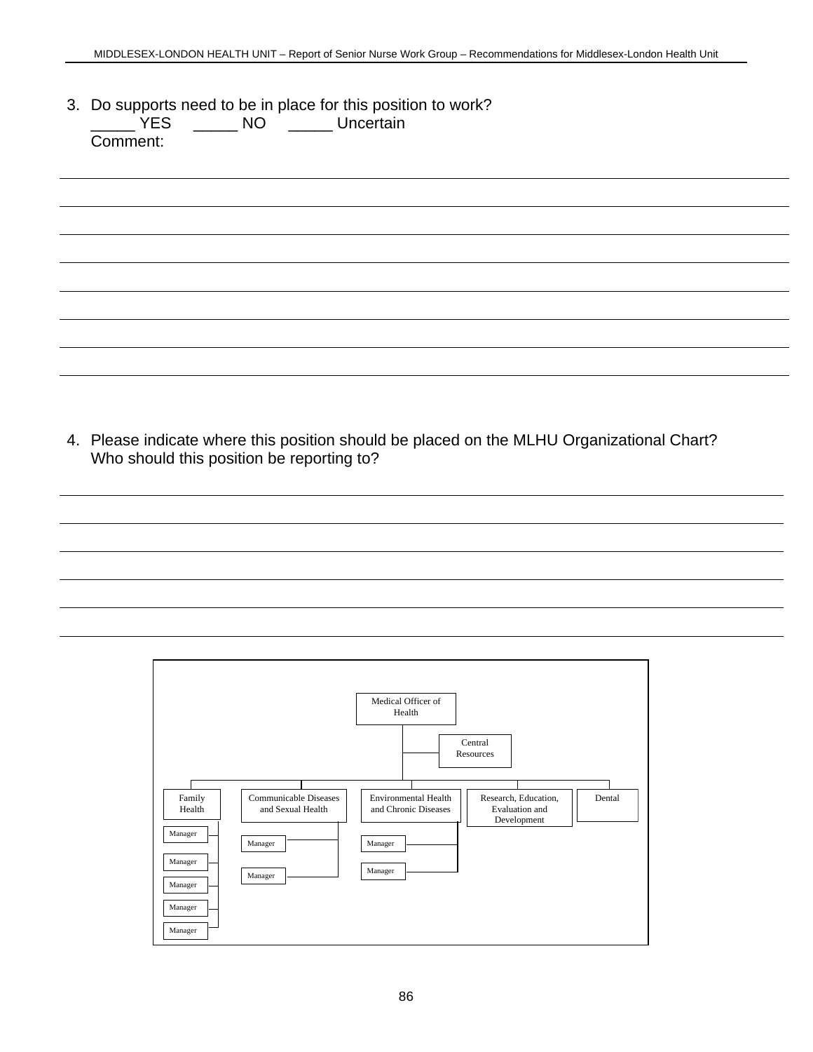3. Do supports need to be in place for this position to work?
   _____ YES     _____ NO     _____ Uncertain
   Comment:

______________________________________________________________________

______________________________________________________________________

______________________________________________________________________

______________________________________________________________________

______________________________________________________________________

______________________________________________________________________

______________________________________________________________________

4. Please indicate where this position should be placed on the MLHU Organizational Chart? Who should this position be reporting to?

______________________________________________________________________

______________________________________________________________________

______________________________________________________________________

______________________________________________________________________

______________________________________________________________________

- Medical Officer of Health
  - Central Resources
  - Family Health
    - Manager
    - Manager
    - Manager
    - Manager
    - Manager
  - Communicable Diseases and Sexual Health
    - Manager
    - Manager
  - Environmental Health and Chronic Diseases
    - Manager
    - Manager
  - Research, Education, Evaluation and Development
  - Dental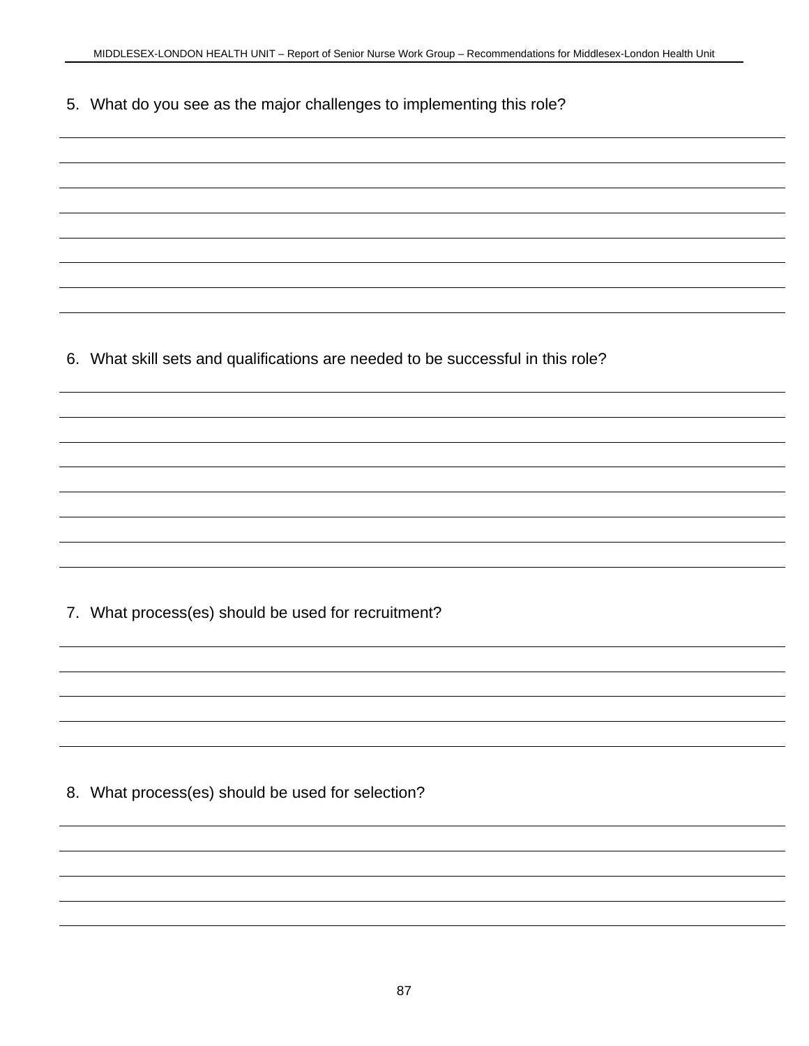5. What do you see as the major challenges to implementing this role?

______________________________________________________________________

______________________________________________________________________

______________________________________________________________________

______________________________________________________________________

______________________________________________________________________

______________________________________________________________________

______________________________________________________________________

6. What skill sets and qualifications are needed to be successful in this role?

______________________________________________________________________

______________________________________________________________________

______________________________________________________________________

______________________________________________________________________

______________________________________________________________________

______________________________________________________________________

______________________________________________________________________

7. What process(es) should be used for recruitment?

______________________________________________________________________

______________________________________________________________________

______________________________________________________________________

______________________________________________________________________

______________________________________________________________________

8. What process(es) should be used for selection?

______________________________________________________________________

______________________________________________________________________

______________________________________________________________________

______________________________________________________________________

______________________________________________________________________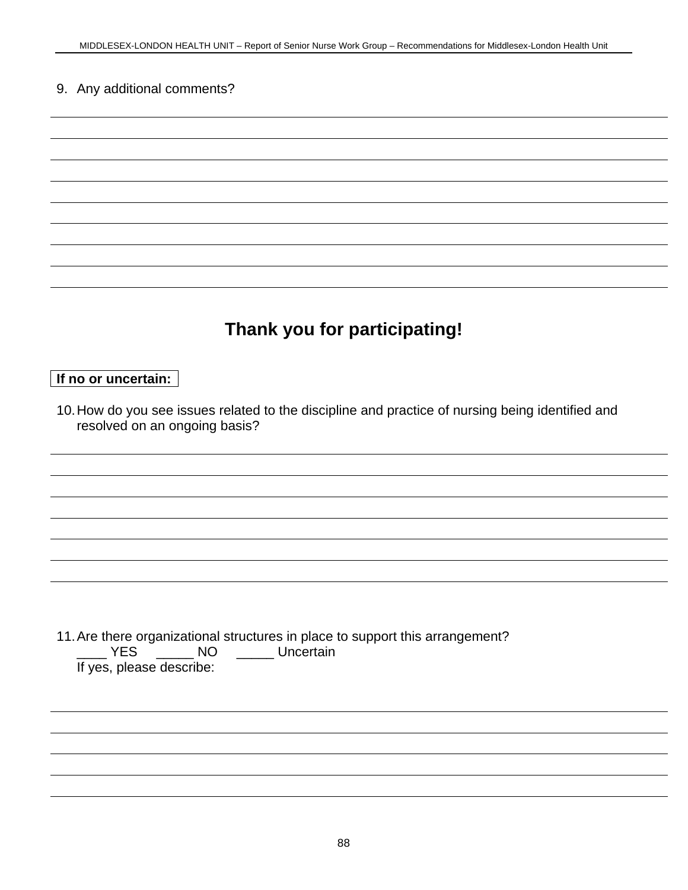9. Any additional comments?

______________________________________________________________________________

______________________________________________________________________________

______________________________________________________________________________

______________________________________________________________________________

______________________________________________________________________________

______________________________________________________________________________

______________________________________________________________________________

______________________________________________________________________________

## Thank you for participating!

**If no or uncertain:**

10. How do you see issues related to the discipline and practice of nursing being identified and resolved on an ongoing basis?

______________________________________________________________________________

______________________________________________________________________________

______________________________________________________________________________

______________________________________________________________________________

______________________________________________________________________________

______________________________________________________________________________

11. Are there organizational structures in place to support this arrangement?
____ YES _____ NO _____ Uncertain
If yes, please describe:

______________________________________________________________________________

______________________________________________________________________________

______________________________________________________________________________

______________________________________________________________________________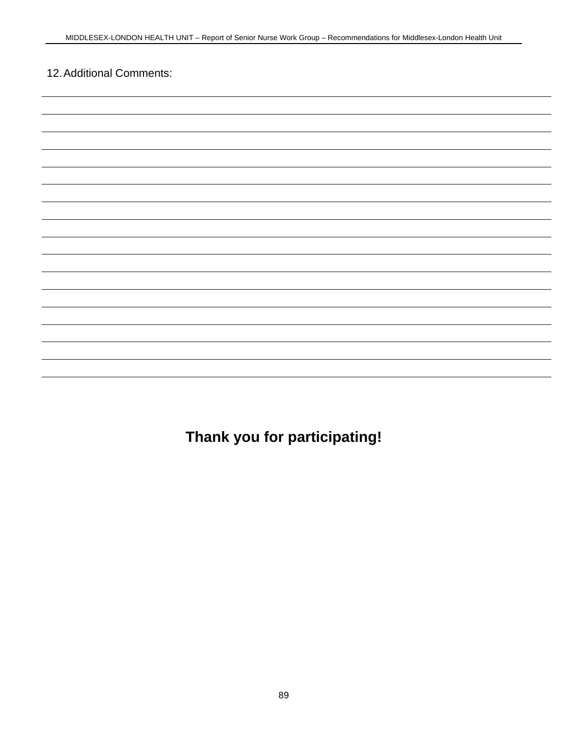12. Additional Comments:

**Thank you for participating!**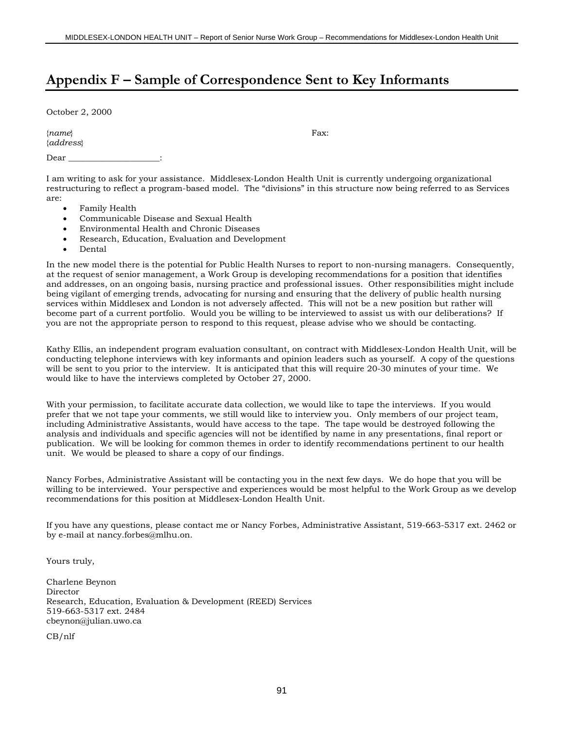# Appendix F – Sample of Correspondence Sent to Key Informants

October 2, 2000

{*name*}
{*address*}

Fax:

Dear ____________________:

I am writing to ask for your assistance. Middlesex-London Health Unit is currently undergoing organizational restructuring to reflect a program-based model. The "divisions" in this structure now being referred to as Services are:

- Family Health
- Communicable Disease and Sexual Health
- Environmental Health and Chronic Diseases
- Research, Education, Evaluation and Development
- Dental

In the new model there is the potential for Public Health Nurses to report to non-nursing managers. Consequently, at the request of senior management, a Work Group is developing recommendations for a position that identifies and addresses, on an ongoing basis, nursing practice and professional issues. Other responsibilities might include being vigilant of emerging trends, advocating for nursing and ensuring that the delivery of public health nursing services within Middlesex and London is not adversely affected. This will not be a new position but rather will become part of a current portfolio. Would you be willing to be interviewed to assist us with our deliberations? If you are not the appropriate person to respond to this request, please advise who we should be contacting.

Kathy Ellis, an independent program evaluation consultant, on contract with Middlesex-London Health Unit, will be conducting telephone interviews with key informants and opinion leaders such as yourself. A copy of the questions will be sent to you prior to the interview. It is anticipated that this will require 20-30 minutes of your time. We would like to have the interviews completed by October 27, 2000.

With your permission, to facilitate accurate data collection, we would like to tape the interviews. If you would prefer that we not tape your comments, we still would like to interview you. Only members of our project team, including Administrative Assistants, would have access to the tape. The tape would be destroyed following the analysis and individuals and specific agencies will not be identified by name in any presentations, final report or publication. We will be looking for common themes in order to identify recommendations pertinent to our health unit. We would be pleased to share a copy of our findings.

Nancy Forbes, Administrative Assistant will be contacting you in the next few days. We do hope that you will be willing to be interviewed. Your perspective and experiences would be most helpful to the Work Group as we develop recommendations for this position at Middlesex-London Health Unit.

If you have any questions, please contact me or Nancy Forbes, Administrative Assistant, 519-663-5317 ext. 2462 or by e-mail at nancy.forbes@mlhu.on.

Yours truly,

Charlene Beynon
Director
Research, Education, Evaluation & Development (REED) Services
519-663-5317 ext. 2484
cbeynon@julian.uwo.ca

CB/nlf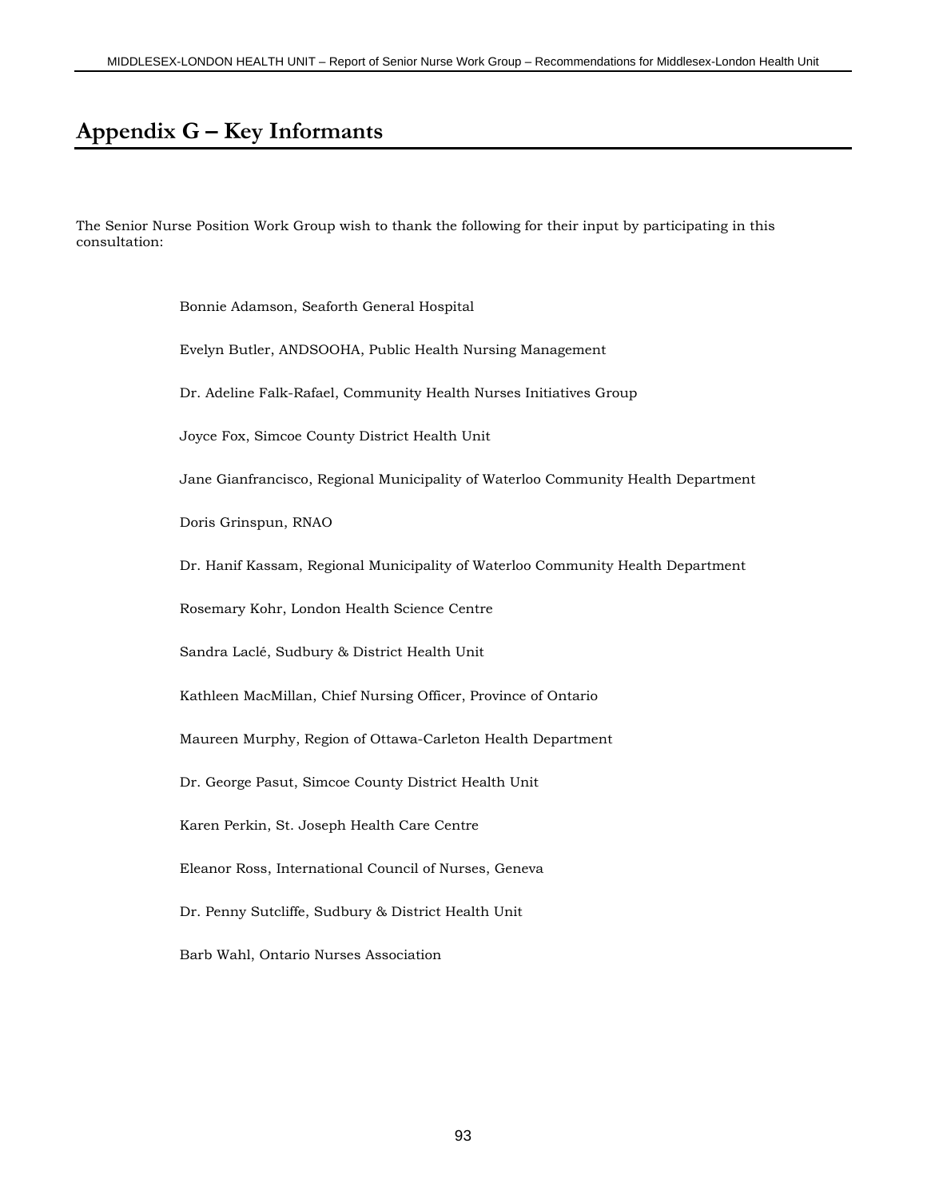# Appendix G – Key Informants

The Senior Nurse Position Work Group wish to thank the following for their input by participating in this consultation:

Bonnie Adamson, Seaforth General Hospital

Evelyn Butler, ANDSOOHA, Public Health Nursing Management

Dr. Adeline Falk-Rafael, Community Health Nurses Initiatives Group

Joyce Fox, Simcoe County District Health Unit

Jane Gianfrancisco, Regional Municipality of Waterloo Community Health Department

Doris Grinspun, RNAO

Dr. Hanif Kassam, Regional Municipality of Waterloo Community Health Department

Rosemary Kohr, London Health Science Centre

Sandra Laclé, Sudbury & District Health Unit

Kathleen MacMillan, Chief Nursing Officer, Province of Ontario

Maureen Murphy, Region of Ottawa-Carleton Health Department

Dr. George Pasut, Simcoe County District Health Unit

Karen Perkin, St. Joseph Health Care Centre

Eleanor Ross, International Council of Nurses, Geneva

Dr. Penny Sutcliffe, Sudbury & District Health Unit

Barb Wahl, Ontario Nurses Association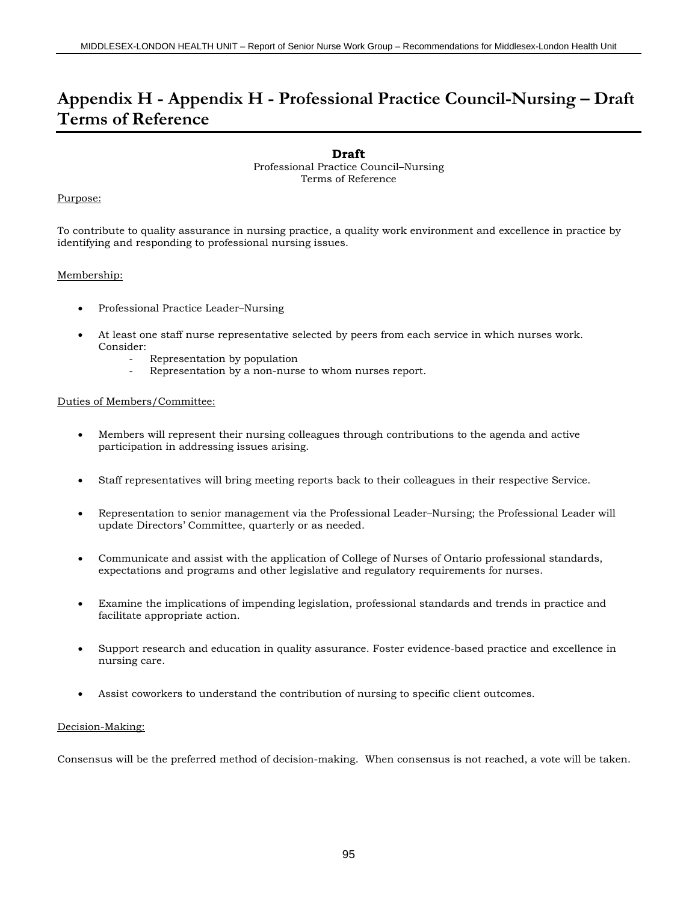# Appendix H - Appendix H - Professional Practice Council-Nursing – Draft Terms of Reference

**Draft**

Professional Practice Council–Nursing
Terms of Reference

Purpose:

To contribute to quality assurance in nursing practice, a quality work environment and excellence in practice by identifying and responding to professional nursing issues.

Membership:

- Professional Practice Leader–Nursing
- At least one staff nurse representative selected by peers from each service in which nurses work. Consider:
  - Representation by population
  - Representation by a non-nurse to whom nurses report.

Duties of Members/Committee:

- Members will represent their nursing colleagues through contributions to the agenda and active participation in addressing issues arising.
- Staff representatives will bring meeting reports back to their colleagues in their respective Service.
- Representation to senior management via the Professional Leader–Nursing; the Professional Leader will update Directors' Committee, quarterly or as needed.
- Communicate and assist with the application of College of Nurses of Ontario professional standards, expectations and programs and other legislative and regulatory requirements for nurses.
- Examine the implications of impending legislation, professional standards and trends in practice and facilitate appropriate action.
- Support research and education in quality assurance. Foster evidence-based practice and excellence in nursing care.
- Assist coworkers to understand the contribution of nursing to specific client outcomes.

Decision-Making:

Consensus will be the preferred method of decision-making. When consensus is not reached, a vote will be taken.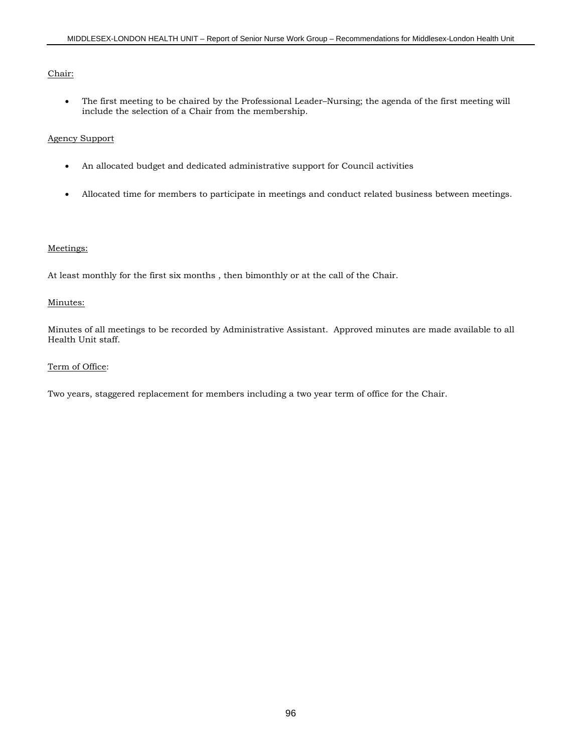Chair:

- The first meeting to be chaired by the Professional Leader–Nursing; the agenda of the first meeting will include the selection of a Chair from the membership.

Agency Support

- An allocated budget and dedicated administrative support for Council activities
- Allocated time for members to participate in meetings and conduct related business between meetings.

Meetings:

At least monthly for the first six months , then bimonthly or at the call of the Chair.

Minutes:

Minutes of all meetings to be recorded by Administrative Assistant. Approved minutes are made available to all Health Unit staff.

Term of Office:

Two years, staggered replacement for members including a two year term of office for the Chair.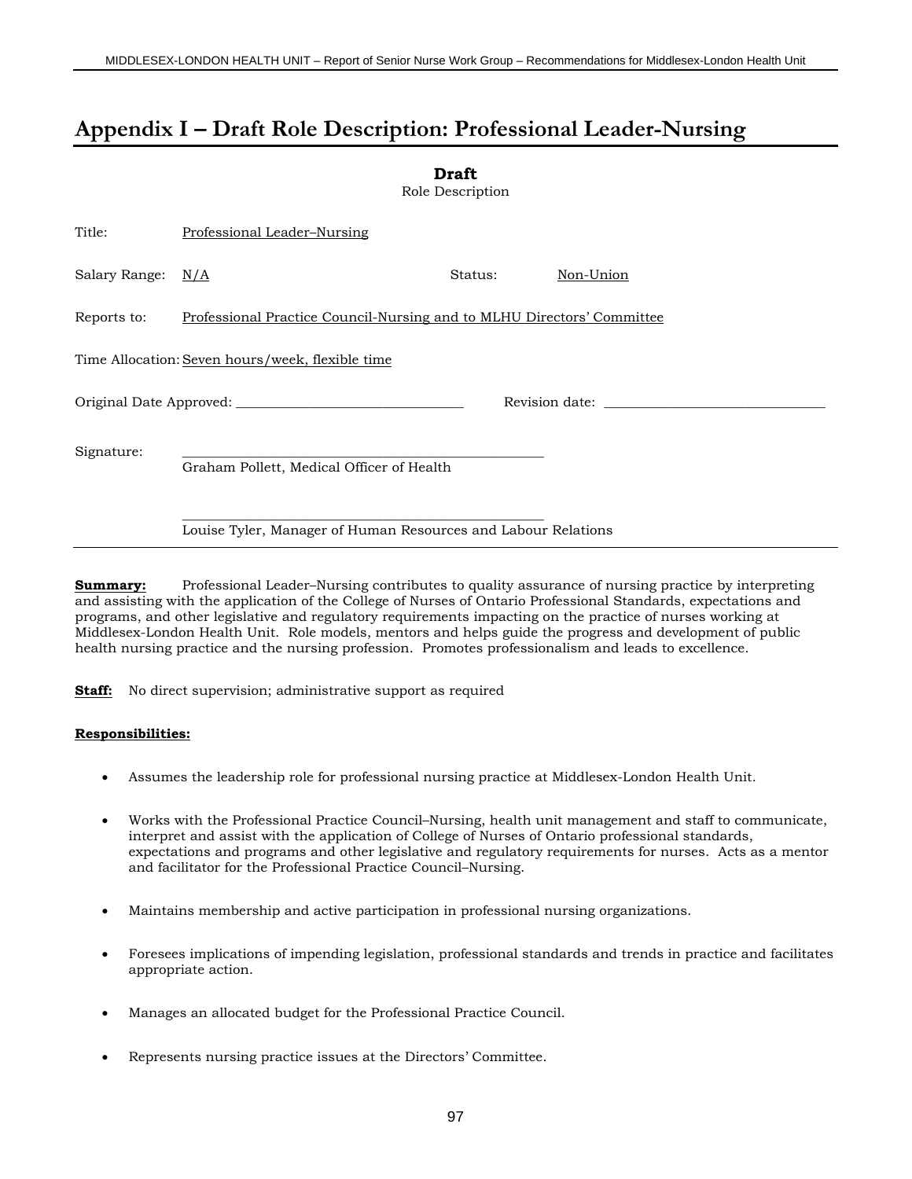# Appendix I – Draft Role Description: Professional Leader-Nursing

**Draft**
Role Description

Title: Professional Leader–Nursing

Salary Range: N/A    Status: Non-Union

Reports to: Professional Practice Council-Nursing and to MLHU Directors' Committee

Time Allocation: Seven hours/week, flexible time

Original Date Approved: ______________________    Revision date: ______________________

Signature: ________________________________________
Graham Pollett, Medical Officer of Health

________________________________________
Louise Tyler, Manager of Human Resources and Labour Relations

---

**Summary:** Professional Leader–Nursing contributes to quality assurance of nursing practice by interpreting and assisting with the application of the College of Nurses of Ontario Professional Standards, expectations and programs, and other legislative and regulatory requirements impacting on the practice of nurses working at Middlesex-London Health Unit. Role models, mentors and helps guide the progress and development of public health nursing practice and the nursing profession. Promotes professionalism and leads to excellence.

**Staff:** No direct supervision; administrative support as required

**Responsibilities:**

- Assumes the leadership role for professional nursing practice at Middlesex-London Health Unit.
- Works with the Professional Practice Council–Nursing, health unit management and staff to communicate, interpret and assist with the application of College of Nurses of Ontario professional standards, expectations and programs and other legislative and regulatory requirements for nurses. Acts as a mentor and facilitator for the Professional Practice Council–Nursing.
- Maintains membership and active participation in professional nursing organizations.
- Foresees implications of impending legislation, professional standards and trends in practice and facilitates appropriate action.
- Manages an allocated budget for the Professional Practice Council.
- Represents nursing practice issues at the Directors' Committee.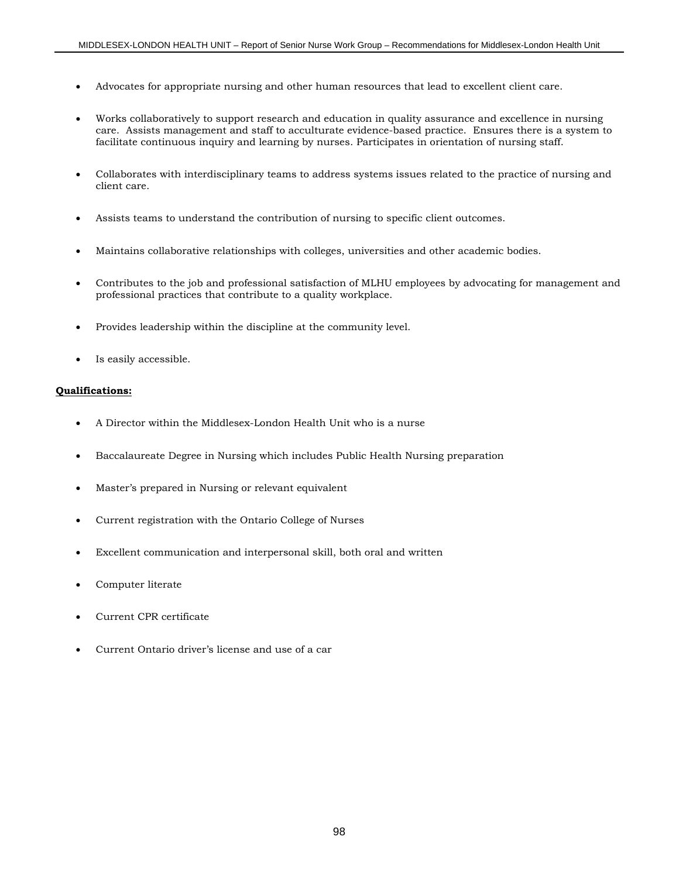- Advocates for appropriate nursing and other human resources that lead to excellent client care.

- Works collaboratively to support research and education in quality assurance and excellence in nursing care. Assists management and staff to acculturate evidence-based practice. Ensures there is a system to facilitate continuous inquiry and learning by nurses. Participates in orientation of nursing staff.

- Collaborates with interdisciplinary teams to address systems issues related to the practice of nursing and client care.

- Assists teams to understand the contribution of nursing to specific client outcomes.

- Maintains collaborative relationships with colleges, universities and other academic bodies.

- Contributes to the job and professional satisfaction of MLHU employees by advocating for management and professional practices that contribute to a quality workplace.

- Provides leadership within the discipline at the community level.

- Is easily accessible.

**Qualifications:**

- A Director within the Middlesex-London Health Unit who is a nurse

- Baccalaureate Degree in Nursing which includes Public Health Nursing preparation

- Master's prepared in Nursing or relevant equivalent

- Current registration with the Ontario College of Nurses

- Excellent communication and interpersonal skill, both oral and written

- Computer literate

- Current CPR certificate

- Current Ontario driver's license and use of a car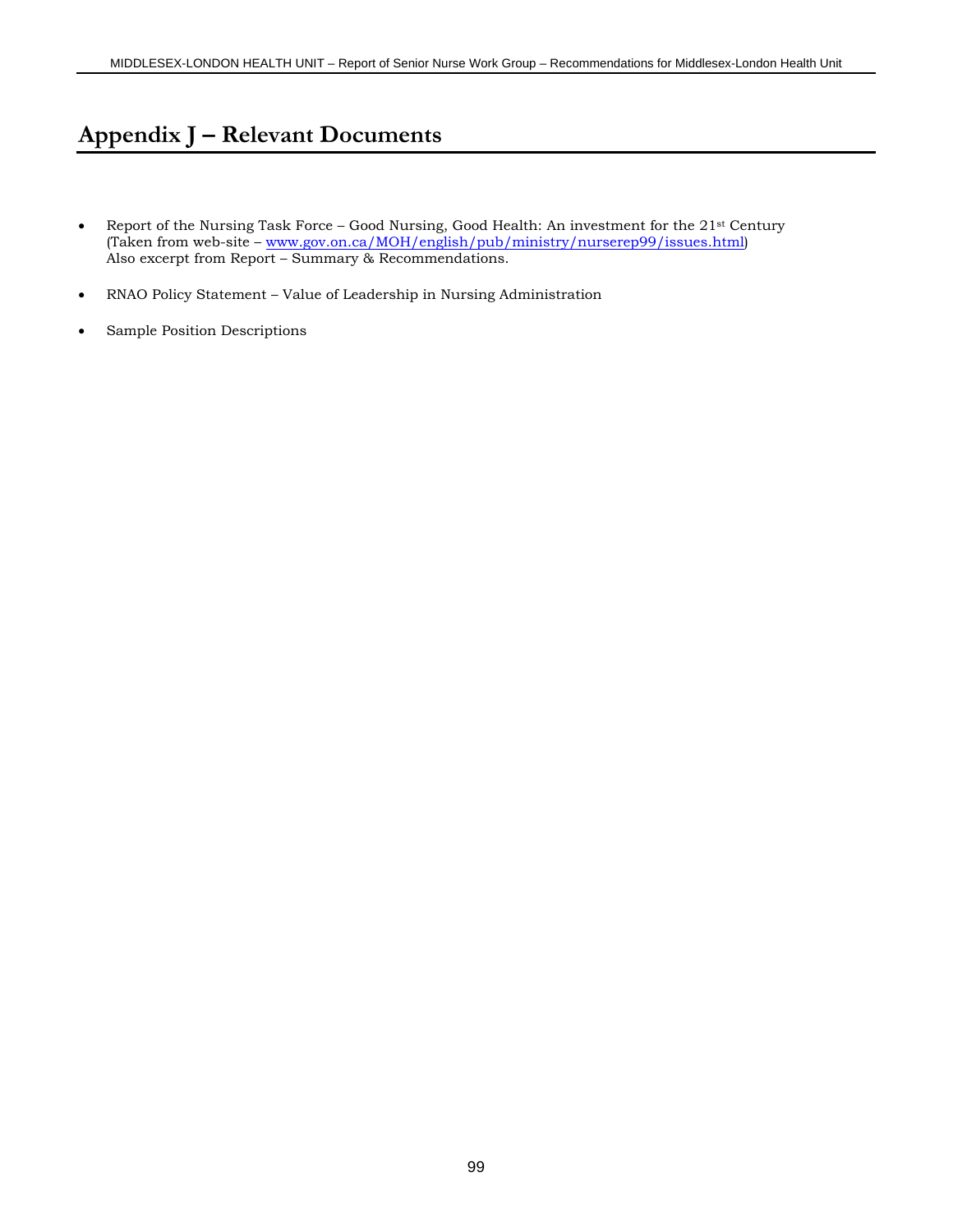# Appendix J – Relevant Documents

- Report of the Nursing Task Force – Good Nursing, Good Health: An investment for the 21st Century (Taken from web-site – www.gov.on.ca/MOH/english/pub/ministry/nurserep99/issues.html) Also excerpt from Report – Summary & Recommendations.
- RNAO Policy Statement – Value of Leadership in Nursing Administration
- Sample Position Descriptions